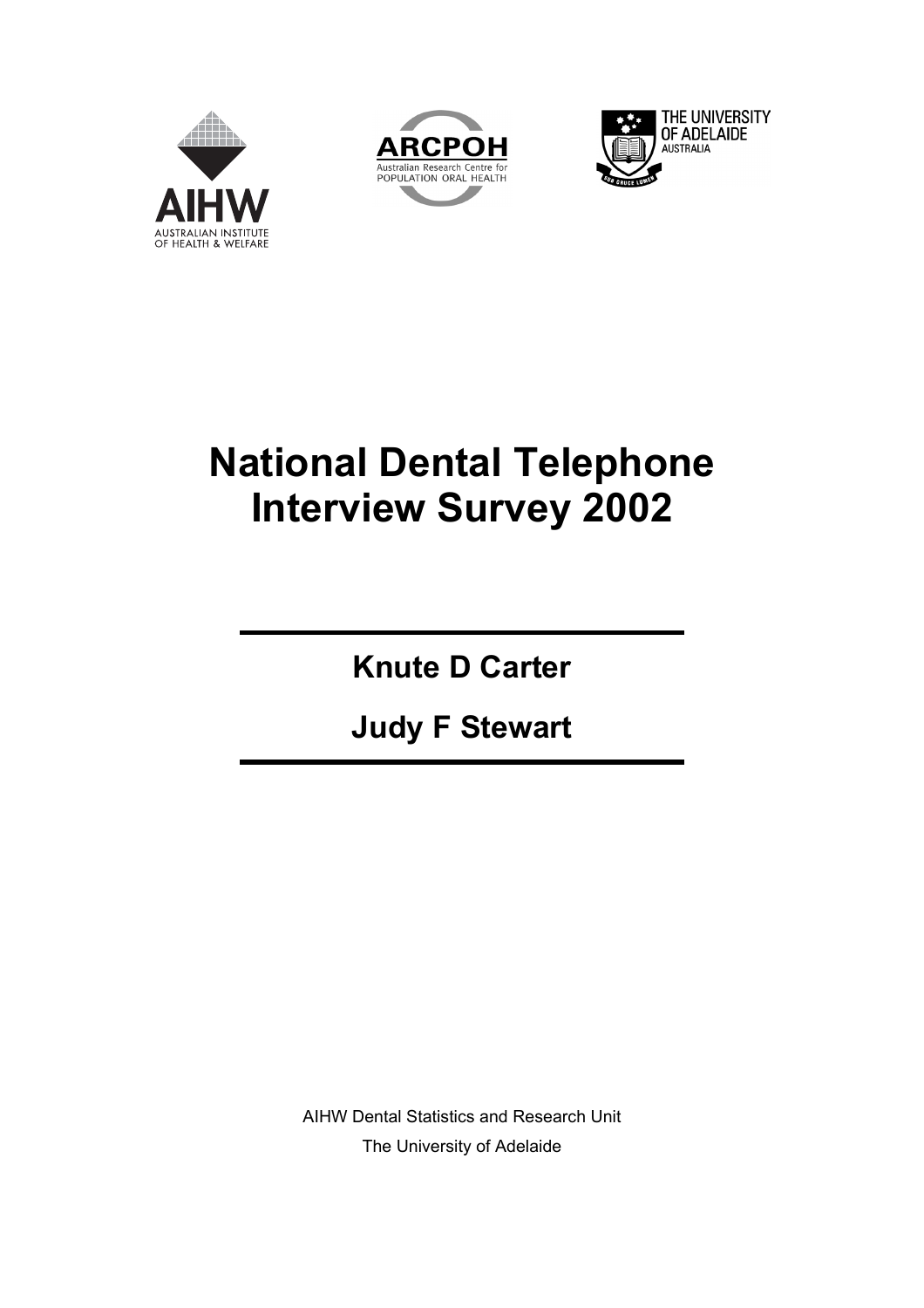AIHW
AUSTRALIAN INSTITUTE OF HEALTH & WELFARE

ARCPOH
Australian Research Centre for POPULATION ORAL HEALTH

THE UNIVERSITY OF ADELAIDE AUSTRALIA

# National Dental Telephone Interview Survey 2002

## Knute D Carter

## Judy F Stewart

AIHW Dental Statistics and Research Unit

The University of Adelaide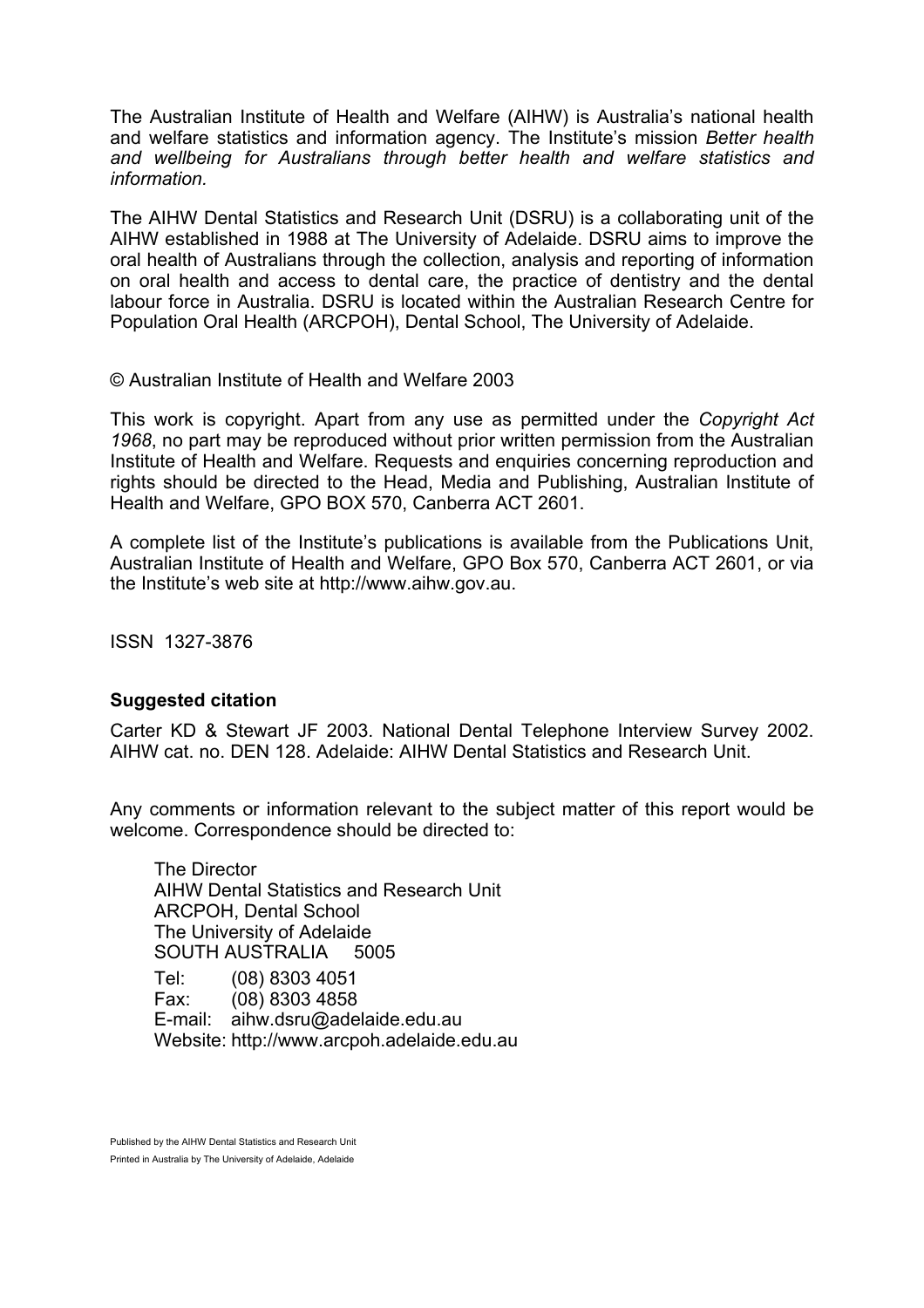The Australian Institute of Health and Welfare (AIHW) is Australia's national health and welfare statistics and information agency. The Institute's mission *Better health and wellbeing for Australians through better health and welfare statistics and information.*

The AIHW Dental Statistics and Research Unit (DSRU) is a collaborating unit of the AIHW established in 1988 at The University of Adelaide. DSRU aims to improve the oral health of Australians through the collection, analysis and reporting of information on oral health and access to dental care, the practice of dentistry and the dental labour force in Australia. DSRU is located within the Australian Research Centre for Population Oral Health (ARCPOH), Dental School, The University of Adelaide.

© Australian Institute of Health and Welfare 2003

This work is copyright. Apart from any use as permitted under the *Copyright Act 1968*, no part may be reproduced without prior written permission from the Australian Institute of Health and Welfare. Requests and enquiries concerning reproduction and rights should be directed to the Head, Media and Publishing, Australian Institute of Health and Welfare, GPO BOX 570, Canberra ACT 2601.

A complete list of the Institute's publications is available from the Publications Unit, Australian Institute of Health and Welfare, GPO Box 570, Canberra ACT 2601, or via the Institute's web site at http://www.aihw.gov.au.

ISSN 1327-3876

**Suggested citation**

Carter KD & Stewart JF 2003. National Dental Telephone Interview Survey 2002. AIHW cat. no. DEN 128. Adelaide: AIHW Dental Statistics and Research Unit.

Any comments or information relevant to the subject matter of this report would be welcome. Correspondence should be directed to:

The Director
AIHW Dental Statistics and Research Unit
ARCPOH, Dental School
The University of Adelaide
SOUTH AUSTRALIA 5005

Tel: (08) 8303 4051
Fax: (08) 8303 4858
E-mail: aihw.dsru@adelaide.edu.au
Website: http://www.arcpoh.adelaide.edu.au

Published by the AIHW Dental Statistics and Research Unit
Printed in Australia by The University of Adelaide, Adelaide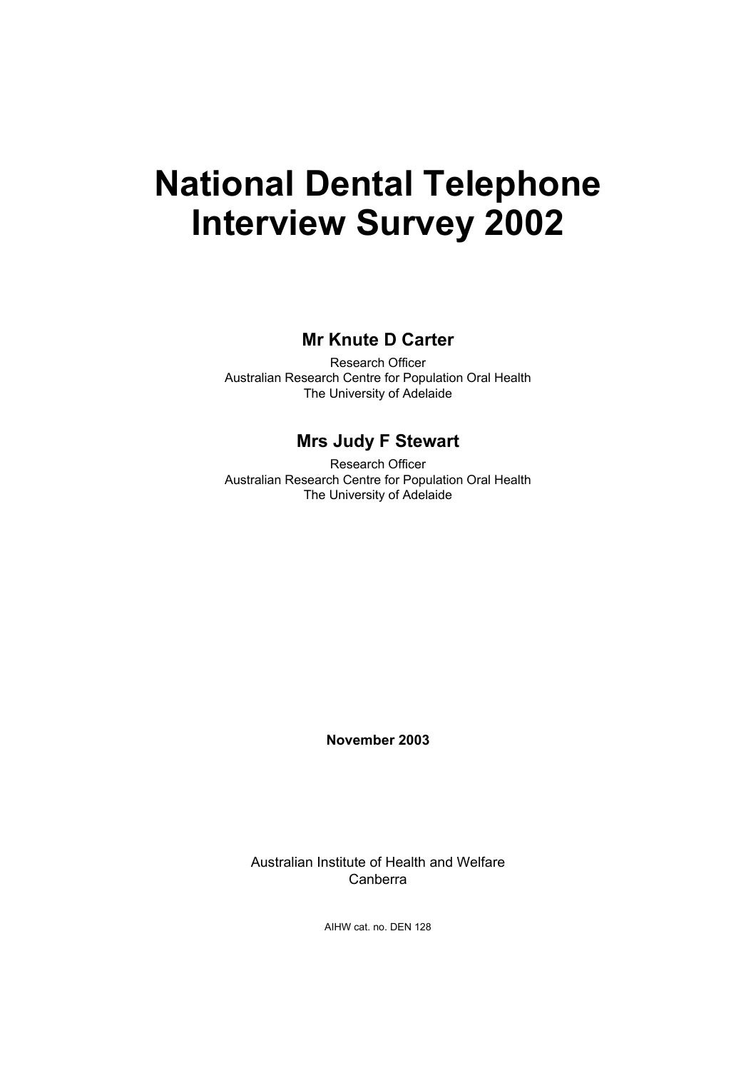# National Dental Telephone Interview Survey 2002

## Mr Knute D Carter

Research Officer
Australian Research Centre for Population Oral Health
The University of Adelaide

## Mrs Judy F Stewart

Research Officer
Australian Research Centre for Population Oral Health
The University of Adelaide

**November 2003**

Australian Institute of Health and Welfare
Canberra

AIHW cat. no. DEN 128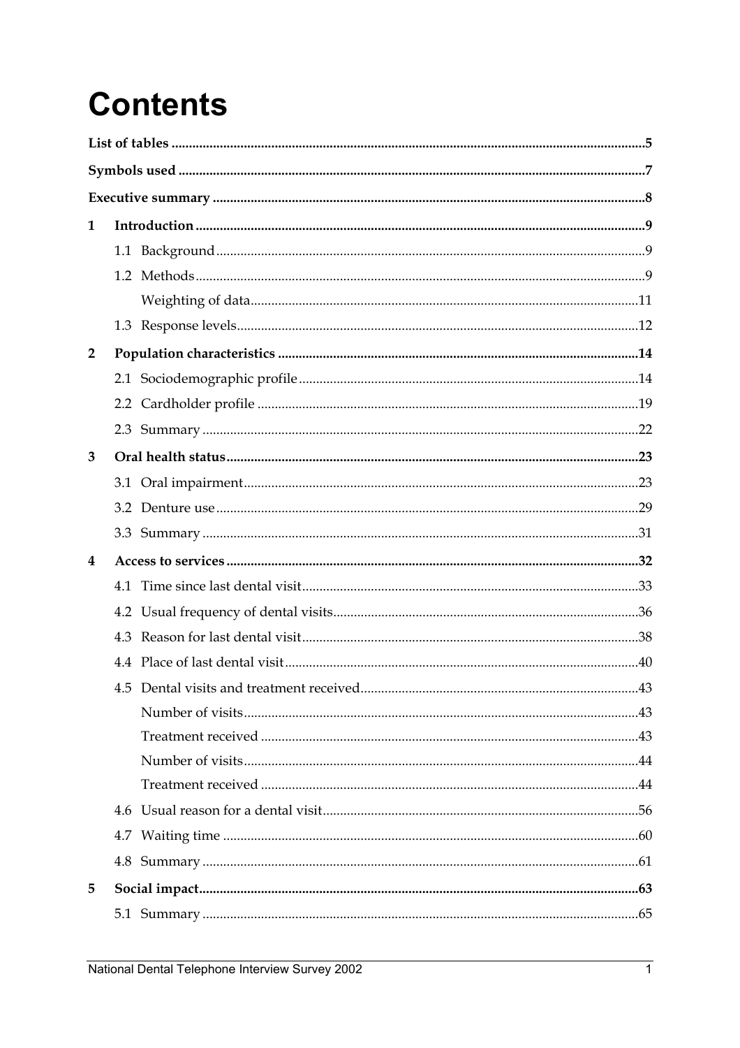# Contents

**List of tables** ... **5**

**Symbols used** ... **7**

**Executive summary** ... **8**

**1 Introduction** ... **9**

- 1.1 Background ... 9
- 1.2 Methods ... 9
  - Weighting of data ... 11
- 1.3 Response levels ... 12

**2 Population characteristics** ... **14**

- 2.1 Sociodemographic profile ... 14
- 2.2 Cardholder profile ... 19
- 2.3 Summary ... 22

**3 Oral health status** ... **23**

- 3.1 Oral impairment ... 23
- 3.2 Denture use ... 29
- 3.3 Summary ... 31

**4 Access to services** ... **32**

- 4.1 Time since last dental visit ... 33
- 4.2 Usual frequency of dental visits ... 36
- 4.3 Reason for last dental visit ... 38
- 4.4 Place of last dental visit ... 40
- 4.5 Dental visits and treatment received ... 43
  - Number of visits ... 43
  - Treatment received ... 43
  - Number of visits ... 44
  - Treatment received ... 44
- 4.6 Usual reason for a dental visit ... 56
- 4.7 Waiting time ... 60
- 4.8 Summary ... 61

**5 Social impact** ... **63**

- 5.1 Summary ... 65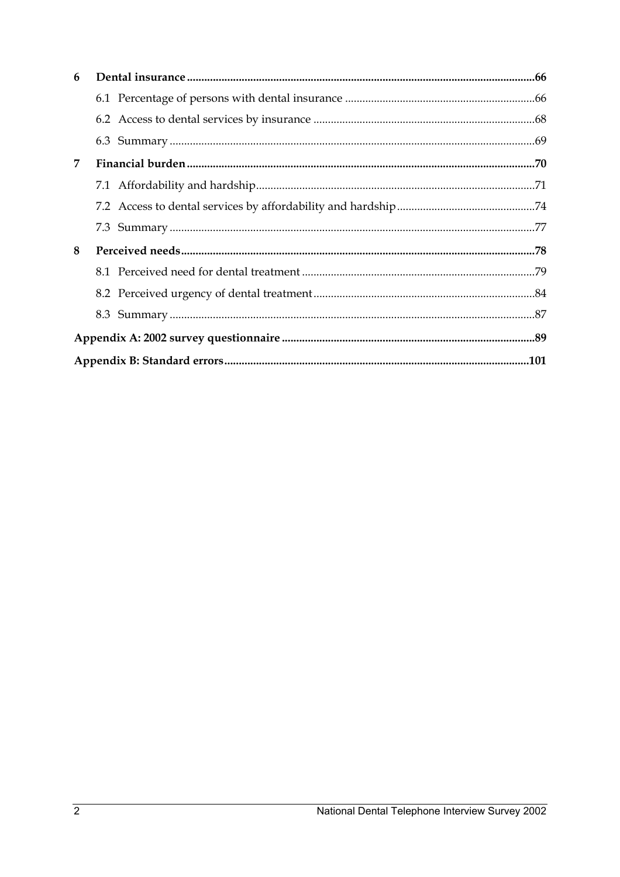**6 Dental insurance ....................................................................................66**

6.1 Percentage of persons with dental insurance ....................................................66

6.2 Access to dental services by insurance ...........................................................68

6.3 Summary ............................................................................................................69

**7 Financial burden ....................................................................................70**

7.1 Affordability and hardship...............................................................................71

7.2 Access to dental services by affordability and hardship...................................74

7.3 Summary ............................................................................................................77

**8 Perceived needs ....................................................................................78**

8.1 Perceived need for dental treatment ...............................................................79

8.2 Perceived urgency of dental treatment............................................................84

8.3 Summary ............................................................................................................87

**Appendix A: 2002 survey questionnaire ....................................................................89**

**Appendix B: Standard errors...................................................................................101**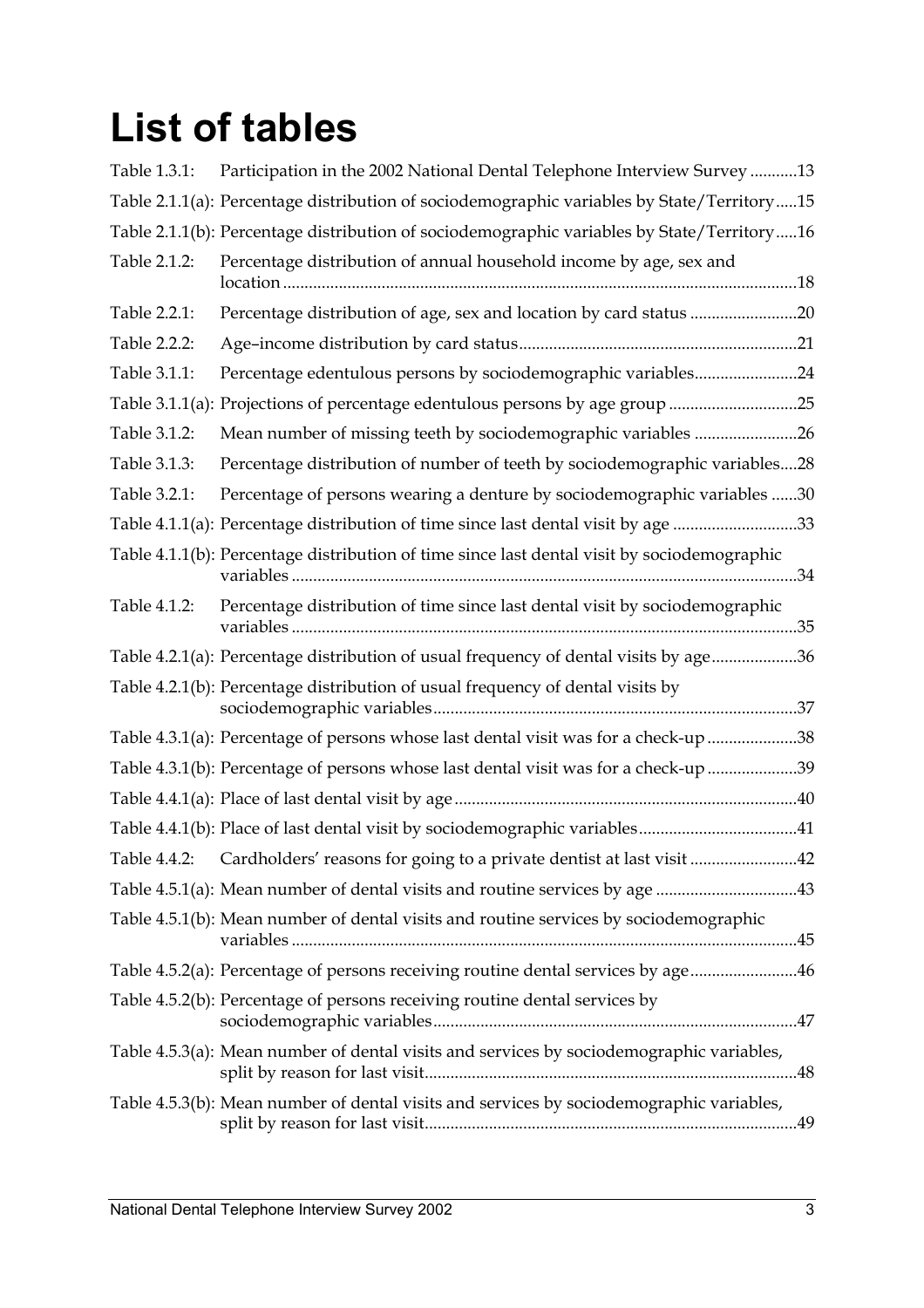# List of tables

| | | |
|---|---|---|
| Table 1.3.1: | Participation in the 2002 National Dental Telephone Interview Survey | 13 |
| Table 2.1.1(a): | Percentage distribution of sociodemographic variables by State/Territory | 15 |
| Table 2.1.1(b): | Percentage distribution of sociodemographic variables by State/Territory | 16 |
| Table 2.1.2: | Percentage distribution of annual household income by age, sex and location | 18 |
| Table 2.2.1: | Percentage distribution of age, sex and location by card status | 20 |
| Table 2.2.2: | Age–income distribution by card status | 21 |
| Table 3.1.1: | Percentage edentulous persons by sociodemographic variables | 24 |
| Table 3.1.1(a): | Projections of percentage edentulous persons by age group | 25 |
| Table 3.1.2: | Mean number of missing teeth by sociodemographic variables | 26 |
| Table 3.1.3: | Percentage distribution of number of teeth by sociodemographic variables | 28 |
| Table 3.2.1: | Percentage of persons wearing a denture by sociodemographic variables | 30 |
| Table 4.1.1(a): | Percentage distribution of time since last dental visit by age | 33 |
| Table 4.1.1(b): | Percentage distribution of time since last dental visit by sociodemographic variables | 34 |
| Table 4.1.2: | Percentage distribution of time since last dental visit by sociodemographic variables | 35 |
| Table 4.2.1(a): | Percentage distribution of usual frequency of dental visits by age | 36 |
| Table 4.2.1(b): | Percentage distribution of usual frequency of dental visits by sociodemographic variables | 37 |
| Table 4.3.1(a): | Percentage of persons whose last dental visit was for a check-up | 38 |
| Table 4.3.1(b): | Percentage of persons whose last dental visit was for a check-up | 39 |
| Table 4.4.1(a): | Place of last dental visit by age | 40 |
| Table 4.4.1(b): | Place of last dental visit by sociodemographic variables | 41 |
| Table 4.4.2: | Cardholders' reasons for going to a private dentist at last visit | 42 |
| Table 4.5.1(a): | Mean number of dental visits and routine services by age | 43 |
| Table 4.5.1(b): | Mean number of dental visits and routine services by sociodemographic variables | 45 |
| Table 4.5.2(a): | Percentage of persons receiving routine dental services by age | 46 |
| Table 4.5.2(b): | Percentage of persons receiving routine dental services by sociodemographic variables | 47 |
| Table 4.5.3(a): | Mean number of dental visits and services by sociodemographic variables, split by reason for last visit | 48 |
| Table 4.5.3(b): | Mean number of dental visits and services by sociodemographic variables, split by reason for last visit | 49 |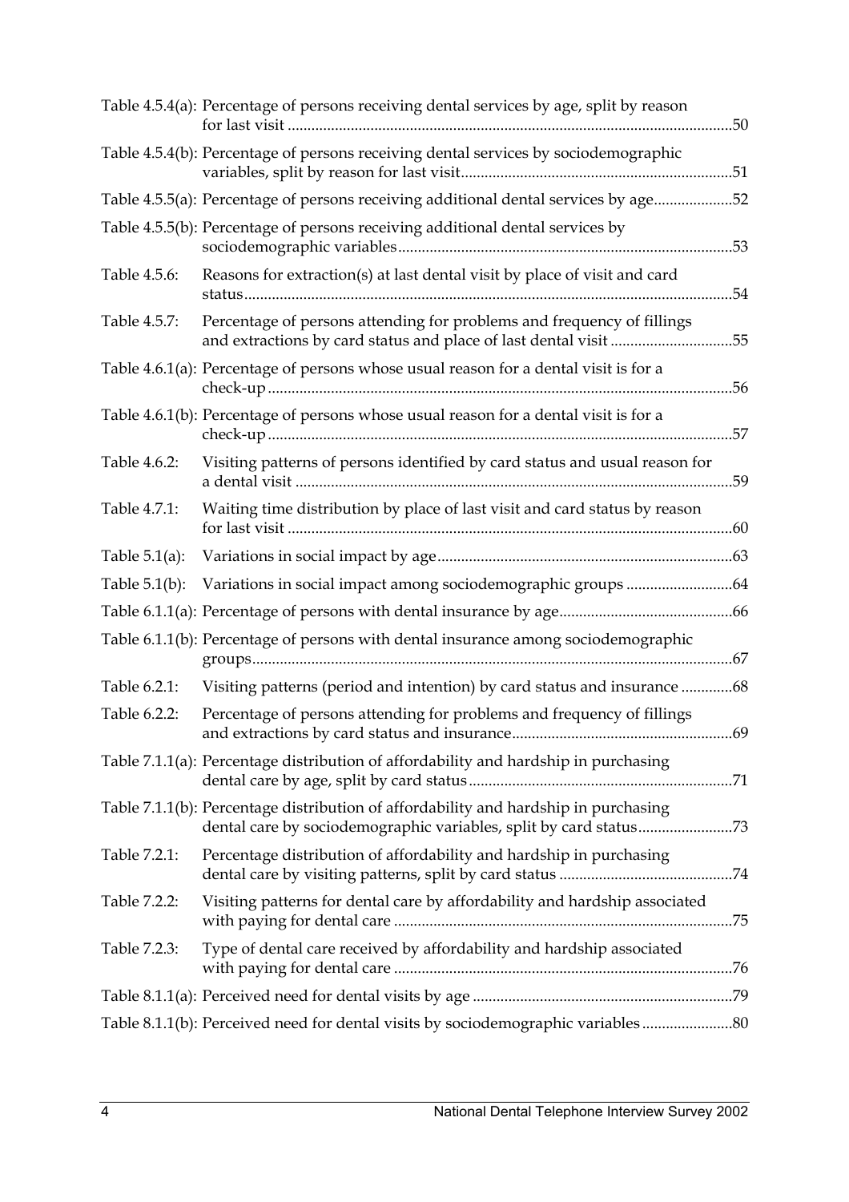Table 4.5.4(a): Percentage of persons receiving dental services by age, split by reason for last visit ....................50

Table 4.5.4(b): Percentage of persons receiving dental services by sociodemographic variables, split by reason for last visit....................51

Table 4.5.5(a): Percentage of persons receiving additional dental services by age....................52

Table 4.5.5(b): Percentage of persons receiving additional dental services by sociodemographic variables....................53

Table 4.5.6: Reasons for extraction(s) at last dental visit by place of visit and card status....................54

Table 4.5.7: Percentage of persons attending for problems and frequency of fillings and extractions by card status and place of last dental visit ....................55

Table 4.6.1(a): Percentage of persons whose usual reason for a dental visit is for a check-up....................56

Table 4.6.1(b): Percentage of persons whose usual reason for a dental visit is for a check-up....................57

Table 4.6.2: Visiting patterns of persons identified by card status and usual reason for a dental visit ....................59

Table 4.7.1: Waiting time distribution by place of last visit and card status by reason for last visit ....................60

Table 5.1(a): Variations in social impact by age....................63

Table 5.1(b): Variations in social impact among sociodemographic groups ....................64

Table 6.1.1(a): Percentage of persons with dental insurance by age....................66

Table 6.1.1(b): Percentage of persons with dental insurance among sociodemographic groups....................67

Table 6.2.1: Visiting patterns (period and intention) by card status and insurance ....................68

Table 6.2.2: Percentage of persons attending for problems and frequency of fillings and extractions by card status and insurance....................69

Table 7.1.1(a): Percentage distribution of affordability and hardship in purchasing dental care by age, split by card status....................71

Table 7.1.1(b): Percentage distribution of affordability and hardship in purchasing dental care by sociodemographic variables, split by card status....................73

Table 7.2.1: Percentage distribution of affordability and hardship in purchasing dental care by visiting patterns, split by card status ....................74

Table 7.2.2: Visiting patterns for dental care by affordability and hardship associated with paying for dental care ....................75

Table 7.2.3: Type of dental care received by affordability and hardship associated with paying for dental care ....................76

Table 8.1.1(a): Perceived need for dental visits by age ....................79

Table 8.1.1(b): Perceived need for dental visits by sociodemographic variables....................80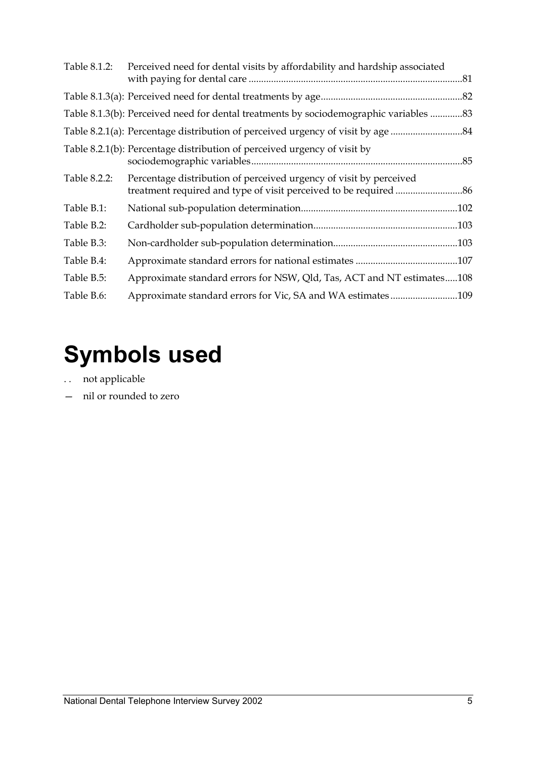| | | |
|---|---|---|
| Table 8.1.2: | Perceived need for dental visits by affordability and hardship associated with paying for dental care | 81 |
| Table 8.1.3(a): | Perceived need for dental treatments by age | 82 |
| Table 8.1.3(b): | Perceived need for dental treatments by sociodemographic variables | 83 |
| Table 8.2.1(a): | Percentage distribution of perceived urgency of visit by age | 84 |
| Table 8.2.1(b): | Percentage distribution of perceived urgency of visit by sociodemographic variables | 85 |
| Table 8.2.2: | Percentage distribution of perceived urgency of visit by perceived treatment required and type of visit perceived to be required | 86 |
| Table B.1: | National sub-population determination | 102 |
| Table B.2: | Cardholder sub-population determination | 103 |
| Table B.3: | Non-cardholder sub-population determination | 103 |
| Table B.4: | Approximate standard errors for national estimates | 107 |
| Table B.5: | Approximate standard errors for NSW, Qld, Tas, ACT and NT estimates | 108 |
| Table B.6: | Approximate standard errors for Vic, SA and WA estimates | 109 |

# Symbols used

. . not applicable

— nil or rounded to zero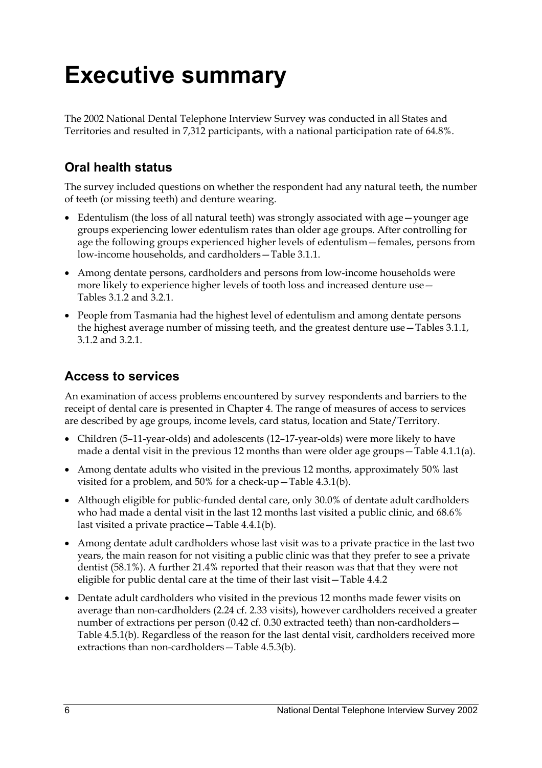# Executive summary

The 2002 National Dental Telephone Interview Survey was conducted in all States and Territories and resulted in 7,312 participants, with a national participation rate of 64.8%.

## Oral health status

The survey included questions on whether the respondent had any natural teeth, the number of teeth (or missing teeth) and denture wearing.

- Edentulism (the loss of all natural teeth) was strongly associated with age—younger age groups experiencing lower edentulism rates than older age groups. After controlling for age the following groups experienced higher levels of edentulism—females, persons from low-income households, and cardholders—Table 3.1.1.
- Among dentate persons, cardholders and persons from low-income households were more likely to experience higher levels of tooth loss and increased denture use—Tables 3.1.2 and 3.2.1.
- People from Tasmania had the highest level of edentulism and among dentate persons the highest average number of missing teeth, and the greatest denture use—Tables 3.1.1, 3.1.2 and 3.2.1.

## Access to services

An examination of access problems encountered by survey respondents and barriers to the receipt of dental care is presented in Chapter 4. The range of measures of access to services are described by age groups, income levels, card status, location and State/Territory.

- Children (5–11-year-olds) and adolescents (12–17-year-olds) were more likely to have made a dental visit in the previous 12 months than were older age groups—Table 4.1.1(a).
- Among dentate adults who visited in the previous 12 months, approximately 50% last visited for a problem, and 50% for a check-up—Table 4.3.1(b).
- Although eligible for public-funded dental care, only 30.0% of dentate adult cardholders who had made a dental visit in the last 12 months last visited a public clinic, and 68.6% last visited a private practice—Table 4.4.1(b).
- Among dentate adult cardholders whose last visit was to a private practice in the last two years, the main reason for not visiting a public clinic was that they prefer to see a private dentist (58.1%). A further 21.4% reported that their reason was that that they were not eligible for public dental care at the time of their last visit—Table 4.4.2
- Dentate adult cardholders who visited in the previous 12 months made fewer visits on average than non-cardholders (2.24 cf. 2.33 visits), however cardholders received a greater number of extractions per person (0.42 cf. 0.30 extracted teeth) than non-cardholders—Table 4.5.1(b). Regardless of the reason for the last dental visit, cardholders received more extractions than non-cardholders—Table 4.5.3(b).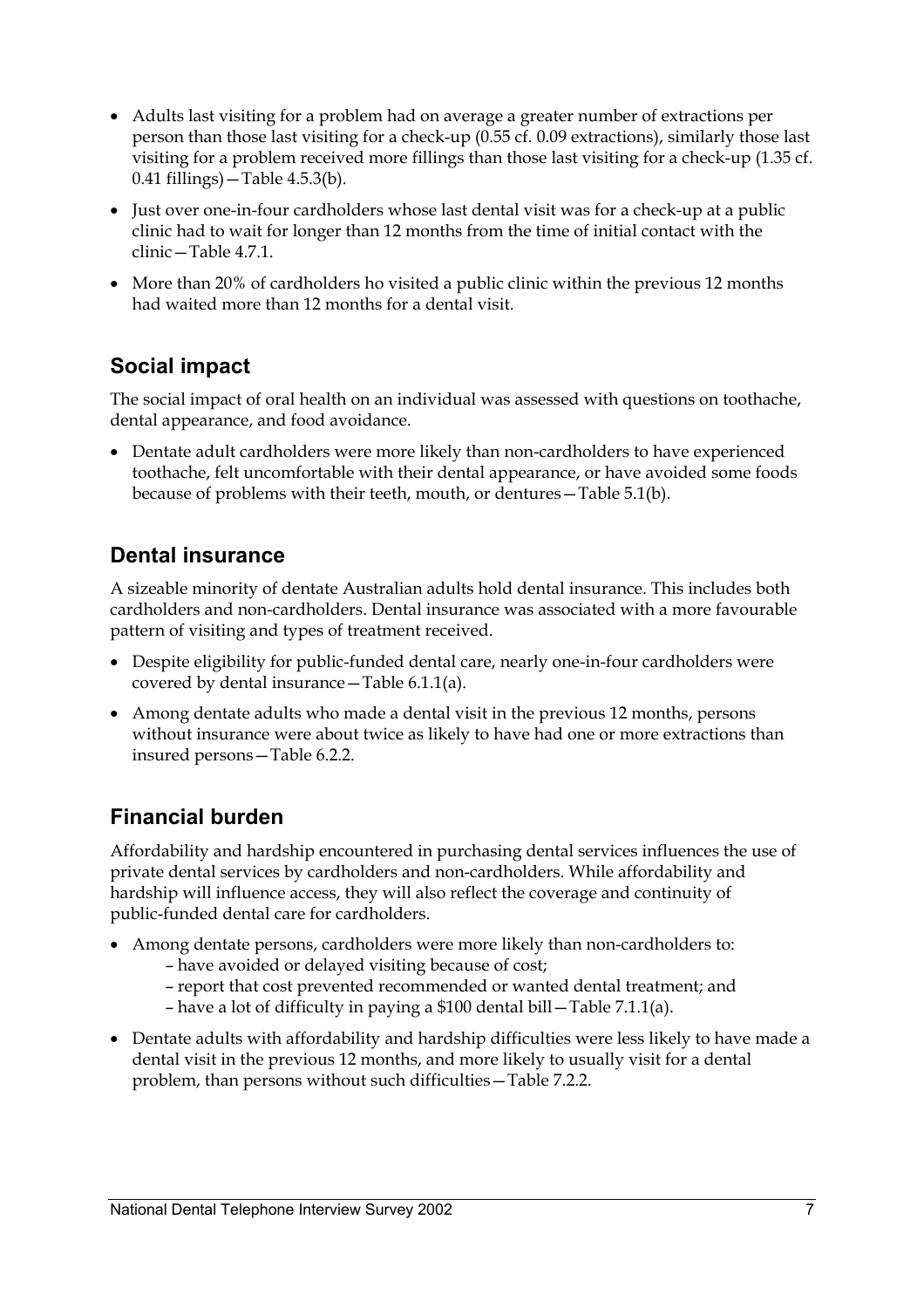- Adults last visiting for a problem had on average a greater number of extractions per person than those last visiting for a check-up (0.55 cf. 0.09 extractions), similarly those last visiting for a problem received more fillings than those last visiting for a check-up (1.35 cf. 0.41 fillings)—Table 4.5.3(b).
- Just over one-in-four cardholders whose last dental visit was for a check-up at a public clinic had to wait for longer than 12 months from the time of initial contact with the clinic—Table 4.7.1.
- More than 20% of cardholders ho visited a public clinic within the previous 12 months had waited more than 12 months for a dental visit.

## Social impact

The social impact of oral health on an individual was assessed with questions on toothache, dental appearance, and food avoidance.

- Dentate adult cardholders were more likely than non-cardholders to have experienced toothache, felt uncomfortable with their dental appearance, or have avoided some foods because of problems with their teeth, mouth, or dentures—Table 5.1(b).

## Dental insurance

A sizeable minority of dentate Australian adults hold dental insurance. This includes both cardholders and non-cardholders. Dental insurance was associated with a more favourable pattern of visiting and types of treatment received.

- Despite eligibility for public-funded dental care, nearly one-in-four cardholders were covered by dental insurance—Table 6.1.1(a).
- Among dentate adults who made a dental visit in the previous 12 months, persons without insurance were about twice as likely to have had one or more extractions than insured persons—Table 6.2.2.

## Financial burden

Affordability and hardship encountered in purchasing dental services influences the use of private dental services by cardholders and non-cardholders. While affordability and hardship will influence access, they will also reflect the coverage and continuity of public-funded dental care for cardholders.

- Among dentate persons, cardholders were more likely than non-cardholders to:
  - have avoided or delayed visiting because of cost;
  - report that cost prevented recommended or wanted dental treatment; and
  - have a lot of difficulty in paying a $100 dental bill—Table 7.1.1(a).
- Dentate adults with affordability and hardship difficulties were less likely to have made a dental visit in the previous 12 months, and more likely to usually visit for a dental problem, than persons without such difficulties—Table 7.2.2.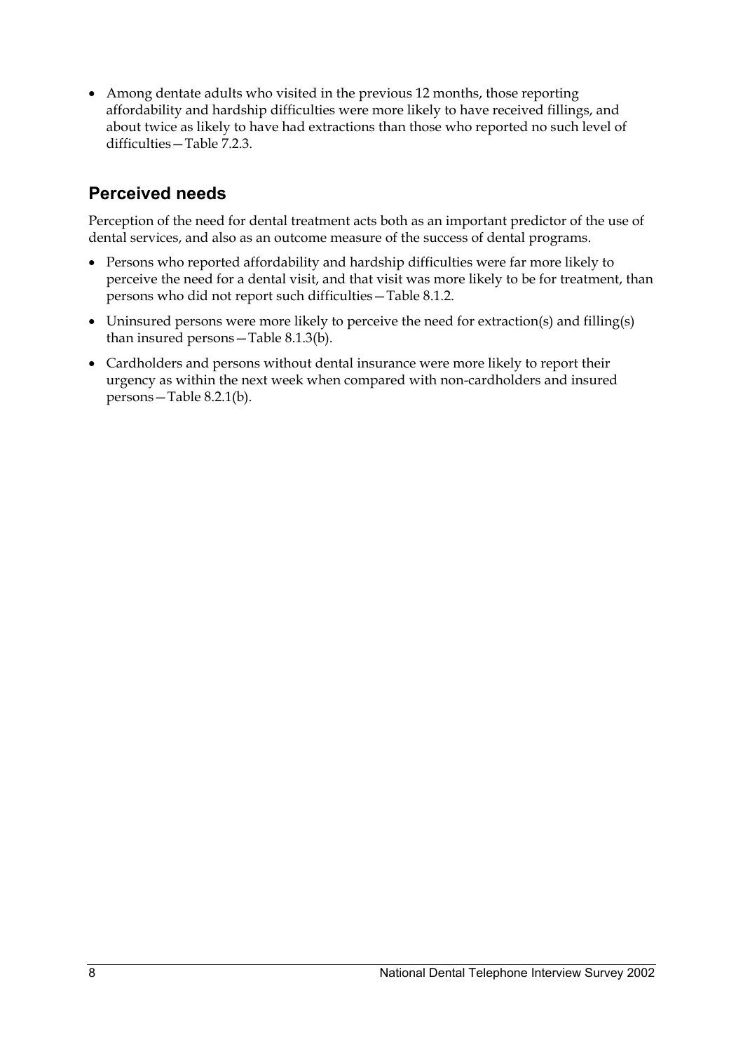- Among dentate adults who visited in the previous 12 months, those reporting affordability and hardship difficulties were more likely to have received fillings, and about twice as likely to have had extractions than those who reported no such level of difficulties—Table 7.2.3.

## Perceived needs

Perception of the need for dental treatment acts both as an important predictor of the use of dental services, and also as an outcome measure of the success of dental programs.

- Persons who reported affordability and hardship difficulties were far more likely to perceive the need for a dental visit, and that visit was more likely to be for treatment, than persons who did not report such difficulties—Table 8.1.2.
- Uninsured persons were more likely to perceive the need for extraction(s) and filling(s) than insured persons—Table 8.1.3(b).
- Cardholders and persons without dental insurance were more likely to report their urgency as within the next week when compared with non-cardholders and insured persons—Table 8.2.1(b).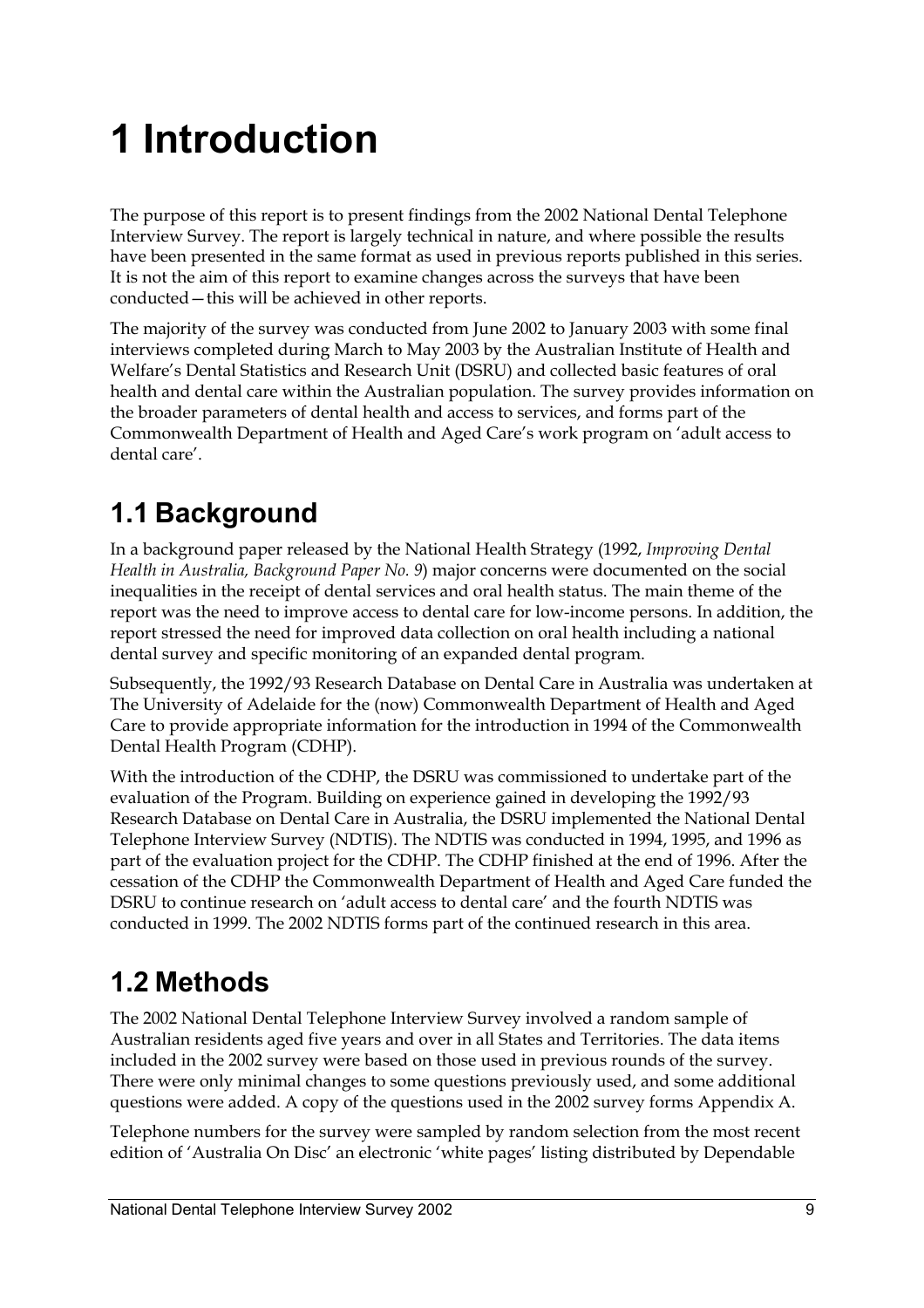# 1 Introduction

The purpose of this report is to present findings from the 2002 National Dental Telephone Interview Survey. The report is largely technical in nature, and where possible the results have been presented in the same format as used in previous reports published in this series. It is not the aim of this report to examine changes across the surveys that have been conducted—this will be achieved in other reports.

The majority of the survey was conducted from June 2002 to January 2003 with some final interviews completed during March to May 2003 by the Australian Institute of Health and Welfare's Dental Statistics and Research Unit (DSRU) and collected basic features of oral health and dental care within the Australian population. The survey provides information on the broader parameters of dental health and access to services, and forms part of the Commonwealth Department of Health and Aged Care's work program on 'adult access to dental care'.

## 1.1 Background

In a background paper released by the National Health Strategy (1992, *Improving Dental Health in Australia, Background Paper No. 9*) major concerns were documented on the social inequalities in the receipt of dental services and oral health status. The main theme of the report was the need to improve access to dental care for low-income persons. In addition, the report stressed the need for improved data collection on oral health including a national dental survey and specific monitoring of an expanded dental program.

Subsequently, the 1992/93 Research Database on Dental Care in Australia was undertaken at The University of Adelaide for the (now) Commonwealth Department of Health and Aged Care to provide appropriate information for the introduction in 1994 of the Commonwealth Dental Health Program (CDHP).

With the introduction of the CDHP, the DSRU was commissioned to undertake part of the evaluation of the Program. Building on experience gained in developing the 1992/93 Research Database on Dental Care in Australia, the DSRU implemented the National Dental Telephone Interview Survey (NDTIS). The NDTIS was conducted in 1994, 1995, and 1996 as part of the evaluation project for the CDHP. The CDHP finished at the end of 1996. After the cessation of the CDHP the Commonwealth Department of Health and Aged Care funded the DSRU to continue research on 'adult access to dental care' and the fourth NDTIS was conducted in 1999. The 2002 NDTIS forms part of the continued research in this area.

## 1.2 Methods

The 2002 National Dental Telephone Interview Survey involved a random sample of Australian residents aged five years and over in all States and Territories. The data items included in the 2002 survey were based on those used in previous rounds of the survey. There were only minimal changes to some questions previously used, and some additional questions were added. A copy of the questions used in the 2002 survey forms Appendix A.

Telephone numbers for the survey were sampled by random selection from the most recent edition of 'Australia On Disc' an electronic 'white pages' listing distributed by Dependable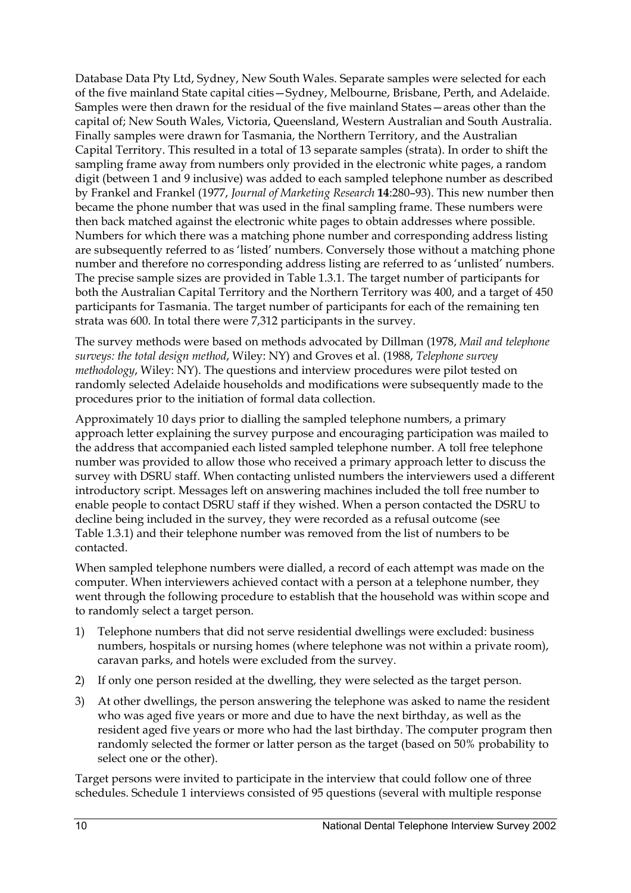Database Data Pty Ltd, Sydney, New South Wales. Separate samples were selected for each of the five mainland State capital cities—Sydney, Melbourne, Brisbane, Perth, and Adelaide. Samples were then drawn for the residual of the five mainland States—areas other than the capital of; New South Wales, Victoria, Queensland, Western Australian and South Australia. Finally samples were drawn for Tasmania, the Northern Territory, and the Australian Capital Territory. This resulted in a total of 13 separate samples (strata). In order to shift the sampling frame away from numbers only provided in the electronic white pages, a random digit (between 1 and 9 inclusive) was added to each sampled telephone number as described by Frankel and Frankel (1977, *Journal of Marketing Research* **14**:280–93). This new number then became the phone number that was used in the final sampling frame. These numbers were then back matched against the electronic white pages to obtain addresses where possible. Numbers for which there was a matching phone number and corresponding address listing are subsequently referred to as 'listed' numbers. Conversely those without a matching phone number and therefore no corresponding address listing are referred to as 'unlisted' numbers. The precise sample sizes are provided in Table 1.3.1. The target number of participants for both the Australian Capital Territory and the Northern Territory was 400, and a target of 450 participants for Tasmania. The target number of participants for each of the remaining ten strata was 600. In total there were 7,312 participants in the survey.

The survey methods were based on methods advocated by Dillman (1978, *Mail and telephone surveys: the total design method*, Wiley: NY) and Groves et al. (1988, *Telephone survey methodology*, Wiley: NY). The questions and interview procedures were pilot tested on randomly selected Adelaide households and modifications were subsequently made to the procedures prior to the initiation of formal data collection.

Approximately 10 days prior to dialling the sampled telephone numbers, a primary approach letter explaining the survey purpose and encouraging participation was mailed to the address that accompanied each listed sampled telephone number. A toll free telephone number was provided to allow those who received a primary approach letter to discuss the survey with DSRU staff. When contacting unlisted numbers the interviewers used a different introductory script. Messages left on answering machines included the toll free number to enable people to contact DSRU staff if they wished. When a person contacted the DSRU to decline being included in the survey, they were recorded as a refusal outcome (see Table 1.3.1) and their telephone number was removed from the list of numbers to be contacted.

When sampled telephone numbers were dialled, a record of each attempt was made on the computer. When interviewers achieved contact with a person at a telephone number, they went through the following procedure to establish that the household was within scope and to randomly select a target person.

1) Telephone numbers that did not serve residential dwellings were excluded: business numbers, hospitals or nursing homes (where telephone was not within a private room), caravan parks, and hotels were excluded from the survey.
2) If only one person resided at the dwelling, they were selected as the target person.
3) At other dwellings, the person answering the telephone was asked to name the resident who was aged five years or more and due to have the next birthday, as well as the resident aged five years or more who had the last birthday. The computer program then randomly selected the former or latter person as the target (based on 50% probability to select one or the other).

Target persons were invited to participate in the interview that could follow one of three schedules. Schedule 1 interviews consisted of 95 questions (several with multiple response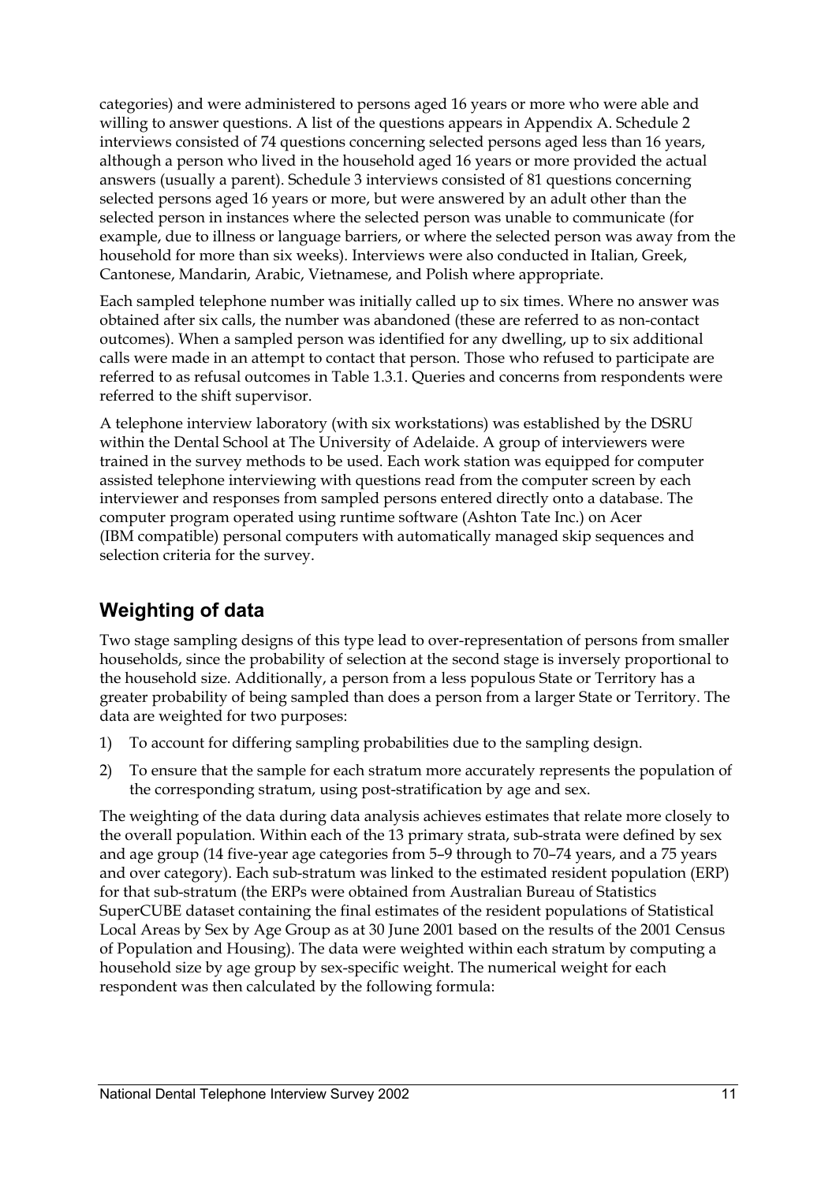categories) and were administered to persons aged 16 years or more who were able and willing to answer questions. A list of the questions appears in Appendix A. Schedule 2 interviews consisted of 74 questions concerning selected persons aged less than 16 years, although a person who lived in the household aged 16 years or more provided the actual answers (usually a parent). Schedule 3 interviews consisted of 81 questions concerning selected persons aged 16 years or more, but were answered by an adult other than the selected person in instances where the selected person was unable to communicate (for example, due to illness or language barriers, or where the selected person was away from the household for more than six weeks). Interviews were also conducted in Italian, Greek, Cantonese, Mandarin, Arabic, Vietnamese, and Polish where appropriate.

Each sampled telephone number was initially called up to six times. Where no answer was obtained after six calls, the number was abandoned (these are referred to as non-contact outcomes). When a sampled person was identified for any dwelling, up to six additional calls were made in an attempt to contact that person. Those who refused to participate are referred to as refusal outcomes in Table 1.3.1. Queries and concerns from respondents were referred to the shift supervisor.

A telephone interview laboratory (with six workstations) was established by the DSRU within the Dental School at The University of Adelaide. A group of interviewers were trained in the survey methods to be used. Each work station was equipped for computer assisted telephone interviewing with questions read from the computer screen by each interviewer and responses from sampled persons entered directly onto a database. The computer program operated using runtime software (Ashton Tate Inc.) on Acer (IBM compatible) personal computers with automatically managed skip sequences and selection criteria for the survey.

## Weighting of data

Two stage sampling designs of this type lead to over-representation of persons from smaller households, since the probability of selection at the second stage is inversely proportional to the household size. Additionally, a person from a less populous State or Territory has a greater probability of being sampled than does a person from a larger State or Territory. The data are weighted for two purposes:

1) To account for differing sampling probabilities due to the sampling design.
2) To ensure that the sample for each stratum more accurately represents the population of the corresponding stratum, using post-stratification by age and sex.

The weighting of the data during data analysis achieves estimates that relate more closely to the overall population. Within each of the 13 primary strata, sub-strata were defined by sex and age group (14 five-year age categories from 5–9 through to 70–74 years, and a 75 years and over category). Each sub-stratum was linked to the estimated resident population (ERP) for that sub-stratum (the ERPs were obtained from Australian Bureau of Statistics SuperCUBE dataset containing the final estimates of the resident populations of Statistical Local Areas by Sex by Age Group as at 30 June 2001 based on the results of the 2001 Census of Population and Housing). The data were weighted within each stratum by computing a household size by age group by sex-specific weight. The numerical weight for each respondent was then calculated by the following formula: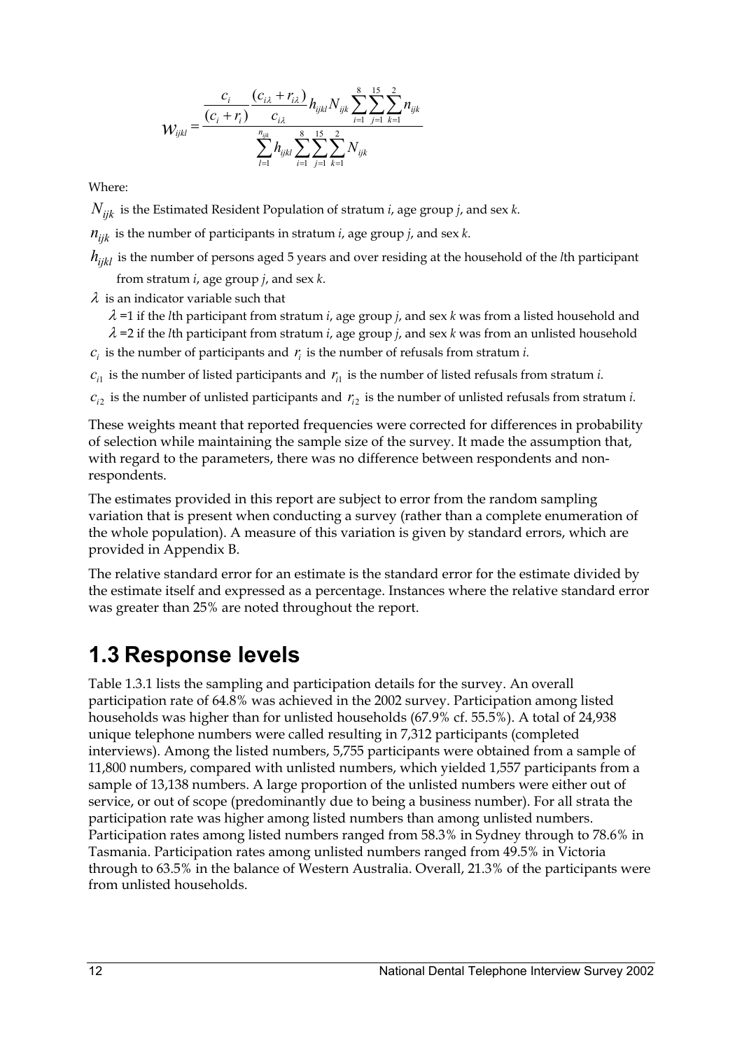$$w_{ijkl} = \frac{\frac{c_i}{(c_i + r_i)} \frac{(c_{i\lambda} + r_{i\lambda})}{c_{i\lambda}} h_{ijkl} N_{ijk} \sum_{i=1}^{8} \sum_{j=1}^{15} \sum_{k=1}^{2} n_{ijk}}{\sum_{l=1}^{n_{ijk}} h_{ijkl} \sum_{i=1}^{8} \sum_{j=1}^{15} \sum_{k=1}^{2} N_{ijk}}$$

Where:

$N_{ijk}$ is the Estimated Resident Population of stratum *i*, age group *j*, and sex *k*.

$n_{ijk}$ is the number of participants in stratum *i*, age group *j*, and sex *k*.

$h_{ijkl}$ is the number of persons aged 5 years and over residing at the household of the *l*th participant from stratum *i*, age group *j*, and sex *k*.

$\lambda$ is an indicator variable such that

$\lambda = 1$ if the *l*th participant from stratum *i*, age group *j*, and sex *k* was from a listed household and

$\lambda = 2$ if the *l*th participant from stratum *i*, age group *j*, and sex *k* was from an unlisted household

$c_i$ is the number of participants and $r_i$ is the number of refusals from stratum *i*.

$c_{i1}$ is the number of listed participants and $r_{i1}$ is the number of listed refusals from stratum *i*.

$c_{i2}$ is the number of unlisted participants and $r_{i2}$ is the number of unlisted refusals from stratum *i*.

These weights meant that reported frequencies were corrected for differences in probability of selection while maintaining the sample size of the survey. It made the assumption that, with regard to the parameters, there was no difference between respondents and non-respondents.

The estimates provided in this report are subject to error from the random sampling variation that is present when conducting a survey (rather than a complete enumeration of the whole population). A measure of this variation is given by standard errors, which are provided in Appendix B.

The relative standard error for an estimate is the standard error for the estimate divided by the estimate itself and expressed as a percentage. Instances where the relative standard error was greater than 25% are noted throughout the report.

## 1.3 Response levels

Table 1.3.1 lists the sampling and participation details for the survey. An overall participation rate of 64.8% was achieved in the 2002 survey. Participation among listed households was higher than for unlisted households (67.9% cf. 55.5%). A total of 24,938 unique telephone numbers were called resulting in 7,312 participants (completed interviews). Among the listed numbers, 5,755 participants were obtained from a sample of 11,800 numbers, compared with unlisted numbers, which yielded 1,557 participants from a sample of 13,138 numbers. A large proportion of the unlisted numbers were either out of service, or out of scope (predominantly due to being a business number). For all strata the participation rate was higher among listed numbers than among unlisted numbers. Participation rates among listed numbers ranged from 58.3% in Sydney through to 78.6% in Tasmania. Participation rates among unlisted numbers ranged from 49.5% in Victoria through to 63.5% in the balance of Western Australia. Overall, 21.3% of the participants were from unlisted households.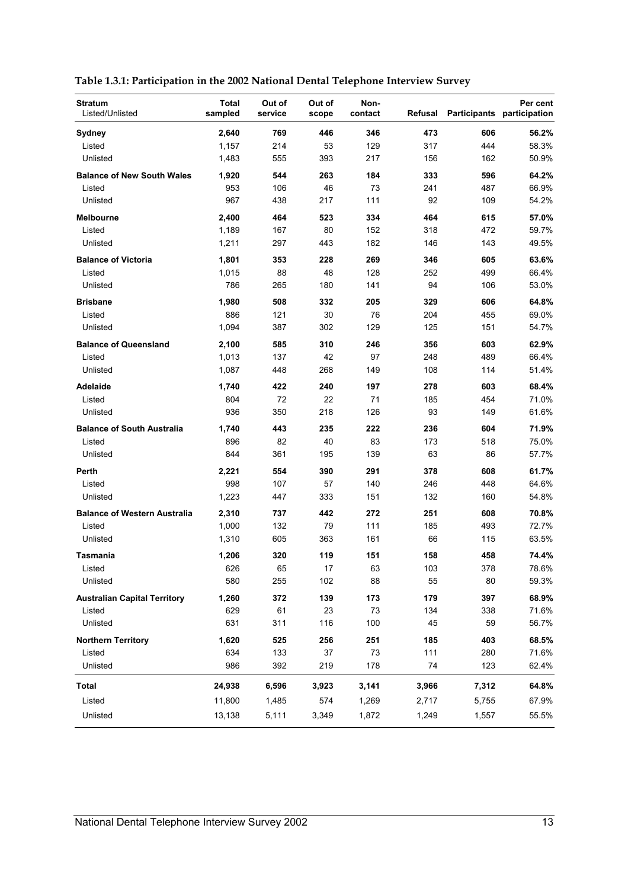**Table 1.3.1: Participation in the 2002 National Dental Telephone Interview Survey**

| Stratum<br>Listed/Unlisted | Total sampled | Out of service | Out of scope | Non-contact | Refusal | Participants | Per cent participation |
|---|---|---|---|---|---|---|---|
| **Sydney** | **2,640** | **769** | **446** | **346** | **473** | **606** | **56.2%** |
| Listed | 1,157 | 214 | 53 | 129 | 317 | 444 | 58.3% |
| Unlisted | 1,483 | 555 | 393 | 217 | 156 | 162 | 50.9% |
| **Balance of New South Wales** | **1,920** | **544** | **263** | **184** | **333** | **596** | **64.2%** |
| Listed | 953 | 106 | 46 | 73 | 241 | 487 | 66.9% |
| Unlisted | 967 | 438 | 217 | 111 | 92 | 109 | 54.2% |
| **Melbourne** | **2,400** | **464** | **523** | **334** | **464** | **615** | **57.0%** |
| Listed | 1,189 | 167 | 80 | 152 | 318 | 472 | 59.7% |
| Unlisted | 1,211 | 297 | 443 | 182 | 146 | 143 | 49.5% |
| **Balance of Victoria** | **1,801** | **353** | **228** | **269** | **346** | **605** | **63.6%** |
| Listed | 1,015 | 88 | 48 | 128 | 252 | 499 | 66.4% |
| Unlisted | 786 | 265 | 180 | 141 | 94 | 106 | 53.0% |
| **Brisbane** | **1,980** | **508** | **332** | **205** | **329** | **606** | **64.8%** |
| Listed | 886 | 121 | 30 | 76 | 204 | 455 | 69.0% |
| Unlisted | 1,094 | 387 | 302 | 129 | 125 | 151 | 54.7% |
| **Balance of Queensland** | **2,100** | **585** | **310** | **246** | **356** | **603** | **62.9%** |
| Listed | 1,013 | 137 | 42 | 97 | 248 | 489 | 66.4% |
| Unlisted | 1,087 | 448 | 268 | 149 | 108 | 114 | 51.4% |
| **Adelaide** | **1,740** | **422** | **240** | **197** | **278** | **603** | **68.4%** |
| Listed | 804 | 72 | 22 | 71 | 185 | 454 | 71.0% |
| Unlisted | 936 | 350 | 218 | 126 | 93 | 149 | 61.6% |
| **Balance of South Australia** | **1,740** | **443** | **235** | **222** | **236** | **604** | **71.9%** |
| Listed | 896 | 82 | 40 | 83 | 173 | 518 | 75.0% |
| Unlisted | 844 | 361 | 195 | 139 | 63 | 86 | 57.7% |
| **Perth** | **2,221** | **554** | **390** | **291** | **378** | **608** | **61.7%** |
| Listed | 998 | 107 | 57 | 140 | 246 | 448 | 64.6% |
| Unlisted | 1,223 | 447 | 333 | 151 | 132 | 160 | 54.8% |
| **Balance of Western Australia** | **2,310** | **737** | **442** | **272** | **251** | **608** | **70.8%** |
| Listed | 1,000 | 132 | 79 | 111 | 185 | 493 | 72.7% |
| Unlisted | 1,310 | 605 | 363 | 161 | 66 | 115 | 63.5% |
| **Tasmania** | **1,206** | **320** | **119** | **151** | **158** | **458** | **74.4%** |
| Listed | 626 | 65 | 17 | 63 | 103 | 378 | 78.6% |
| Unlisted | 580 | 255 | 102 | 88 | 55 | 80 | 59.3% |
| **Australian Capital Territory** | **1,260** | **372** | **139** | **173** | **179** | **397** | **68.9%** |
| Listed | 629 | 61 | 23 | 73 | 134 | 338 | 71.6% |
| Unlisted | 631 | 311 | 116 | 100 | 45 | 59 | 56.7% |
| **Northern Territory** | **1,620** | **525** | **256** | **251** | **185** | **403** | **68.5%** |
| Listed | 634 | 133 | 37 | 73 | 111 | 280 | 71.6% |
| Unlisted | 986 | 392 | 219 | 178 | 74 | 123 | 62.4% |
| **Total** | **24,938** | **6,596** | **3,923** | **3,141** | **3,966** | **7,312** | **64.8%** |
| Listed | 11,800 | 1,485 | 574 | 1,269 | 2,717 | 5,755 | 67.9% |
| Unlisted | 13,138 | 5,111 | 3,349 | 1,872 | 1,249 | 1,557 | 55.5% |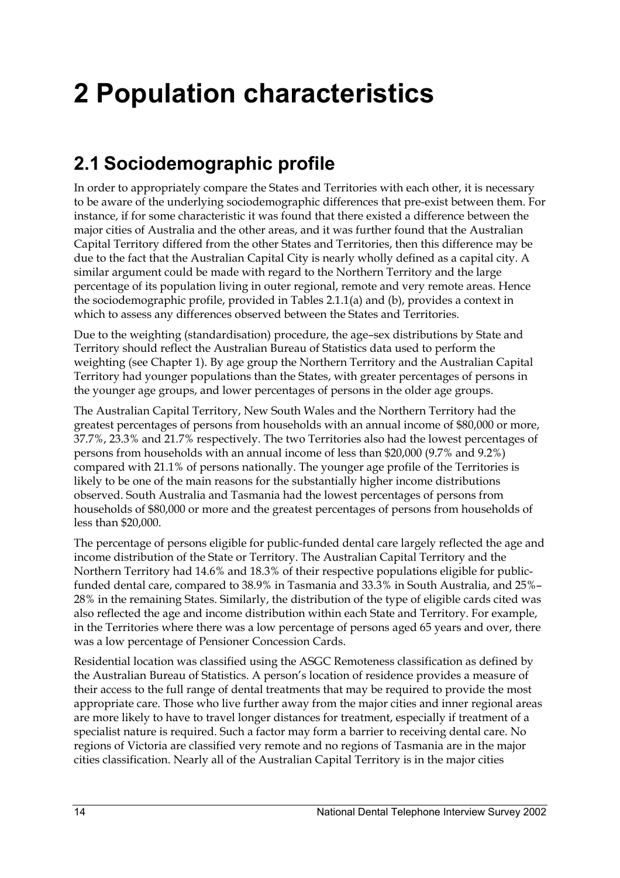# 2 Population characteristics

## 2.1 Sociodemographic profile

In order to appropriately compare the States and Territories with each other, it is necessary to be aware of the underlying sociodemographic differences that pre-exist between them. For instance, if for some characteristic it was found that there existed a difference between the major cities of Australia and the other areas, and it was further found that the Australian Capital Territory differed from the other States and Territories, then this difference may be due to the fact that the Australian Capital City is nearly wholly defined as a capital city. A similar argument could be made with regard to the Northern Territory and the large percentage of its population living in outer regional, remote and very remote areas. Hence the sociodemographic profile, provided in Tables 2.1.1(a) and (b), provides a context in which to assess any differences observed between the States and Territories.

Due to the weighting (standardisation) procedure, the age–sex distributions by State and Territory should reflect the Australian Bureau of Statistics data used to perform the weighting (see Chapter 1). By age group the Northern Territory and the Australian Capital Territory had younger populations than the States, with greater percentages of persons in the younger age groups, and lower percentages of persons in the older age groups.

The Australian Capital Territory, New South Wales and the Northern Territory had the greatest percentages of persons from households with an annual income of $80,000 or more, 37.7%, 23.3% and 21.7% respectively. The two Territories also had the lowest percentages of persons from households with an annual income of less than $20,000 (9.7% and 9.2%) compared with 21.1% of persons nationally. The younger age profile of the Territories is likely to be one of the main reasons for the substantially higher income distributions observed. South Australia and Tasmania had the lowest percentages of persons from households of $80,000 or more and the greatest percentages of persons from households of less than $20,000.

The percentage of persons eligible for public-funded dental care largely reflected the age and income distribution of the State or Territory. The Australian Capital Territory and the Northern Territory had 14.6% and 18.3% of their respective populations eligible for public-funded dental care, compared to 38.9% in Tasmania and 33.3% in South Australia, and 25%–28% in the remaining States. Similarly, the distribution of the type of eligible cards cited was also reflected the age and income distribution within each State and Territory. For example, in the Territories where there was a low percentage of persons aged 65 years and over, there was a low percentage of Pensioner Concession Cards.

Residential location was classified using the ASGC Remoteness classification as defined by the Australian Bureau of Statistics. A person's location of residence provides a measure of their access to the full range of dental treatments that may be required to provide the most appropriate care. Those who live further away from the major cities and inner regional areas are more likely to have to travel longer distances for treatment, especially if treatment of a specialist nature is required. Such a factor may form a barrier to receiving dental care. No regions of Victoria are classified very remote and no regions of Tasmania are in the major cities classification. Nearly all of the Australian Capital Territory is in the major cities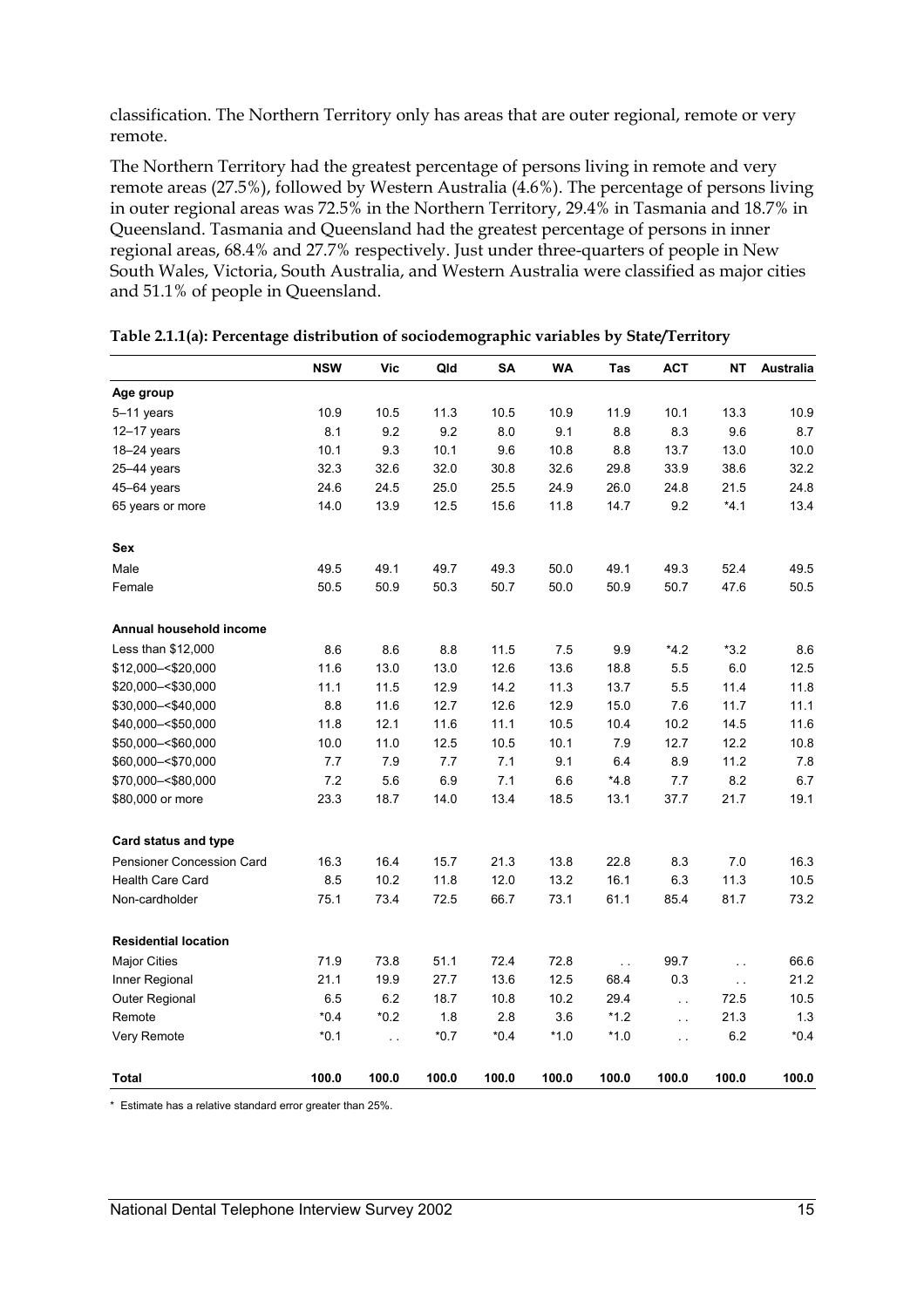classification. The Northern Territory only has areas that are outer regional, remote or very remote.

The Northern Territory had the greatest percentage of persons living in remote and very remote areas (27.5%), followed by Western Australia (4.6%). The percentage of persons living in outer regional areas was 72.5% in the Northern Territory, 29.4% in Tasmania and 18.7% in Queensland. Tasmania and Queensland had the greatest percentage of persons in inner regional areas, 68.4% and 27.7% respectively. Just under three-quarters of people in New South Wales, Victoria, South Australia, and Western Australia were classified as major cities and 51.1% of people in Queensland.

**Table 2.1.1(a): Percentage distribution of sociodemographic variables by State/Territory**

| | NSW | Vic | Qld | SA | WA | Tas | ACT | NT | Australia |
|---|---|---|---|---|---|---|---|---|---|
| **Age group** | | | | | | | | | |
| 5–11 years | 10.9 | 10.5 | 11.3 | 10.5 | 10.9 | 11.9 | 10.1 | 13.3 | 10.9 |
| 12–17 years | 8.1 | 9.2 | 9.2 | 8.0 | 9.1 | 8.8 | 8.3 | 9.6 | 8.7 |
| 18–24 years | 10.1 | 9.3 | 10.1 | 9.6 | 10.8 | 8.8 | 13.7 | 13.0 | 10.0 |
| 25–44 years | 32.3 | 32.6 | 32.0 | 30.8 | 32.6 | 29.8 | 33.9 | 38.6 | 32.2 |
| 45–64 years | 24.6 | 24.5 | 25.0 | 25.5 | 24.9 | 26.0 | 24.8 | 21.5 | 24.8 |
| 65 years or more | 14.0 | 13.9 | 12.5 | 15.6 | 11.8 | 14.7 | 9.2 | *4.1 | 13.4 |
| **Sex** | | | | | | | | | |
| Male | 49.5 | 49.1 | 49.7 | 49.3 | 50.0 | 49.1 | 49.3 | 52.4 | 49.5 |
| Female | 50.5 | 50.9 | 50.3 | 50.7 | 50.0 | 50.9 | 50.7 | 47.6 | 50.5 |
| **Annual household income** | | | | | | | | | |
| Less than $12,000 | 8.6 | 8.6 | 8.8 | 11.5 | 7.5 | 9.9 | *4.2 | *3.2 | 8.6 |
| $12,000–<$20,000 | 11.6 | 13.0 | 13.0 | 12.6 | 13.6 | 18.8 | 5.5 | 6.0 | 12.5 |
| $20,000–<$30,000 | 11.1 | 11.5 | 12.9 | 14.2 | 11.3 | 13.7 | 5.5 | 11.4 | 11.8 |
| $30,000–<$40,000 | 8.8 | 11.6 | 12.7 | 12.6 | 12.9 | 15.0 | 7.6 | 11.7 | 11.1 |
| $40,000–<$50,000 | 11.8 | 12.1 | 11.6 | 11.1 | 10.5 | 10.4 | 10.2 | 14.5 | 11.6 |
| $50,000–<$60,000 | 10.0 | 11.0 | 12.5 | 10.5 | 10.1 | 7.9 | 12.7 | 12.2 | 10.8 |
| $60,000–<$70,000 | 7.7 | 7.9 | 7.7 | 7.1 | 9.1 | 6.4 | 8.9 | 11.2 | 7.8 |
| $70,000–<$80,000 | 7.2 | 5.6 | 6.9 | 7.1 | 6.6 | *4.8 | 7.7 | 8.2 | 6.7 |
| $80,000 or more | 23.3 | 18.7 | 14.0 | 13.4 | 18.5 | 13.1 | 37.7 | 21.7 | 19.1 |
| **Card status and type** | | | | | | | | | |
| Pensioner Concession Card | 16.3 | 16.4 | 15.7 | 21.3 | 13.8 | 22.8 | 8.3 | 7.0 | 16.3 |
| Health Care Card | 8.5 | 10.2 | 11.8 | 12.0 | 13.2 | 16.1 | 6.3 | 11.3 | 10.5 |
| Non-cardholder | 75.1 | 73.4 | 72.5 | 66.7 | 73.1 | 61.1 | 85.4 | 81.7 | 73.2 |
| **Residential location** | | | | | | | | | |
| Major Cities | 71.9 | 73.8 | 51.1 | 72.4 | 72.8 | . . | 99.7 | . . | 66.6 |
| Inner Regional | 21.1 | 19.9 | 27.7 | 13.6 | 12.5 | 68.4 | 0.3 | . . | 21.2 |
| Outer Regional | 6.5 | 6.2 | 18.7 | 10.8 | 10.2 | 29.4 | . . | 72.5 | 10.5 |
| Remote | *0.4 | *0.2 | 1.8 | 2.8 | 3.6 | *1.2 | . . | 21.3 | 1.3 |
| Very Remote | *0.1 | . . | *0.7 | *0.4 | *1.0 | *1.0 | . . | 6.2 | *0.4 |
| **Total** | **100.0** | **100.0** | **100.0** | **100.0** | **100.0** | **100.0** | **100.0** | **100.0** | **100.0** |

\* Estimate has a relative standard error greater than 25%.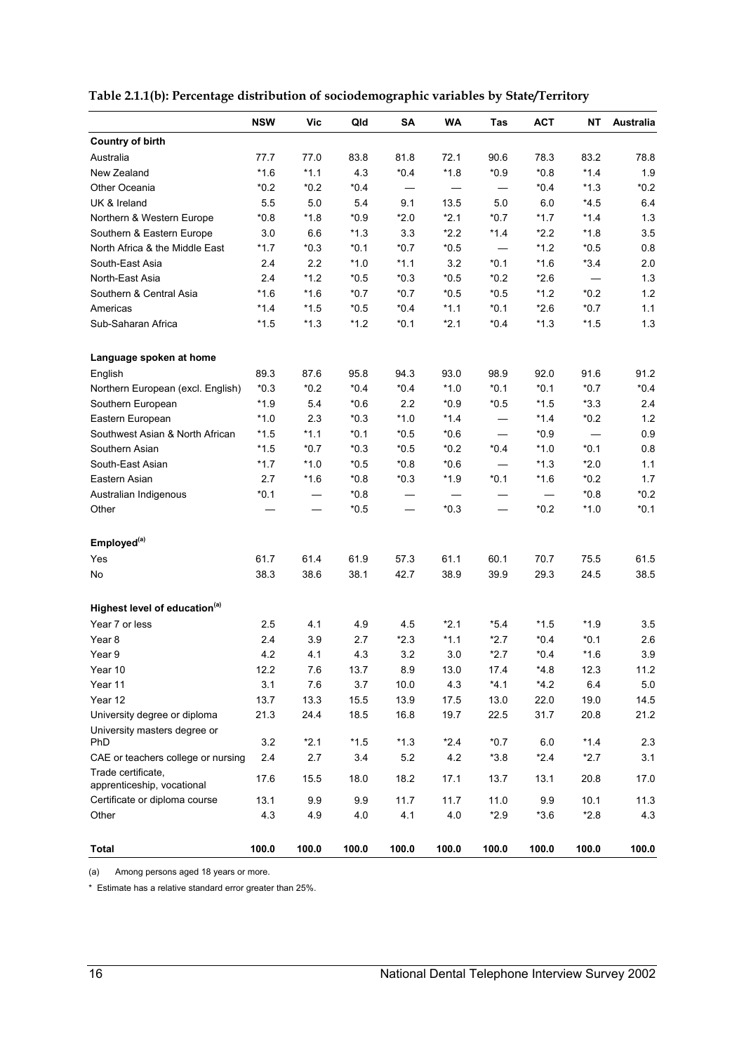**Table 2.1.1(b): Percentage distribution of sociodemographic variables by State/Territory**

| | NSW | Vic | Qld | SA | WA | Tas | ACT | NT | Australia |
|---|---|---|---|---|---|---|---|---|---|
| **Country of birth** | | | | | | | | | |
| Australia | 77.7 | 77.0 | 83.8 | 81.8 | 72.1 | 90.6 | 78.3 | 83.2 | 78.8 |
| New Zealand | *1.6 | *1.1 | 4.3 | *0.4 | *1.8 | *0.9 | *0.8 | *1.4 | 1.9 |
| Other Oceania | *0.2 | *0.2 | *0.4 | — | — | — | *0.4 | *1.3 | *0.2 |
| UK & Ireland | 5.5 | 5.0 | 5.4 | 9.1 | 13.5 | 5.0 | 6.0 | *4.5 | 6.4 |
| Northern & Western Europe | *0.8 | *1.8 | *0.9 | *2.0 | *2.1 | *0.7 | *1.7 | *1.4 | 1.3 |
| Southern & Eastern Europe | 3.0 | 6.6 | *1.3 | 3.3 | *2.2 | *1.4 | *2.2 | *1.8 | 3.5 |
| North Africa & the Middle East | *1.7 | *0.3 | *0.1 | *0.7 | *0.5 | — | *1.2 | *0.5 | 0.8 |
| South-East Asia | 2.4 | 2.2 | *1.0 | *1.1 | 3.2 | *0.1 | *1.6 | *3.4 | 2.0 |
| North-East Asia | 2.4 | *1.2 | *0.5 | *0.3 | *0.5 | *0.2 | *2.6 | — | 1.3 |
| Southern & Central Asia | *1.6 | *1.6 | *0.7 | *0.7 | *0.5 | *0.5 | *1.2 | *0.2 | 1.2 |
| Americas | *1.4 | *1.5 | *0.5 | *0.4 | *1.1 | *0.1 | *2.6 | *0.7 | 1.1 |
| Sub-Saharan Africa | *1.5 | *1.3 | *1.2 | *0.1 | *2.1 | *0.4 | *1.3 | *1.5 | 1.3 |
| **Language spoken at home** | | | | | | | | | |
| English | 89.3 | 87.6 | 95.8 | 94.3 | 93.0 | 98.9 | 92.0 | 91.6 | 91.2 |
| Northern European (excl. English) | *0.3 | *0.2 | *0.4 | *0.4 | *1.0 | *0.1 | *0.1 | *0.7 | *0.4 |
| Southern European | *1.9 | 5.4 | *0.6 | 2.2 | *0.9 | *0.5 | *1.5 | *3.3 | 2.4 |
| Eastern European | *1.0 | 2.3 | *0.3 | *1.0 | *1.4 | — | *1.4 | *0.2 | 1.2 |
| Southwest Asian & North African | *1.5 | *1.1 | *0.1 | *0.5 | *0.6 | — | *0.9 | — | 0.9 |
| Southern Asian | *1.5 | *0.7 | *0.3 | *0.5 | *0.2 | *0.4 | *1.0 | *0.1 | 0.8 |
| South-East Asian | *1.7 | *1.0 | *0.5 | *0.8 | *0.6 | — | *1.3 | *2.0 | 1.1 |
| Eastern Asian | 2.7 | *1.6 | *0.8 | *0.3 | *1.9 | *0.1 | *1.6 | *0.2 | 1.7 |
| Australian Indigenous | *0.1 | — | *0.8 | — | — | — | — | *0.8 | *0.2 |
| Other | — | — | *0.5 | — | *0.3 | — | *0.2 | *1.0 | *0.1 |
| **Employed**[(a)] | | | | | | | | | |
| Yes | 61.7 | 61.4 | 61.9 | 57.3 | 61.1 | 60.1 | 70.7 | 75.5 | 61.5 |
| No | 38.3 | 38.6 | 38.1 | 42.7 | 38.9 | 39.9 | 29.3 | 24.5 | 38.5 |
| **Highest level of education**[(a)] | | | | | | | | | |
| Year 7 or less | 2.5 | 4.1 | 4.9 | 4.5 | *2.1 | *5.4 | *1.5 | *1.9 | 3.5 |
| Year 8 | 2.4 | 3.9 | 2.7 | *2.3 | *1.1 | *2.7 | *0.4 | *0.1 | 2.6 |
| Year 9 | 4.2 | 4.1 | 4.3 | 3.2 | 3.0 | *2.7 | *0.4 | *1.6 | 3.9 |
| Year 10 | 12.2 | 7.6 | 13.7 | 8.9 | 13.0 | 17.4 | *4.8 | 12.3 | 11.2 |
| Year 11 | 3.1 | 7.6 | 3.7 | 10.0 | 4.3 | *4.1 | *4.2 | 6.4 | 5.0 |
| Year 12 | 13.7 | 13.3 | 15.5 | 13.9 | 17.5 | 13.0 | 22.0 | 19.0 | 14.5 |
| University degree or diploma | 21.3 | 24.4 | 18.5 | 16.8 | 19.7 | 22.5 | 31.7 | 20.8 | 21.2 |
| University masters degree or PhD | 3.2 | *2.1 | *1.5 | *1.3 | *2.4 | *0.7 | 6.0 | *1.4 | 2.3 |
| CAE or teachers college or nursing | 2.4 | 2.7 | 3.4 | 5.2 | 4.2 | *3.8 | *2.4 | *2.7 | 3.1 |
| Trade certificate, apprenticeship, vocational | 17.6 | 15.5 | 18.0 | 18.2 | 17.1 | 13.7 | 13.1 | 20.8 | 17.0 |
| Certificate or diploma course | 13.1 | 9.9 | 9.9 | 11.7 | 11.7 | 11.0 | 9.9 | 10.1 | 11.3 |
| Other | 4.3 | 4.9 | 4.0 | 4.1 | 4.0 | *2.9 | *3.6 | *2.8 | 4.3 |
| **Total** | **100.0** | **100.0** | **100.0** | **100.0** | **100.0** | **100.0** | **100.0** | **100.0** | **100.0** |

(a) Among persons aged 18 years or more.

* Estimate has a relative standard error greater than 25%.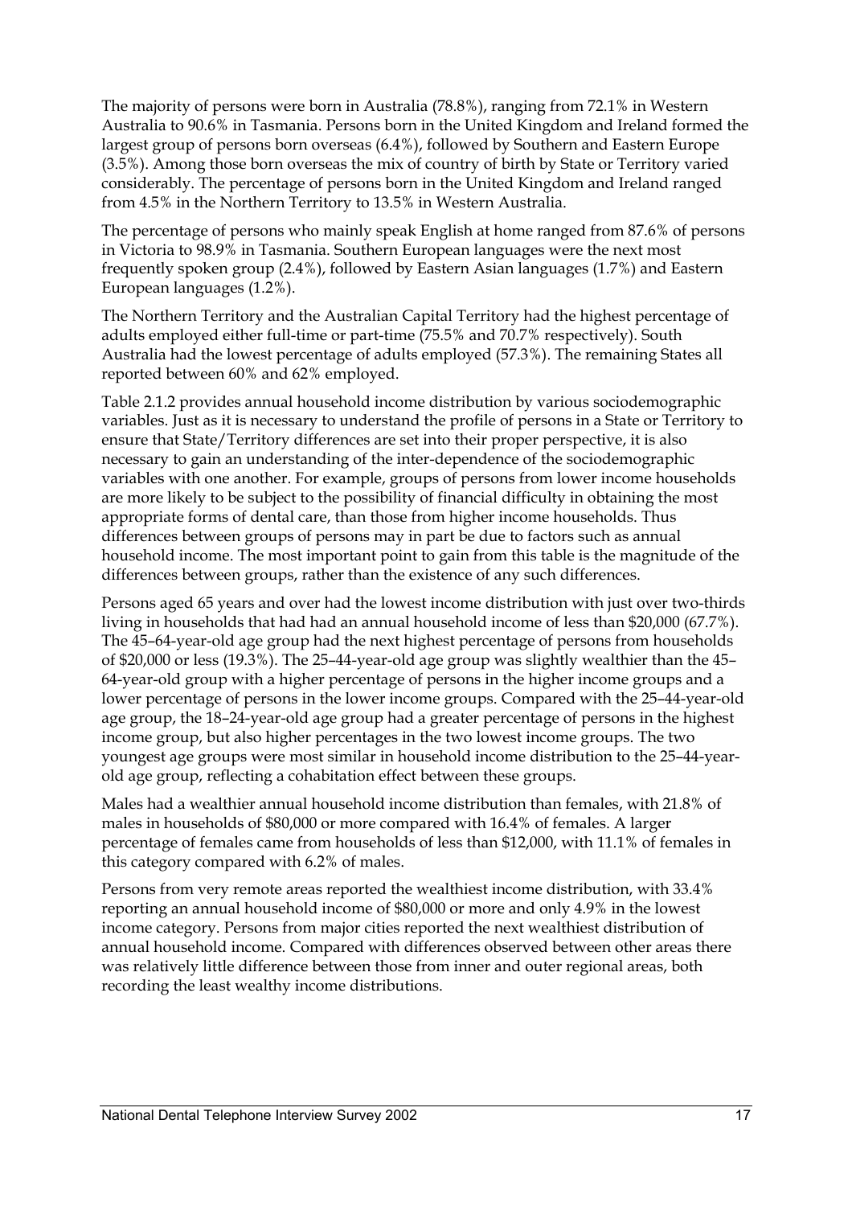The majority of persons were born in Australia (78.8%), ranging from 72.1% in Western Australia to 90.6% in Tasmania. Persons born in the United Kingdom and Ireland formed the largest group of persons born overseas (6.4%), followed by Southern and Eastern Europe (3.5%). Among those born overseas the mix of country of birth by State or Territory varied considerably. The percentage of persons born in the United Kingdom and Ireland ranged from 4.5% in the Northern Territory to 13.5% in Western Australia.

The percentage of persons who mainly speak English at home ranged from 87.6% of persons in Victoria to 98.9% in Tasmania. Southern European languages were the next most frequently spoken group (2.4%), followed by Eastern Asian languages (1.7%) and Eastern European languages (1.2%).

The Northern Territory and the Australian Capital Territory had the highest percentage of adults employed either full-time or part-time (75.5% and 70.7% respectively). South Australia had the lowest percentage of adults employed (57.3%). The remaining States all reported between 60% and 62% employed.

Table 2.1.2 provides annual household income distribution by various sociodemographic variables. Just as it is necessary to understand the profile of persons in a State or Territory to ensure that State/Territory differences are set into their proper perspective, it is also necessary to gain an understanding of the inter-dependence of the sociodemographic variables with one another. For example, groups of persons from lower income households are more likely to be subject to the possibility of financial difficulty in obtaining the most appropriate forms of dental care, than those from higher income households. Thus differences between groups of persons may in part be due to factors such as annual household income. The most important point to gain from this table is the magnitude of the differences between groups, rather than the existence of any such differences.

Persons aged 65 years and over had the lowest income distribution with just over two-thirds living in households that had had an annual household income of less than $20,000 (67.7%). The 45–64-year-old age group had the next highest percentage of persons from households of $20,000 or less (19.3%). The 25–44-year-old age group was slightly wealthier than the 45–64-year-old group with a higher percentage of persons in the higher income groups and a lower percentage of persons in the lower income groups. Compared with the 25–44-year-old age group, the 18–24-year-old age group had a greater percentage of persons in the highest income group, but also higher percentages in the two lowest income groups. The two youngest age groups were most similar in household income distribution to the 25–44-year-old age group, reflecting a cohabitation effect between these groups.

Males had a wealthier annual household income distribution than females, with 21.8% of males in households of $80,000 or more compared with 16.4% of females. A larger percentage of females came from households of less than $12,000, with 11.1% of females in this category compared with 6.2% of males.

Persons from very remote areas reported the wealthiest income distribution, with 33.4% reporting an annual household income of $80,000 or more and only 4.9% in the lowest income category. Persons from major cities reported the next wealthiest distribution of annual household income. Compared with differences observed between other areas there was relatively little difference between those from inner and outer regional areas, both recording the least wealthy income distributions.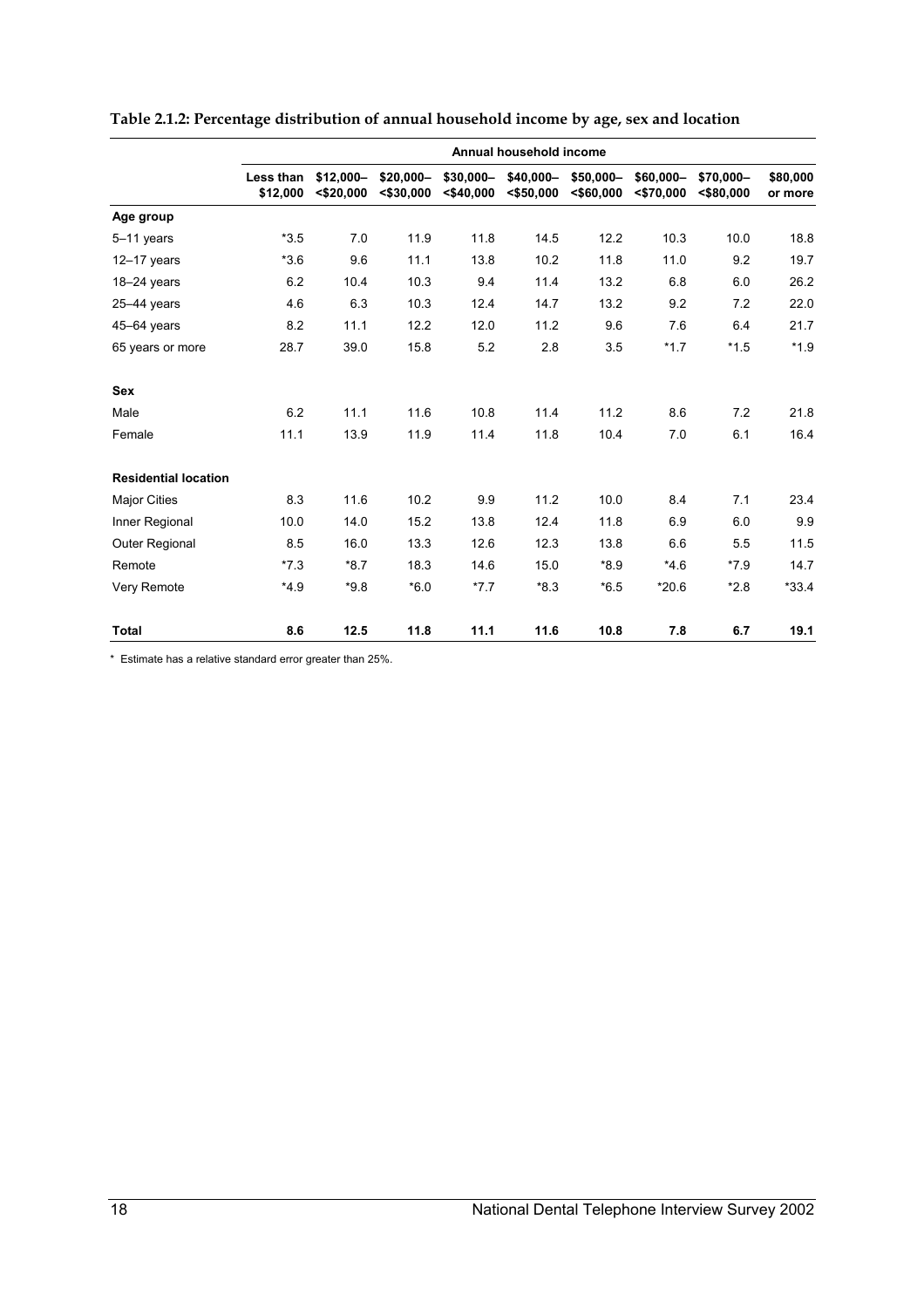**Table 2.1.2: Percentage distribution of annual household income by age, sex and location**

| | Annual household income | | | | | | | | |
|---|---|---|---|---|---|---|---|---|---|
| | Less than $12,000 | $12,000–<$20,000 | $20,000–<$30,000 | $30,000–<$40,000 | $40,000–<$50,000 | $50,000–<$60,000 | $60,000–<$70,000 | $70,000–<$80,000 | $80,000 or more |
| **Age group** | | | | | | | | | |
| 5–11 years | *3.5 | 7.0 | 11.9 | 11.8 | 14.5 | 12.2 | 10.3 | 10.0 | 18.8 |
| 12–17 years | *3.6 | 9.6 | 11.1 | 13.8 | 10.2 | 11.8 | 11.0 | 9.2 | 19.7 |
| 18–24 years | 6.2 | 10.4 | 10.3 | 9.4 | 11.4 | 13.2 | 6.8 | 6.0 | 26.2 |
| 25–44 years | 4.6 | 6.3 | 10.3 | 12.4 | 14.7 | 13.2 | 9.2 | 7.2 | 22.0 |
| 45–64 years | 8.2 | 11.1 | 12.2 | 12.0 | 11.2 | 9.6 | 7.6 | 6.4 | 21.7 |
| 65 years or more | 28.7 | 39.0 | 15.8 | 5.2 | 2.8 | 3.5 | *1.7 | *1.5 | *1.9 |
| **Sex** | | | | | | | | | |
| Male | 6.2 | 11.1 | 11.6 | 10.8 | 11.4 | 11.2 | 8.6 | 7.2 | 21.8 |
| Female | 11.1 | 13.9 | 11.9 | 11.4 | 11.8 | 10.4 | 7.0 | 6.1 | 16.4 |
| **Residential location** | | | | | | | | | |
| Major Cities | 8.3 | 11.6 | 10.2 | 9.9 | 11.2 | 10.0 | 8.4 | 7.1 | 23.4 |
| Inner Regional | 10.0 | 14.0 | 15.2 | 13.8 | 12.4 | 11.8 | 6.9 | 6.0 | 9.9 |
| Outer Regional | 8.5 | 16.0 | 13.3 | 12.6 | 12.3 | 13.8 | 6.6 | 5.5 | 11.5 |
| Remote | *7.3 | *8.7 | 18.3 | 14.6 | 15.0 | *8.9 | *4.6 | *7.9 | 14.7 |
| Very Remote | *4.9 | *9.8 | *6.0 | *7.7 | *8.3 | *6.5 | *20.6 | *2.8 | *33.4 |
| **Total** | **8.6** | **12.5** | **11.8** | **11.1** | **11.6** | **10.8** | **7.8** | **6.7** | **19.1** |

\* Estimate has a relative standard error greater than 25%.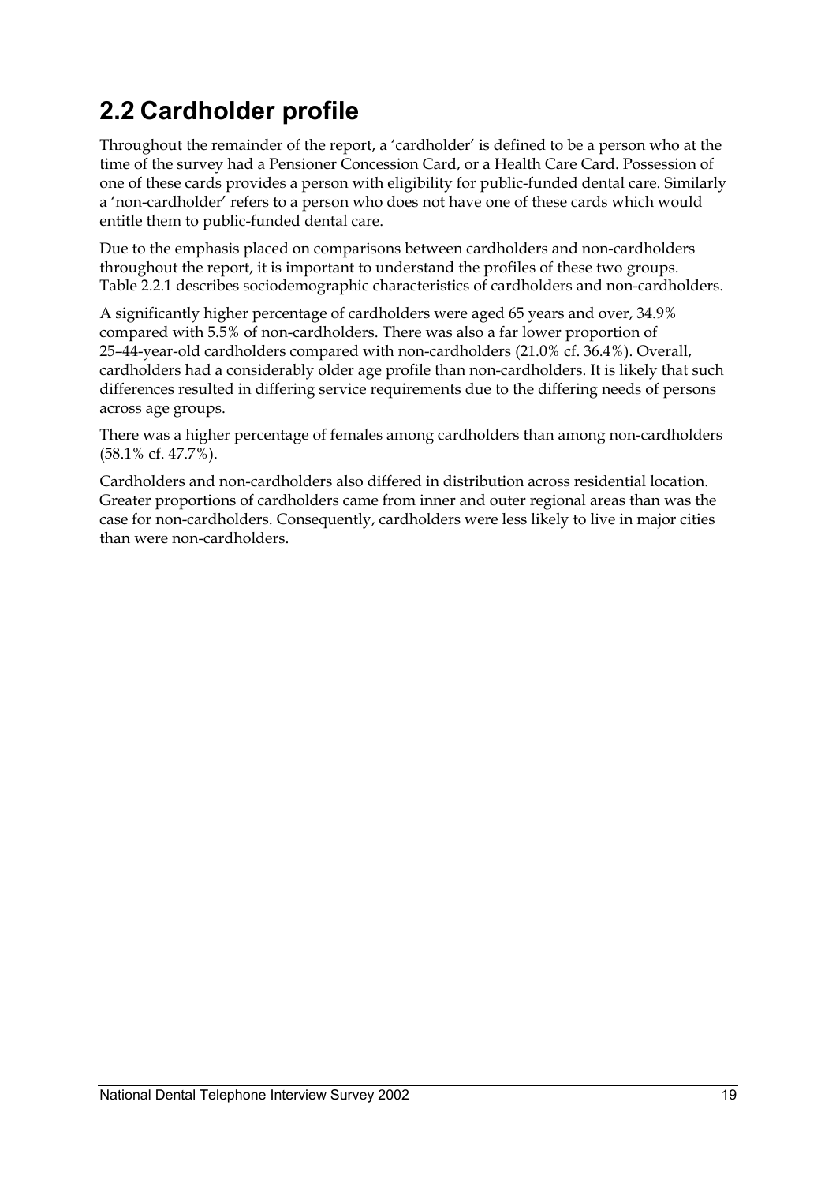## 2.2 Cardholder profile

Throughout the remainder of the report, a 'cardholder' is defined to be a person who at the time of the survey had a Pensioner Concession Card, or a Health Care Card. Possession of one of these cards provides a person with eligibility for public-funded dental care. Similarly a 'non-cardholder' refers to a person who does not have one of these cards which would entitle them to public-funded dental care.

Due to the emphasis placed on comparisons between cardholders and non-cardholders throughout the report, it is important to understand the profiles of these two groups. Table 2.2.1 describes sociodemographic characteristics of cardholders and non-cardholders.

A significantly higher percentage of cardholders were aged 65 years and over, 34.9% compared with 5.5% of non-cardholders. There was also a far lower proportion of 25–44-year-old cardholders compared with non-cardholders (21.0% cf. 36.4%). Overall, cardholders had a considerably older age profile than non-cardholders. It is likely that such differences resulted in differing service requirements due to the differing needs of persons across age groups.

There was a higher percentage of females among cardholders than among non-cardholders (58.1% cf. 47.7%).

Cardholders and non-cardholders also differed in distribution across residential location. Greater proportions of cardholders came from inner and outer regional areas than was the case for non-cardholders. Consequently, cardholders were less likely to live in major cities than were non-cardholders.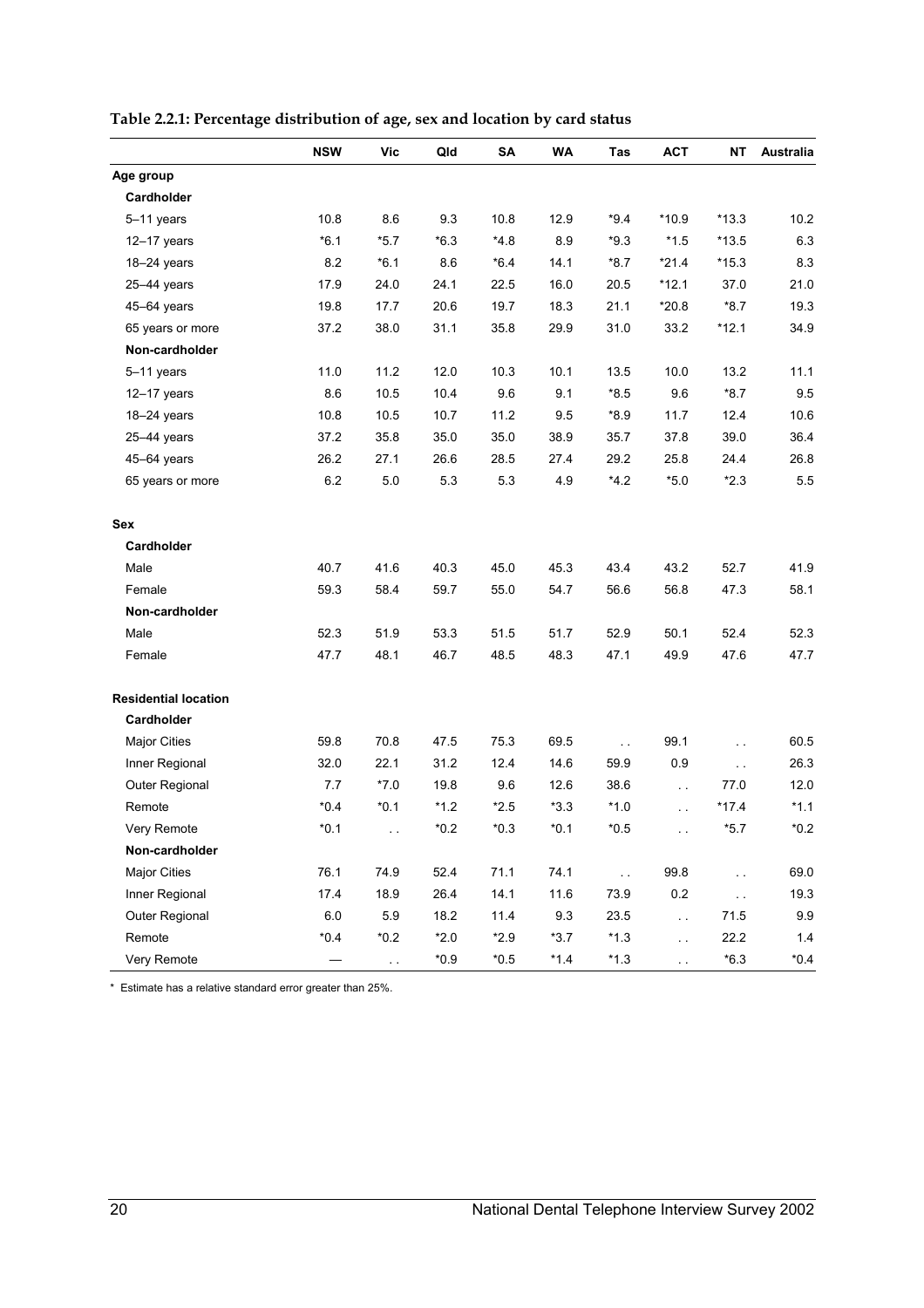**Table 2.2.1: Percentage distribution of age, sex and location by card status**

| | NSW | Vic | Qld | SA | WA | Tas | ACT | NT | Australia |
|---|---|---|---|---|---|---|---|---|---|
| **Age group** | | | | | | | | | |
| **Cardholder** | | | | | | | | | |
| 5–11 years | 10.8 | 8.6 | 9.3 | 10.8 | 12.9 | *9.4 | *10.9 | *13.3 | 10.2 |
| 12–17 years | *6.1 | *5.7 | *6.3 | *4.8 | 8.9 | *9.3 | *1.5 | *13.5 | 6.3 |
| 18–24 years | 8.2 | *6.1 | 8.6 | *6.4 | 14.1 | *8.7 | *21.4 | *15.3 | 8.3 |
| 25–44 years | 17.9 | 24.0 | 24.1 | 22.5 | 16.0 | 20.5 | *12.1 | 37.0 | 21.0 |
| 45–64 years | 19.8 | 17.7 | 20.6 | 19.7 | 18.3 | 21.1 | *20.8 | *8.7 | 19.3 |
| 65 years or more | 37.2 | 38.0 | 31.1 | 35.8 | 29.9 | 31.0 | 33.2 | *12.1 | 34.9 |
| **Non-cardholder** | | | | | | | | | |
| 5–11 years | 11.0 | 11.2 | 12.0 | 10.3 | 10.1 | 13.5 | 10.0 | 13.2 | 11.1 |
| 12–17 years | 8.6 | 10.5 | 10.4 | 9.6 | 9.1 | *8.5 | 9.6 | *8.7 | 9.5 |
| 18–24 years | 10.8 | 10.5 | 10.7 | 11.2 | 9.5 | *8.9 | 11.7 | 12.4 | 10.6 |
| 25–44 years | 37.2 | 35.8 | 35.0 | 35.0 | 38.9 | 35.7 | 37.8 | 39.0 | 36.4 |
| 45–64 years | 26.2 | 27.1 | 26.6 | 28.5 | 27.4 | 29.2 | 25.8 | 24.4 | 26.8 |
| 65 years or more | 6.2 | 5.0 | 5.3 | 5.3 | 4.9 | *4.2 | *5.0 | *2.3 | 5.5 |
| **Sex** | | | | | | | | | |
| **Cardholder** | | | | | | | | | |
| Male | 40.7 | 41.6 | 40.3 | 45.0 | 45.3 | 43.4 | 43.2 | 52.7 | 41.9 |
| Female | 59.3 | 58.4 | 59.7 | 55.0 | 54.7 | 56.6 | 56.8 | 47.3 | 58.1 |
| **Non-cardholder** | | | | | | | | | |
| Male | 52.3 | 51.9 | 53.3 | 51.5 | 51.7 | 52.9 | 50.1 | 52.4 | 52.3 |
| Female | 47.7 | 48.1 | 46.7 | 48.5 | 48.3 | 47.1 | 49.9 | 47.6 | 47.7 |
| **Residential location** | | | | | | | | | |
| **Cardholder** | | | | | | | | | |
| Major Cities | 59.8 | 70.8 | 47.5 | 75.3 | 69.5 | . . | 99.1 | . . | 60.5 |
| Inner Regional | 32.0 | 22.1 | 31.2 | 12.4 | 14.6 | 59.9 | 0.9 | . . | 26.3 |
| Outer Regional | 7.7 | *7.0 | 19.8 | 9.6 | 12.6 | 38.6 | . . | 77.0 | 12.0 |
| Remote | *0.4 | *0.1 | *1.2 | *2.5 | *3.3 | *1.0 | . . | *17.4 | *1.1 |
| Very Remote | *0.1 | . . | *0.2 | *0.3 | *0.1 | *0.5 | . . | *5.7 | *0.2 |
| **Non-cardholder** | | | | | | | | | |
| Major Cities | 76.1 | 74.9 | 52.4 | 71.1 | 74.1 | . . | 99.8 | . . | 69.0 |
| Inner Regional | 17.4 | 18.9 | 26.4 | 14.1 | 11.6 | 73.9 | 0.2 | . . | 19.3 |
| Outer Regional | 6.0 | 5.9 | 18.2 | 11.4 | 9.3 | 23.5 | . . | 71.5 | 9.9 |
| Remote | *0.4 | *0.2 | *2.0 | *2.9 | *3.7 | *1.3 | . . | 22.2 | 1.4 |
| Very Remote | — | . . | *0.9 | *0.5 | *1.4 | *1.3 | . . | *6.3 | *0.4 |

\* Estimate has a relative standard error greater than 25%.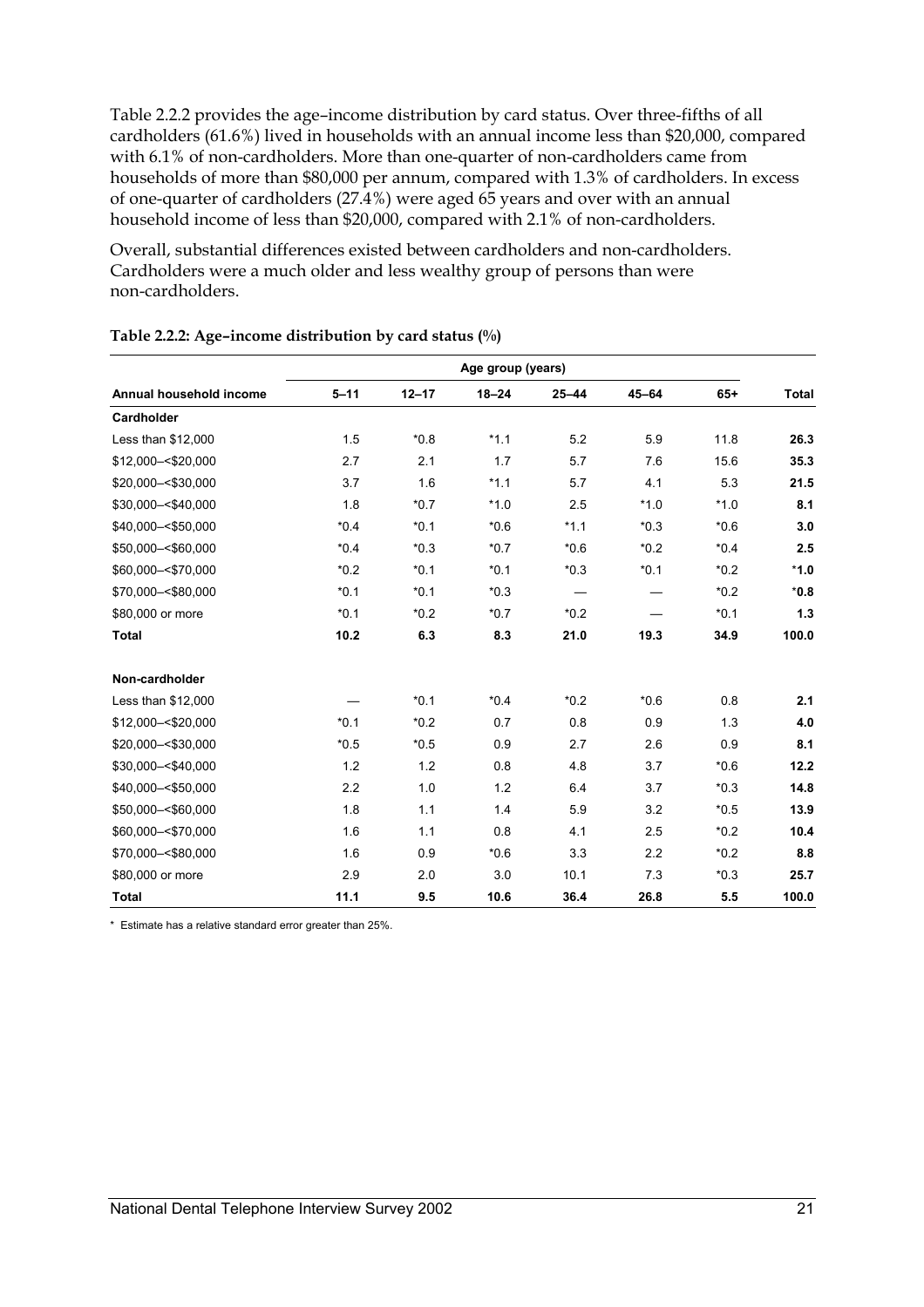Table 2.2.2 provides the age–income distribution by card status. Over three-fifths of all cardholders (61.6%) lived in households with an annual income less than $20,000, compared with 6.1% of non-cardholders. More than one-quarter of non-cardholders came from households of more than $80,000 per annum, compared with 1.3% of cardholders. In excess of one-quarter of cardholders (27.4%) were aged 65 years and over with an annual household income of less than $20,000, compared with 2.1% of non-cardholders.

Overall, substantial differences existed between cardholders and non-cardholders. Cardholders were a much older and less wealthy group of persons than were non-cardholders.

**Table 2.2.2: Age–income distribution by card status (%)**

| | Age group (years) | | | | | | |
|---|---|---|---|---|---|---|---|
| **Annual household income** | **5–11** | **12–17** | **18–24** | **25–44** | **45–64** | **65+** | **Total** |
| **Cardholder** | | | | | | | |
| Less than $12,000 | 1.5 | *0.8 | *1.1 | 5.2 | 5.9 | 11.8 | **26.3** |
| $12,000–<$20,000 | 2.7 | 2.1 | 1.7 | 5.7 | 7.6 | 15.6 | **35.3** |
| $20,000–<$30,000 | 3.7 | 1.6 | *1.1 | 5.7 | 4.1 | 5.3 | **21.5** |
| $30,000–<$40,000 | 1.8 | *0.7 | *1.0 | 2.5 | *1.0 | *1.0 | **8.1** |
| $40,000–<$50,000 | *0.4 | *0.1 | *0.6 | *1.1 | *0.3 | *0.6 | **3.0** |
| $50,000–<$60,000 | *0.4 | *0.3 | *0.7 | *0.6 | *0.2 | *0.4 | **2.5** |
| $60,000–<$70,000 | *0.2 | *0.1 | *0.1 | *0.3 | *0.1 | *0.2 | ***1.0** |
| $70,000–<$80,000 | *0.1 | *0.1 | *0.3 | — | — | *0.2 | ***0.8** |
| $80,000 or more | *0.1 | *0.2 | *0.7 | *0.2 | — | *0.1 | **1.3** |
| **Total** | **10.2** | **6.3** | **8.3** | **21.0** | **19.3** | **34.9** | **100.0** |
| **Non-cardholder** | | | | | | | |
| Less than $12,000 | — | *0.1 | *0.4 | *0.2 | *0.6 | 0.8 | **2.1** |
| $12,000–<$20,000 | *0.1 | *0.2 | 0.7 | 0.8 | 0.9 | 1.3 | **4.0** |
| $20,000–<$30,000 | *0.5 | *0.5 | 0.9 | 2.7 | 2.6 | 0.9 | **8.1** |
| $30,000–<$40,000 | 1.2 | 1.2 | 0.8 | 4.8 | 3.7 | *0.6 | **12.2** |
| $40,000–<$50,000 | 2.2 | 1.0 | 1.2 | 6.4 | 3.7 | *0.3 | **14.8** |
| $50,000–<$60,000 | 1.8 | 1.1 | 1.4 | 5.9 | 3.2 | *0.5 | **13.9** |
| $60,000–<$70,000 | 1.6 | 1.1 | 0.8 | 4.1 | 2.5 | *0.2 | **10.4** |
| $70,000–<$80,000 | 1.6 | 0.9 | *0.6 | 3.3 | 2.2 | *0.2 | **8.8** |
| $80,000 or more | 2.9 | 2.0 | 3.0 | 10.1 | 7.3 | *0.3 | **25.7** |
| **Total** | **11.1** | **9.5** | **10.6** | **36.4** | **26.8** | **5.5** | **100.0** |

\* Estimate has a relative standard error greater than 25%.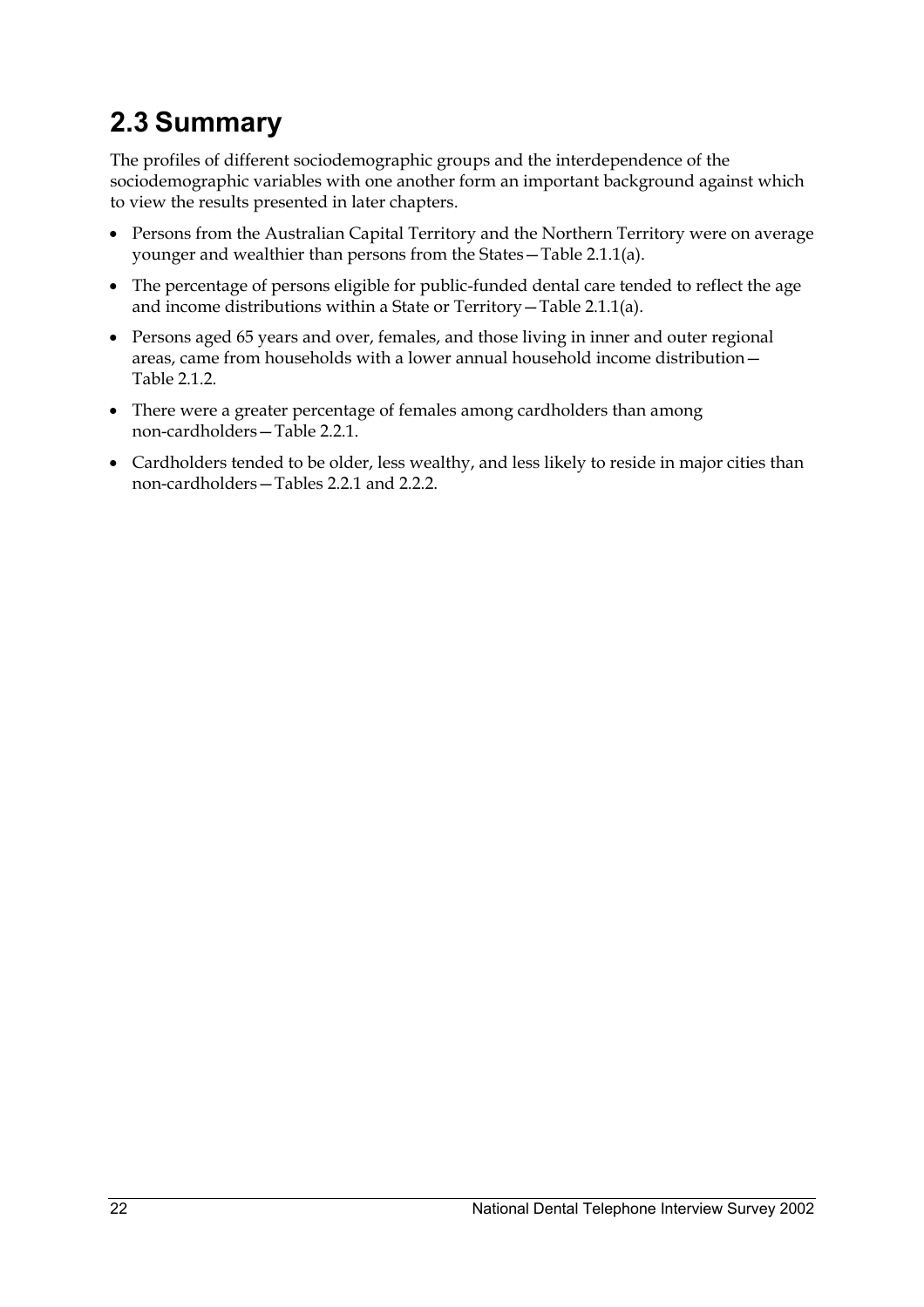## 2.3 Summary

The profiles of different sociodemographic groups and the interdependence of the sociodemographic variables with one another form an important background against which to view the results presented in later chapters.

- Persons from the Australian Capital Territory and the Northern Territory were on average younger and wealthier than persons from the States—Table 2.1.1(a).
- The percentage of persons eligible for public-funded dental care tended to reflect the age and income distributions within a State or Territory—Table 2.1.1(a).
- Persons aged 65 years and over, females, and those living in inner and outer regional areas, came from households with a lower annual household income distribution—Table 2.1.2.
- There were a greater percentage of females among cardholders than among non-cardholders—Table 2.2.1.
- Cardholders tended to be older, less wealthy, and less likely to reside in major cities than non-cardholders—Tables 2.2.1 and 2.2.2.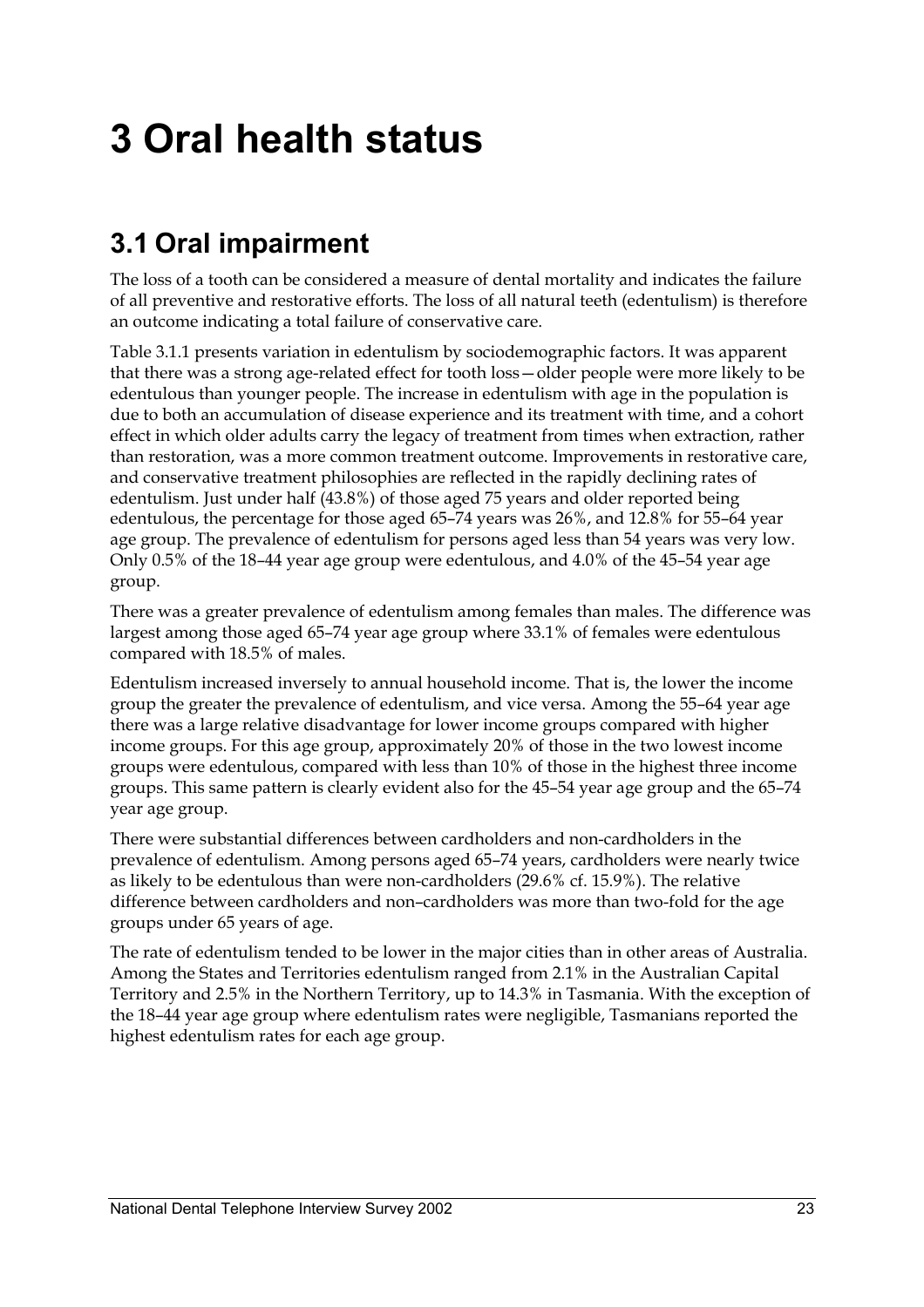# 3 Oral health status

## 3.1 Oral impairment

The loss of a tooth can be considered a measure of dental mortality and indicates the failure of all preventive and restorative efforts. The loss of all natural teeth (edentulism) is therefore an outcome indicating a total failure of conservative care.

Table 3.1.1 presents variation in edentulism by sociodemographic factors. It was apparent that there was a strong age-related effect for tooth loss—older people were more likely to be edentulous than younger people. The increase in edentulism with age in the population is due to both an accumulation of disease experience and its treatment with time, and a cohort effect in which older adults carry the legacy of treatment from times when extraction, rather than restoration, was a more common treatment outcome. Improvements in restorative care, and conservative treatment philosophies are reflected in the rapidly declining rates of edentulism. Just under half (43.8%) of those aged 75 years and older reported being edentulous, the percentage for those aged 65–74 years was 26%, and 12.8% for 55–64 year age group. The prevalence of edentulism for persons aged less than 54 years was very low. Only 0.5% of the 18–44 year age group were edentulous, and 4.0% of the 45–54 year age group.

There was a greater prevalence of edentulism among females than males. The difference was largest among those aged 65–74 year age group where 33.1% of females were edentulous compared with 18.5% of males.

Edentulism increased inversely to annual household income. That is, the lower the income group the greater the prevalence of edentulism, and vice versa. Among the 55–64 year age there was a large relative disadvantage for lower income groups compared with higher income groups. For this age group, approximately 20% of those in the two lowest income groups were edentulous, compared with less than 10% of those in the highest three income groups. This same pattern is clearly evident also for the 45–54 year age group and the 65–74 year age group.

There were substantial differences between cardholders and non-cardholders in the prevalence of edentulism. Among persons aged 65–74 years, cardholders were nearly twice as likely to be edentulous than were non-cardholders (29.6% cf. 15.9%). The relative difference between cardholders and non–cardholders was more than two-fold for the age groups under 65 years of age.

The rate of edentulism tended to be lower in the major cities than in other areas of Australia. Among the States and Territories edentulism ranged from 2.1% in the Australian Capital Territory and 2.5% in the Northern Territory, up to 14.3% in Tasmania. With the exception of the 18–44 year age group where edentulism rates were negligible, Tasmanians reported the highest edentulism rates for each age group.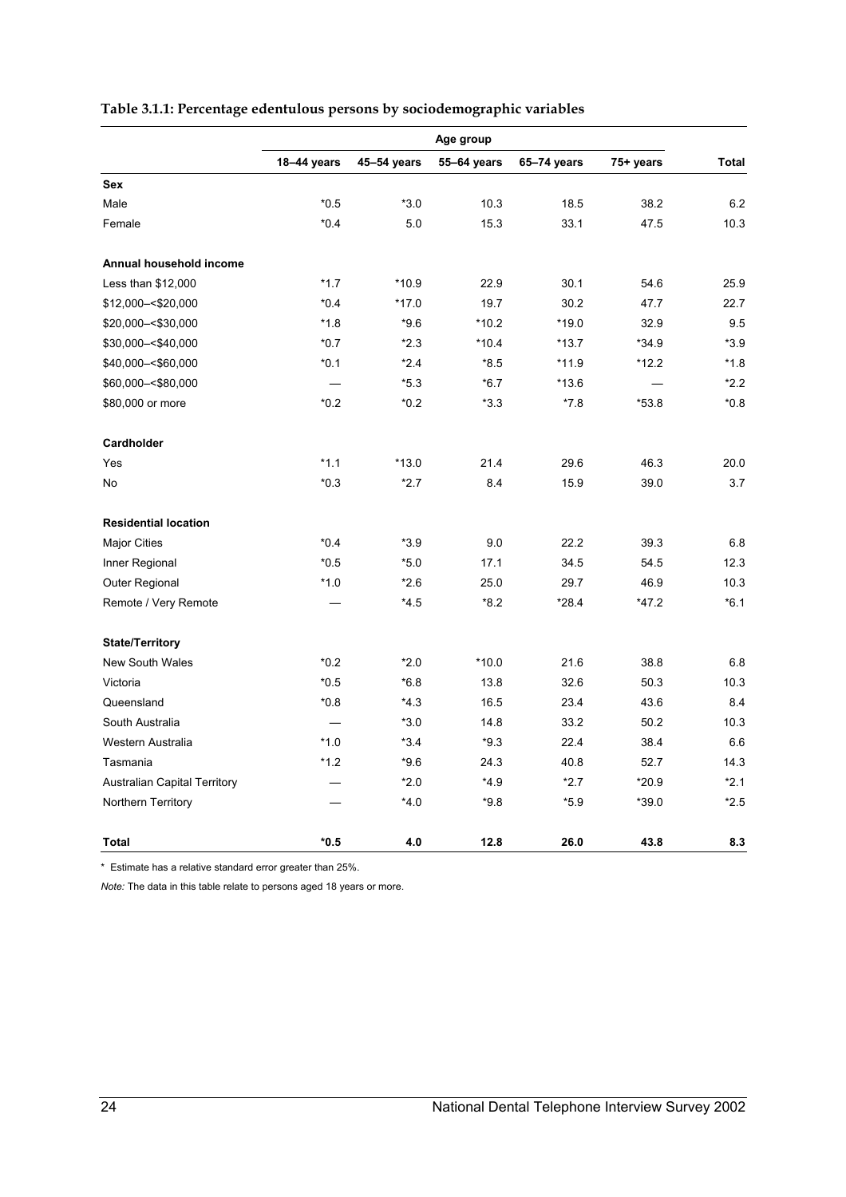**Table 3.1.1: Percentage edentulous persons by sociodemographic variables**

| | Age group | | | | | |
|---|---|---|---|---|---|---|
| | 18–44 years | 45–54 years | 55–64 years | 65–74 years | 75+ years | Total |
| **Sex** | | | | | | |
| Male | *0.5 | *3.0 | 10.3 | 18.5 | 38.2 | 6.2 |
| Female | *0.4 | 5.0 | 15.3 | 33.1 | 47.5 | 10.3 |
| **Annual household income** | | | | | | |
| Less than $12,000 | *1.7 | *10.9 | 22.9 | 30.1 | 54.6 | 25.9 |
| $12,000–<$20,000 | *0.4 | *17.0 | 19.7 | 30.2 | 47.7 | 22.7 |
| $20,000–<$30,000 | *1.8 | *9.6 | *10.2 | *19.0 | 32.9 | 9.5 |
| $30,000–<$40,000 | *0.7 | *2.3 | *10.4 | *13.7 | *34.9 | *3.9 |
| $40,000–<$60,000 | *0.1 | *2.4 | *8.5 | *11.9 | *12.2 | *1.8 |
| $60,000–<$80,000 | — | *5.3 | *6.7 | *13.6 | — | *2.2 |
| $80,000 or more | *0.2 | *0.2 | *3.3 | *7.8 | *53.8 | *0.8 |
| **Cardholder** | | | | | | |
| Yes | *1.1 | *13.0 | 21.4 | 29.6 | 46.3 | 20.0 |
| No | *0.3 | *2.7 | 8.4 | 15.9 | 39.0 | 3.7 |
| **Residential location** | | | | | | |
| Major Cities | *0.4 | *3.9 | 9.0 | 22.2 | 39.3 | 6.8 |
| Inner Regional | *0.5 | *5.0 | 17.1 | 34.5 | 54.5 | 12.3 |
| Outer Regional | *1.0 | *2.6 | 25.0 | 29.7 | 46.9 | 10.3 |
| Remote / Very Remote | — | *4.5 | *8.2 | *28.4 | *47.2 | *6.1 |
| **State/Territory** | | | | | | |
| New South Wales | *0.2 | *2.0 | *10.0 | 21.6 | 38.8 | 6.8 |
| Victoria | *0.5 | *6.8 | 13.8 | 32.6 | 50.3 | 10.3 |
| Queensland | *0.8 | *4.3 | 16.5 | 23.4 | 43.6 | 8.4 |
| South Australia | — | *3.0 | 14.8 | 33.2 | 50.2 | 10.3 |
| Western Australia | *1.0 | *3.4 | *9.3 | 22.4 | 38.4 | 6.6 |
| Tasmania | *1.2 | *9.6 | 24.3 | 40.8 | 52.7 | 14.3 |
| Australian Capital Territory | — | *2.0 | *4.9 | *2.7 | *20.9 | *2.1 |
| Northern Territory | — | *4.0 | *9.8 | *5.9 | *39.0 | *2.5 |
| **Total** | ***0.5** | **4.0** | **12.8** | **26.0** | **43.8** | **8.3** |

\* Estimate has a relative standard error greater than 25%.

*Note:* The data in this table relate to persons aged 18 years or more.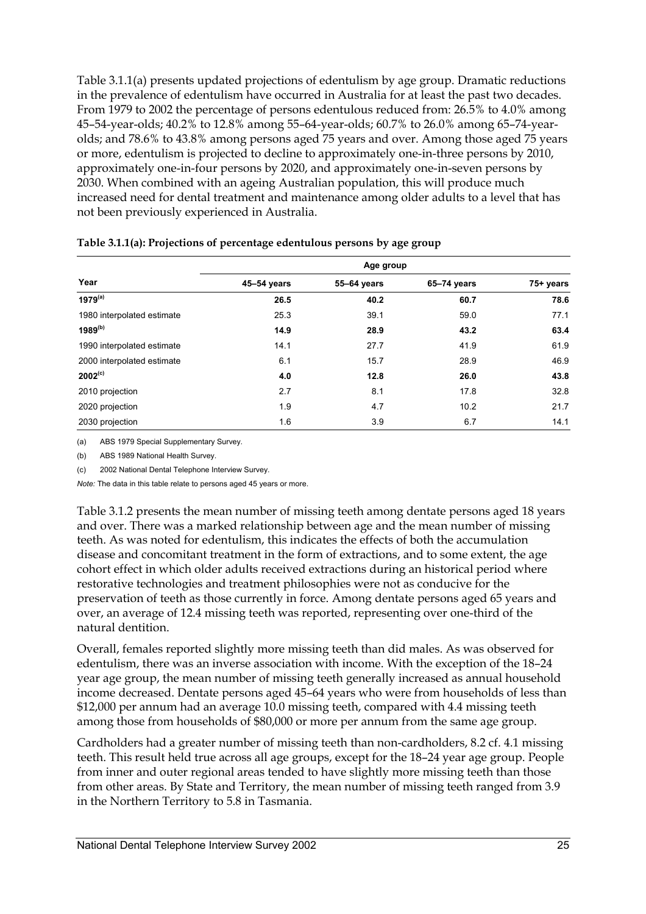Table 3.1.1(a) presents updated projections of edentulism by age group. Dramatic reductions in the prevalence of edentulism have occurred in Australia for at least the past two decades. From 1979 to 2002 the percentage of persons edentulous reduced from: 26.5% to 4.0% among 45–54-year-olds; 40.2% to 12.8% among 55–64-year-olds; 60.7% to 26.0% among 65–74-year-olds; and 78.6% to 43.8% among persons aged 75 years and over. Among those aged 75 years or more, edentulism is projected to decline to approximately one-in-three persons by 2010, approximately one-in-four persons by 2020, and approximately one-in-seven persons by 2030. When combined with an ageing Australian population, this will produce much increased need for dental treatment and maintenance among older adults to a level that has not been previously experienced in Australia.

**Table 3.1.1(a): Projections of percentage edentulous persons by age group**

| | Age group | | | |
|---|---|---|---|---|
| Year | 45–54 years | 55–64 years | 65–74 years | 75+ years |
| **1979[(a)]** | **26.5** | **40.2** | **60.7** | **78.6** |
| 1980 interpolated estimate | 25.3 | 39.1 | 59.0 | 77.1 |
| **1989[(b)]** | **14.9** | **28.9** | **43.2** | **63.4** |
| 1990 interpolated estimate | 14.1 | 27.7 | 41.9 | 61.9 |
| 2000 interpolated estimate | 6.1 | 15.7 | 28.9 | 46.9 |
| **2002[(c)]** | **4.0** | **12.8** | **26.0** | **43.8** |
| 2010 projection | 2.7 | 8.1 | 17.8 | 32.8 |
| 2020 projection | 1.9 | 4.7 | 10.2 | 21.7 |
| 2030 projection | 1.6 | 3.9 | 6.7 | 14.1 |

(a) ABS 1979 Special Supplementary Survey.

(b) ABS 1989 National Health Survey.

(c) 2002 National Dental Telephone Interview Survey.

*Note:* The data in this table relate to persons aged 45 years or more.

Table 3.1.2 presents the mean number of missing teeth among dentate persons aged 18 years and over. There was a marked relationship between age and the mean number of missing teeth. As was noted for edentulism, this indicates the effects of both the accumulation disease and concomitant treatment in the form of extractions, and to some extent, the age cohort effect in which older adults received extractions during an historical period where restorative technologies and treatment philosophies were not as conducive for the preservation of teeth as those currently in force. Among dentate persons aged 65 years and over, an average of 12.4 missing teeth was reported, representing over one-third of the natural dentition.

Overall, females reported slightly more missing teeth than did males. As was observed for edentulism, there was an inverse association with income. With the exception of the 18–24 year age group, the mean number of missing teeth generally increased as annual household income decreased. Dentate persons aged 45–64 years who were from households of less than $12,000 per annum had an average 10.0 missing teeth, compared with 4.4 missing teeth among those from households of $80,000 or more per annum from the same age group.

Cardholders had a greater number of missing teeth than non-cardholders, 8.2 cf. 4.1 missing teeth. This result held true across all age groups, except for the 18–24 year age group. People from inner and outer regional areas tended to have slightly more missing teeth than those from other areas. By State and Territory, the mean number of missing teeth ranged from 3.9 in the Northern Territory to 5.8 in Tasmania.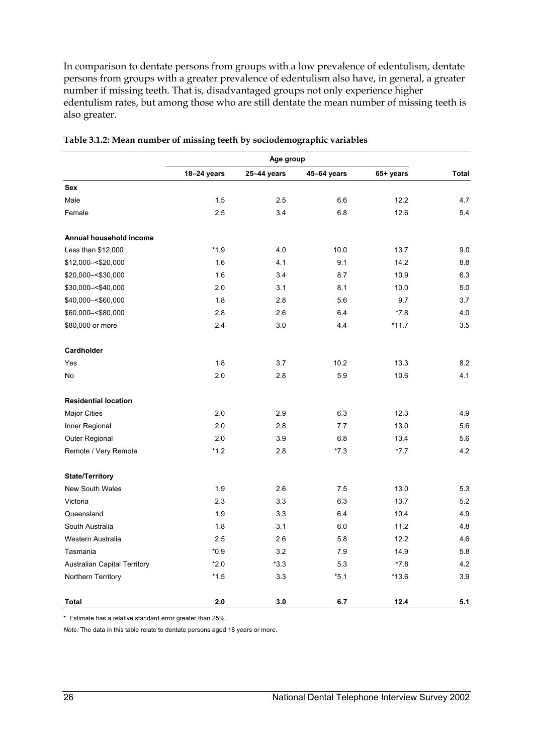In comparison to dentate persons from groups with a low prevalence of edentulism, dentate persons from groups with a greater prevalence of edentulism also have, in general, a greater number if missing teeth. That is, disadvantaged groups not only experience higher edentulism rates, but among those who are still dentate the mean number of missing teeth is also greater.

**Table 3.1.2: Mean number of missing teeth by sociodemographic variables**

| | Age group | | | | |
|---|---|---|---|---|---|
| | 18–24 years | 25–44 years | 45–64 years | 65+ years | Total |
| **Sex** | | | | | |
| Male | 1.5 | 2.5 | 6.6 | 12.2 | 4.7 |
| Female | 2.5 | 3.4 | 6.8 | 12.6 | 5.4 |
| **Annual household income** | | | | | |
| Less than $12,000 | *1.9 | 4.0 | 10.0 | 13.7 | 9.0 |
| $12,000–<$20,000 | 1.6 | 4.1 | 9.1 | 14.2 | 8.8 |
| $20,000–<$30,000 | 1.6 | 3.4 | 8.7 | 10.9 | 6.3 |
| $30,000–<$40,000 | 2.0 | 3.1 | 8.1 | 10.0 | 5.0 |
| $40,000–<$60,000 | 1.8 | 2.8 | 5.6 | 9.7 | 3.7 |
| $60,000–<$80,000 | 2.8 | 2.6 | 6.4 | *7.8 | 4.0 |
| $80,000 or more | 2.4 | 3.0 | 4.4 | *11.7 | 3.5 |
| **Cardholder** | | | | | |
| Yes | 1.8 | 3.7 | 10.2 | 13.3 | 8.2 |
| No | 2.0 | 2.8 | 5.9 | 10.6 | 4.1 |
| **Residential location** | | | | | |
| Major Cities | 2.0 | 2.9 | 6.3 | 12.3 | 4.9 |
| Inner Regional | 2.0 | 2.8 | 7.7 | 13.0 | 5.6 |
| Outer Regional | 2.0 | 3.9 | 6.8 | 13.4 | 5.6 |
| Remote / Very Remote | *1.2 | 2.8 | *7.3 | *7.7 | 4.2 |
| **State/Territory** | | | | | |
| New South Wales | 1.9 | 2.6 | 7.5 | 13.0 | 5.3 |
| Victoria | 2.3 | 3.3 | 6.3 | 13.7 | 5.2 |
| Queensland | 1.9 | 3.3 | 6.4 | 10.4 | 4.9 |
| South Australia | 1.8 | 3.1 | 6.0 | 11.2 | 4.8 |
| Western Australia | 2.5 | 2.6 | 5.8 | 12.2 | 4.6 |
| Tasmania | *0.9 | 3.2 | 7.9 | 14.9 | 5.8 |
| Australian Capital Territory | *2.0 | *3.3 | 5.3 | *7.8 | 4.2 |
| Northern Territory | *1.5 | 3.3 | *5.1 | *13.6 | 3.9 |
| **Total** | **2.0** | **3.0** | **6.7** | **12.4** | **5.1** |

\* Estimate has a relative standard error greater than 25%.

*Note:* The data in this table relate to dentate persons aged 18 years or more.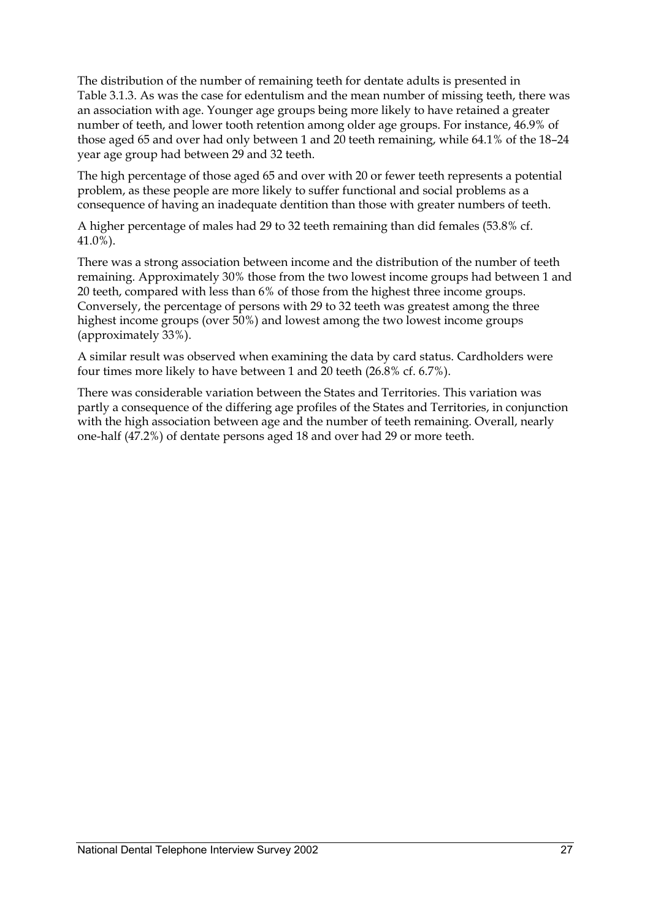The distribution of the number of remaining teeth for dentate adults is presented in Table 3.1.3. As was the case for edentulism and the mean number of missing teeth, there was an association with age. Younger age groups being more likely to have retained a greater number of teeth, and lower tooth retention among older age groups. For instance, 46.9% of those aged 65 and over had only between 1 and 20 teeth remaining, while 64.1% of the 18–24 year age group had between 29 and 32 teeth.

The high percentage of those aged 65 and over with 20 or fewer teeth represents a potential problem, as these people are more likely to suffer functional and social problems as a consequence of having an inadequate dentition than those with greater numbers of teeth.

A higher percentage of males had 29 to 32 teeth remaining than did females (53.8% cf. 41.0%).

There was a strong association between income and the distribution of the number of teeth remaining. Approximately 30% those from the two lowest income groups had between 1 and 20 teeth, compared with less than 6% of those from the highest three income groups. Conversely, the percentage of persons with 29 to 32 teeth was greatest among the three highest income groups (over 50%) and lowest among the two lowest income groups (approximately 33%).

A similar result was observed when examining the data by card status. Cardholders were four times more likely to have between 1 and 20 teeth (26.8% cf. 6.7%).

There was considerable variation between the States and Territories. This variation was partly a consequence of the differing age profiles of the States and Territories, in conjunction with the high association between age and the number of teeth remaining. Overall, nearly one-half (47.2%) of dentate persons aged 18 and over had 29 or more teeth.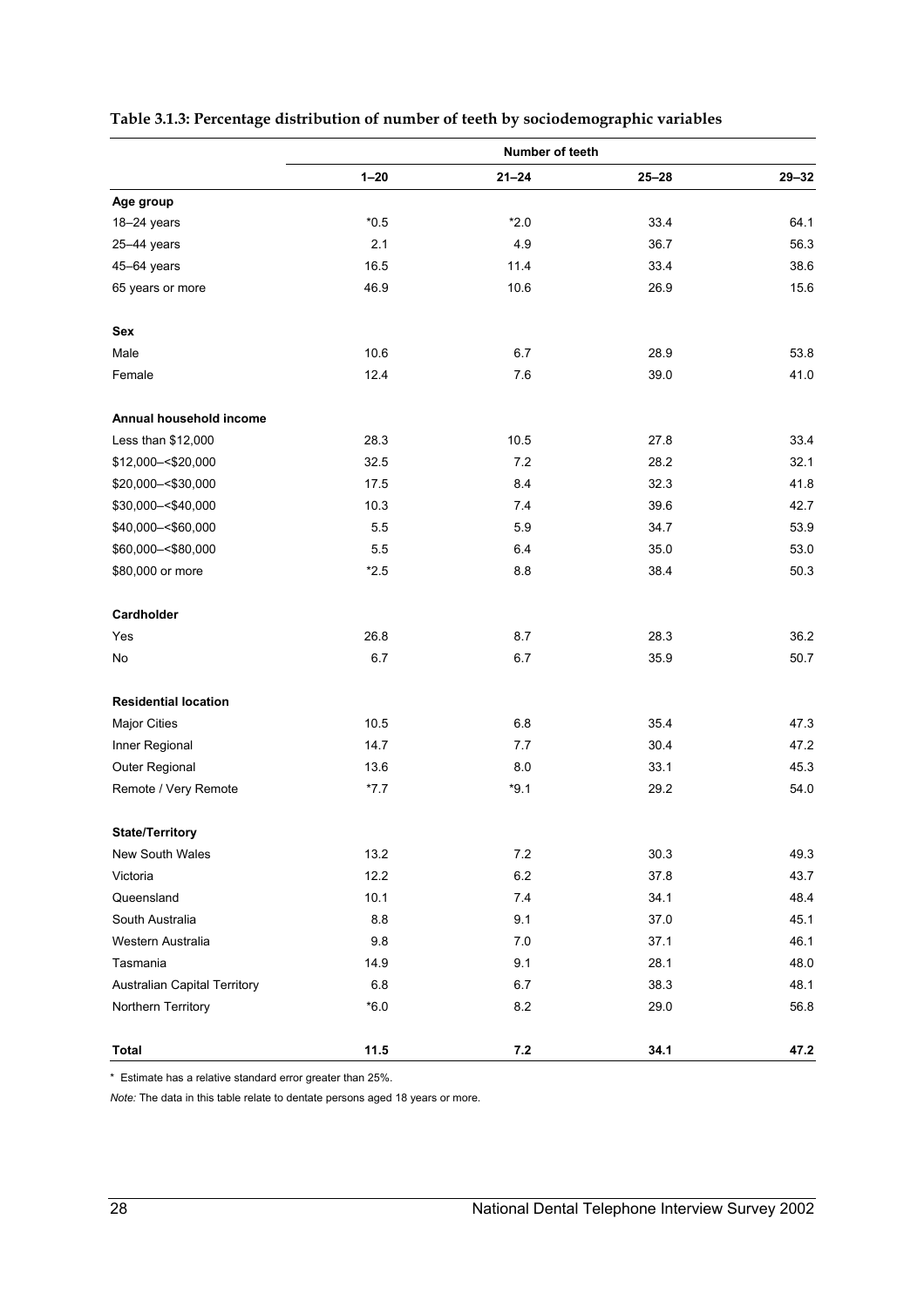**Table 3.1.3: Percentage distribution of number of teeth by sociodemographic variables**

| | Number of teeth | | | |
|---|---|---|---|---|
| | 1–20 | 21–24 | 25–28 | 29–32 |
| **Age group** | | | | |
| 18–24 years | *0.5 | *2.0 | 33.4 | 64.1 |
| 25–44 years | 2.1 | 4.9 | 36.7 | 56.3 |
| 45–64 years | 16.5 | 11.4 | 33.4 | 38.6 |
| 65 years or more | 46.9 | 10.6 | 26.9 | 15.6 |
| **Sex** | | | | |
| Male | 10.6 | 6.7 | 28.9 | 53.8 |
| Female | 12.4 | 7.6 | 39.0 | 41.0 |
| **Annual household income** | | | | |
| Less than $12,000 | 28.3 | 10.5 | 27.8 | 33.4 |
| $12,000–<$20,000 | 32.5 | 7.2 | 28.2 | 32.1 |
| $20,000–<$30,000 | 17.5 | 8.4 | 32.3 | 41.8 |
| $30,000–<$40,000 | 10.3 | 7.4 | 39.6 | 42.7 |
| $40,000–<$60,000 | 5.5 | 5.9 | 34.7 | 53.9 |
| $60,000–<$80,000 | 5.5 | 6.4 | 35.0 | 53.0 |
| $80,000 or more | *2.5 | 8.8 | 38.4 | 50.3 |
| **Cardholder** | | | | |
| Yes | 26.8 | 8.7 | 28.3 | 36.2 |
| No | 6.7 | 6.7 | 35.9 | 50.7 |
| **Residential location** | | | | |
| Major Cities | 10.5 | 6.8 | 35.4 | 47.3 |
| Inner Regional | 14.7 | 7.7 | 30.4 | 47.2 |
| Outer Regional | 13.6 | 8.0 | 33.1 | 45.3 |
| Remote / Very Remote | *7.7 | *9.1 | 29.2 | 54.0 |
| **State/Territory** | | | | |
| New South Wales | 13.2 | 7.2 | 30.3 | 49.3 |
| Victoria | 12.2 | 6.2 | 37.8 | 43.7 |
| Queensland | 10.1 | 7.4 | 34.1 | 48.4 |
| South Australia | 8.8 | 9.1 | 37.0 | 45.1 |
| Western Australia | 9.8 | 7.0 | 37.1 | 46.1 |
| Tasmania | 14.9 | 9.1 | 28.1 | 48.0 |
| Australian Capital Territory | 6.8 | 6.7 | 38.3 | 48.1 |
| Northern Territory | *6.0 | 8.2 | 29.0 | 56.8 |
| **Total** | **11.5** | **7.2** | **34.1** | **47.2** |

* Estimate has a relative standard error greater than 25%.

*Note:* The data in this table relate to dentate persons aged 18 years or more.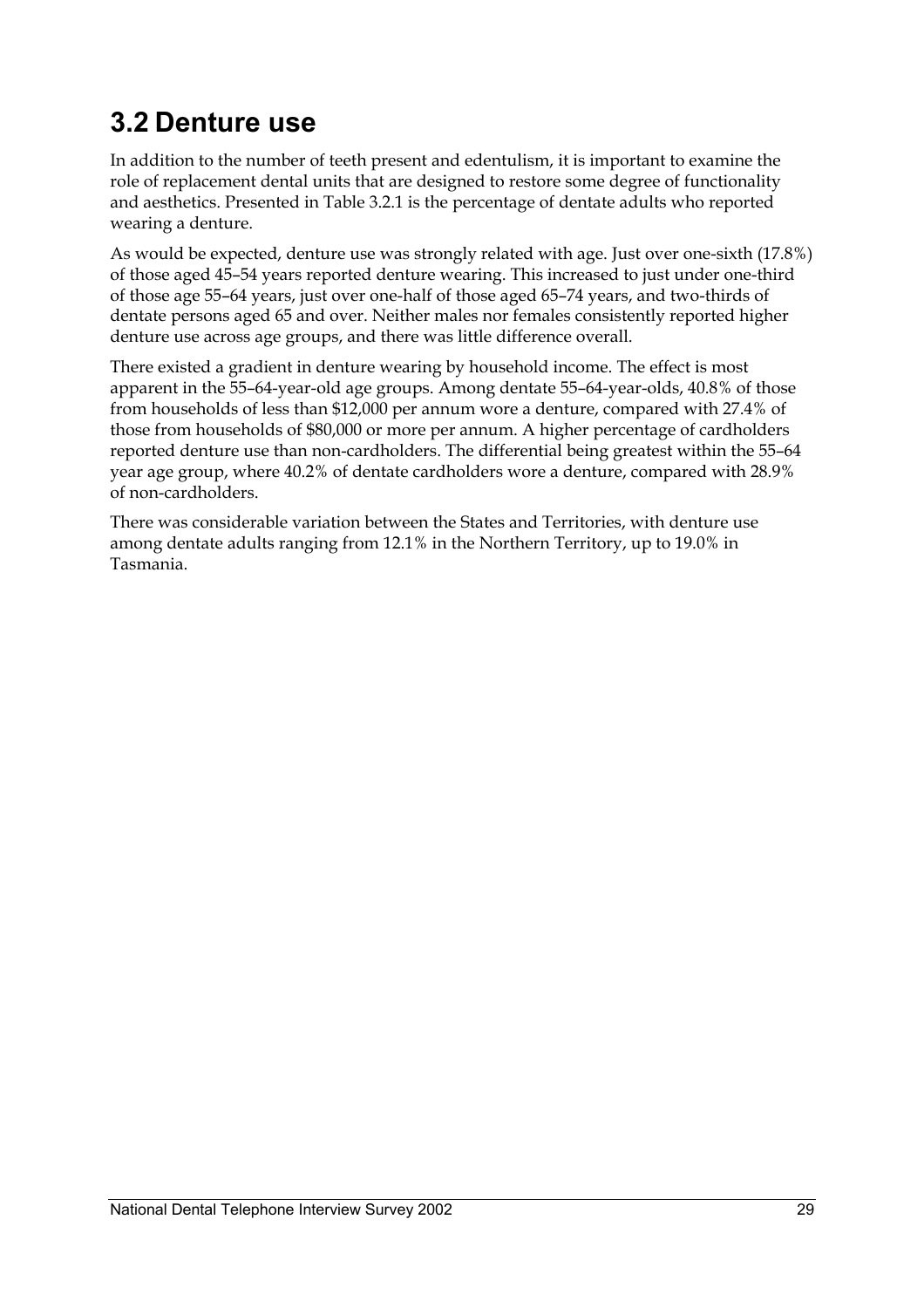## 3.2 Denture use

In addition to the number of teeth present and edentulism, it is important to examine the role of replacement dental units that are designed to restore some degree of functionality and aesthetics. Presented in Table 3.2.1 is the percentage of dentate adults who reported wearing a denture.

As would be expected, denture use was strongly related with age. Just over one-sixth (17.8%) of those aged 45–54 years reported denture wearing. This increased to just under one-third of those age 55–64 years, just over one-half of those aged 65–74 years, and two-thirds of dentate persons aged 65 and over. Neither males nor females consistently reported higher denture use across age groups, and there was little difference overall.

There existed a gradient in denture wearing by household income. The effect is most apparent in the 55–64-year-old age groups. Among dentate 55–64-year-olds, 40.8% of those from households of less than $12,000 per annum wore a denture, compared with 27.4% of those from households of $80,000 or more per annum. A higher percentage of cardholders reported denture use than non-cardholders. The differential being greatest within the 55–64 year age group, where 40.2% of dentate cardholders wore a denture, compared with 28.9% of non-cardholders.

There was considerable variation between the States and Territories, with denture use among dentate adults ranging from 12.1% in the Northern Territory, up to 19.0% in Tasmania.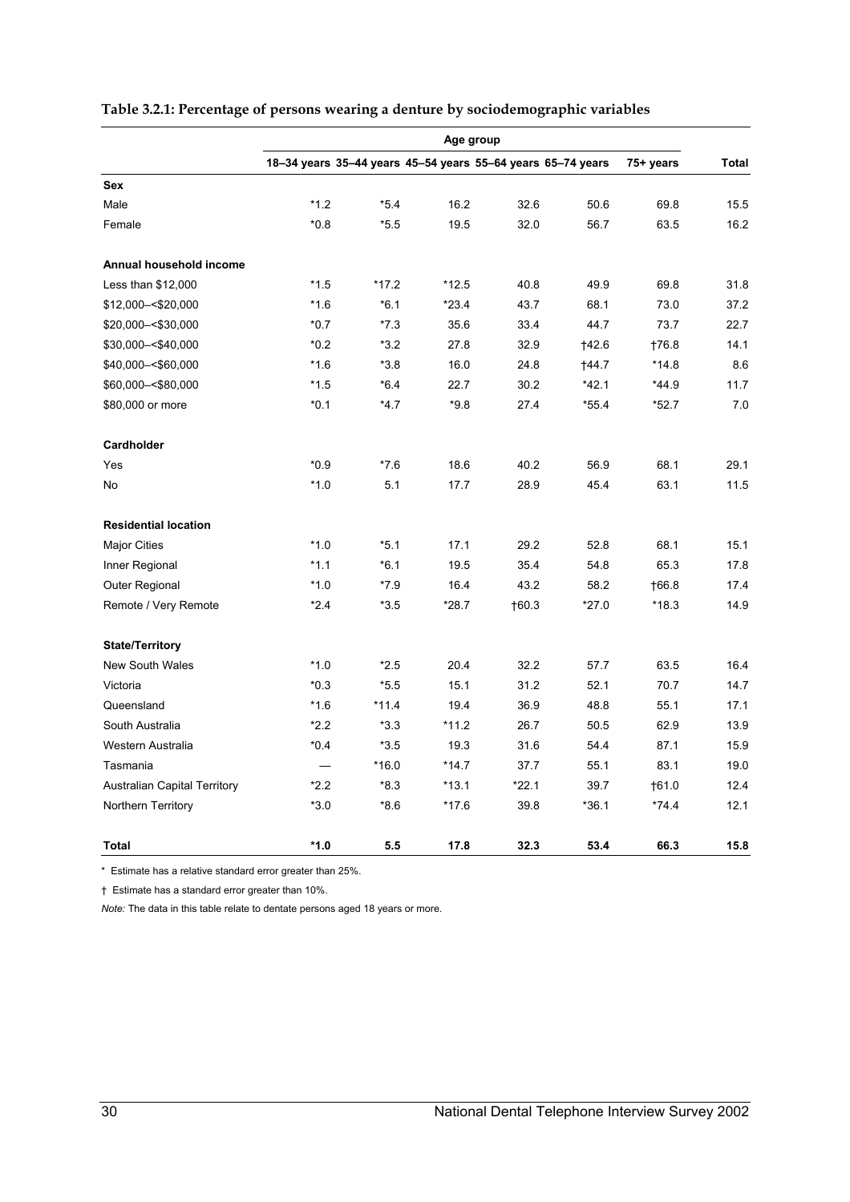**Table 3.2.1: Percentage of persons wearing a denture by sociodemographic variables**

| | Age group | | | | | | |
|---|---|---|---|---|---|---|---|
| | 18–34 years | 35–44 years | 45–54 years | 55–64 years | 65–74 years | 75+ years | Total |
| **Sex** | | | | | | | |
| Male | *1.2 | *5.4 | 16.2 | 32.6 | 50.6 | 69.8 | 15.5 |
| Female | *0.8 | *5.5 | 19.5 | 32.0 | 56.7 | 63.5 | 16.2 |
| **Annual household income** | | | | | | | |
| Less than $12,000 | *1.5 | *17.2 | *12.5 | 40.8 | 49.9 | 69.8 | 31.8 |
| $12,000–<$20,000 | *1.6 | *6.1 | *23.4 | 43.7 | 68.1 | 73.0 | 37.2 |
| $20,000–<$30,000 | *0.7 | *7.3 | 35.6 | 33.4 | 44.7 | 73.7 | 22.7 |
| $30,000–<$40,000 | *0.2 | *3.2 | 27.8 | 32.9 | †42.6 | †76.8 | 14.1 |
| $40,000–<$60,000 | *1.6 | *3.8 | 16.0 | 24.8 | †44.7 | *14.8 | 8.6 |
| $60,000–<$80,000 | *1.5 | *6.4 | 22.7 | 30.2 | *42.1 | *44.9 | 11.7 |
| $80,000 or more | *0.1 | *4.7 | *9.8 | 27.4 | *55.4 | *52.7 | 7.0 |
| **Cardholder** | | | | | | | |
| Yes | *0.9 | *7.6 | 18.6 | 40.2 | 56.9 | 68.1 | 29.1 |
| No | *1.0 | 5.1 | 17.7 | 28.9 | 45.4 | 63.1 | 11.5 |
| **Residential location** | | | | | | | |
| Major Cities | *1.0 | *5.1 | 17.1 | 29.2 | 52.8 | 68.1 | 15.1 |
| Inner Regional | *1.1 | *6.1 | 19.5 | 35.4 | 54.8 | 65.3 | 17.8 |
| Outer Regional | *1.0 | *7.9 | 16.4 | 43.2 | 58.2 | †66.8 | 17.4 |
| Remote / Very Remote | *2.4 | *3.5 | *28.7 | †60.3 | *27.0 | *18.3 | 14.9 |
| **State/Territory** | | | | | | | |
| New South Wales | *1.0 | *2.5 | 20.4 | 32.2 | 57.7 | 63.5 | 16.4 |
| Victoria | *0.3 | *5.5 | 15.1 | 31.2 | 52.1 | 70.7 | 14.7 |
| Queensland | *1.6 | *11.4 | 19.4 | 36.9 | 48.8 | 55.1 | 17.1 |
| South Australia | *2.2 | *3.3 | *11.2 | 26.7 | 50.5 | 62.9 | 13.9 |
| Western Australia | *0.4 | *3.5 | 19.3 | 31.6 | 54.4 | 87.1 | 15.9 |
| Tasmania | — | *16.0 | *14.7 | 37.7 | 55.1 | 83.1 | 19.0 |
| Australian Capital Territory | *2.2 | *8.3 | *13.1 | *22.1 | 39.7 | †61.0 | 12.4 |
| Northern Territory | *3.0 | *8.6 | *17.6 | 39.8 | *36.1 | *74.4 | 12.1 |
| **Total** | ***1.0** | **5.5** | **17.8** | **32.3** | **53.4** | **66.3** | **15.8** |

\* Estimate has a relative standard error greater than 25%.

† Estimate has a standard error greater than 10%.

*Note:* The data in this table relate to dentate persons aged 18 years or more.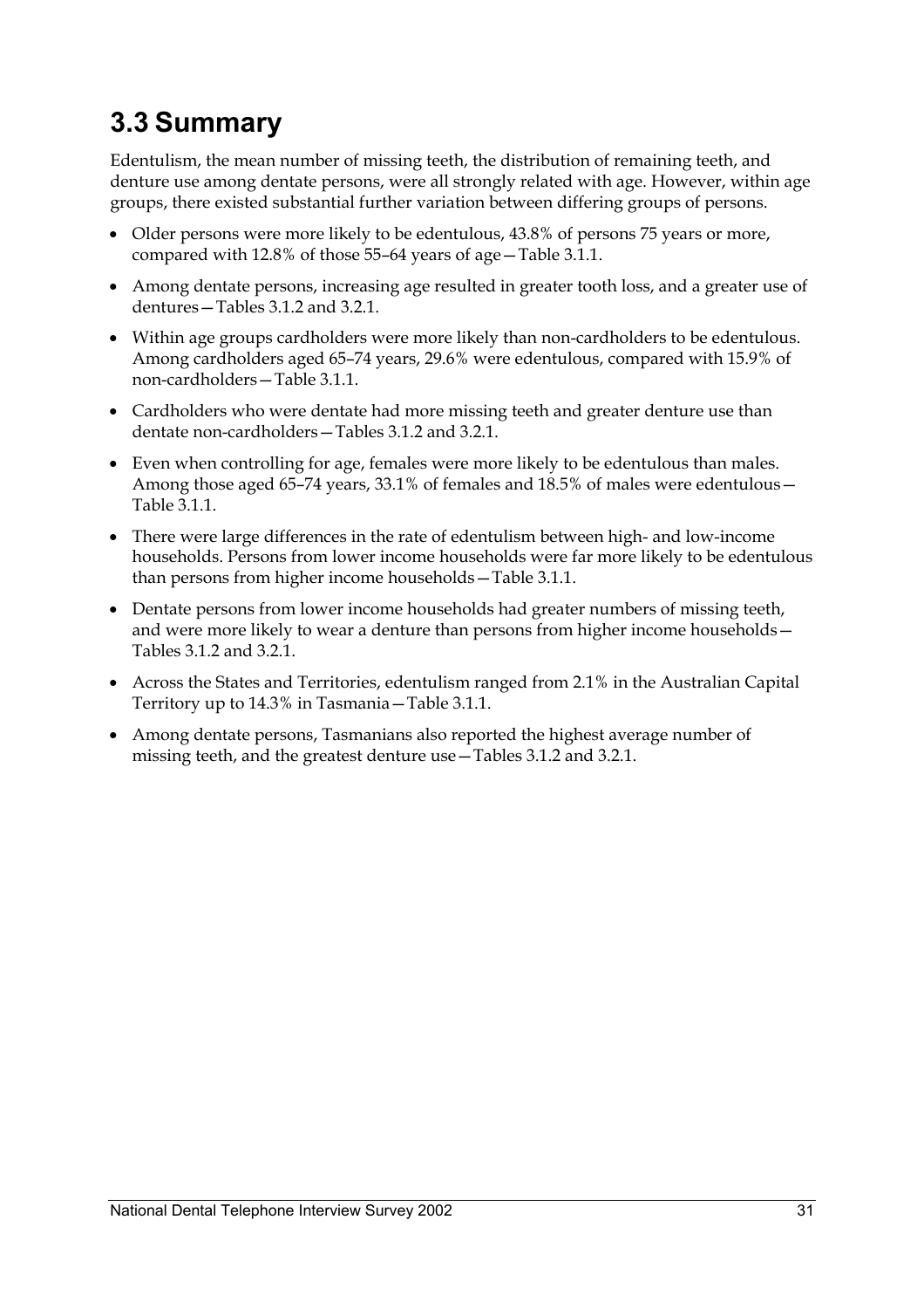## 3.3 Summary

Edentulism, the mean number of missing teeth, the distribution of remaining teeth, and denture use among dentate persons, were all strongly related with age. However, within age groups, there existed substantial further variation between differing groups of persons.

- Older persons were more likely to be edentulous, 43.8% of persons 75 years or more, compared with 12.8% of those 55–64 years of age—Table 3.1.1.
- Among dentate persons, increasing age resulted in greater tooth loss, and a greater use of dentures—Tables 3.1.2 and 3.2.1.
- Within age groups cardholders were more likely than non-cardholders to be edentulous. Among cardholders aged 65–74 years, 29.6% were edentulous, compared with 15.9% of non-cardholders—Table 3.1.1.
- Cardholders who were dentate had more missing teeth and greater denture use than dentate non-cardholders—Tables 3.1.2 and 3.2.1.
- Even when controlling for age, females were more likely to be edentulous than males. Among those aged 65–74 years, 33.1% of females and 18.5% of males were edentulous—Table 3.1.1.
- There were large differences in the rate of edentulism between high- and low-income households. Persons from lower income households were far more likely to be edentulous than persons from higher income households—Table 3.1.1.
- Dentate persons from lower income households had greater numbers of missing teeth, and were more likely to wear a denture than persons from higher income households—Tables 3.1.2 and 3.2.1.
- Across the States and Territories, edentulism ranged from 2.1% in the Australian Capital Territory up to 14.3% in Tasmania—Table 3.1.1.
- Among dentate persons, Tasmanians also reported the highest average number of missing teeth, and the greatest denture use—Tables 3.1.2 and 3.2.1.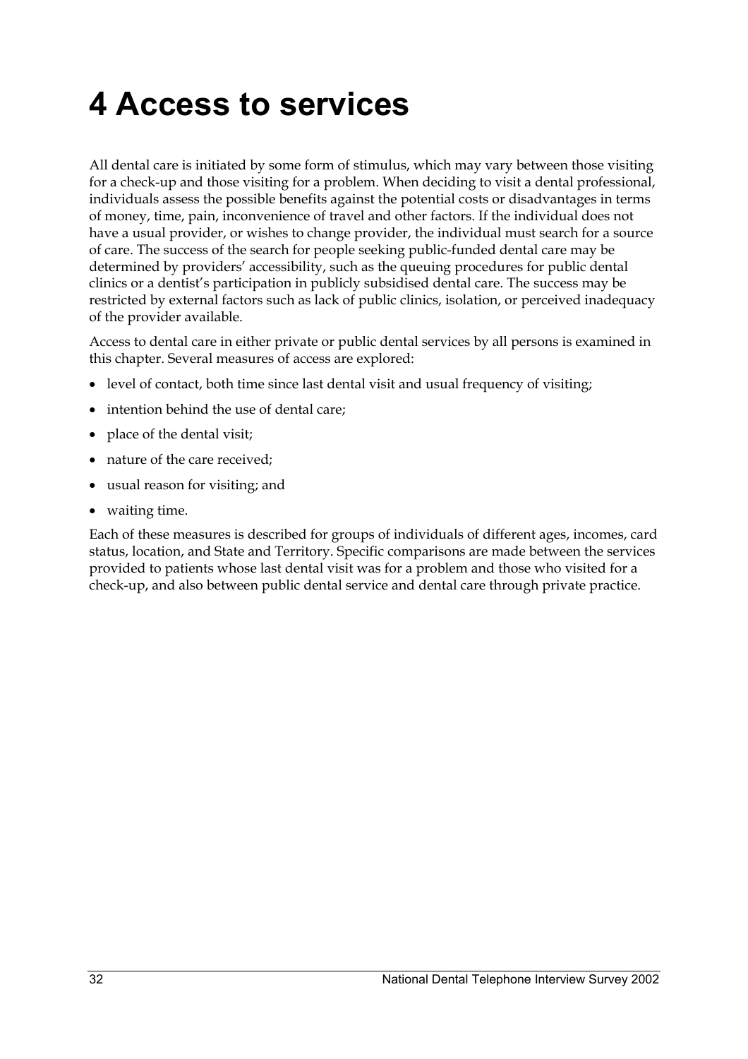# 4 Access to services

All dental care is initiated by some form of stimulus, which may vary between those visiting for a check-up and those visiting for a problem. When deciding to visit a dental professional, individuals assess the possible benefits against the potential costs or disadvantages in terms of money, time, pain, inconvenience of travel and other factors. If the individual does not have a usual provider, or wishes to change provider, the individual must search for a source of care. The success of the search for people seeking public-funded dental care may be determined by providers' accessibility, such as the queuing procedures for public dental clinics or a dentist's participation in publicly subsidised dental care. The success may be restricted by external factors such as lack of public clinics, isolation, or perceived inadequacy of the provider available.

Access to dental care in either private or public dental services by all persons is examined in this chapter. Several measures of access are explored:

- level of contact, both time since last dental visit and usual frequency of visiting;
- intention behind the use of dental care;
- place of the dental visit;
- nature of the care received;
- usual reason for visiting; and
- waiting time.

Each of these measures is described for groups of individuals of different ages, incomes, card status, location, and State and Territory. Specific comparisons are made between the services provided to patients whose last dental visit was for a problem and those who visited for a check-up, and also between public dental service and dental care through private practice.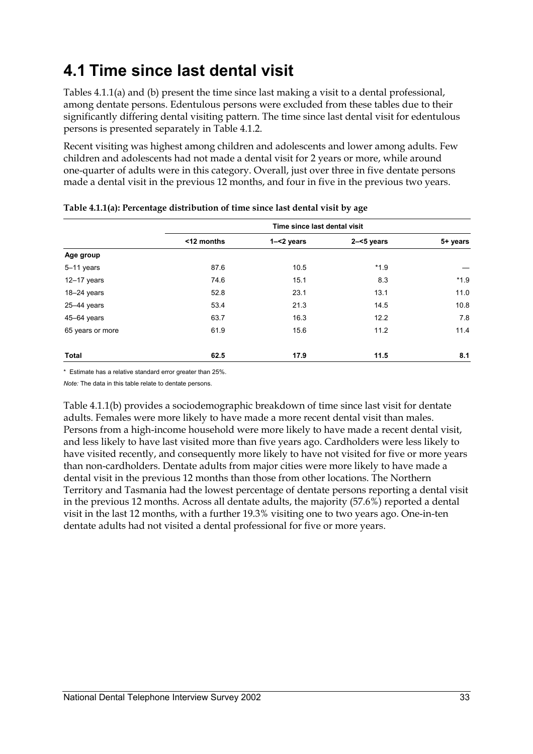# 4.1 Time since last dental visit

Tables 4.1.1(a) and (b) present the time since last making a visit to a dental professional, among dentate persons. Edentulous persons were excluded from these tables due to their significantly differing dental visiting pattern. The time since last dental visit for edentulous persons is presented separately in Table 4.1.2.

Recent visiting was highest among children and adolescents and lower among adults. Few children and adolescents had not made a dental visit for 2 years or more, while around one-quarter of adults were in this category. Overall, just over three in five dentate persons made a dental visit in the previous 12 months, and four in five in the previous two years.

**Table 4.1.1(a): Percentage distribution of time since last dental visit by age**

| | Time since last dental visit | | | |
|---|---|---|---|---|
| | <12 months | 1–<2 years | 2–<5 years | 5+ years |
| **Age group** | | | | |
| 5–11 years | 87.6 | 10.5 | *1.9 | — |
| 12–17 years | 74.6 | 15.1 | 8.3 | *1.9 |
| 18–24 years | 52.8 | 23.1 | 13.1 | 11.0 |
| 25–44 years | 53.4 | 21.3 | 14.5 | 10.8 |
| 45–64 years | 63.7 | 16.3 | 12.2 | 7.8 |
| 65 years or more | 61.9 | 15.6 | 11.2 | 11.4 |
| **Total** | **62.5** | **17.9** | **11.5** | **8.1** |

\* Estimate has a relative standard error greater than 25%.

*Note:* The data in this table relate to dentate persons.

Table 4.1.1(b) provides a sociodemographic breakdown of time since last visit for dentate adults. Females were more likely to have made a more recent dental visit than males. Persons from a high-income household were more likely to have made a recent dental visit, and less likely to have last visited more than five years ago. Cardholders were less likely to have visited recently, and consequently more likely to have not visited for five or more years than non-cardholders. Dentate adults from major cities were more likely to have made a dental visit in the previous 12 months than those from other locations. The Northern Territory and Tasmania had the lowest percentage of dentate persons reporting a dental visit in the previous 12 months. Across all dentate adults, the majority (57.6%) reported a dental visit in the last 12 months, with a further 19.3% visiting one to two years ago. One-in-ten dentate adults had not visited a dental professional for five or more years.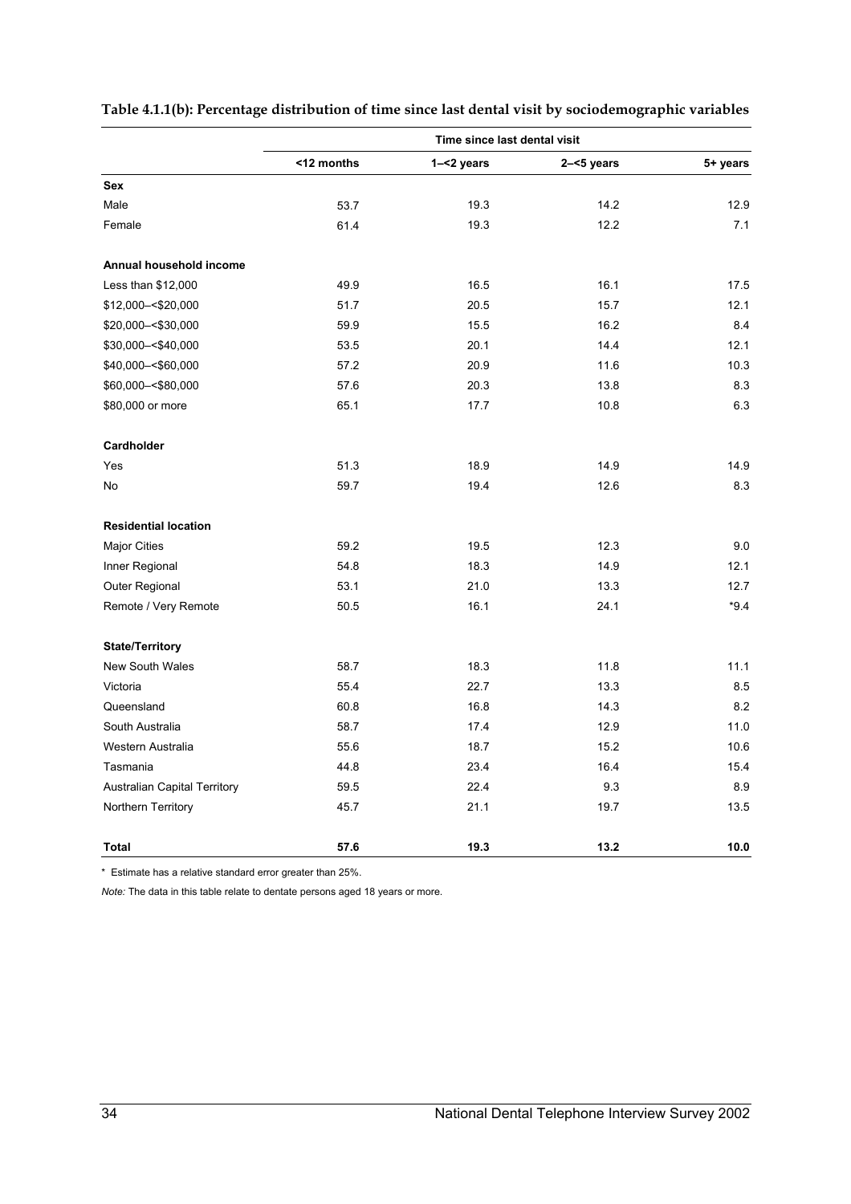**Table 4.1.1(b): Percentage distribution of time since last dental visit by sociodemographic variables**

| | Time since last dental visit | | | |
|---|---|---|---|---|
| | <12 months | 1–<2 years | 2–<5 years | 5+ years |
| **Sex** | | | | |
| Male | 53.7 | 19.3 | 14.2 | 12.9 |
| Female | 61.4 | 19.3 | 12.2 | 7.1 |
| **Annual household income** | | | | |
| Less than $12,000 | 49.9 | 16.5 | 16.1 | 17.5 |
| $12,000–<$20,000 | 51.7 | 20.5 | 15.7 | 12.1 |
| $20,000–<$30,000 | 59.9 | 15.5 | 16.2 | 8.4 |
| $30,000–<$40,000 | 53.5 | 20.1 | 14.4 | 12.1 |
| $40,000–<$60,000 | 57.2 | 20.9 | 11.6 | 10.3 |
| $60,000–<$80,000 | 57.6 | 20.3 | 13.8 | 8.3 |
| $80,000 or more | 65.1 | 17.7 | 10.8 | 6.3 |
| **Cardholder** | | | | |
| Yes | 51.3 | 18.9 | 14.9 | 14.9 |
| No | 59.7 | 19.4 | 12.6 | 8.3 |
| **Residential location** | | | | |
| Major Cities | 59.2 | 19.5 | 12.3 | 9.0 |
| Inner Regional | 54.8 | 18.3 | 14.9 | 12.1 |
| Outer Regional | 53.1 | 21.0 | 13.3 | 12.7 |
| Remote / Very Remote | 50.5 | 16.1 | 24.1 | *9.4 |
| **State/Territory** | | | | |
| New South Wales | 58.7 | 18.3 | 11.8 | 11.1 |
| Victoria | 55.4 | 22.7 | 13.3 | 8.5 |
| Queensland | 60.8 | 16.8 | 14.3 | 8.2 |
| South Australia | 58.7 | 17.4 | 12.9 | 11.0 |
| Western Australia | 55.6 | 18.7 | 15.2 | 10.6 |
| Tasmania | 44.8 | 23.4 | 16.4 | 15.4 |
| Australian Capital Territory | 59.5 | 22.4 | 9.3 | 8.9 |
| Northern Territory | 45.7 | 21.1 | 19.7 | 13.5 |
| **Total** | **57.6** | **19.3** | **13.2** | **10.0** |

\* Estimate has a relative standard error greater than 25%.

*Note:* The data in this table relate to dentate persons aged 18 years or more.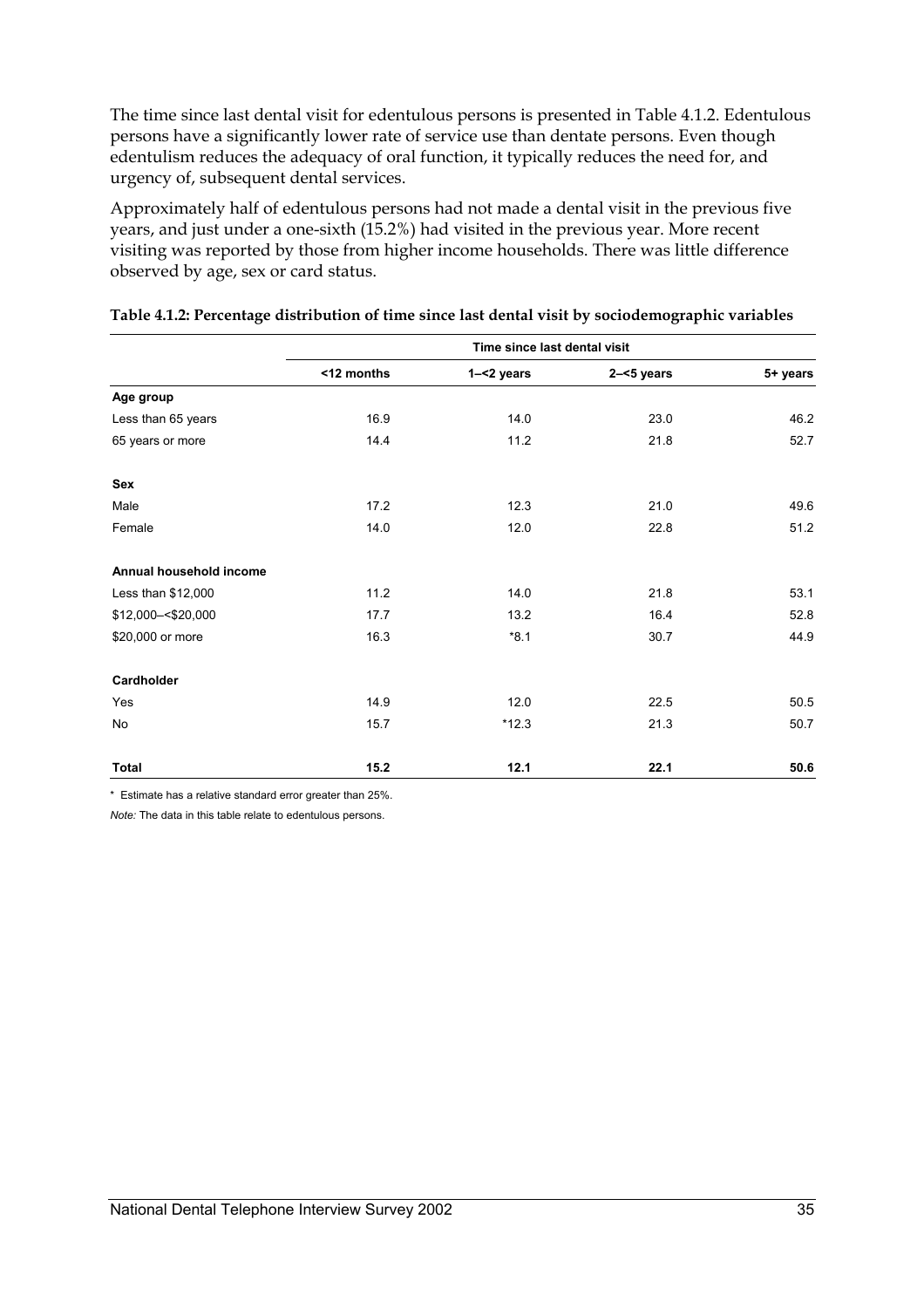The time since last dental visit for edentulous persons is presented in Table 4.1.2. Edentulous persons have a significantly lower rate of service use than dentate persons. Even though edentulism reduces the adequacy of oral function, it typically reduces the need for, and urgency of, subsequent dental services.

Approximately half of edentulous persons had not made a dental visit in the previous five years, and just under a one-sixth (15.2%) had visited in the previous year. More recent visiting was reported by those from higher income households. There was little difference observed by age, sex or card status.

**Table 4.1.2: Percentage distribution of time since last dental visit by sociodemographic variables**

| | Time since last dental visit | | | |
|---|---|---|---|---|
| | <12 months | 1–<2 years | 2–<5 years | 5+ years |
| **Age group** | | | | |
| Less than 65 years | 16.9 | 14.0 | 23.0 | 46.2 |
| 65 years or more | 14.4 | 11.2 | 21.8 | 52.7 |
| **Sex** | | | | |
| Male | 17.2 | 12.3 | 21.0 | 49.6 |
| Female | 14.0 | 12.0 | 22.8 | 51.2 |
| **Annual household income** | | | | |
| Less than $12,000 | 11.2 | 14.0 | 21.8 | 53.1 |
| $12,000–<$20,000 | 17.7 | 13.2 | 16.4 | 52.8 |
| $20,000 or more | 16.3 | *8.1 | 30.7 | 44.9 |
| **Cardholder** | | | | |
| Yes | 14.9 | 12.0 | 22.5 | 50.5 |
| No | 15.7 | *12.3 | 21.3 | 50.7 |
| **Total** | **15.2** | **12.1** | **22.1** | **50.6** |

\* Estimate has a relative standard error greater than 25%.

*Note:* The data in this table relate to edentulous persons.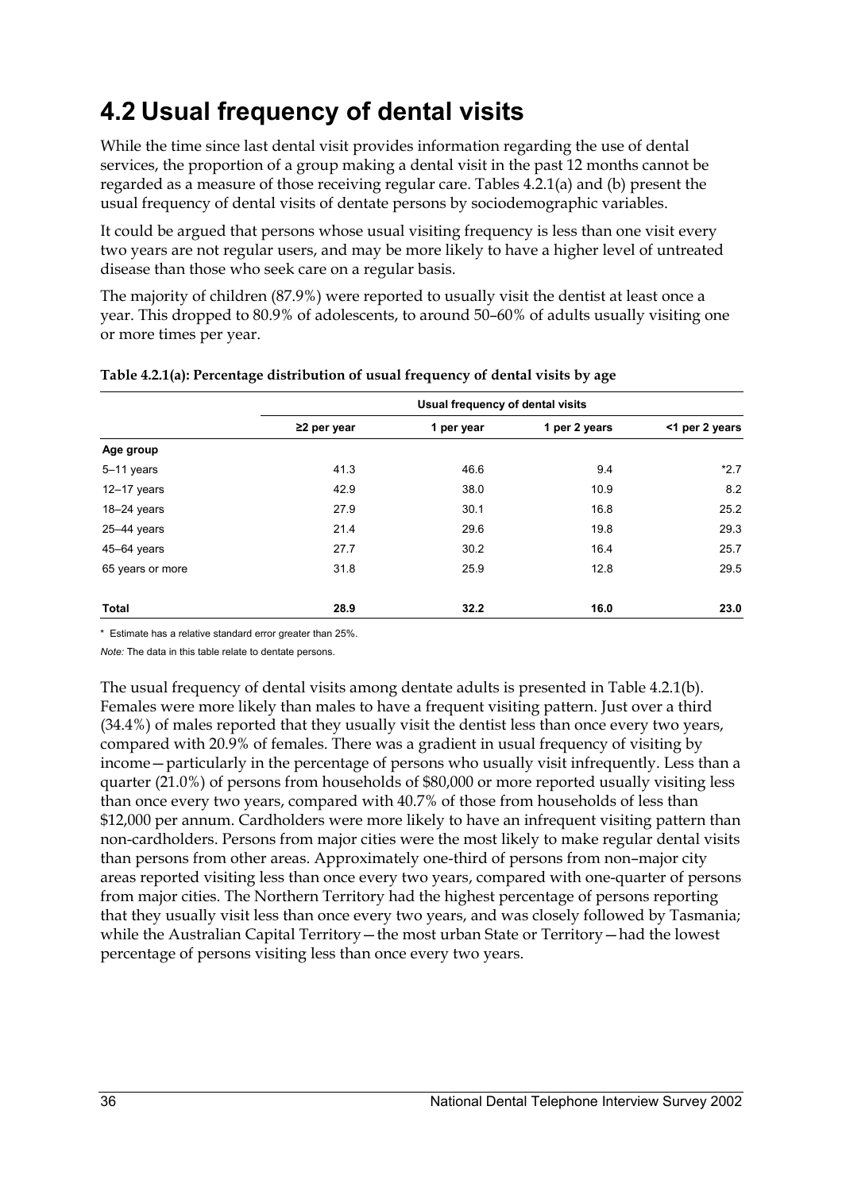## 4.2 Usual frequency of dental visits

While the time since last dental visit provides information regarding the use of dental services, the proportion of a group making a dental visit in the past 12 months cannot be regarded as a measure of those receiving regular care. Tables 4.2.1(a) and (b) present the usual frequency of dental visits of dentate persons by sociodemographic variables.

It could be argued that persons whose usual visiting frequency is less than one visit every two years are not regular users, and may be more likely to have a higher level of untreated disease than those who seek care on a regular basis.

The majority of children (87.9%) were reported to usually visit the dentist at least once a year. This dropped to 80.9% of adolescents, to around 50–60% of adults usually visiting one or more times per year.

**Table 4.2.1(a): Percentage distribution of usual frequency of dental visits by age**

| | Usual frequency of dental visits | | | |
|---|---|---|---|---|
| | ≥2 per year | 1 per year | 1 per 2 years | <1 per 2 years |
| **Age group** | | | | |
| 5–11 years | 41.3 | 46.6 | 9.4 | *2.7 |
| 12–17 years | 42.9 | 38.0 | 10.9 | 8.2 |
| 18–24 years | 27.9 | 30.1 | 16.8 | 25.2 |
| 25–44 years | 21.4 | 29.6 | 19.8 | 29.3 |
| 45–64 years | 27.7 | 30.2 | 16.4 | 25.7 |
| 65 years or more | 31.8 | 25.9 | 12.8 | 29.5 |
| **Total** | **28.9** | **32.2** | **16.0** | **23.0** |

\* Estimate has a relative standard error greater than 25%.

*Note:* The data in this table relate to dentate persons.

The usual frequency of dental visits among dentate adults is presented in Table 4.2.1(b). Females were more likely than males to have a frequent visiting pattern. Just over a third (34.4%) of males reported that they usually visit the dentist less than once every two years, compared with 20.9% of females. There was a gradient in usual frequency of visiting by income—particularly in the percentage of persons who usually visit infrequently. Less than a quarter (21.0%) of persons from households of $80,000 or more reported usually visiting less than once every two years, compared with 40.7% of those from households of less than $12,000 per annum. Cardholders were more likely to have an infrequent visiting pattern than non-cardholders. Persons from major cities were the most likely to make regular dental visits than persons from other areas. Approximately one-third of persons from non–major city areas reported visiting less than once every two years, compared with one-quarter of persons from major cities. The Northern Territory had the highest percentage of persons reporting that they usually visit less than once every two years, and was closely followed by Tasmania; while the Australian Capital Territory—the most urban State or Territory—had the lowest percentage of persons visiting less than once every two years.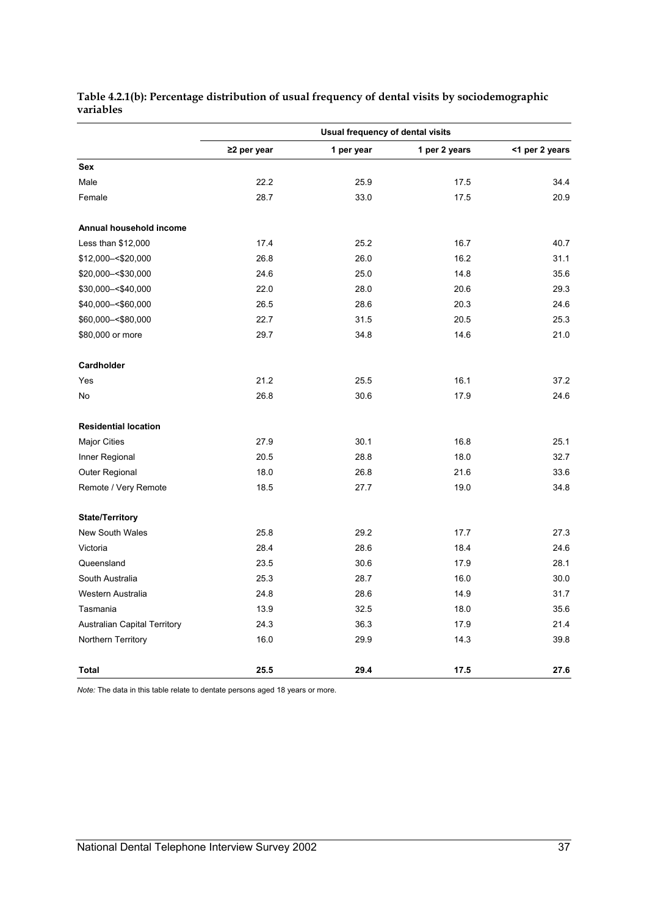**Table 4.2.1(b): Percentage distribution of usual frequency of dental visits by sociodemographic variables**

| | Usual frequency of dental visits | | | |
|---|---|---|---|---|
| | ≥2 per year | 1 per year | 1 per 2 years | <1 per 2 years |
| **Sex** | | | | |
| Male | 22.2 | 25.9 | 17.5 | 34.4 |
| Female | 28.7 | 33.0 | 17.5 | 20.9 |
| **Annual household income** | | | | |
| Less than $12,000 | 17.4 | 25.2 | 16.7 | 40.7 |
| $12,000–<$20,000 | 26.8 | 26.0 | 16.2 | 31.1 |
| $20,000–<$30,000 | 24.6 | 25.0 | 14.8 | 35.6 |
| $30,000–<$40,000 | 22.0 | 28.0 | 20.6 | 29.3 |
| $40,000–<$60,000 | 26.5 | 28.6 | 20.3 | 24.6 |
| $60,000–<$80,000 | 22.7 | 31.5 | 20.5 | 25.3 |
| $80,000 or more | 29.7 | 34.8 | 14.6 | 21.0 |
| **Cardholder** | | | | |
| Yes | 21.2 | 25.5 | 16.1 | 37.2 |
| No | 26.8 | 30.6 | 17.9 | 24.6 |
| **Residential location** | | | | |
| Major Cities | 27.9 | 30.1 | 16.8 | 25.1 |
| Inner Regional | 20.5 | 28.8 | 18.0 | 32.7 |
| Outer Regional | 18.0 | 26.8 | 21.6 | 33.6 |
| Remote / Very Remote | 18.5 | 27.7 | 19.0 | 34.8 |
| **State/Territory** | | | | |
| New South Wales | 25.8 | 29.2 | 17.7 | 27.3 |
| Victoria | 28.4 | 28.6 | 18.4 | 24.6 |
| Queensland | 23.5 | 30.6 | 17.9 | 28.1 |
| South Australia | 25.3 | 28.7 | 16.0 | 30.0 |
| Western Australia | 24.8 | 28.6 | 14.9 | 31.7 |
| Tasmania | 13.9 | 32.5 | 18.0 | 35.6 |
| Australian Capital Territory | 24.3 | 36.3 | 17.9 | 21.4 |
| Northern Territory | 16.0 | 29.9 | 14.3 | 39.8 |
| **Total** | **25.5** | **29.4** | **17.5** | **27.6** |

*Note:* The data in this table relate to dentate persons aged 18 years or more.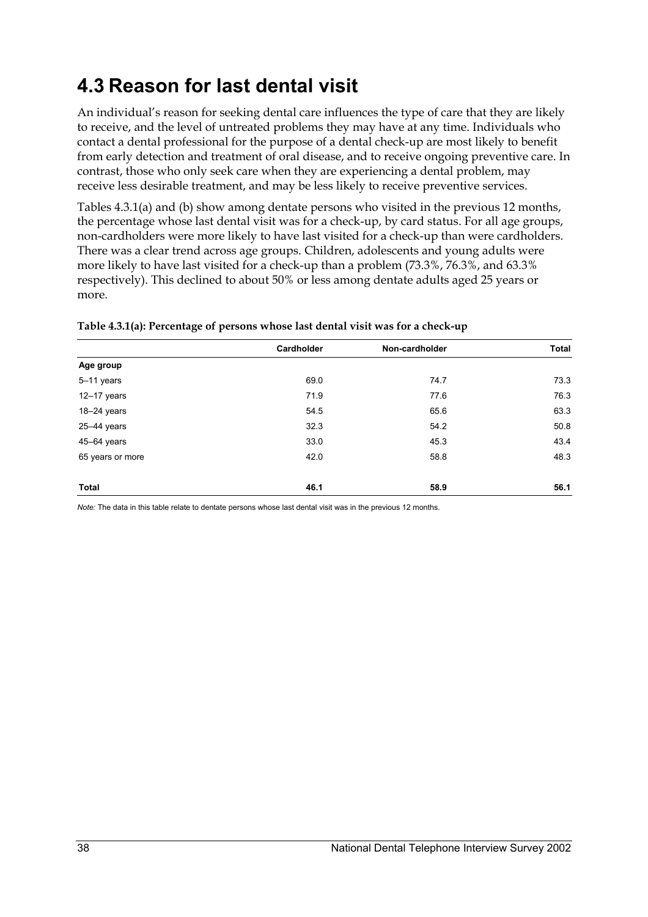## 4.3 Reason for last dental visit

An individual's reason for seeking dental care influences the type of care that they are likely to receive, and the level of untreated problems they may have at any time. Individuals who contact a dental professional for the purpose of a dental check-up are most likely to benefit from early detection and treatment of oral disease, and to receive ongoing preventive care. In contrast, those who only seek care when they are experiencing a dental problem, may receive less desirable treatment, and may be less likely to receive preventive services.

Tables 4.3.1(a) and (b) show among dentate persons who visited in the previous 12 months, the percentage whose last dental visit was for a check-up, by card status. For all age groups, non-cardholders were more likely to have last visited for a check-up than were cardholders. There was a clear trend across age groups. Children, adolescents and young adults were more likely to have last visited for a check-up than a problem (73.3%, 76.3%, and 63.3% respectively). This declined to about 50% or less among dentate adults aged 25 years or more.

**Table 4.3.1(a): Percentage of persons whose last dental visit was for a check-up**

| | Cardholder | Non-cardholder | Total |
|---|---|---|---|
| **Age group** | | | |
| 5–11 years | 69.0 | 74.7 | 73.3 |
| 12–17 years | 71.9 | 77.6 | 76.3 |
| 18–24 years | 54.5 | 65.6 | 63.3 |
| 25–44 years | 32.3 | 54.2 | 50.8 |
| 45–64 years | 33.0 | 45.3 | 43.4 |
| 65 years or more | 42.0 | 58.8 | 48.3 |
| **Total** | **46.1** | **58.9** | **56.1** |

*Note:* The data in this table relate to dentate persons whose last dental visit was in the previous 12 months.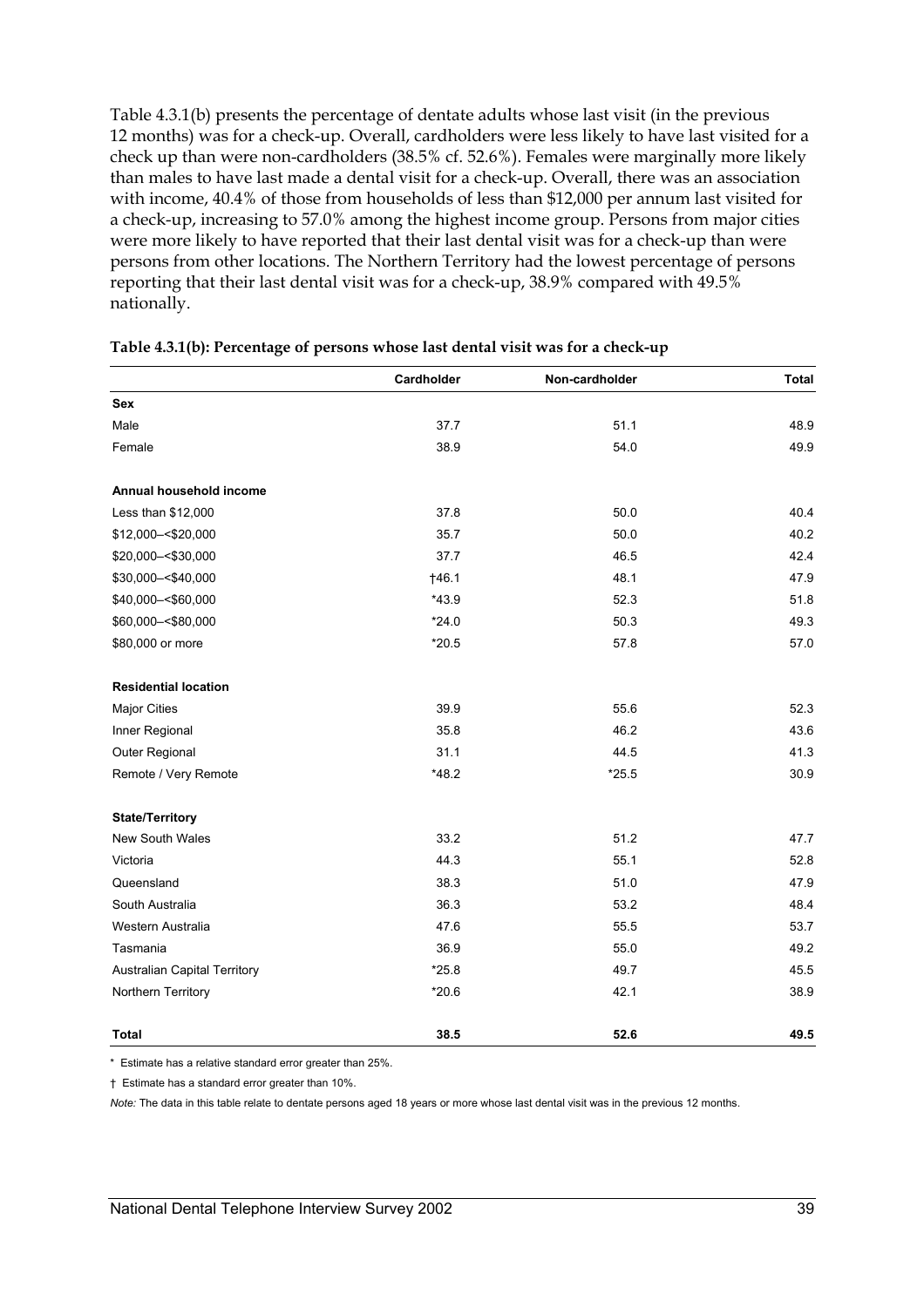Table 4.3.1(b) presents the percentage of dentate adults whose last visit (in the previous 12 months) was for a check-up. Overall, cardholders were less likely to have last visited for a check up than were non-cardholders (38.5% cf. 52.6%). Females were marginally more likely than males to have last made a dental visit for a check-up. Overall, there was an association with income, 40.4% of those from households of less than $12,000 per annum last visited for a check-up, increasing to 57.0% among the highest income group. Persons from major cities were more likely to have reported that their last dental visit was for a check-up than were persons from other locations. The Northern Territory had the lowest percentage of persons reporting that their last dental visit was for a check-up, 38.9% compared with 49.5% nationally.

**Table 4.3.1(b): Percentage of persons whose last dental visit was for a check-up**

| | Cardholder | Non-cardholder | Total |
|---|---|---|---|
| **Sex** | | | |
| Male | 37.7 | 51.1 | 48.9 |
| Female | 38.9 | 54.0 | 49.9 |
| **Annual household income** | | | |
| Less than $12,000 | 37.8 | 50.0 | 40.4 |
| $12,000–<$20,000 | 35.7 | 50.0 | 40.2 |
| $20,000–<$30,000 | 37.7 | 46.5 | 42.4 |
| $30,000–<$40,000 | †46.1 | 48.1 | 47.9 |
| $40,000–<$60,000 | *43.9 | 52.3 | 51.8 |
| $60,000–<$80,000 | *24.0 | 50.3 | 49.3 |
| $80,000 or more | *20.5 | 57.8 | 57.0 |
| **Residential location** | | | |
| Major Cities | 39.9 | 55.6 | 52.3 |
| Inner Regional | 35.8 | 46.2 | 43.6 |
| Outer Regional | 31.1 | 44.5 | 41.3 |
| Remote / Very Remote | *48.2 | *25.5 | 30.9 |
| **State/Territory** | | | |
| New South Wales | 33.2 | 51.2 | 47.7 |
| Victoria | 44.3 | 55.1 | 52.8 |
| Queensland | 38.3 | 51.0 | 47.9 |
| South Australia | 36.3 | 53.2 | 48.4 |
| Western Australia | 47.6 | 55.5 | 53.7 |
| Tasmania | 36.9 | 55.0 | 49.2 |
| Australian Capital Territory | *25.8 | 49.7 | 45.5 |
| Northern Territory | *20.6 | 42.1 | 38.9 |
| **Total** | **38.5** | **52.6** | **49.5** |

\* Estimate has a relative standard error greater than 25%.

† Estimate has a standard error greater than 10%.

*Note:* The data in this table relate to dentate persons aged 18 years or more whose last dental visit was in the previous 12 months.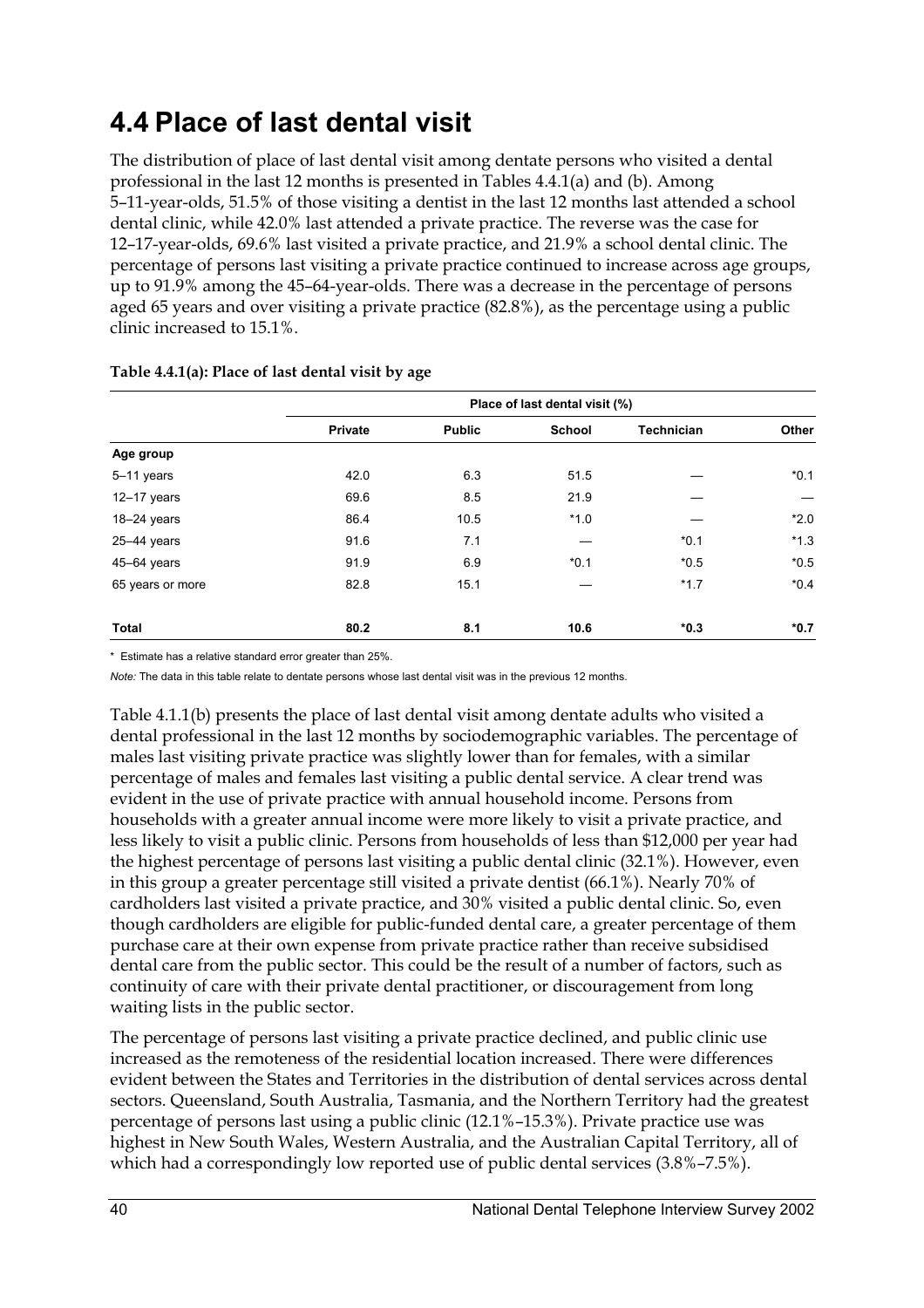# 4.4 Place of last dental visit

The distribution of place of last dental visit among dentate persons who visited a dental professional in the last 12 months is presented in Tables 4.4.1(a) and (b). Among 5–11-year-olds, 51.5% of those visiting a dentist in the last 12 months last attended a school dental clinic, while 42.0% last attended a private practice. The reverse was the case for 12–17-year-olds, 69.6% last visited a private practice, and 21.9% a school dental clinic. The percentage of persons last visiting a private practice continued to increase across age groups, up to 91.9% among the 45–64-year-olds. There was a decrease in the percentage of persons aged 65 years and over visiting a private practice (82.8%), as the percentage using a public clinic increased to 15.1%.

**Table 4.4.1(a): Place of last dental visit by age**

| | Place of last dental visit (%) | | | | |
|---|---|---|---|---|---|
| | **Private** | **Public** | **School** | **Technician** | **Other** |
| **Age group** | | | | | |
| 5–11 years | 42.0 | 6.3 | 51.5 | — | *0.1 |
| 12–17 years | 69.6 | 8.5 | 21.9 | — | — |
| 18–24 years | 86.4 | 10.5 | *1.0 | — | *2.0 |
| 25–44 years | 91.6 | 7.1 | — | *0.1 | *1.3 |
| 45–64 years | 91.9 | 6.9 | *0.1 | *0.5 | *0.5 |
| 65 years or more | 82.8 | 15.1 | — | *1.7 | *0.4 |
| **Total** | **80.2** | **8.1** | **10.6** | ***0.3** | ***0.7** |

\* Estimate has a relative standard error greater than 25%.

*Note:* The data in this table relate to dentate persons whose last dental visit was in the previous 12 months.

Table 4.1.1(b) presents the place of last dental visit among dentate adults who visited a dental professional in the last 12 months by sociodemographic variables. The percentage of males last visiting private practice was slightly lower than for females, with a similar percentage of males and females last visiting a public dental service. A clear trend was evident in the use of private practice with annual household income. Persons from households with a greater annual income were more likely to visit a private practice, and less likely to visit a public clinic. Persons from households of less than $12,000 per year had the highest percentage of persons last visiting a public dental clinic (32.1%). However, even in this group a greater percentage still visited a private dentist (66.1%). Nearly 70% of cardholders last visited a private practice, and 30% visited a public dental clinic. So, even though cardholders are eligible for public-funded dental care, a greater percentage of them purchase care at their own expense from private practice rather than receive subsidised dental care from the public sector. This could be the result of a number of factors, such as continuity of care with their private dental practitioner, or discouragement from long waiting lists in the public sector.

The percentage of persons last visiting a private practice declined, and public clinic use increased as the remoteness of the residential location increased. There were differences evident between the States and Territories in the distribution of dental services across dental sectors. Queensland, South Australia, Tasmania, and the Northern Territory had the greatest percentage of persons last using a public clinic (12.1%–15.3%). Private practice use was highest in New South Wales, Western Australia, and the Australian Capital Territory, all of which had a correspondingly low reported use of public dental services (3.8%–7.5%).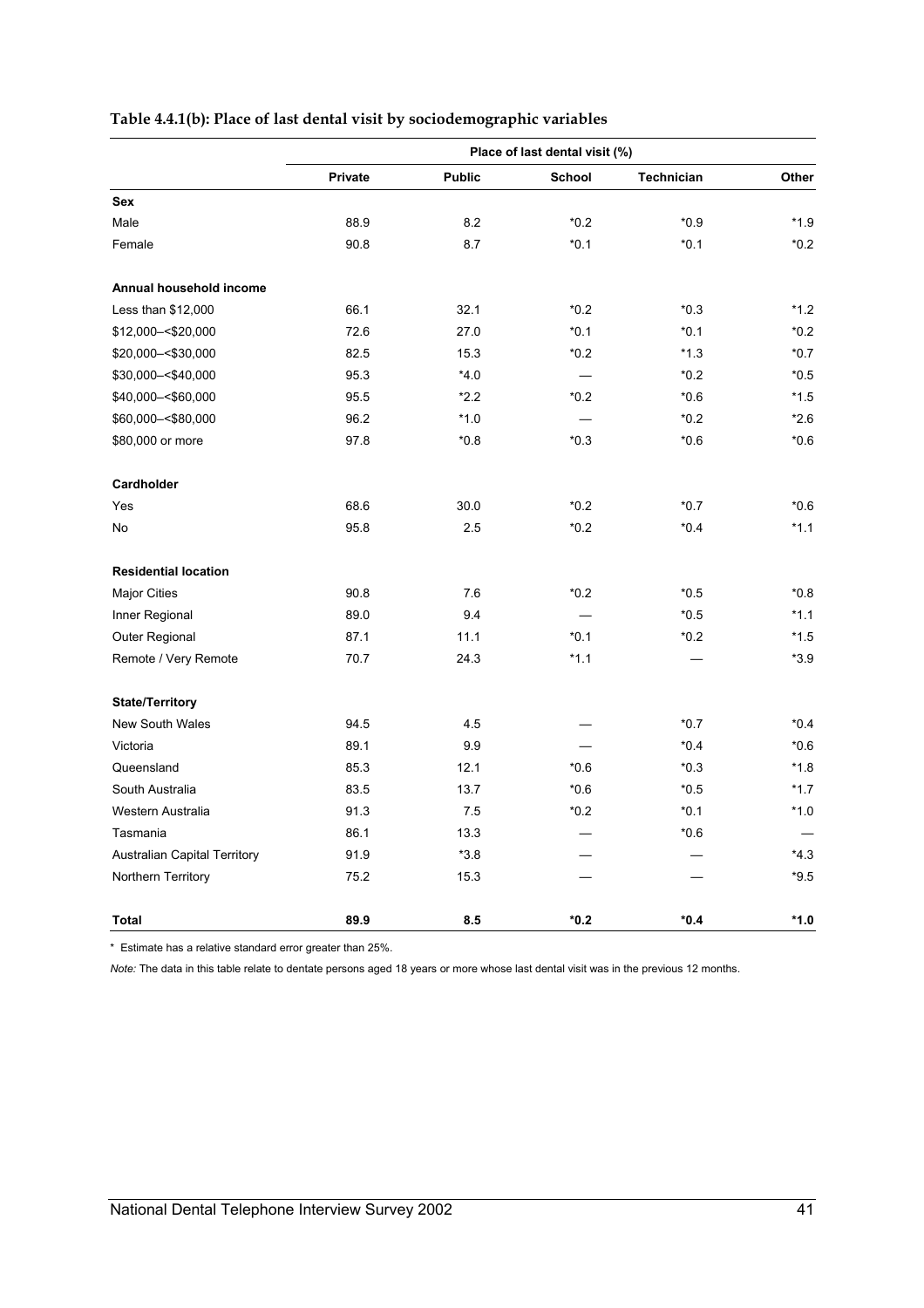**Table 4.4.1(b): Place of last dental visit by sociodemographic variables**

| | Place of last dental visit (%) | | | | |
|---|---|---|---|---|---|
| | Private | Public | School | Technician | Other |
| **Sex** | | | | | |
| Male | 88.9 | 8.2 | *0.2 | *0.9 | *1.9 |
| Female | 90.8 | 8.7 | *0.1 | *0.1 | *0.2 |
| **Annual household income** | | | | | |
| Less than $12,000 | 66.1 | 32.1 | *0.2 | *0.3 | *1.2 |
| $12,000–<$20,000 | 72.6 | 27.0 | *0.1 | *0.1 | *0.2 |
| $20,000–<$30,000 | 82.5 | 15.3 | *0.2 | *1.3 | *0.7 |
| $30,000–<$40,000 | 95.3 | *4.0 | — | *0.2 | *0.5 |
| $40,000–<$60,000 | 95.5 | *2.2 | *0.2 | *0.6 | *1.5 |
| $60,000–<$80,000 | 96.2 | *1.0 | — | *0.2 | *2.6 |
| $80,000 or more | 97.8 | *0.8 | *0.3 | *0.6 | *0.6 |
| **Cardholder** | | | | | |
| Yes | 68.6 | 30.0 | *0.2 | *0.7 | *0.6 |
| No | 95.8 | 2.5 | *0.2 | *0.4 | *1.1 |
| **Residential location** | | | | | |
| Major Cities | 90.8 | 7.6 | *0.2 | *0.5 | *0.8 |
| Inner Regional | 89.0 | 9.4 | — | *0.5 | *1.1 |
| Outer Regional | 87.1 | 11.1 | *0.1 | *0.2 | *1.5 |
| Remote / Very Remote | 70.7 | 24.3 | *1.1 | — | *3.9 |
| **State/Territory** | | | | | |
| New South Wales | 94.5 | 4.5 | — | *0.7 | *0.4 |
| Victoria | 89.1 | 9.9 | — | *0.4 | *0.6 |
| Queensland | 85.3 | 12.1 | *0.6 | *0.3 | *1.8 |
| South Australia | 83.5 | 13.7 | *0.6 | *0.5 | *1.7 |
| Western Australia | 91.3 | 7.5 | *0.2 | *0.1 | *1.0 |
| Tasmania | 86.1 | 13.3 | — | *0.6 | — |
| Australian Capital Territory | 91.9 | *3.8 | — | — | *4.3 |
| Northern Territory | 75.2 | 15.3 | — | — | *9.5 |
| **Total** | **89.9** | **8.5** | ***0.2** | ***0.4** | ***1.0** |

\* Estimate has a relative standard error greater than 25%.

*Note:* The data in this table relate to dentate persons aged 18 years or more whose last dental visit was in the previous 12 months.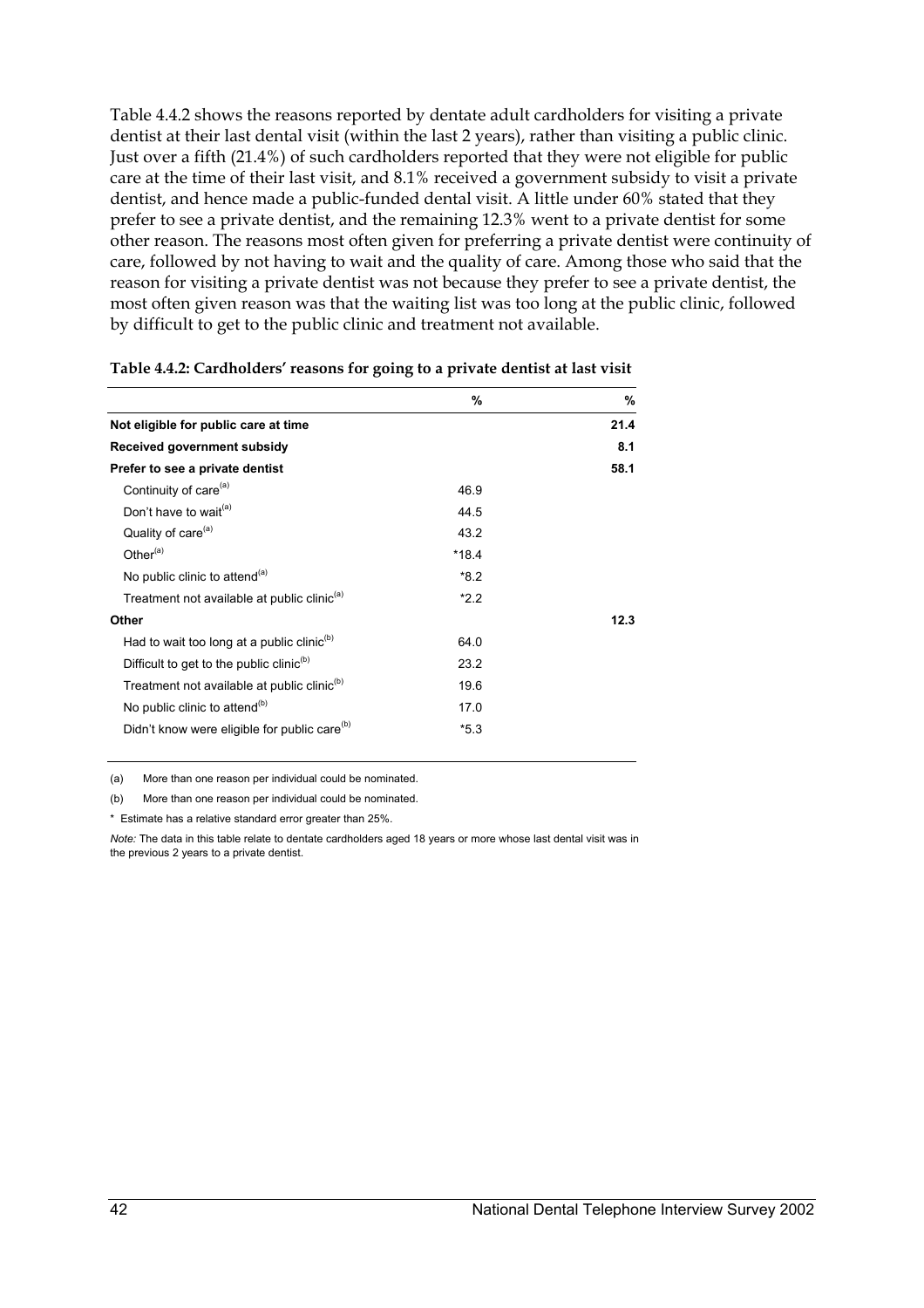Table 4.4.2 shows the reasons reported by dentate adult cardholders for visiting a private dentist at their last dental visit (within the last 2 years), rather than visiting a public clinic. Just over a fifth (21.4%) of such cardholders reported that they were not eligible for public care at the time of their last visit, and 8.1% received a government subsidy to visit a private dentist, and hence made a public-funded dental visit. A little under 60% stated that they prefer to see a private dentist, and the remaining 12.3% went to a private dentist for some other reason. The reasons most often given for preferring a private dentist were continuity of care, followed by not having to wait and the quality of care. Among those who said that the reason for visiting a private dentist was not because they prefer to see a private dentist, the most often given reason was that the waiting list was too long at the public clinic, followed by difficult to get to the public clinic and treatment not available.

**Table 4.4.2: Cardholders' reasons for going to a private dentist at last visit**

| | % | % |
|---|---|---|
| **Not eligible for public care at time** | | **21.4** |
| **Received government subsidy** | | **8.1** |
| **Prefer to see a private dentist** | | **58.1** |
| Continuity of care[(a)] | 46.9 | |
| Don't have to wait[(a)] | 44.5 | |
| Quality of care[(a)] | 43.2 | |
| Other[(a)] | *18.4 | |
| No public clinic to attend[(a)] | *8.2 | |
| Treatment not available at public clinic[(a)] | *2.2 | |
| **Other** | | **12.3** |
| Had to wait too long at a public clinic[(b)] | 64.0 | |
| Difficult to get to the public clinic[(b)] | 23.2 | |
| Treatment not available at public clinic[(b)] | 19.6 | |
| No public clinic to attend[(b)] | 17.0 | |
| Didn't know were eligible for public care[(b)] | *5.3 | |

(a) More than one reason per individual could be nominated.

(b) More than one reason per individual could be nominated.

\* Estimate has a relative standard error greater than 25%.

*Note:* The data in this table relate to dentate cardholders aged 18 years or more whose last dental visit was in the previous 2 years to a private dentist.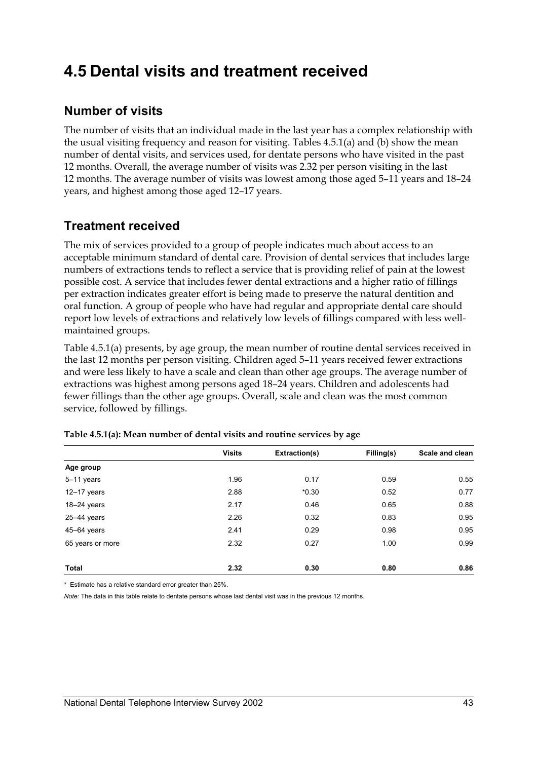# 4.5 Dental visits and treatment received

## Number of visits

The number of visits that an individual made in the last year has a complex relationship with the usual visiting frequency and reason for visiting. Tables 4.5.1(a) and (b) show the mean number of dental visits, and services used, for dentate persons who have visited in the past 12 months. Overall, the average number of visits was 2.32 per person visiting in the last 12 months. The average number of visits was lowest among those aged 5–11 years and 18–24 years, and highest among those aged 12–17 years.

## Treatment received

The mix of services provided to a group of people indicates much about access to an acceptable minimum standard of dental care. Provision of dental services that includes large numbers of extractions tends to reflect a service that is providing relief of pain at the lowest possible cost. A service that includes fewer dental extractions and a higher ratio of fillings per extraction indicates greater effort is being made to preserve the natural dentition and oral function. A group of people who have had regular and appropriate dental care should report low levels of extractions and relatively low levels of fillings compared with less well-maintained groups.

Table 4.5.1(a) presents, by age group, the mean number of routine dental services received in the last 12 months per person visiting. Children aged 5–11 years received fewer extractions and were less likely to have a scale and clean than other age groups. The average number of extractions was highest among persons aged 18–24 years. Children and adolescents had fewer fillings than the other age groups. Overall, scale and clean was the most common service, followed by fillings.

**Table 4.5.1(a): Mean number of dental visits and routine services by age**

| | Visits | Extraction(s) | Filling(s) | Scale and clean |
|---|---|---|---|---|
| **Age group** | | | | |
| 5–11 years | 1.96 | 0.17 | 0.59 | 0.55 |
| 12–17 years | 2.88 | *0.30 | 0.52 | 0.77 |
| 18–24 years | 2.17 | 0.46 | 0.65 | 0.88 |
| 25–44 years | 2.26 | 0.32 | 0.83 | 0.95 |
| 45–64 years | 2.41 | 0.29 | 0.98 | 0.95 |
| 65 years or more | 2.32 | 0.27 | 1.00 | 0.99 |
| **Total** | **2.32** | **0.30** | **0.80** | **0.86** |

\* Estimate has a relative standard error greater than 25%.

*Note:* The data in this table relate to dentate persons whose last dental visit was in the previous 12 months.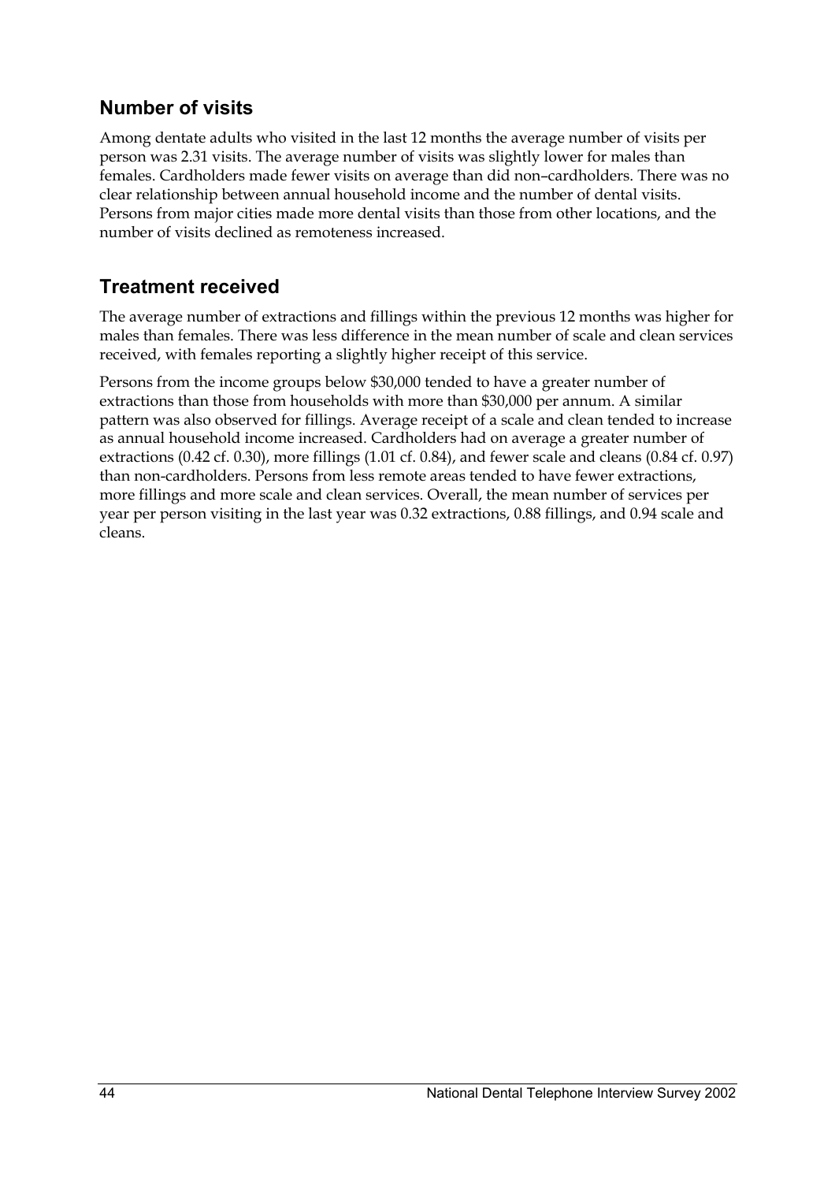## Number of visits

Among dentate adults who visited in the last 12 months the average number of visits per person was 2.31 visits. The average number of visits was slightly lower for males than females. Cardholders made fewer visits on average than did non–cardholders. There was no clear relationship between annual household income and the number of dental visits. Persons from major cities made more dental visits than those from other locations, and the number of visits declined as remoteness increased.

## Treatment received

The average number of extractions and fillings within the previous 12 months was higher for males than females. There was less difference in the mean number of scale and clean services received, with females reporting a slightly higher receipt of this service.

Persons from the income groups below $30,000 tended to have a greater number of extractions than those from households with more than $30,000 per annum. A similar pattern was also observed for fillings. Average receipt of a scale and clean tended to increase as annual household income increased. Cardholders had on average a greater number of extractions (0.42 cf. 0.30), more fillings (1.01 cf. 0.84), and fewer scale and cleans (0.84 cf. 0.97) than non-cardholders. Persons from less remote areas tended to have fewer extractions, more fillings and more scale and clean services. Overall, the mean number of services per year per person visiting in the last year was 0.32 extractions, 0.88 fillings, and 0.94 scale and cleans.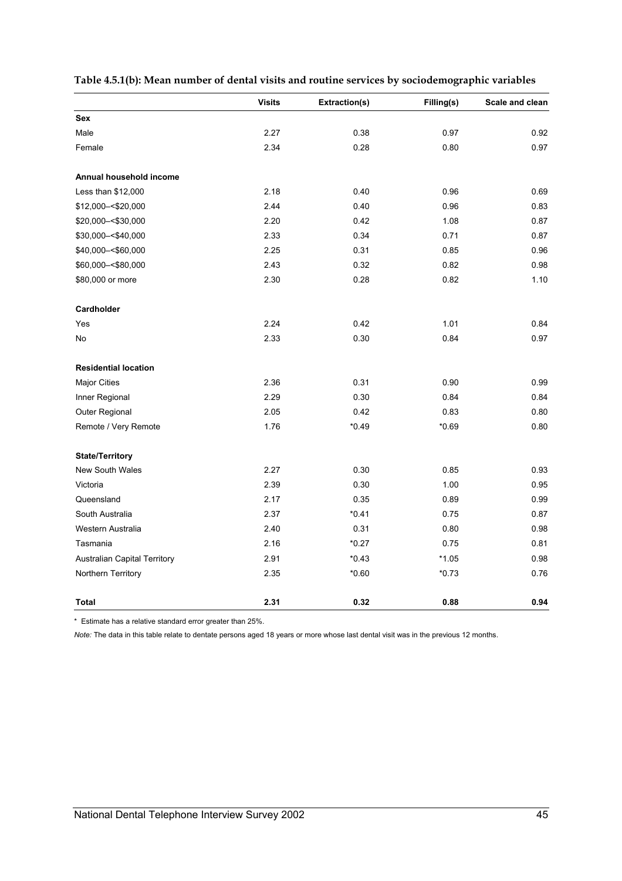**Table 4.5.1(b): Mean number of dental visits and routine services by sociodemographic variables**

| | Visits | Extraction(s) | Filling(s) | Scale and clean |
|---|---|---|---|---|
| **Sex** | | | | |
| Male | 2.27 | 0.38 | 0.97 | 0.92 |
| Female | 2.34 | 0.28 | 0.80 | 0.97 |
| **Annual household income** | | | | |
| Less than $12,000 | 2.18 | 0.40 | 0.96 | 0.69 |
| $12,000–<$20,000 | 2.44 | 0.40 | 0.96 | 0.83 |
| $20,000–<$30,000 | 2.20 | 0.42 | 1.08 | 0.87 |
| $30,000–<$40,000 | 2.33 | 0.34 | 0.71 | 0.87 |
| $40,000–<$60,000 | 2.25 | 0.31 | 0.85 | 0.96 |
| $60,000–<$80,000 | 2.43 | 0.32 | 0.82 | 0.98 |
| $80,000 or more | 2.30 | 0.28 | 0.82 | 1.10 |
| **Cardholder** | | | | |
| Yes | 2.24 | 0.42 | 1.01 | 0.84 |
| No | 2.33 | 0.30 | 0.84 | 0.97 |
| **Residential location** | | | | |
| Major Cities | 2.36 | 0.31 | 0.90 | 0.99 |
| Inner Regional | 2.29 | 0.30 | 0.84 | 0.84 |
| Outer Regional | 2.05 | 0.42 | 0.83 | 0.80 |
| Remote / Very Remote | 1.76 | *0.49 | *0.69 | 0.80 |
| **State/Territory** | | | | |
| New South Wales | 2.27 | 0.30 | 0.85 | 0.93 |
| Victoria | 2.39 | 0.30 | 1.00 | 0.95 |
| Queensland | 2.17 | 0.35 | 0.89 | 0.99 |
| South Australia | 2.37 | *0.41 | 0.75 | 0.87 |
| Western Australia | 2.40 | 0.31 | 0.80 | 0.98 |
| Tasmania | 2.16 | *0.27 | 0.75 | 0.81 |
| Australian Capital Territory | 2.91 | *0.43 | *1.05 | 0.98 |
| Northern Territory | 2.35 | *0.60 | *0.73 | 0.76 |
| **Total** | **2.31** | **0.32** | **0.88** | **0.94** |

* Estimate has a relative standard error greater than 25%.

*Note:* The data in this table relate to dentate persons aged 18 years or more whose last dental visit was in the previous 12 months.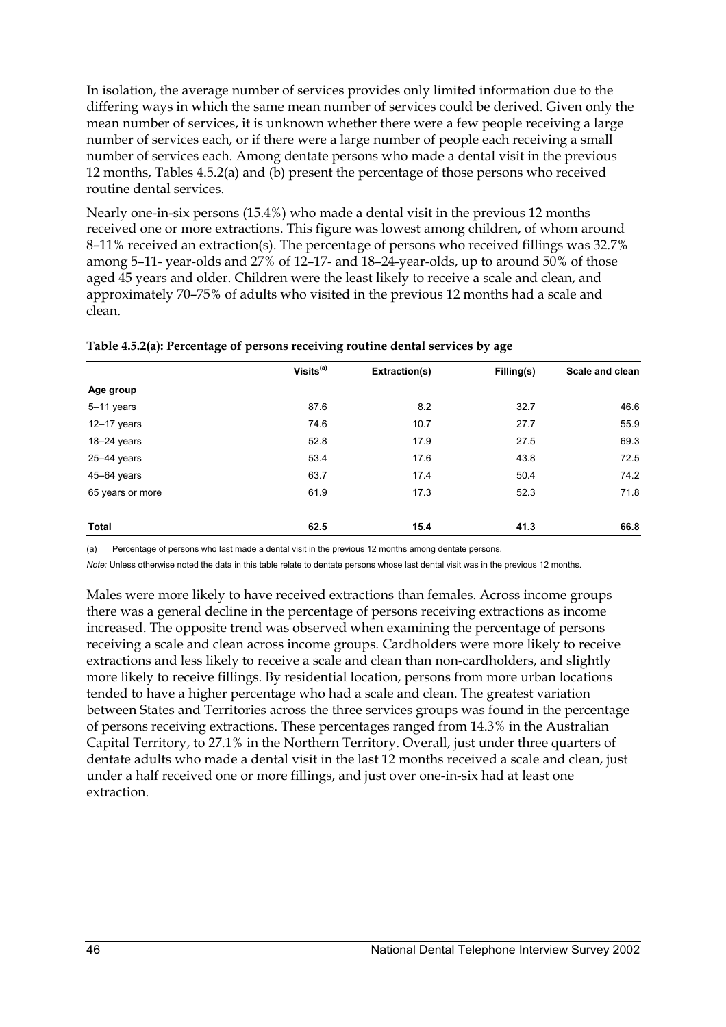In isolation, the average number of services provides only limited information due to the differing ways in which the same mean number of services could be derived. Given only the mean number of services, it is unknown whether there were a few people receiving a large number of services each, or if there were a large number of people each receiving a small number of services each. Among dentate persons who made a dental visit in the previous 12 months, Tables 4.5.2(a) and (b) present the percentage of those persons who received routine dental services.

Nearly one-in-six persons (15.4%) who made a dental visit in the previous 12 months received one or more extractions. This figure was lowest among children, of whom around 8–11% received an extraction(s). The percentage of persons who received fillings was 32.7% among 5–11- year-olds and 27% of 12–17- and 18–24-year-olds, up to around 50% of those aged 45 years and older. Children were the least likely to receive a scale and clean, and approximately 70–75% of adults who visited in the previous 12 months had a scale and clean.

**Table 4.5.2(a): Percentage of persons receiving routine dental services by age**

| | Visits[(a)] | Extraction(s) | Filling(s) | Scale and clean |
|---|---|---|---|---|
| **Age group** | | | | |
| 5–11 years | 87.6 | 8.2 | 32.7 | 46.6 |
| 12–17 years | 74.6 | 10.7 | 27.7 | 55.9 |
| 18–24 years | 52.8 | 17.9 | 27.5 | 69.3 |
| 25–44 years | 53.4 | 17.6 | 43.8 | 72.5 |
| 45–64 years | 63.7 | 17.4 | 50.4 | 74.2 |
| 65 years or more | 61.9 | 17.3 | 52.3 | 71.8 |
| **Total** | **62.5** | **15.4** | **41.3** | **66.8** |

(a) Percentage of persons who last made a dental visit in the previous 12 months among dentate persons.

*Note:* Unless otherwise noted the data in this table relate to dentate persons whose last dental visit was in the previous 12 months.

Males were more likely to have received extractions than females. Across income groups there was a general decline in the percentage of persons receiving extractions as income increased. The opposite trend was observed when examining the percentage of persons receiving a scale and clean across income groups. Cardholders were more likely to receive extractions and less likely to receive a scale and clean than non-cardholders, and slightly more likely to receive fillings. By residential location, persons from more urban locations tended to have a higher percentage who had a scale and clean. The greatest variation between States and Territories across the three services groups was found in the percentage of persons receiving extractions. These percentages ranged from 14.3% in the Australian Capital Territory, to 27.1% in the Northern Territory. Overall, just under three quarters of dentate adults who made a dental visit in the last 12 months received a scale and clean, just under a half received one or more fillings, and just over one-in-six had at least one extraction.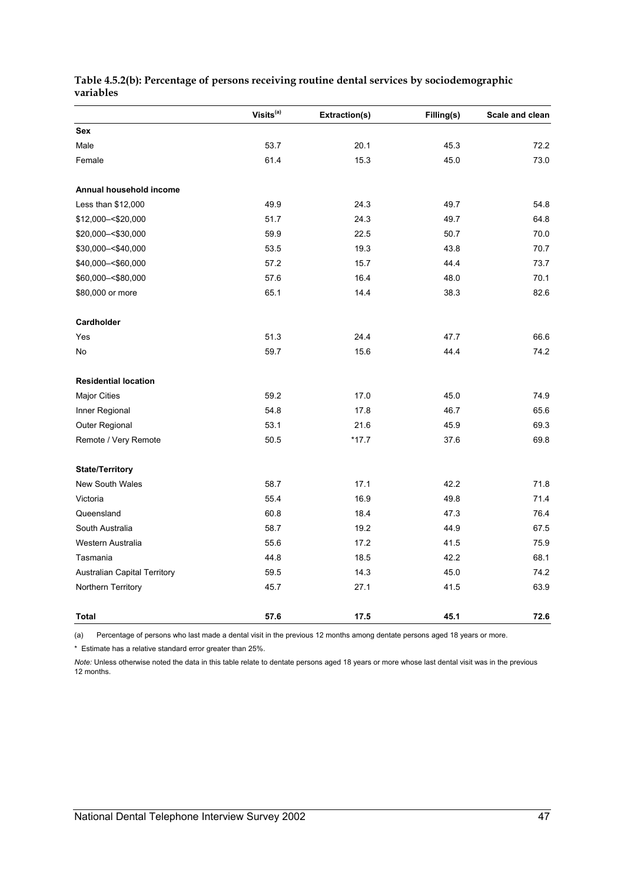**Table 4.5.2(b): Percentage of persons receiving routine dental services by sociodemographic variables**

| | Visits[(a)] | Extraction(s) | Filling(s) | Scale and clean |
|---|---|---|---|---|
| **Sex** | | | | |
| Male | 53.7 | 20.1 | 45.3 | 72.2 |
| Female | 61.4 | 15.3 | 45.0 | 73.0 |
| **Annual household income** | | | | |
| Less than $12,000 | 49.9 | 24.3 | 49.7 | 54.8 |
| $12,000–<$20,000 | 51.7 | 24.3 | 49.7 | 64.8 |
| $20,000–<$30,000 | 59.9 | 22.5 | 50.7 | 70.0 |
| $30,000–<$40,000 | 53.5 | 19.3 | 43.8 | 70.7 |
| $40,000–<$60,000 | 57.2 | 15.7 | 44.4 | 73.7 |
| $60,000–<$80,000 | 57.6 | 16.4 | 48.0 | 70.1 |
| $80,000 or more | 65.1 | 14.4 | 38.3 | 82.6 |
| **Cardholder** | | | | |
| Yes | 51.3 | 24.4 | 47.7 | 66.6 |
| No | 59.7 | 15.6 | 44.4 | 74.2 |
| **Residential location** | | | | |
| Major Cities | 59.2 | 17.0 | 45.0 | 74.9 |
| Inner Regional | 54.8 | 17.8 | 46.7 | 65.6 |
| Outer Regional | 53.1 | 21.6 | 45.9 | 69.3 |
| Remote / Very Remote | 50.5 | *17.7 | 37.6 | 69.8 |
| **State/Territory** | | | | |
| New South Wales | 58.7 | 17.1 | 42.2 | 71.8 |
| Victoria | 55.4 | 16.9 | 49.8 | 71.4 |
| Queensland | 60.8 | 18.4 | 47.3 | 76.4 |
| South Australia | 58.7 | 19.2 | 44.9 | 67.5 |
| Western Australia | 55.6 | 17.2 | 41.5 | 75.9 |
| Tasmania | 44.8 | 18.5 | 42.2 | 68.1 |
| Australian Capital Territory | 59.5 | 14.3 | 45.0 | 74.2 |
| Northern Territory | 45.7 | 27.1 | 41.5 | 63.9 |
| **Total** | **57.6** | **17.5** | **45.1** | **72.6** |

(a) Percentage of persons who last made a dental visit in the previous 12 months among dentate persons aged 18 years or more.

* Estimate has a relative standard error greater than 25%.

*Note:* Unless otherwise noted the data in this table relate to dentate persons aged 18 years or more whose last dental visit was in the previous 12 months.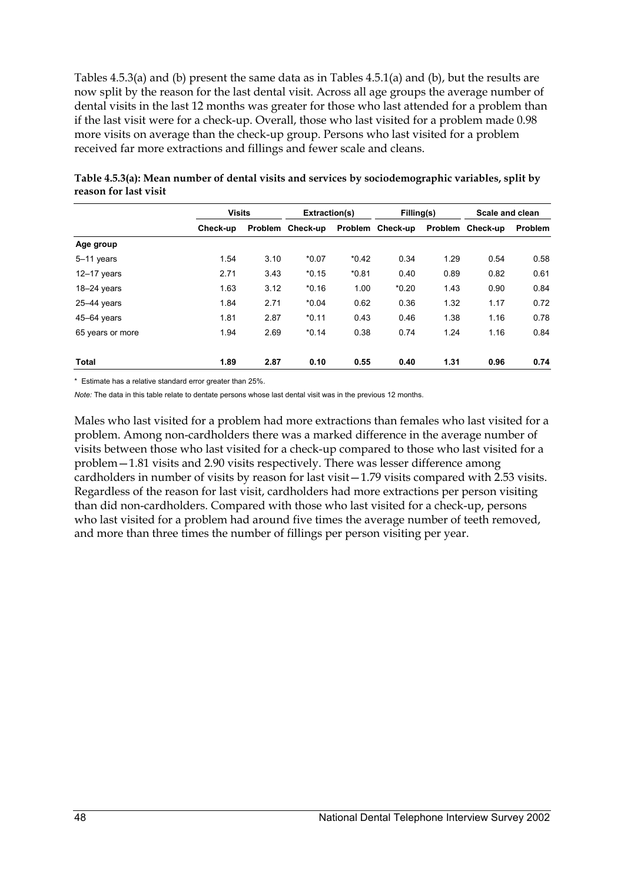Tables 4.5.3(a) and (b) present the same data as in Tables 4.5.1(a) and (b), but the results are now split by the reason for the last dental visit. Across all age groups the average number of dental visits in the last 12 months was greater for those who last attended for a problem than if the last visit were for a check-up. Overall, those who last visited for a problem made 0.98 more visits on average than the check-up group. Persons who last visited for a problem received far more extractions and fillings and fewer scale and cleans.

**Table 4.5.3(a): Mean number of dental visits and services by sociodemographic variables, split by reason for last visit**

| | Visits | | Extraction(s) | | Filling(s) | | Scale and clean | |
|---|---|---|---|---|---|---|---|---|
| | Check-up | Problem | Check-up | Problem | Check-up | Problem | Check-up | Problem |
| **Age group** | | | | | | | | |
| 5–11 years | 1.54 | 3.10 | *0.07 | *0.42 | 0.34 | 1.29 | 0.54 | 0.58 |
| 12–17 years | 2.71 | 3.43 | *0.15 | *0.81 | 0.40 | 0.89 | 0.82 | 0.61 |
| 18–24 years | 1.63 | 3.12 | *0.16 | 1.00 | *0.20 | 1.43 | 0.90 | 0.84 |
| 25–44 years | 1.84 | 2.71 | *0.04 | 0.62 | 0.36 | 1.32 | 1.17 | 0.72 |
| 45–64 years | 1.81 | 2.87 | *0.11 | 0.43 | 0.46 | 1.38 | 1.16 | 0.78 |
| 65 years or more | 1.94 | 2.69 | *0.14 | 0.38 | 0.74 | 1.24 | 1.16 | 0.84 |
| **Total** | **1.89** | **2.87** | **0.10** | **0.55** | **0.40** | **1.31** | **0.96** | **0.74** |

\* Estimate has a relative standard error greater than 25%.

*Note:* The data in this table relate to dentate persons whose last dental visit was in the previous 12 months.

Males who last visited for a problem had more extractions than females who last visited for a problem. Among non-cardholders there was a marked difference in the average number of visits between those who last visited for a check-up compared to those who last visited for a problem—1.81 visits and 2.90 visits respectively. There was lesser difference among cardholders in number of visits by reason for last visit—1.79 visits compared with 2.53 visits. Regardless of the reason for last visit, cardholders had more extractions per person visiting than did non-cardholders. Compared with those who last visited for a check-up, persons who last visited for a problem had around five times the average number of teeth removed, and more than three times the number of fillings per person visiting per year.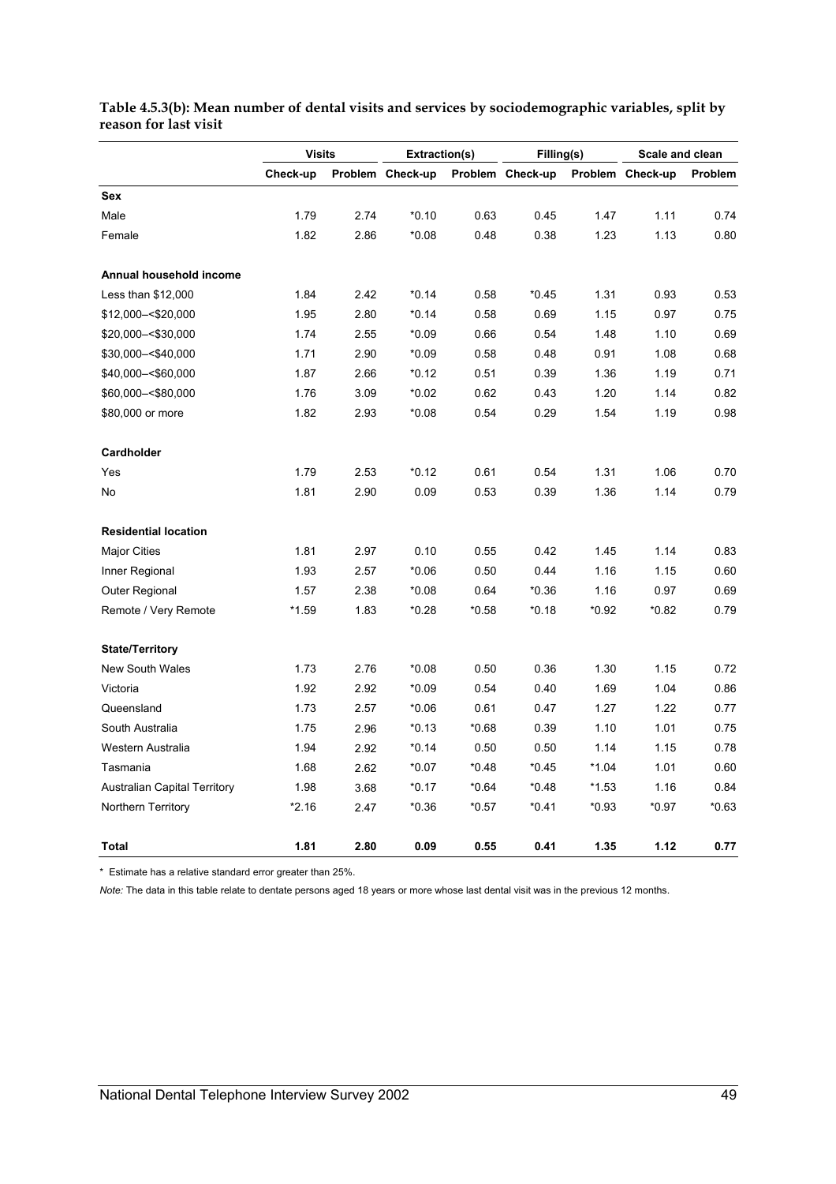**Table 4.5.3(b): Mean number of dental visits and services by sociodemographic variables, split by reason for last visit**

| | Visits | | Extraction(s) | | Filling(s) | | Scale and clean | |
|---|---|---|---|---|---|---|---|---|
| | Check-up | Problem | Check-up | Problem | Check-up | Problem | Check-up | Problem |
| **Sex** | | | | | | | | |
| Male | 1.79 | 2.74 | *0.10 | 0.63 | 0.45 | 1.47 | 1.11 | 0.74 |
| Female | 1.82 | 2.86 | *0.08 | 0.48 | 0.38 | 1.23 | 1.13 | 0.80 |
| **Annual household income** | | | | | | | | |
| Less than $12,000 | 1.84 | 2.42 | *0.14 | 0.58 | *0.45 | 1.31 | 0.93 | 0.53 |
| $12,000–<$20,000 | 1.95 | 2.80 | *0.14 | 0.58 | 0.69 | 1.15 | 0.97 | 0.75 |
| $20,000–<$30,000 | 1.74 | 2.55 | *0.09 | 0.66 | 0.54 | 1.48 | 1.10 | 0.69 |
| $30,000–<$40,000 | 1.71 | 2.90 | *0.09 | 0.58 | 0.48 | 0.91 | 1.08 | 0.68 |
| $40,000–<$60,000 | 1.87 | 2.66 | *0.12 | 0.51 | 0.39 | 1.36 | 1.19 | 0.71 |
| $60,000–<$80,000 | 1.76 | 3.09 | *0.02 | 0.62 | 0.43 | 1.20 | 1.14 | 0.82 |
| $80,000 or more | 1.82 | 2.93 | *0.08 | 0.54 | 0.29 | 1.54 | 1.19 | 0.98 |
| **Cardholder** | | | | | | | | |
| Yes | 1.79 | 2.53 | *0.12 | 0.61 | 0.54 | 1.31 | 1.06 | 0.70 |
| No | 1.81 | 2.90 | 0.09 | 0.53 | 0.39 | 1.36 | 1.14 | 0.79 |
| **Residential location** | | | | | | | | |
| Major Cities | 1.81 | 2.97 | 0.10 | 0.55 | 0.42 | 1.45 | 1.14 | 0.83 |
| Inner Regional | 1.93 | 2.57 | *0.06 | 0.50 | 0.44 | 1.16 | 1.15 | 0.60 |
| Outer Regional | 1.57 | 2.38 | *0.08 | 0.64 | *0.36 | 1.16 | 0.97 | 0.69 |
| Remote / Very Remote | *1.59 | 1.83 | *0.28 | *0.58 | *0.18 | *0.92 | *0.82 | 0.79 |
| **State/Territory** | | | | | | | | |
| New South Wales | 1.73 | 2.76 | *0.08 | 0.50 | 0.36 | 1.30 | 1.15 | 0.72 |
| Victoria | 1.92 | 2.92 | *0.09 | 0.54 | 0.40 | 1.69 | 1.04 | 0.86 |
| Queensland | 1.73 | 2.57 | *0.06 | 0.61 | 0.47 | 1.27 | 1.22 | 0.77 |
| South Australia | 1.75 | 2.96 | *0.13 | *0.68 | 0.39 | 1.10 | 1.01 | 0.75 |
| Western Australia | 1.94 | 2.92 | *0.14 | 0.50 | 0.50 | 1.14 | 1.15 | 0.78 |
| Tasmania | 1.68 | 2.62 | *0.07 | *0.48 | *0.45 | *1.04 | 1.01 | 0.60 |
| Australian Capital Territory | 1.98 | 3.68 | *0.17 | *0.64 | *0.48 | *1.53 | 1.16 | 0.84 |
| Northern Territory | *2.16 | 2.47 | *0.36 | *0.57 | *0.41 | *0.93 | *0.97 | *0.63 |
| **Total** | **1.81** | **2.80** | **0.09** | **0.55** | **0.41** | **1.35** | **1.12** | **0.77** |

\* Estimate has a relative standard error greater than 25%.

*Note:* The data in this table relate to dentate persons aged 18 years or more whose last dental visit was in the previous 12 months.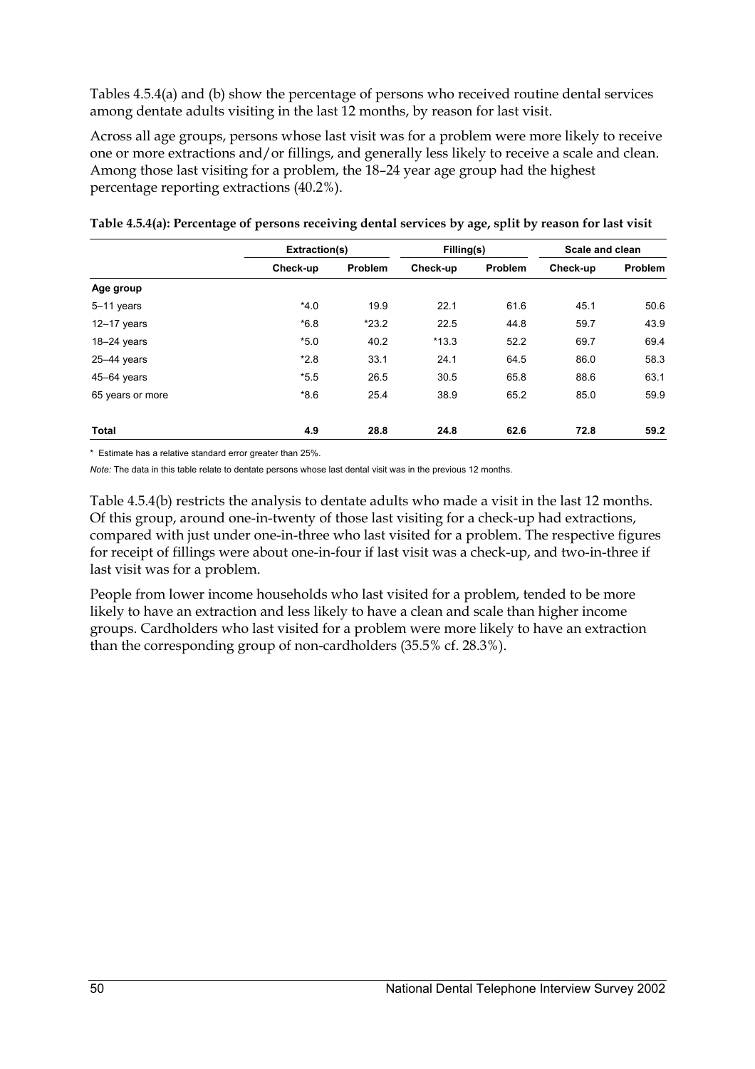Tables 4.5.4(a) and (b) show the percentage of persons who received routine dental services among dentate adults visiting in the last 12 months, by reason for last visit.

Across all age groups, persons whose last visit was for a problem were more likely to receive one or more extractions and/or fillings, and generally less likely to receive a scale and clean. Among those last visiting for a problem, the 18–24 year age group had the highest percentage reporting extractions (40.2%).

**Table 4.5.4(a): Percentage of persons receiving dental services by age, split by reason for last visit**

| | Extraction(s) | | Filling(s) | | Scale and clean | |
|---|---|---|---|---|---|---|
| | Check-up | Problem | Check-up | Problem | Check-up | Problem |
| **Age group** | | | | | | |
| 5–11 years | *4.0 | 19.9 | 22.1 | 61.6 | 45.1 | 50.6 |
| 12–17 years | *6.8 | *23.2 | 22.5 | 44.8 | 59.7 | 43.9 |
| 18–24 years | *5.0 | 40.2 | *13.3 | 52.2 | 69.7 | 69.4 |
| 25–44 years | *2.8 | 33.1 | 24.1 | 64.5 | 86.0 | 58.3 |
| 45–64 years | *5.5 | 26.5 | 30.5 | 65.8 | 88.6 | 63.1 |
| 65 years or more | *8.6 | 25.4 | 38.9 | 65.2 | 85.0 | 59.9 |
| **Total** | **4.9** | **28.8** | **24.8** | **62.6** | **72.8** | **59.2** |

* Estimate has a relative standard error greater than 25%.

*Note:* The data in this table relate to dentate persons whose last dental visit was in the previous 12 months.

Table 4.5.4(b) restricts the analysis to dentate adults who made a visit in the last 12 months. Of this group, around one-in-twenty of those last visiting for a check-up had extractions, compared with just under one-in-three who last visited for a problem. The respective figures for receipt of fillings were about one-in-four if last visit was a check-up, and two-in-three if last visit was for a problem.

People from lower income households who last visited for a problem, tended to be more likely to have an extraction and less likely to have a clean and scale than higher income groups. Cardholders who last visited for a problem were more likely to have an extraction than the corresponding group of non-cardholders (35.5% cf. 28.3%).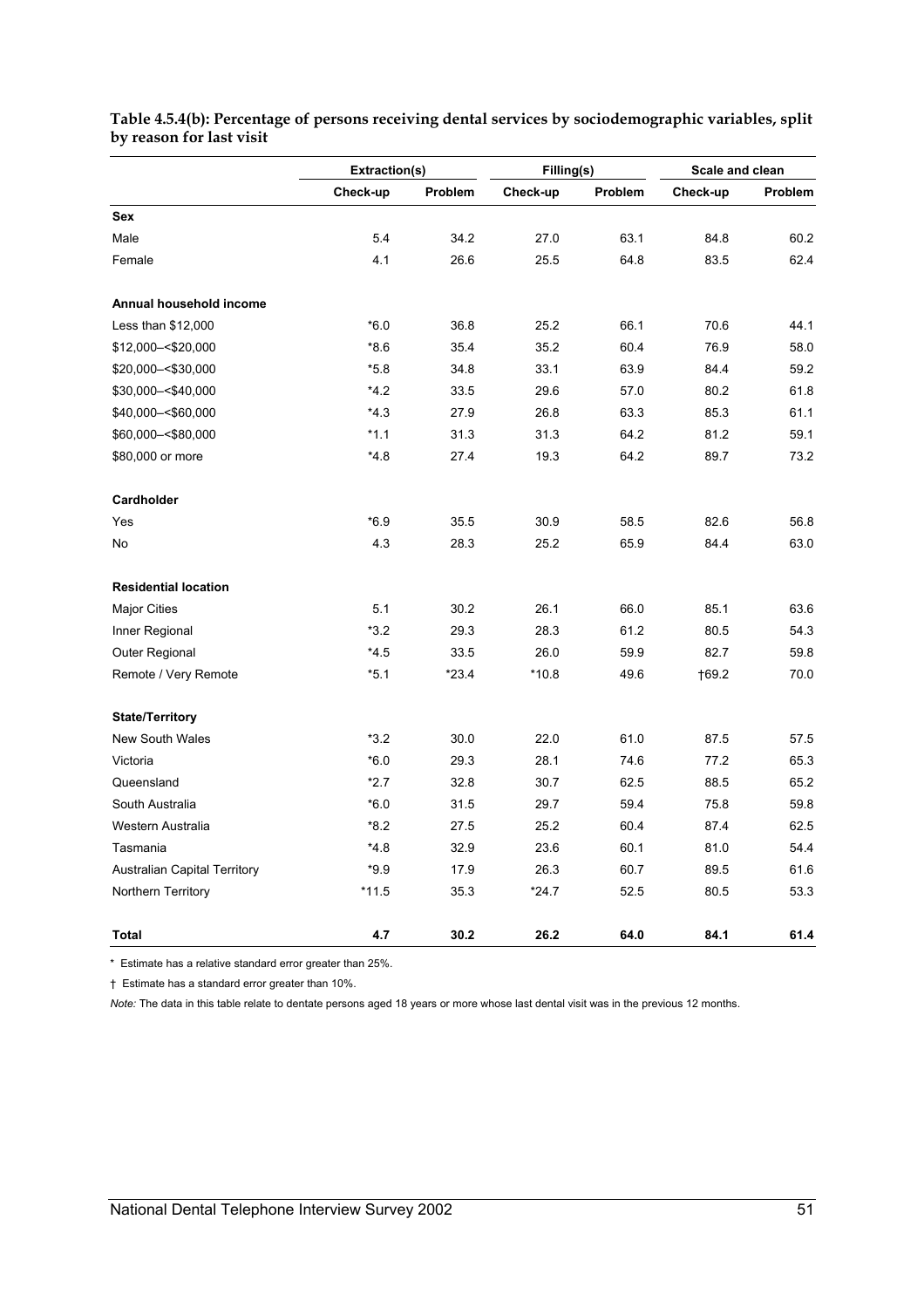**Table 4.5.4(b): Percentage of persons receiving dental services by sociodemographic variables, split by reason for last visit**

| | Extraction(s) | | Filling(s) | | Scale and clean | |
|---|---|---|---|---|---|---|
| | Check-up | Problem | Check-up | Problem | Check-up | Problem |
| **Sex** | | | | | | |
| Male | 5.4 | 34.2 | 27.0 | 63.1 | 84.8 | 60.2 |
| Female | 4.1 | 26.6 | 25.5 | 64.8 | 83.5 | 62.4 |
| **Annual household income** | | | | | | |
| Less than $12,000 | *6.0 | 36.8 | 25.2 | 66.1 | 70.6 | 44.1 |
| $12,000–<$20,000 | *8.6 | 35.4 | 35.2 | 60.4 | 76.9 | 58.0 |
| $20,000–<$30,000 | *5.8 | 34.8 | 33.1 | 63.9 | 84.4 | 59.2 |
| $30,000–<$40,000 | *4.2 | 33.5 | 29.6 | 57.0 | 80.2 | 61.8 |
| $40,000–<$60,000 | *4.3 | 27.9 | 26.8 | 63.3 | 85.3 | 61.1 |
| $60,000–<$80,000 | *1.1 | 31.3 | 31.3 | 64.2 | 81.2 | 59.1 |
| $80,000 or more | *4.8 | 27.4 | 19.3 | 64.2 | 89.7 | 73.2 |
| **Cardholder** | | | | | | |
| Yes | *6.9 | 35.5 | 30.9 | 58.5 | 82.6 | 56.8 |
| No | 4.3 | 28.3 | 25.2 | 65.9 | 84.4 | 63.0 |
| **Residential location** | | | | | | |
| Major Cities | 5.1 | 30.2 | 26.1 | 66.0 | 85.1 | 63.6 |
| Inner Regional | *3.2 | 29.3 | 28.3 | 61.2 | 80.5 | 54.3 |
| Outer Regional | *4.5 | 33.5 | 26.0 | 59.9 | 82.7 | 59.8 |
| Remote / Very Remote | *5.1 | *23.4 | *10.8 | 49.6 | †69.2 | 70.0 |
| **State/Territory** | | | | | | |
| New South Wales | *3.2 | 30.0 | 22.0 | 61.0 | 87.5 | 57.5 |
| Victoria | *6.0 | 29.3 | 28.1 | 74.6 | 77.2 | 65.3 |
| Queensland | *2.7 | 32.8 | 30.7 | 62.5 | 88.5 | 65.2 |
| South Australia | *6.0 | 31.5 | 29.7 | 59.4 | 75.8 | 59.8 |
| Western Australia | *8.2 | 27.5 | 25.2 | 60.4 | 87.4 | 62.5 |
| Tasmania | *4.8 | 32.9 | 23.6 | 60.1 | 81.0 | 54.4 |
| Australian Capital Territory | *9.9 | 17.9 | 26.3 | 60.7 | 89.5 | 61.6 |
| Northern Territory | *11.5 | 35.3 | *24.7 | 52.5 | 80.5 | 53.3 |
| **Total** | **4.7** | **30.2** | **26.2** | **64.0** | **84.1** | **61.4** |

* Estimate has a relative standard error greater than 25%.

† Estimate has a standard error greater than 10%.

*Note:* The data in this table relate to dentate persons aged 18 years or more whose last dental visit was in the previous 12 months.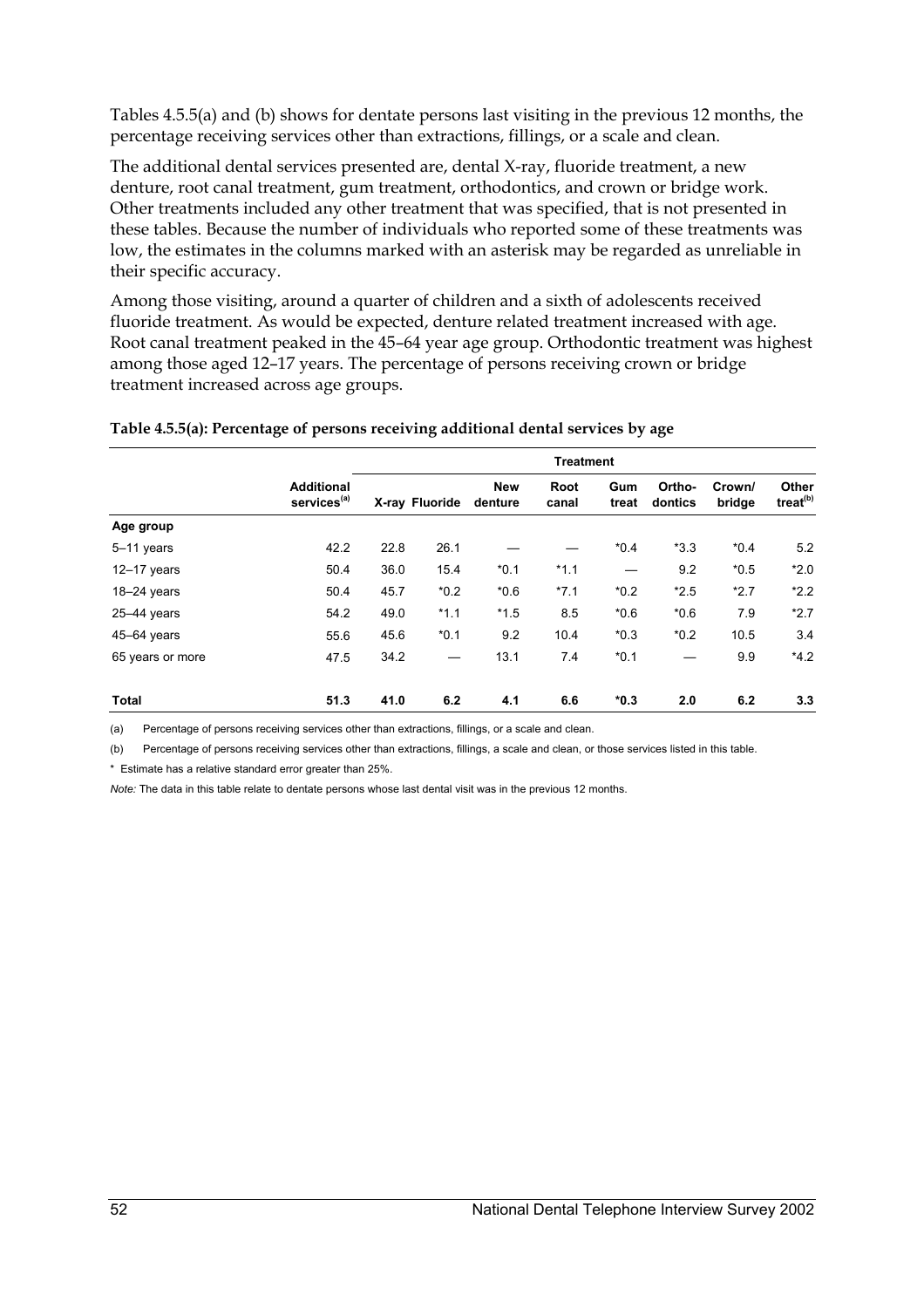Tables 4.5.5(a) and (b) shows for dentate persons last visiting in the previous 12 months, the percentage receiving services other than extractions, fillings, or a scale and clean.

The additional dental services presented are, dental X-ray, fluoride treatment, a new denture, root canal treatment, gum treatment, orthodontics, and crown or bridge work. Other treatments included any other treatment that was specified, that is not presented in these tables. Because the number of individuals who reported some of these treatments was low, the estimates in the columns marked with an asterisk may be regarded as unreliable in their specific accuracy.

Among those visiting, around a quarter of children and a sixth of adolescents received fluoride treatment. As would be expected, denture related treatment increased with age. Root canal treatment peaked in the 45–64 year age group. Orthodontic treatment was highest among those aged 12–17 years. The percentage of persons receiving crown or bridge treatment increased across age groups.

**Table 4.5.5(a): Percentage of persons receiving additional dental services by age**

| | | Treatment | | | | | | | |
|---|---|---|---|---|---|---|---|---|---|
| | Additional services(a) | X-ray | Fluoride | New denture | Root canal | Gum treat | Ortho-dontics | Crown/ bridge | Other treat(b) |
| **Age group** | | | | | | | | | |
| 5–11 years | 42.2 | 22.8 | 26.1 | — | — | *0.4 | *3.3 | *0.4 | 5.2 |
| 12–17 years | 50.4 | 36.0 | 15.4 | *0.1 | *1.1 | — | 9.2 | *0.5 | *2.0 |
| 18–24 years | 50.4 | 45.7 | *0.2 | *0.6 | *7.1 | *0.2 | *2.5 | *2.7 | *2.2 |
| 25–44 years | 54.2 | 49.0 | *1.1 | *1.5 | 8.5 | *0.6 | *0.6 | 7.9 | *2.7 |
| 45–64 years | 55.6 | 45.6 | *0.1 | 9.2 | 10.4 | *0.3 | *0.2 | 10.5 | 3.4 |
| 65 years or more | 47.5 | 34.2 | — | 13.1 | 7.4 | *0.1 | — | 9.9 | *4.2 |
| **Total** | **51.3** | **41.0** | **6.2** | **4.1** | **6.6** | ***0.3** | **2.0** | **6.2** | **3.3** |

(a) Percentage of persons receiving services other than extractions, fillings, or a scale and clean.

(b) Percentage of persons receiving services other than extractions, fillings, a scale and clean, or those services listed in this table.

* Estimate has a relative standard error greater than 25%.

*Note:* The data in this table relate to dentate persons whose last dental visit was in the previous 12 months.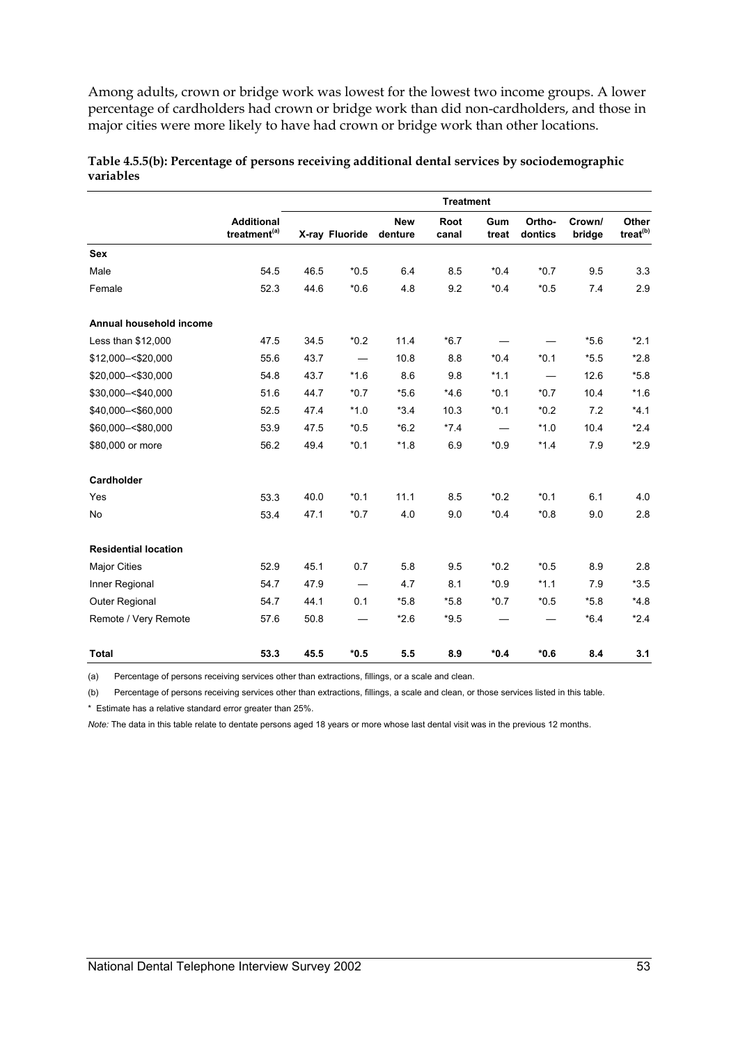Among adults, crown or bridge work was lowest for the lowest two income groups. A lower percentage of cardholders had crown or bridge work than did non-cardholders, and those in major cities were more likely to have had crown or bridge work than other locations.

**Table 4.5.5(b): Percentage of persons receiving additional dental services by sociodemographic variables**

| | | Treatment | | | | | | | |
|---|---|---|---|---|---|---|---|---|---|
| | Additional treatment[(a)] | X-ray | Fluoride | New denture | Root canal | Gum treat | Ortho-dontics | Crown/ bridge | Other treat[(b)] |
| **Sex** | | | | | | | | | |
| Male | 54.5 | 46.5 | *0.5 | 6.4 | 8.5 | *0.4 | *0.7 | 9.5 | 3.3 |
| Female | 52.3 | 44.6 | *0.6 | 4.8 | 9.2 | *0.4 | *0.5 | 7.4 | 2.9 |
| **Annual household income** | | | | | | | | | |
| Less than $12,000 | 47.5 | 34.5 | *0.2 | 11.4 | *6.7 | — | — | *5.6 | *2.1 |
| $12,000–<$20,000 | 55.6 | 43.7 | — | 10.8 | 8.8 | *0.4 | *0.1 | *5.5 | *2.8 |
| $20,000–<$30,000 | 54.8 | 43.7 | *1.6 | 8.6 | 9.8 | *1.1 | — | 12.6 | *5.8 |
| $30,000–<$40,000 | 51.6 | 44.7 | *0.7 | *5.6 | *4.6 | *0.1 | *0.7 | 10.4 | *1.6 |
| $40,000–<$60,000 | 52.5 | 47.4 | *1.0 | *3.4 | 10.3 | *0.1 | *0.2 | 7.2 | *4.1 |
| $60,000–<$80,000 | 53.9 | 47.5 | *0.5 | *6.2 | *7.4 | — | *1.0 | 10.4 | *2.4 |
| $80,000 or more | 56.2 | 49.4 | *0.1 | *1.8 | 6.9 | *0.9 | *1.4 | 7.9 | *2.9 |
| **Cardholder** | | | | | | | | | |
| Yes | 53.3 | 40.0 | *0.1 | 11.1 | 8.5 | *0.2 | *0.1 | 6.1 | 4.0 |
| No | 53.4 | 47.1 | *0.7 | 4.0 | 9.0 | *0.4 | *0.8 | 9.0 | 2.8 |
| **Residential location** | | | | | | | | | |
| Major Cities | 52.9 | 45.1 | 0.7 | 5.8 | 9.5 | *0.2 | *0.5 | 8.9 | 2.8 |
| Inner Regional | 54.7 | 47.9 | — | 4.7 | 8.1 | *0.9 | *1.1 | 7.9 | *3.5 |
| Outer Regional | 54.7 | 44.1 | 0.1 | *5.8 | *5.8 | *0.7 | *0.5 | *5.8 | *4.8 |
| Remote / Very Remote | 57.6 | 50.8 | — | *2.6 | *9.5 | — | — | *6.4 | *2.4 |
| **Total** | **53.3** | **45.5** | ***0.5** | **5.5** | **8.9** | ***0.4** | ***0.6** | **8.4** | **3.1** |

(a) Percentage of persons receiving services other than extractions, fillings, or a scale and clean.

(b) Percentage of persons receiving services other than extractions, fillings, a scale and clean, or those services listed in this table.

\* Estimate has a relative standard error greater than 25%.

*Note:* The data in this table relate to dentate persons aged 18 years or more whose last dental visit was in the previous 12 months.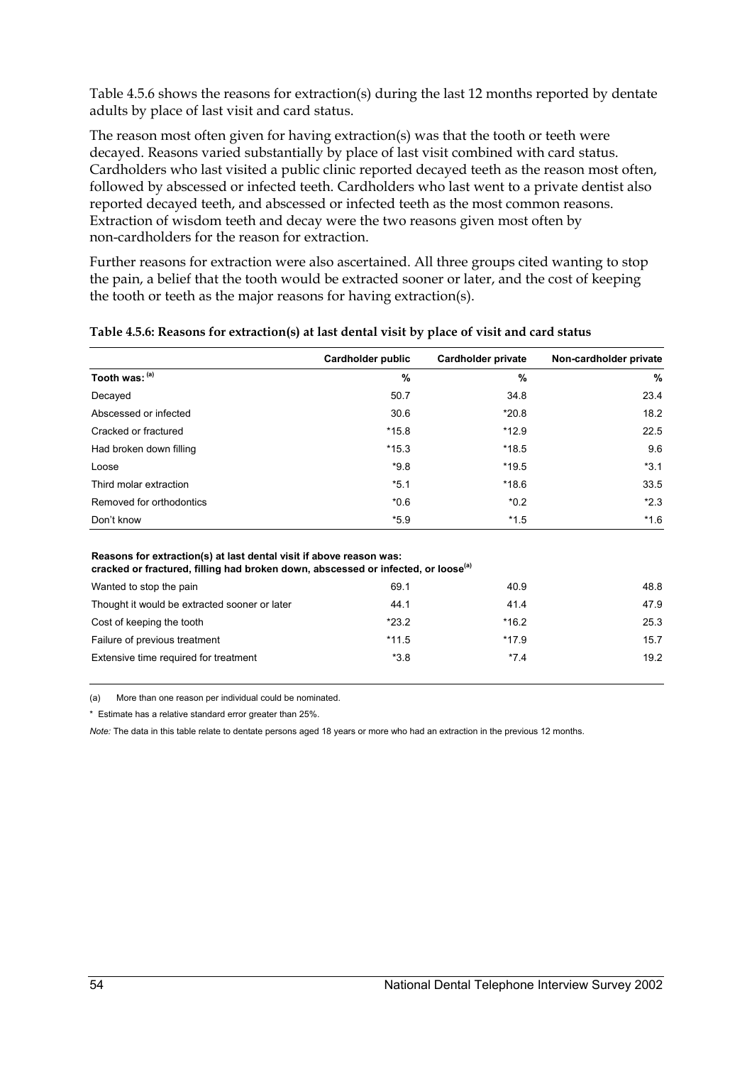Table 4.5.6 shows the reasons for extraction(s) during the last 12 months reported by dentate adults by place of last visit and card status.

The reason most often given for having extraction(s) was that the tooth or teeth were decayed. Reasons varied substantially by place of last visit combined with card status. Cardholders who last visited a public clinic reported decayed teeth as the reason most often, followed by abscessed or infected teeth. Cardholders who last went to a private dentist also reported decayed teeth, and abscessed or infected teeth as the most common reasons. Extraction of wisdom teeth and decay were the two reasons given most often by non-cardholders for the reason for extraction.

Further reasons for extraction were also ascertained. All three groups cited wanting to stop the pain, a belief that the tooth would be extracted sooner or later, and the cost of keeping the tooth or teeth as the major reasons for having extraction(s).

**Table 4.5.6: Reasons for extraction(s) at last dental visit by place of visit and card status**

| | Cardholder public | Cardholder private | Non-cardholder private |
|---|---|---|---|
| **Tooth was:** [(a)] | **%** | **%** | **%** |
| Decayed | 50.7 | 34.8 | 23.4 |
| Abscessed or infected | 30.6 | *20.8 | 18.2 |
| Cracked or fractured | *15.8 | *12.9 | 22.5 |
| Had broken down filling | *15.3 | *18.5 | 9.6 |
| Loose | *9.8 | *19.5 | *3.1 |
| Third molar extraction | *5.1 | *18.6 | 33.5 |
| Removed for orthodontics | *0.6 | *0.2 | *2.3 |
| Don't know | *5.9 | *1.5 | *1.6 |
| **Reasons for extraction(s) at last dental visit if above reason was: cracked or fractured, filling had broken down, abscessed or infected, or loose** [(a)] | | | |
| Wanted to stop the pain | 69.1 | 40.9 | 48.8 |
| Thought it would be extracted sooner or later | 44.1 | 41.4 | 47.9 |
| Cost of keeping the tooth | *23.2 | *16.2 | 25.3 |
| Failure of previous treatment | *11.5 | *17.9 | 15.7 |
| Extensive time required for treatment | *3.8 | *7.4 | 19.2 |

(a) More than one reason per individual could be nominated.

* Estimate has a relative standard error greater than 25%.

*Note:* The data in this table relate to dentate persons aged 18 years or more who had an extraction in the previous 12 months.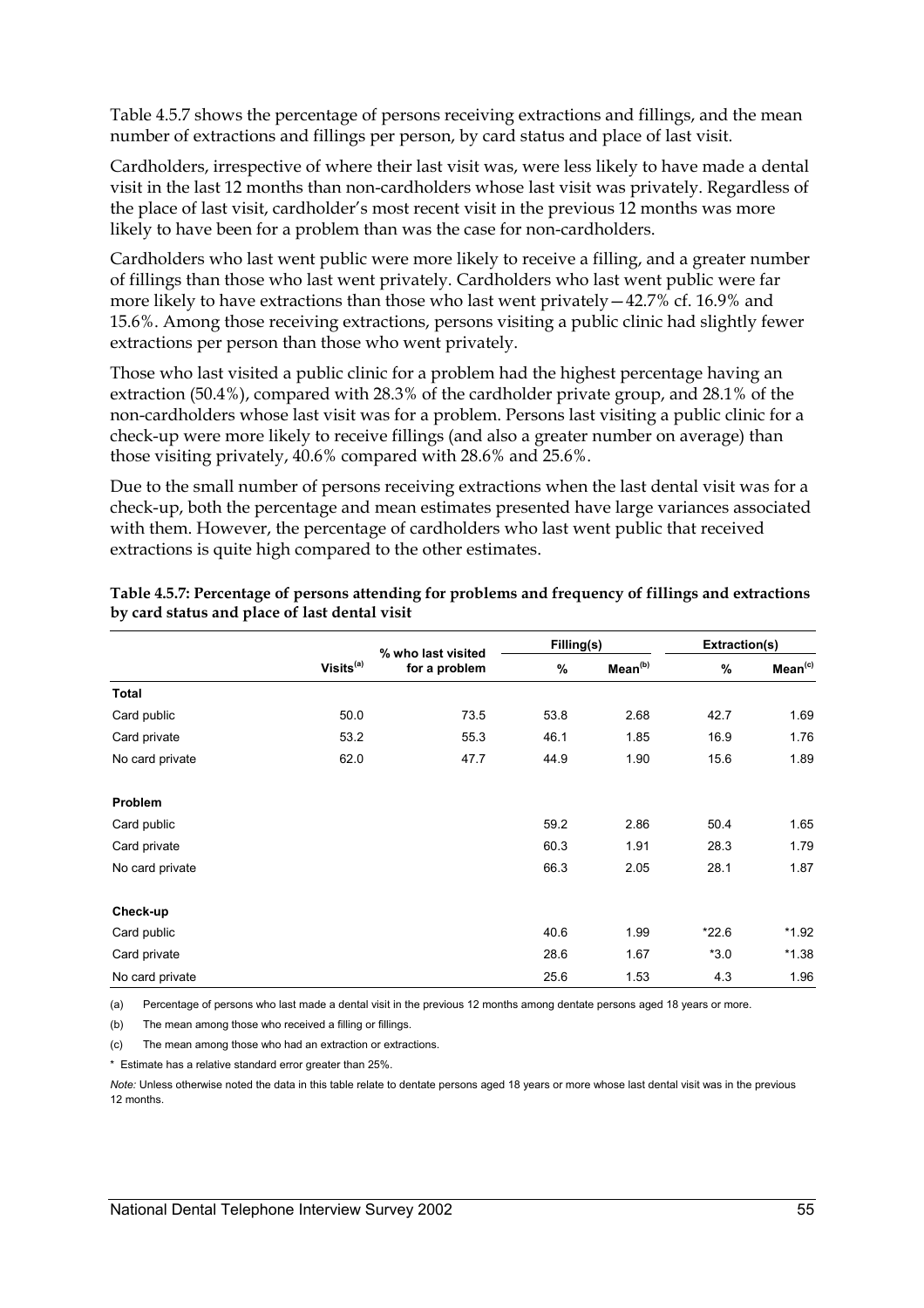Table 4.5.7 shows the percentage of persons receiving extractions and fillings, and the mean number of extractions and fillings per person, by card status and place of last visit.

Cardholders, irrespective of where their last visit was, were less likely to have made a dental visit in the last 12 months than non-cardholders whose last visit was privately. Regardless of the place of last visit, cardholder's most recent visit in the previous 12 months was more likely to have been for a problem than was the case for non-cardholders.

Cardholders who last went public were more likely to receive a filling, and a greater number of fillings than those who last went privately. Cardholders who last went public were far more likely to have extractions than those who last went privately—42.7% cf. 16.9% and 15.6%. Among those receiving extractions, persons visiting a public clinic had slightly fewer extractions per person than those who went privately.

Those who last visited a public clinic for a problem had the highest percentage having an extraction (50.4%), compared with 28.3% of the cardholder private group, and 28.1% of the non-cardholders whose last visit was for a problem. Persons last visiting a public clinic for a check-up were more likely to receive fillings (and also a greater number on average) than those visiting privately, 40.6% compared with 28.6% and 25.6%.

Due to the small number of persons receiving extractions when the last dental visit was for a check-up, both the percentage and mean estimates presented have large variances associated with them. However, the percentage of cardholders who last went public that received extractions is quite high compared to the other estimates.

**Table 4.5.7: Percentage of persons attending for problems and frequency of fillings and extractions by card status and place of last dental visit**

| | Visits[(a)] | % who last visited for a problem | Filling(s) | | Extraction(s) | |
|---|---|---|---|---|---|---|
| | | | % | Mean[(b)] | % | Mean[(c)] |
| **Total** | | | | | | |
| Card public | 50.0 | 73.5 | 53.8 | 2.68 | 42.7 | 1.69 |
| Card private | 53.2 | 55.3 | 46.1 | 1.85 | 16.9 | 1.76 |
| No card private | 62.0 | 47.7 | 44.9 | 1.90 | 15.6 | 1.89 |
| **Problem** | | | | | | |
| Card public | | | 59.2 | 2.86 | 50.4 | 1.65 |
| Card private | | | 60.3 | 1.91 | 28.3 | 1.79 |
| No card private | | | 66.3 | 2.05 | 28.1 | 1.87 |
| **Check-up** | | | | | | |
| Card public | | | 40.6 | 1.99 | *22.6 | *1.92 |
| Card private | | | 28.6 | 1.67 | *3.0 | *1.38 |
| No card private | | | 25.6 | 1.53 | 4.3 | 1.96 |

(a) Percentage of persons who last made a dental visit in the previous 12 months among dentate persons aged 18 years or more.

(b) The mean among those who received a filling or fillings.

(c) The mean among those who had an extraction or extractions.

\* Estimate has a relative standard error greater than 25%.

*Note:* Unless otherwise noted the data in this table relate to dentate persons aged 18 years or more whose last dental visit was in the previous 12 months.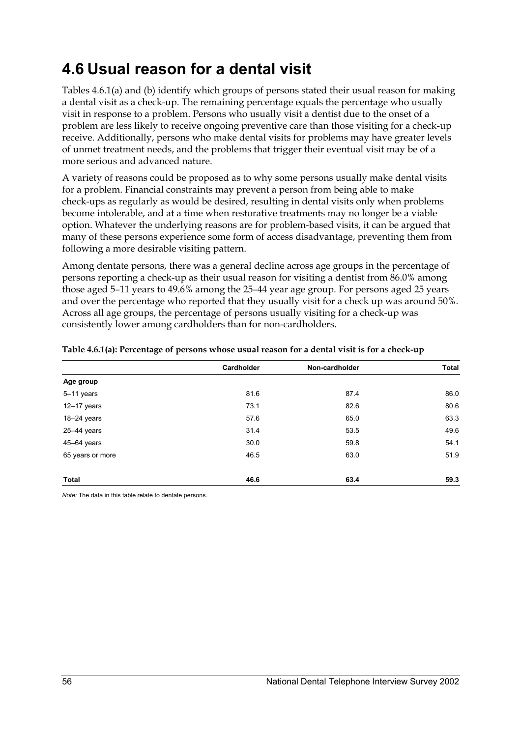## 4.6 Usual reason for a dental visit

Tables 4.6.1(a) and (b) identify which groups of persons stated their usual reason for making a dental visit as a check-up. The remaining percentage equals the percentage who usually visit in response to a problem. Persons who usually visit a dentist due to the onset of a problem are less likely to receive ongoing preventive care than those visiting for a check-up receive. Additionally, persons who make dental visits for problems may have greater levels of unmet treatment needs, and the problems that trigger their eventual visit may be of a more serious and advanced nature.

A variety of reasons could be proposed as to why some persons usually make dental visits for a problem. Financial constraints may prevent a person from being able to make check-ups as regularly as would be desired, resulting in dental visits only when problems become intolerable, and at a time when restorative treatments may no longer be a viable option. Whatever the underlying reasons are for problem-based visits, it can be argued that many of these persons experience some form of access disadvantage, preventing them from following a more desirable visiting pattern.

Among dentate persons, there was a general decline across age groups in the percentage of persons reporting a check-up as their usual reason for visiting a dentist from 86.0% among those aged 5–11 years to 49.6% among the 25–44 year age group. For persons aged 25 years and over the percentage who reported that they usually visit for a check up was around 50%. Across all age groups, the percentage of persons usually visiting for a check-up was consistently lower among cardholders than for non-cardholders.

**Table 4.6.1(a): Percentage of persons whose usual reason for a dental visit is for a check-up**

| | Cardholder | Non-cardholder | Total |
|---|---|---|---|
| **Age group** | | | |
| 5–11 years | 81.6 | 87.4 | 86.0 |
| 12–17 years | 73.1 | 82.6 | 80.6 |
| 18–24 years | 57.6 | 65.0 | 63.3 |
| 25–44 years | 31.4 | 53.5 | 49.6 |
| 45–64 years | 30.0 | 59.8 | 54.1 |
| 65 years or more | 46.5 | 63.0 | 51.9 |
| **Total** | **46.6** | **63.4** | **59.3** |

*Note:* The data in this table relate to dentate persons.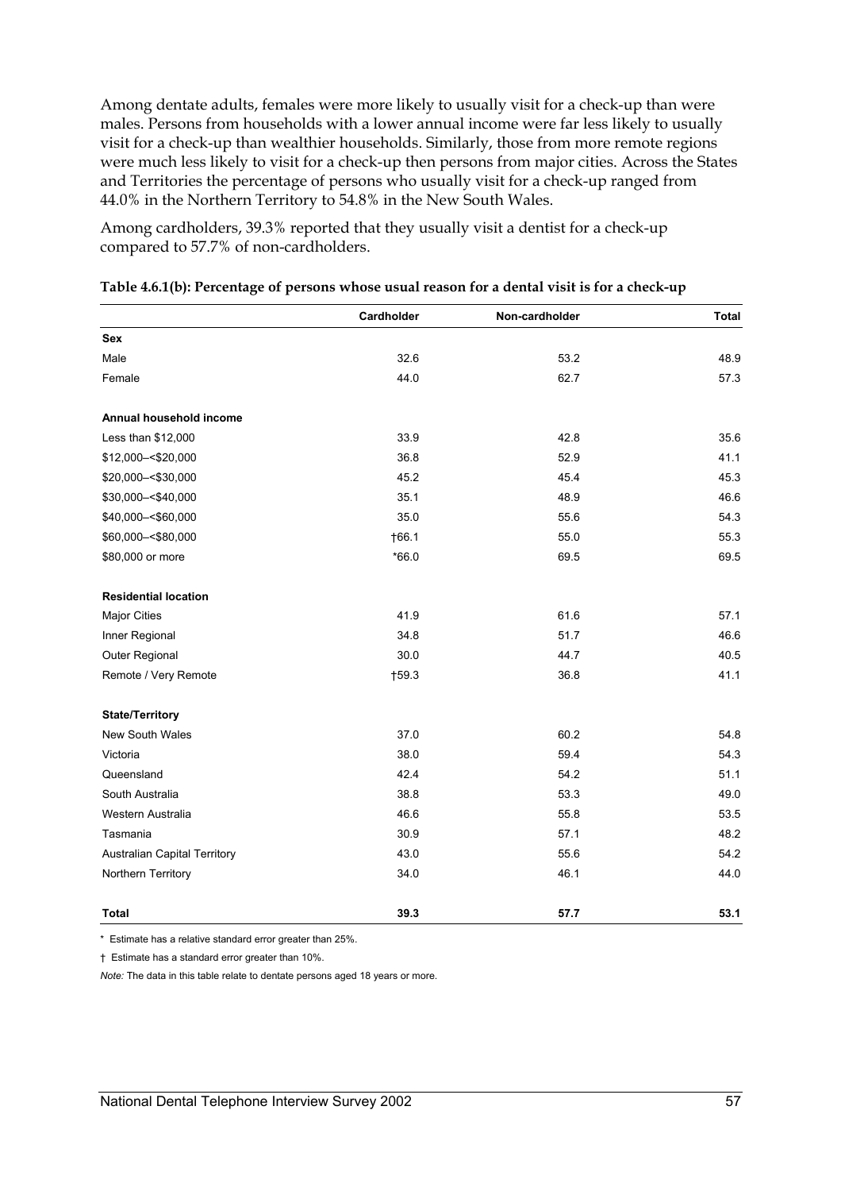Among dentate adults, females were more likely to usually visit for a check-up than were males. Persons from households with a lower annual income were far less likely to usually visit for a check-up than wealthier households. Similarly, those from more remote regions were much less likely to visit for a check-up then persons from major cities. Across the States and Territories the percentage of persons who usually visit for a check-up ranged from 44.0% in the Northern Territory to 54.8% in the New South Wales.

Among cardholders, 39.3% reported that they usually visit a dentist for a check-up compared to 57.7% of non-cardholders.

**Table 4.6.1(b): Percentage of persons whose usual reason for a dental visit is for a check-up**

| | Cardholder | Non-cardholder | Total |
|---|---|---|---|
| **Sex** | | | |
| Male | 32.6 | 53.2 | 48.9 |
| Female | 44.0 | 62.7 | 57.3 |
| **Annual household income** | | | |
| Less than $12,000 | 33.9 | 42.8 | 35.6 |
| $12,000–<$20,000 | 36.8 | 52.9 | 41.1 |
| $20,000–<$30,000 | 45.2 | 45.4 | 45.3 |
| $30,000–<$40,000 | 35.1 | 48.9 | 46.6 |
| $40,000–<$60,000 | 35.0 | 55.6 | 54.3 |
| $60,000–<$80,000 | †66.1 | 55.0 | 55.3 |
| $80,000 or more | *66.0 | 69.5 | 69.5 |
| **Residential location** | | | |
| Major Cities | 41.9 | 61.6 | 57.1 |
| Inner Regional | 34.8 | 51.7 | 46.6 |
| Outer Regional | 30.0 | 44.7 | 40.5 |
| Remote / Very Remote | †59.3 | 36.8 | 41.1 |
| **State/Territory** | | | |
| New South Wales | 37.0 | 60.2 | 54.8 |
| Victoria | 38.0 | 59.4 | 54.3 |
| Queensland | 42.4 | 54.2 | 51.1 |
| South Australia | 38.8 | 53.3 | 49.0 |
| Western Australia | 46.6 | 55.8 | 53.5 |
| Tasmania | 30.9 | 57.1 | 48.2 |
| Australian Capital Territory | 43.0 | 55.6 | 54.2 |
| Northern Territory | 34.0 | 46.1 | 44.0 |
| **Total** | **39.3** | **57.7** | **53.1** |

\* Estimate has a relative standard error greater than 25%.

† Estimate has a standard error greater than 10%.

*Note:* The data in this table relate to dentate persons aged 18 years or more.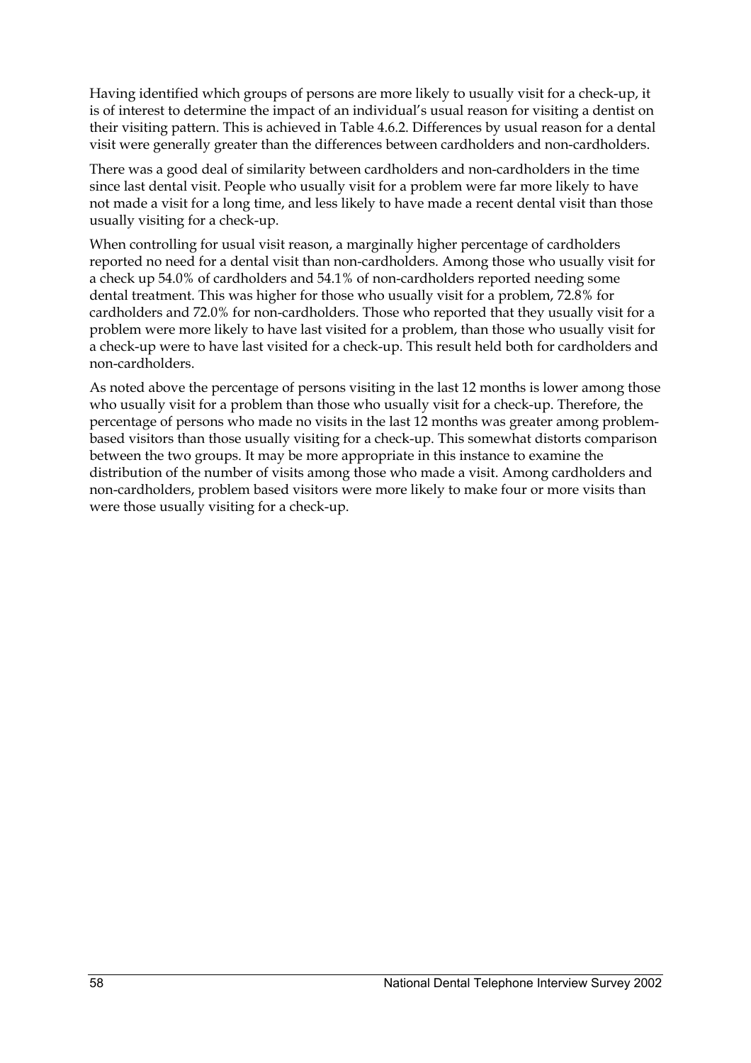Having identified which groups of persons are more likely to usually visit for a check-up, it is of interest to determine the impact of an individual's usual reason for visiting a dentist on their visiting pattern. This is achieved in Table 4.6.2. Differences by usual reason for a dental visit were generally greater than the differences between cardholders and non-cardholders.

There was a good deal of similarity between cardholders and non-cardholders in the time since last dental visit. People who usually visit for a problem were far more likely to have not made a visit for a long time, and less likely to have made a recent dental visit than those usually visiting for a check-up.

When controlling for usual visit reason, a marginally higher percentage of cardholders reported no need for a dental visit than non-cardholders. Among those who usually visit for a check up 54.0% of cardholders and 54.1% of non-cardholders reported needing some dental treatment. This was higher for those who usually visit for a problem, 72.8% for cardholders and 72.0% for non-cardholders. Those who reported that they usually visit for a problem were more likely to have last visited for a problem, than those who usually visit for a check-up were to have last visited for a check-up. This result held both for cardholders and non-cardholders.

As noted above the percentage of persons visiting in the last 12 months is lower among those who usually visit for a problem than those who usually visit for a check-up. Therefore, the percentage of persons who made no visits in the last 12 months was greater among problem-based visitors than those usually visiting for a check-up. This somewhat distorts comparison between the two groups. It may be more appropriate in this instance to examine the distribution of the number of visits among those who made a visit. Among cardholders and non-cardholders, problem based visitors were more likely to make four or more visits than were those usually visiting for a check-up.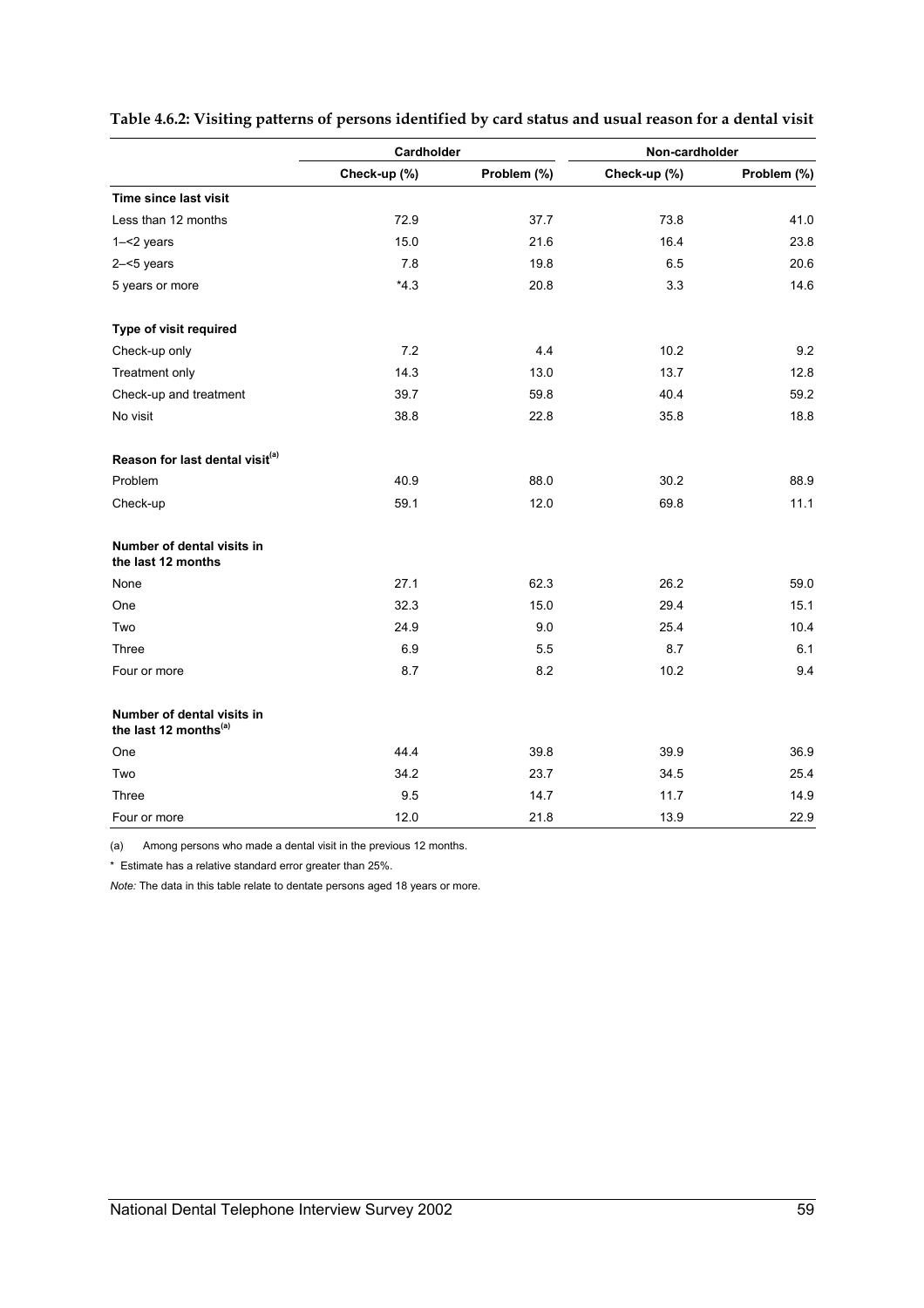**Table 4.6.2: Visiting patterns of persons identified by card status and usual reason for a dental visit**

| | Cardholder | | Non-cardholder | |
|---|---|---|---|---|
| | Check-up (%) | Problem (%) | Check-up (%) | Problem (%) |
| **Time since last visit** | | | | |
| Less than 12 months | 72.9 | 37.7 | 73.8 | 41.0 |
| 1–<2 years | 15.0 | 21.6 | 16.4 | 23.8 |
| 2–<5 years | 7.8 | 19.8 | 6.5 | 20.6 |
| 5 years or more | *4.3 | 20.8 | 3.3 | 14.6 |
| **Type of visit required** | | | | |
| Check-up only | 7.2 | 4.4 | 10.2 | 9.2 |
| Treatment only | 14.3 | 13.0 | 13.7 | 12.8 |
| Check-up and treatment | 39.7 | 59.8 | 40.4 | 59.2 |
| No visit | 38.8 | 22.8 | 35.8 | 18.8 |
| **Reason for last dental visit[(a)]** | | | | |
| Problem | 40.9 | 88.0 | 30.2 | 88.9 |
| Check-up | 59.1 | 12.0 | 69.8 | 11.1 |
| **Number of dental visits in the last 12 months** | | | | |
| None | 27.1 | 62.3 | 26.2 | 59.0 |
| One | 32.3 | 15.0 | 29.4 | 15.1 |
| Two | 24.9 | 9.0 | 25.4 | 10.4 |
| Three | 6.9 | 5.5 | 8.7 | 6.1 |
| Four or more | 8.7 | 8.2 | 10.2 | 9.4 |
| **Number of dental visits in the last 12 months[(a)]** | | | | |
| One | 44.4 | 39.8 | 39.9 | 36.9 |
| Two | 34.2 | 23.7 | 34.5 | 25.4 |
| Three | 9.5 | 14.7 | 11.7 | 14.9 |
| Four or more | 12.0 | 21.8 | 13.9 | 22.9 |

(a) Among persons who made a dental visit in the previous 12 months.

\* Estimate has a relative standard error greater than 25%.

*Note:* The data in this table relate to dentate persons aged 18 years or more.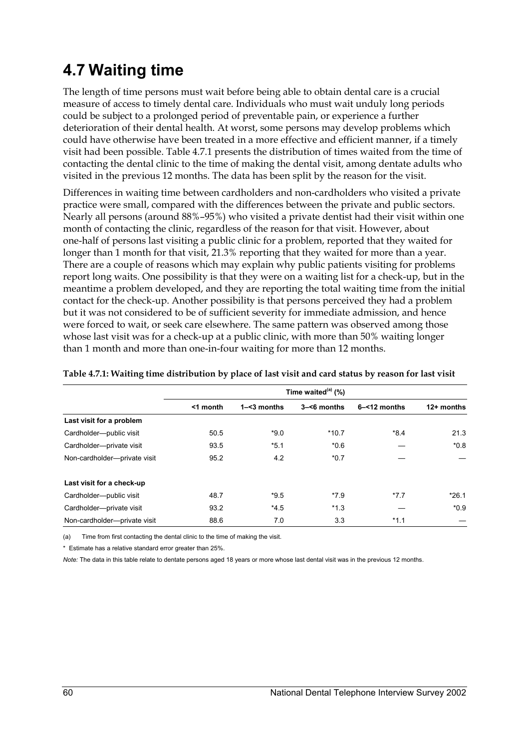# 4.7 Waiting time

The length of time persons must wait before being able to obtain dental care is a crucial measure of access to timely dental care. Individuals who must wait unduly long periods could be subject to a prolonged period of preventable pain, or experience a further deterioration of their dental health. At worst, some persons may develop problems which could have otherwise have been treated in a more effective and efficient manner, if a timely visit had been possible. Table 4.7.1 presents the distribution of times waited from the time of contacting the dental clinic to the time of making the dental visit, among dentate adults who visited in the previous 12 months. The data has been split by the reason for the visit.

Differences in waiting time between cardholders and non-cardholders who visited a private practice were small, compared with the differences between the private and public sectors. Nearly all persons (around 88%–95%) who visited a private dentist had their visit within one month of contacting the clinic, regardless of the reason for that visit. However, about one-half of persons last visiting a public clinic for a problem, reported that they waited for longer than 1 month for that visit, 21.3% reporting that they waited for more than a year. There are a couple of reasons which may explain why public patients visiting for problems report long waits. One possibility is that they were on a waiting list for a check-up, but in the meantime a problem developed, and they are reporting the total waiting time from the initial contact for the check-up. Another possibility is that persons perceived they had a problem but it was not considered to be of sufficient severity for immediate admission, and hence were forced to wait, or seek care elsewhere. The same pattern was observed among those whose last visit was for a check-up at a public clinic, with more than 50% waiting longer than 1 month and more than one-in-four waiting for more than 12 months.

**Table 4.7.1: Waiting time distribution by place of last visit and card status by reason for last visit**

| | Time waited[(a)] (%) | | | | |
|---|---|---|---|---|---|
| | <1 month | 1–<3 months | 3–<6 months | 6–<12 months | 12+ months |
| **Last visit for a problem** | | | | | |
| Cardholder—public visit | 50.5 | *9.0 | *10.7 | *8.4 | 21.3 |
| Cardholder—private visit | 93.5 | *5.1 | *0.6 | — | *0.8 |
| Non-cardholder—private visit | 95.2 | 4.2 | *0.7 | — | — |
| **Last visit for a check-up** | | | | | |
| Cardholder—public visit | 48.7 | *9.5 | *7.9 | *7.7 | *26.1 |
| Cardholder—private visit | 93.2 | *4.5 | *1.3 | — | *0.9 |
| Non-cardholder—private visit | 88.6 | 7.0 | 3.3 | *1.1 | — |

(a) Time from first contacting the dental clinic to the time of making the visit.

\* Estimate has a relative standard error greater than 25%.

*Note:* The data in this table relate to dentate persons aged 18 years or more whose last dental visit was in the previous 12 months.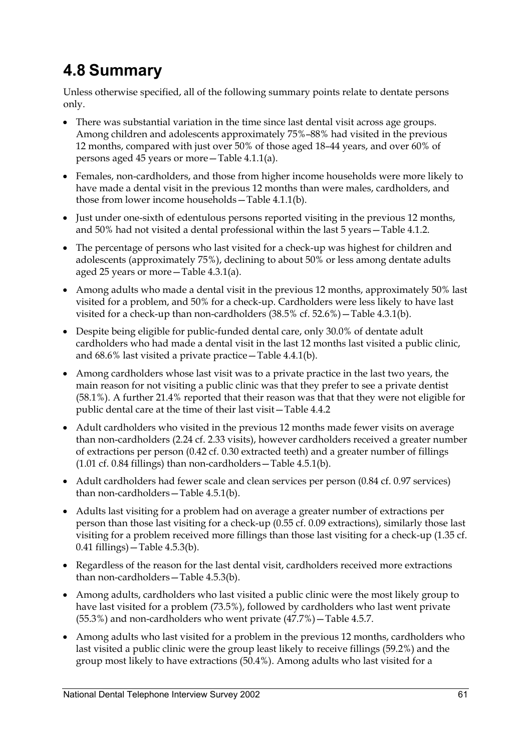# 4.8 Summary

Unless otherwise specified, all of the following summary points relate to dentate persons only.

- There was substantial variation in the time since last dental visit across age groups. Among children and adolescents approximately 75%–88% had visited in the previous 12 months, compared with just over 50% of those aged 18–44 years, and over 60% of persons aged 45 years or more—Table 4.1.1(a).
- Females, non-cardholders, and those from higher income households were more likely to have made a dental visit in the previous 12 months than were males, cardholders, and those from lower income households—Table 4.1.1(b).
- Just under one-sixth of edentulous persons reported visiting in the previous 12 months, and 50% had not visited a dental professional within the last 5 years—Table 4.1.2.
- The percentage of persons who last visited for a check-up was highest for children and adolescents (approximately 75%), declining to about 50% or less among dentate adults aged 25 years or more—Table 4.3.1(a).
- Among adults who made a dental visit in the previous 12 months, approximately 50% last visited for a problem, and 50% for a check-up. Cardholders were less likely to have last visited for a check-up than non-cardholders (38.5% cf. 52.6%)—Table 4.3.1(b).
- Despite being eligible for public-funded dental care, only 30.0% of dentate adult cardholders who had made a dental visit in the last 12 months last visited a public clinic, and 68.6% last visited a private practice—Table 4.4.1(b).
- Among cardholders whose last visit was to a private practice in the last two years, the main reason for not visiting a public clinic was that they prefer to see a private dentist (58.1%). A further 21.4% reported that their reason was that that they were not eligible for public dental care at the time of their last visit—Table 4.4.2
- Adult cardholders who visited in the previous 12 months made fewer visits on average than non-cardholders (2.24 cf. 2.33 visits), however cardholders received a greater number of extractions per person (0.42 cf. 0.30 extracted teeth) and a greater number of fillings (1.01 cf. 0.84 fillings) than non-cardholders—Table 4.5.1(b).
- Adult cardholders had fewer scale and clean services per person (0.84 cf. 0.97 services) than non-cardholders—Table 4.5.1(b).
- Adults last visiting for a problem had on average a greater number of extractions per person than those last visiting for a check-up (0.55 cf. 0.09 extractions), similarly those last visiting for a problem received more fillings than those last visiting for a check-up (1.35 cf. 0.41 fillings)—Table 4.5.3(b).
- Regardless of the reason for the last dental visit, cardholders received more extractions than non-cardholders—Table 4.5.3(b).
- Among adults, cardholders who last visited a public clinic were the most likely group to have last visited for a problem (73.5%), followed by cardholders who last went private (55.3%) and non-cardholders who went private (47.7%)—Table 4.5.7.
- Among adults who last visited for a problem in the previous 12 months, cardholders who last visited a public clinic were the group least likely to receive fillings (59.2%) and the group most likely to have extractions (50.4%). Among adults who last visited for a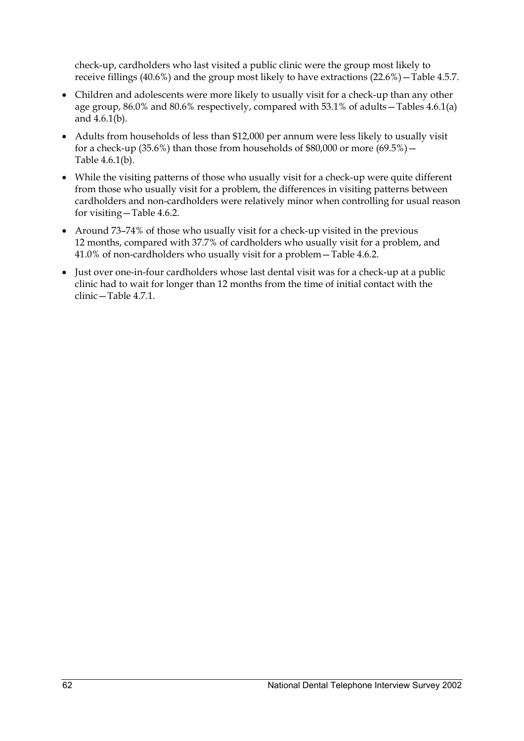check-up, cardholders who last visited a public clinic were the group most likely to receive fillings (40.6%) and the group most likely to have extractions (22.6%)—Table 4.5.7.

- Children and adolescents were more likely to usually visit for a check-up than any other age group, 86.0% and 80.6% respectively, compared with 53.1% of adults—Tables 4.6.1(a) and 4.6.1(b).
- Adults from households of less than $12,000 per annum were less likely to usually visit for a check-up (35.6%) than those from households of $80,000 or more (69.5%)—Table 4.6.1(b).
- While the visiting patterns of those who usually visit for a check-up were quite different from those who usually visit for a problem, the differences in visiting patterns between cardholders and non-cardholders were relatively minor when controlling for usual reason for visiting—Table 4.6.2.
- Around 73–74% of those who usually visit for a check-up visited in the previous 12 months, compared with 37.7% of cardholders who usually visit for a problem, and 41.0% of non-cardholders who usually visit for a problem—Table 4.6.2.
- Just over one-in-four cardholders whose last dental visit was for a check-up at a public clinic had to wait for longer than 12 months from the time of initial contact with the clinic—Table 4.7.1.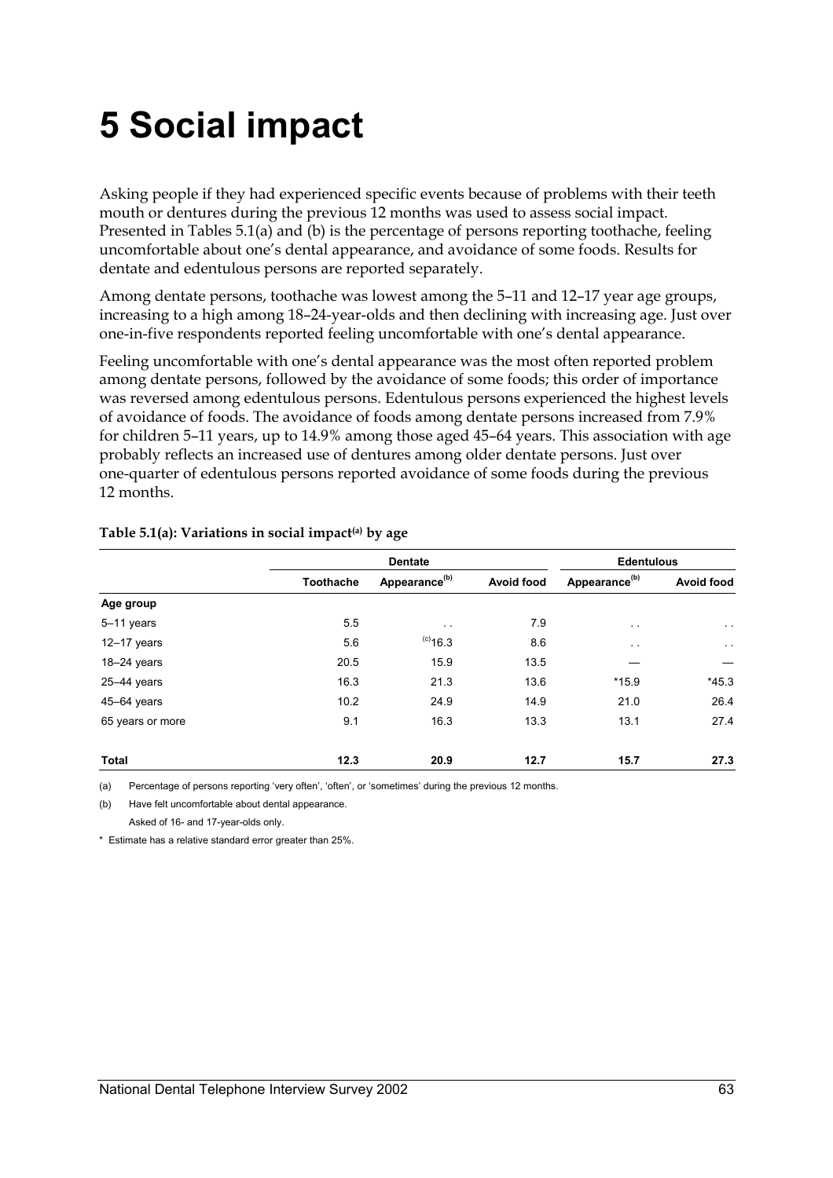# 5 Social impact

Asking people if they had experienced specific events because of problems with their teeth mouth or dentures during the previous 12 months was used to assess social impact. Presented in Tables 5.1(a) and (b) is the percentage of persons reporting toothache, feeling uncomfortable about one's dental appearance, and avoidance of some foods. Results for dentate and edentulous persons are reported separately.

Among dentate persons, toothache was lowest among the 5–11 and 12–17 year age groups, increasing to a high among 18–24-year-olds and then declining with increasing age. Just over one-in-five respondents reported feeling uncomfortable with one's dental appearance.

Feeling uncomfortable with one's dental appearance was the most often reported problem among dentate persons, followed by the avoidance of some foods; this order of importance was reversed among edentulous persons. Edentulous persons experienced the highest levels of avoidance of foods. The avoidance of foods among dentate persons increased from 7.9% for children 5–11 years, up to 14.9% among those aged 45–64 years. This association with age probably reflects an increased use of dentures among older dentate persons. Just over one-quarter of edentulous persons reported avoidance of some foods during the previous 12 months.

**Table 5.1(a): Variations in social impact[(a)] by age**

| | Dentate | | | Edentulous | |
|---|---|---|---|---|---|
| | Toothache | Appearance[(b)] | Avoid food | Appearance[(b)] | Avoid food |
| **Age group** | | | | | |
| 5–11 years | 5.5 | . . | 7.9 | . . | . . |
| 12–17 years | 5.6 | [(c)]16.3 | 8.6 | . . | . . |
| 18–24 years | 20.5 | 15.9 | 13.5 | — | — |
| 25–44 years | 16.3 | 21.3 | 13.6 | *15.9 | *45.3 |
| 45–64 years | 10.2 | 24.9 | 14.9 | 21.0 | 26.4 |
| 65 years or more | 9.1 | 16.3 | 13.3 | 13.1 | 27.4 |
| **Total** | **12.3** | **20.9** | **12.7** | **15.7** | **27.3** |

(a) Percentage of persons reporting 'very often', 'often', or 'sometimes' during the previous 12 months.

(b) Have felt uncomfortable about dental appearance.

Asked of 16- and 17-year-olds only.

\* Estimate has a relative standard error greater than 25%.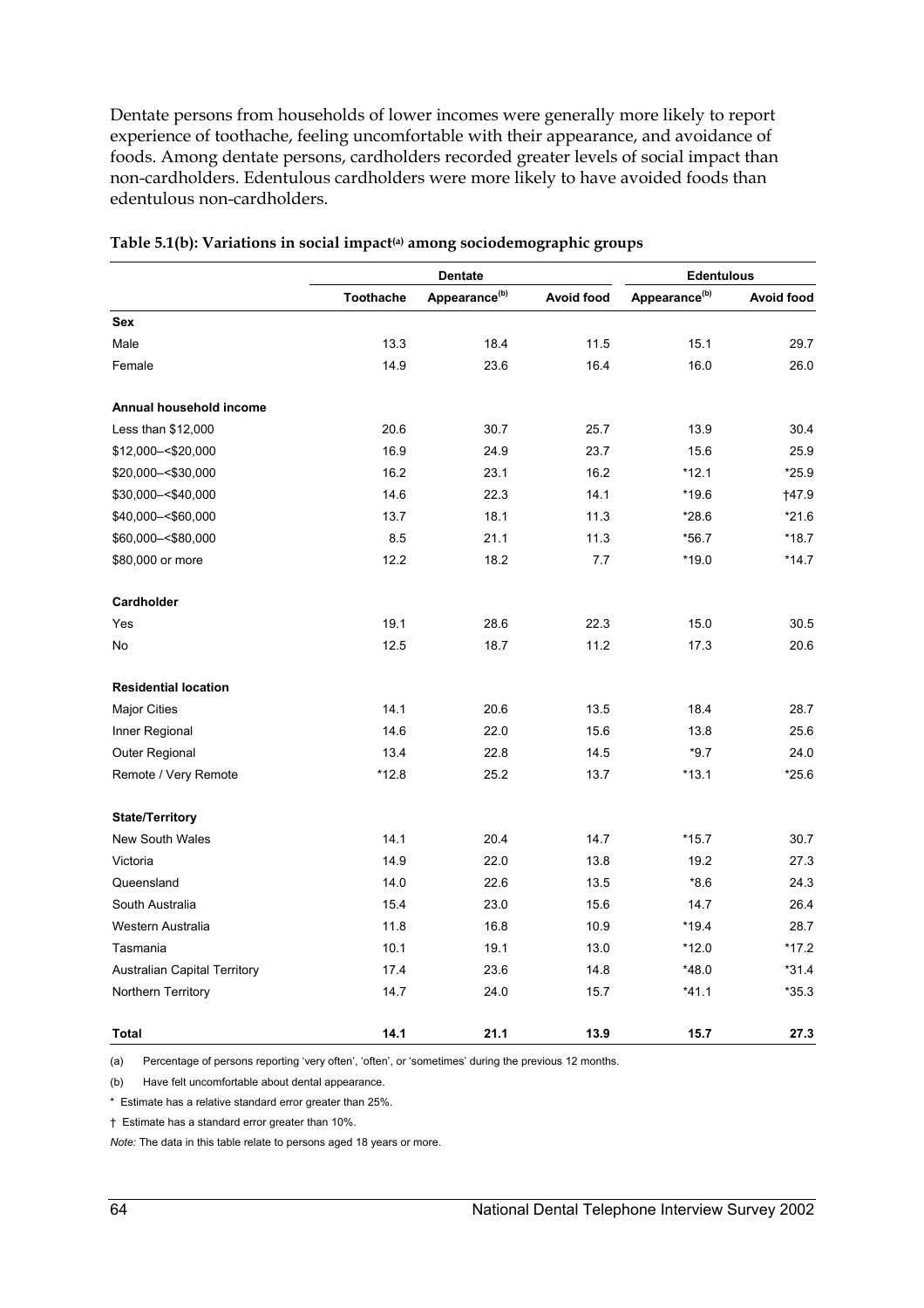Dentate persons from households of lower incomes were generally more likely to report experience of toothache, feeling uncomfortable with their appearance, and avoidance of foods. Among dentate persons, cardholders recorded greater levels of social impact than non-cardholders. Edentulous cardholders were more likely to have avoided foods than edentulous non-cardholders.

**Table 5.1(b): Variations in social impact[(a)] among sociodemographic groups**

| | Dentate | | | Edentulous | |
|---|---|---|---|---|---|
| | Toothache | Appearance[(b)] | Avoid food | Appearance[(b)] | Avoid food |
| **Sex** | | | | | |
| Male | 13.3 | 18.4 | 11.5 | 15.1 | 29.7 |
| Female | 14.9 | 23.6 | 16.4 | 16.0 | 26.0 |
| **Annual household income** | | | | | |
| Less than $12,000 | 20.6 | 30.7 | 25.7 | 13.9 | 30.4 |
| $12,000–<$20,000 | 16.9 | 24.9 | 23.7 | 15.6 | 25.9 |
| $20,000–<$30,000 | 16.2 | 23.1 | 16.2 | *12.1 | *25.9 |
| $30,000–<$40,000 | 14.6 | 22.3 | 14.1 | *19.6 | †47.9 |
| $40,000–<$60,000 | 13.7 | 18.1 | 11.3 | *28.6 | *21.6 |
| $60,000–<$80,000 | 8.5 | 21.1 | 11.3 | *56.7 | *18.7 |
| $80,000 or more | 12.2 | 18.2 | 7.7 | *19.0 | *14.7 |
| **Cardholder** | | | | | |
| Yes | 19.1 | 28.6 | 22.3 | 15.0 | 30.5 |
| No | 12.5 | 18.7 | 11.2 | 17.3 | 20.6 |
| **Residential location** | | | | | |
| Major Cities | 14.1 | 20.6 | 13.5 | 18.4 | 28.7 |
| Inner Regional | 14.6 | 22.0 | 15.6 | 13.8 | 25.6 |
| Outer Regional | 13.4 | 22.8 | 14.5 | *9.7 | 24.0 |
| Remote / Very Remote | *12.8 | 25.2 | 13.7 | *13.1 | *25.6 |
| **State/Territory** | | | | | |
| New South Wales | 14.1 | 20.4 | 14.7 | *15.7 | 30.7 |
| Victoria | 14.9 | 22.0 | 13.8 | 19.2 | 27.3 |
| Queensland | 14.0 | 22.6 | 13.5 | *8.6 | 24.3 |
| South Australia | 15.4 | 23.0 | 15.6 | 14.7 | 26.4 |
| Western Australia | 11.8 | 16.8 | 10.9 | *19.4 | 28.7 |
| Tasmania | 10.1 | 19.1 | 13.0 | *12.0 | *17.2 |
| Australian Capital Territory | 17.4 | 23.6 | 14.8 | *48.0 | *31.4 |
| Northern Territory | 14.7 | 24.0 | 15.7 | *41.1 | *35.3 |
| **Total** | **14.1** | **21.1** | **13.9** | **15.7** | **27.3** |

(a) Percentage of persons reporting 'very often', 'often', or 'sometimes' during the previous 12 months.

(b) Have felt uncomfortable about dental appearance.

\* Estimate has a relative standard error greater than 25%.

† Estimate has a standard error greater than 10%.

*Note:* The data in this table relate to persons aged 18 years or more.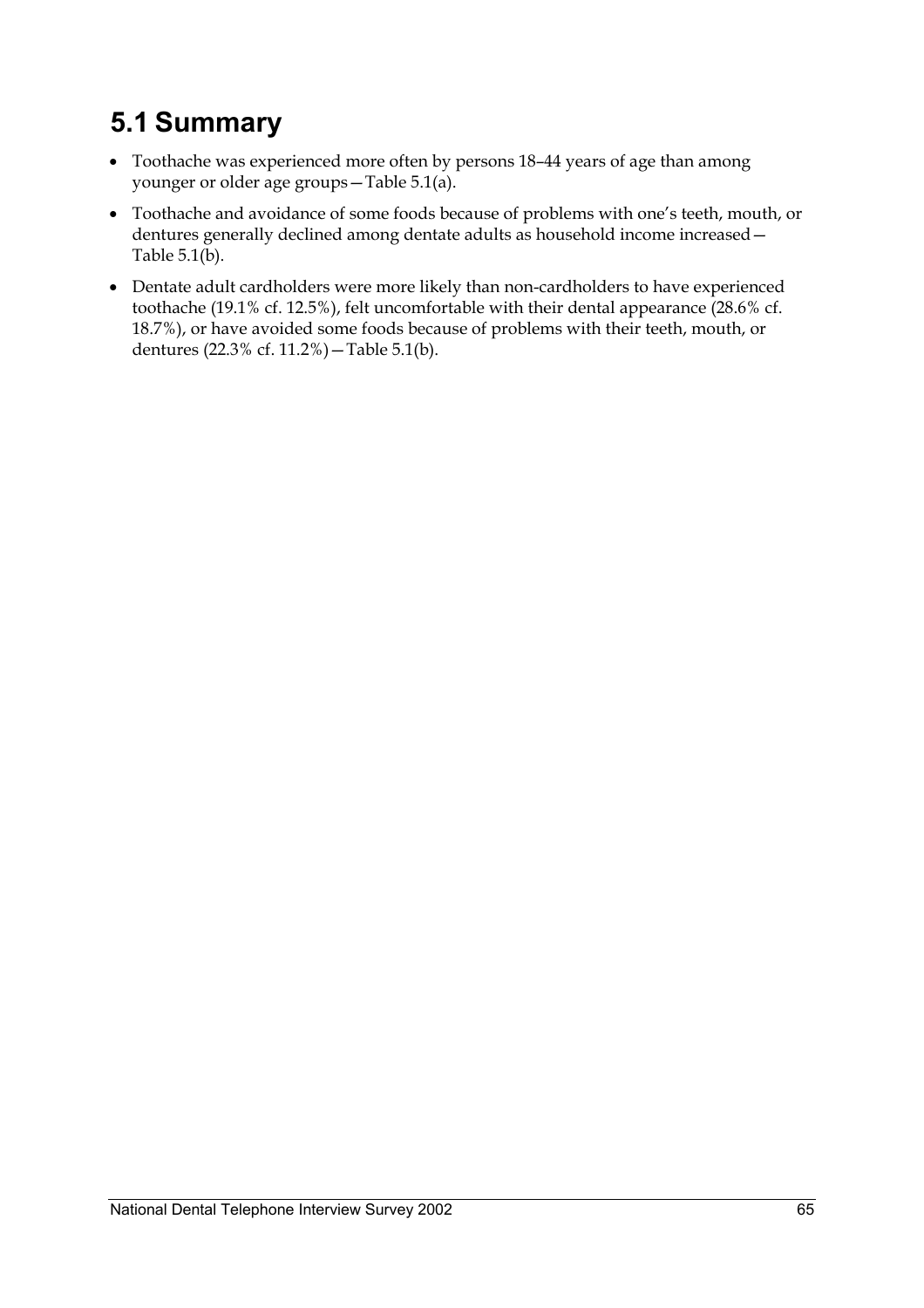## 5.1 Summary

- Toothache was experienced more often by persons 18–44 years of age than among younger or older age groups—Table 5.1(a).
- Toothache and avoidance of some foods because of problems with one's teeth, mouth, or dentures generally declined among dentate adults as household income increased—Table 5.1(b).
- Dentate adult cardholders were more likely than non-cardholders to have experienced toothache (19.1% cf. 12.5%), felt uncomfortable with their dental appearance (28.6% cf. 18.7%), or have avoided some foods because of problems with their teeth, mouth, or dentures (22.3% cf. 11.2%)—Table 5.1(b).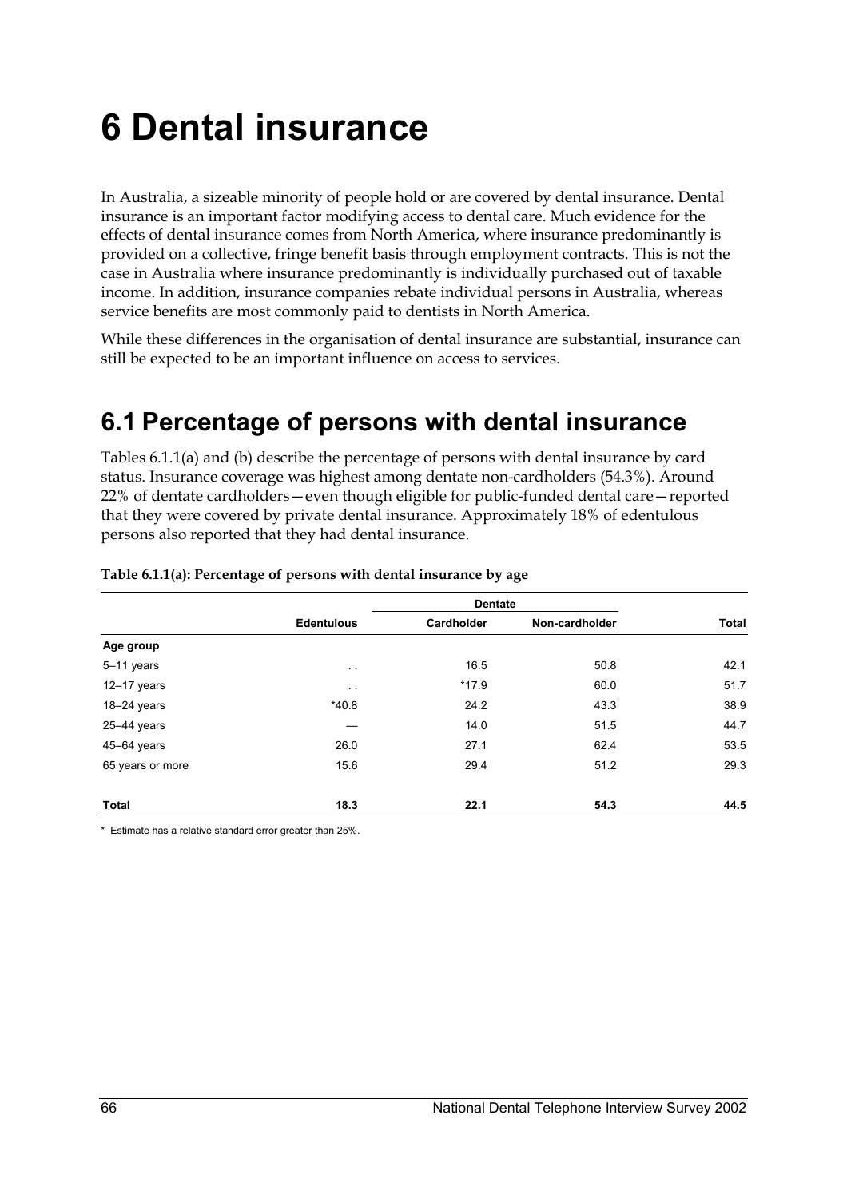# 6 Dental insurance

In Australia, a sizeable minority of people hold or are covered by dental insurance. Dental insurance is an important factor modifying access to dental care. Much evidence for the effects of dental insurance comes from North America, where insurance predominantly is provided on a collective, fringe benefit basis through employment contracts. This is not the case in Australia where insurance predominantly is individually purchased out of taxable income. In addition, insurance companies rebate individual persons in Australia, whereas service benefits are most commonly paid to dentists in North America.

While these differences in the organisation of dental insurance are substantial, insurance can still be expected to be an important influence on access to services.

## 6.1 Percentage of persons with dental insurance

Tables 6.1.1(a) and (b) describe the percentage of persons with dental insurance by card status. Insurance coverage was highest among dentate non-cardholders (54.3%). Around 22% of dentate cardholders—even though eligible for public-funded dental care—reported that they were covered by private dental insurance. Approximately 18% of edentulous persons also reported that they had dental insurance.

**Table 6.1.1(a): Percentage of persons with dental insurance by age**

| | | Dentate | | |
|---|---|---|---|---|
| | **Edentulous** | **Cardholder** | **Non-cardholder** | **Total** |
| **Age group** | | | | |
| 5–11 years | . . | 16.5 | 50.8 | 42.1 |
| 12–17 years | . . | *17.9 | 60.0 | 51.7 |
| 18–24 years | *40.8 | 24.2 | 43.3 | 38.9 |
| 25–44 years | — | 14.0 | 51.5 | 44.7 |
| 45–64 years | 26.0 | 27.1 | 62.4 | 53.5 |
| 65 years or more | 15.6 | 29.4 | 51.2 | 29.3 |
| **Total** | **18.3** | **22.1** | **54.3** | **44.5** |

\* Estimate has a relative standard error greater than 25%.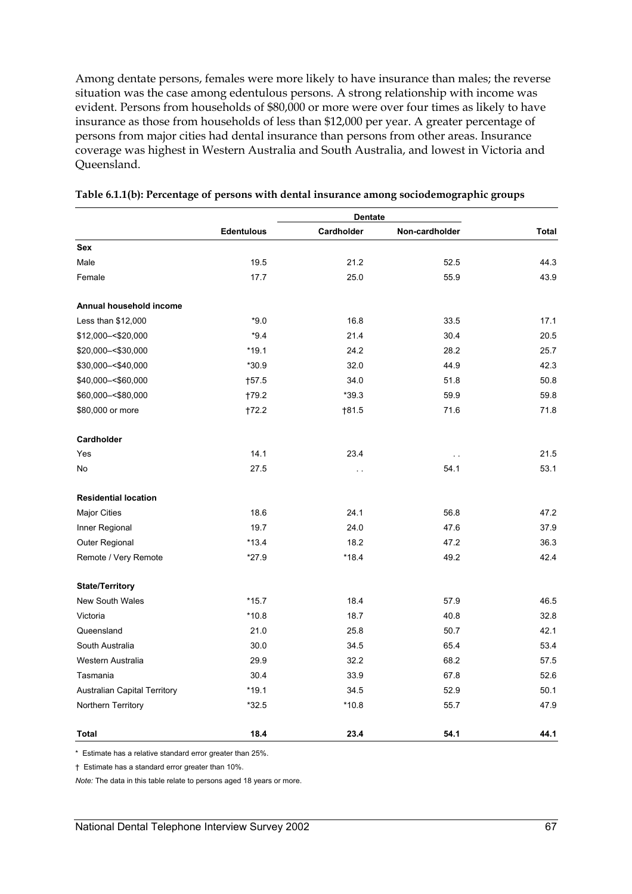Among dentate persons, females were more likely to have insurance than males; the reverse situation was the case among edentulous persons. A strong relationship with income was evident. Persons from households of $80,000 or more were over four times as likely to have insurance as those from households of less than $12,000 per year. A greater percentage of persons from major cities had dental insurance than persons from other areas. Insurance coverage was highest in Western Australia and South Australia, and lowest in Victoria and Queensland.

**Table 6.1.1(b): Percentage of persons with dental insurance among sociodemographic groups**

| | | Dentate | | |
|---|---|---|---|---|
| | **Edentulous** | **Cardholder** | **Non-cardholder** | **Total** |
| **Sex** | | | | |
| Male | 19.5 | 21.2 | 52.5 | 44.3 |
| Female | 17.7 | 25.0 | 55.9 | 43.9 |
| **Annual household income** | | | | |
| Less than $12,000 | *9.0 | 16.8 | 33.5 | 17.1 |
| $12,000–<$20,000 | *9.4 | 21.4 | 30.4 | 20.5 |
| $20,000–<$30,000 | *19.1 | 24.2 | 28.2 | 25.7 |
| $30,000–<$40,000 | *30.9 | 32.0 | 44.9 | 42.3 |
| $40,000–<$60,000 | †57.5 | 34.0 | 51.8 | 50.8 |
| $60,000–<$80,000 | †79.2 | *39.3 | 59.9 | 59.8 |
| $80,000 or more | †72.2 | †81.5 | 71.6 | 71.8 |
| **Cardholder** | | | | |
| Yes | 14.1 | 23.4 | . . | 21.5 |
| No | 27.5 | . . | 54.1 | 53.1 |
| **Residential location** | | | | |
| Major Cities | 18.6 | 24.1 | 56.8 | 47.2 |
| Inner Regional | 19.7 | 24.0 | 47.6 | 37.9 |
| Outer Regional | *13.4 | 18.2 | 47.2 | 36.3 |
| Remote / Very Remote | *27.9 | *18.4 | 49.2 | 42.4 |
| **State/Territory** | | | | |
| New South Wales | *15.7 | 18.4 | 57.9 | 46.5 |
| Victoria | *10.8 | 18.7 | 40.8 | 32.8 |
| Queensland | 21.0 | 25.8 | 50.7 | 42.1 |
| South Australia | 30.0 | 34.5 | 65.4 | 53.4 |
| Western Australia | 29.9 | 32.2 | 68.2 | 57.5 |
| Tasmania | 30.4 | 33.9 | 67.8 | 52.6 |
| Australian Capital Territory | *19.1 | 34.5 | 52.9 | 50.1 |
| Northern Territory | *32.5 | *10.8 | 55.7 | 47.9 |
| **Total** | **18.4** | **23.4** | **54.1** | **44.1** |

\* Estimate has a relative standard error greater than 25%.

† Estimate has a standard error greater than 10%.

*Note:* The data in this table relate to persons aged 18 years or more.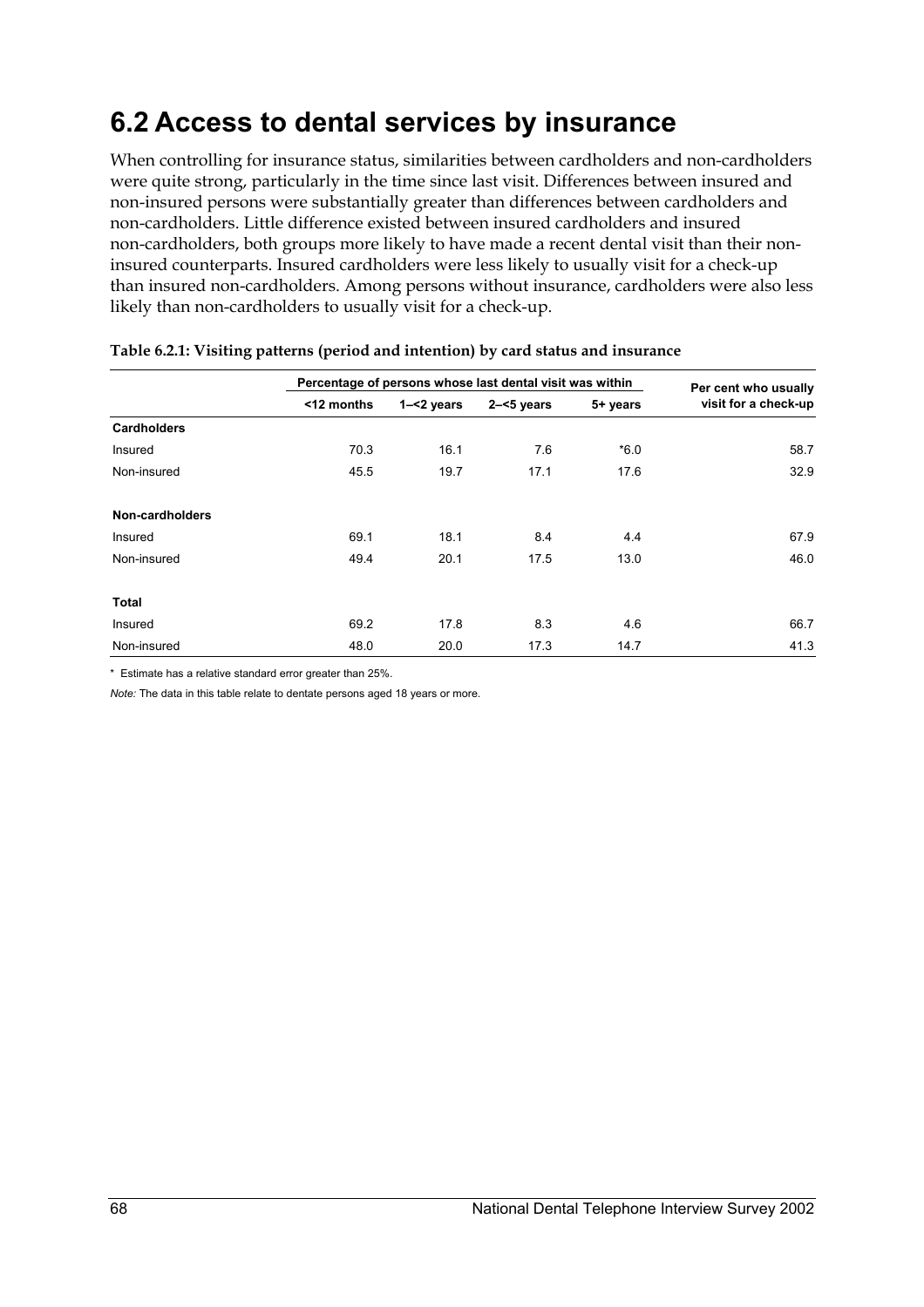# 6.2 Access to dental services by insurance

When controlling for insurance status, similarities between cardholders and non-cardholders were quite strong, particularly in the time since last visit. Differences between insured and non-insured persons were substantially greater than differences between cardholders and non-cardholders. Little difference existed between insured cardholders and insured non-cardholders, both groups more likely to have made a recent dental visit than their non-insured counterparts. Insured cardholders were less likely to usually visit for a check-up than insured non-cardholders. Among persons without insurance, cardholders were also less likely than non-cardholders to usually visit for a check-up.

**Table 6.2.1: Visiting patterns (period and intention) by card status and insurance**

| | Percentage of persons whose last dental visit was within | | | | Per cent who usually visit for a check-up |
|---|---|---|---|---|---|
| | <12 months | 1–<2 years | 2–<5 years | 5+ years | |
| **Cardholders** | | | | | |
| Insured | 70.3 | 16.1 | 7.6 | *6.0 | 58.7 |
| Non-insured | 45.5 | 19.7 | 17.1 | 17.6 | 32.9 |
| **Non-cardholders** | | | | | |
| Insured | 69.1 | 18.1 | 8.4 | 4.4 | 67.9 |
| Non-insured | 49.4 | 20.1 | 17.5 | 13.0 | 46.0 |
| **Total** | | | | | |
| Insured | 69.2 | 17.8 | 8.3 | 4.6 | 66.7 |
| Non-insured | 48.0 | 20.0 | 17.3 | 14.7 | 41.3 |

\* Estimate has a relative standard error greater than 25%.

*Note:* The data in this table relate to dentate persons aged 18 years or more.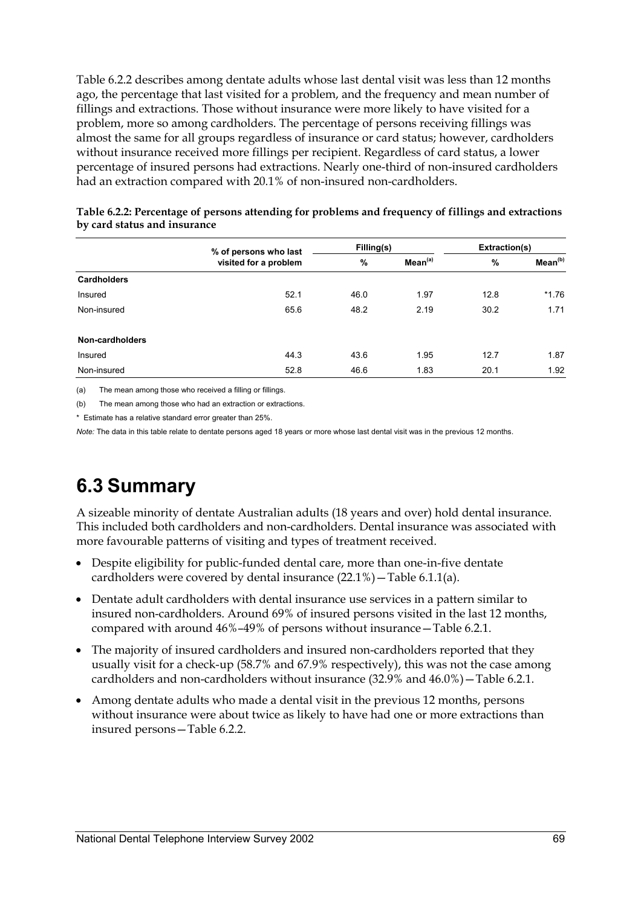Table 6.2.2 describes among dentate adults whose last dental visit was less than 12 months ago, the percentage that last visited for a problem, and the frequency and mean number of fillings and extractions. Those without insurance were more likely to have visited for a problem, more so among cardholders. The percentage of persons receiving fillings was almost the same for all groups regardless of insurance or card status; however, cardholders without insurance received more fillings per recipient. Regardless of card status, a lower percentage of insured persons had extractions. Nearly one-third of non-insured cardholders had an extraction compared with 20.1% of non-insured non-cardholders.

**Table 6.2.2: Percentage of persons attending for problems and frequency of fillings and extractions by card status and insurance**

| | % of persons who last visited for a problem | Filling(s) | | Extraction(s) | |
|---|---|---|---|---|---|
| | | % | Mean[(a)] | % | Mean[(b)] |
| **Cardholders** | | | | | |
| Insured | 52.1 | 46.0 | 1.97 | 12.8 | *1.76 |
| Non-insured | 65.6 | 48.2 | 2.19 | 30.2 | 1.71 |
| **Non-cardholders** | | | | | |
| Insured | 44.3 | 43.6 | 1.95 | 12.7 | 1.87 |
| Non-insured | 52.8 | 46.6 | 1.83 | 20.1 | 1.92 |

(a) The mean among those who received a filling or fillings.

(b) The mean among those who had an extraction or extractions.

\* Estimate has a relative standard error greater than 25%.

*Note:* The data in this table relate to dentate persons aged 18 years or more whose last dental visit was in the previous 12 months.

# 6.3 Summary

A sizeable minority of dentate Australian adults (18 years and over) hold dental insurance. This included both cardholders and non-cardholders. Dental insurance was associated with more favourable patterns of visiting and types of treatment received.

- Despite eligibility for public-funded dental care, more than one-in-five dentate cardholders were covered by dental insurance (22.1%)—Table 6.1.1(a).
- Dentate adult cardholders with dental insurance use services in a pattern similar to insured non-cardholders. Around 69% of insured persons visited in the last 12 months, compared with around 46%–49% of persons without insurance—Table 6.2.1.
- The majority of insured cardholders and insured non-cardholders reported that they usually visit for a check-up (58.7% and 67.9% respectively), this was not the case among cardholders and non-cardholders without insurance (32.9% and 46.0%)—Table 6.2.1.
- Among dentate adults who made a dental visit in the previous 12 months, persons without insurance were about twice as likely to have had one or more extractions than insured persons—Table 6.2.2.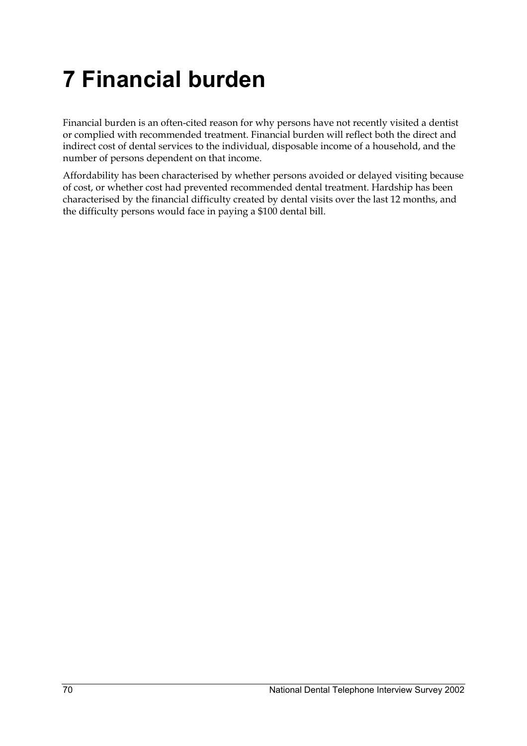# 7 Financial burden

Financial burden is an often-cited reason for why persons have not recently visited a dentist or complied with recommended treatment. Financial burden will reflect both the direct and indirect cost of dental services to the individual, disposable income of a household, and the number of persons dependent on that income.

Affordability has been characterised by whether persons avoided or delayed visiting because of cost, or whether cost had prevented recommended dental treatment. Hardship has been characterised by the financial difficulty created by dental visits over the last 12 months, and the difficulty persons would face in paying a $100 dental bill.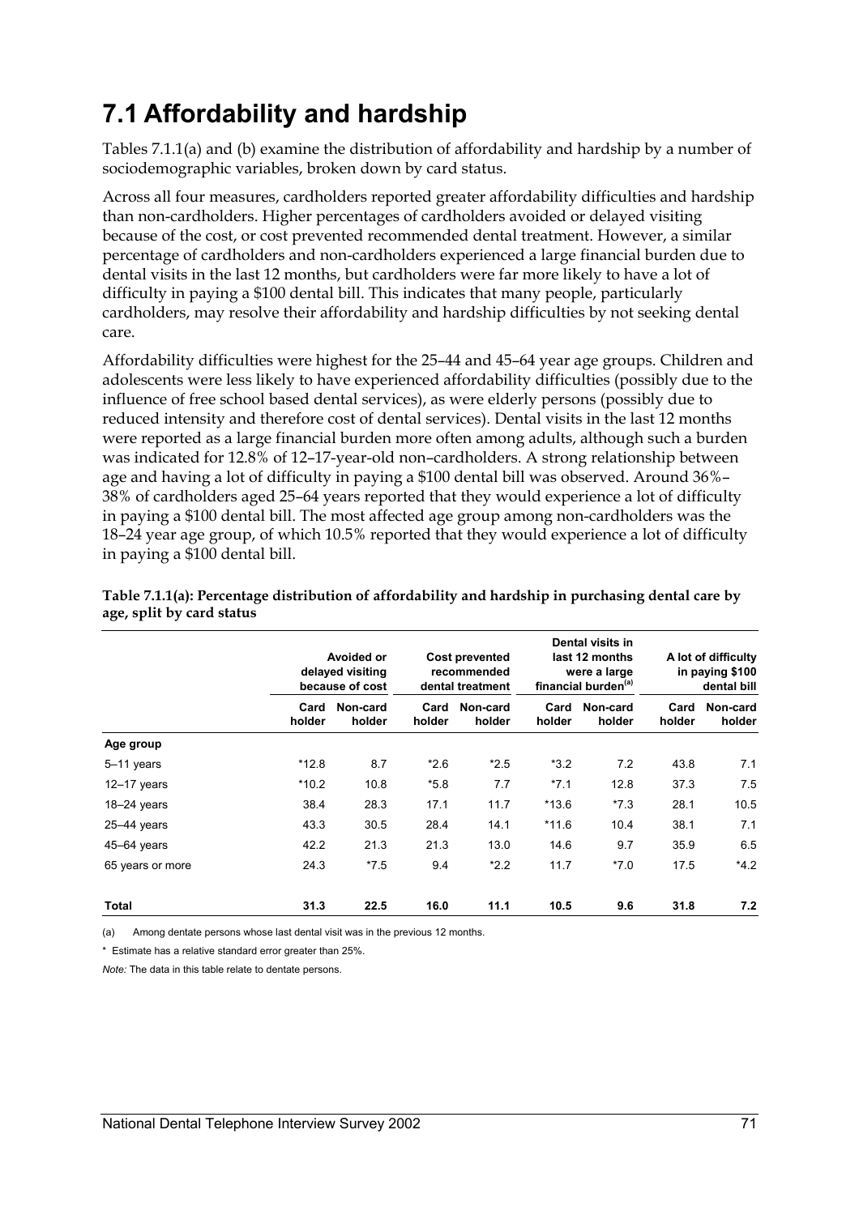# 7.1 Affordability and hardship

Tables 7.1.1(a) and (b) examine the distribution of affordability and hardship by a number of sociodemographic variables, broken down by card status.

Across all four measures, cardholders reported greater affordability difficulties and hardship than non-cardholders. Higher percentages of cardholders avoided or delayed visiting because of the cost, or cost prevented recommended dental treatment. However, a similar percentage of cardholders and non-cardholders experienced a large financial burden due to dental visits in the last 12 months, but cardholders were far more likely to have a lot of difficulty in paying a $100 dental bill. This indicates that many people, particularly cardholders, may resolve their affordability and hardship difficulties by not seeking dental care.

Affordability difficulties were highest for the 25–44 and 45–64 year age groups. Children and adolescents were less likely to have experienced affordability difficulties (possibly due to the influence of free school based dental services), as were elderly persons (possibly due to reduced intensity and therefore cost of dental services). Dental visits in the last 12 months were reported as a large financial burden more often among adults, although such a burden was indicated for 12.8% of 12–17-year-old non–cardholders. A strong relationship between age and having a lot of difficulty in paying a $100 dental bill was observed. Around 36%–38% of cardholders aged 25–64 years reported that they would experience a lot of difficulty in paying a $100 dental bill. The most affected age group among non-cardholders was the 18–24 year age group, of which 10.5% reported that they would experience a lot of difficulty in paying a $100 dental bill.

**Table 7.1.1(a): Percentage distribution of affordability and hardship in purchasing dental care by age, split by card status**

| | Avoided or delayed visiting because of cost | | Cost prevented recommended dental treatment | | Dental visits in last 12 months were a large financial burden[(a)] | | A lot of difficulty in paying $100 dental bill | |
|---|---|---|---|---|---|---|---|---|
| | Card holder | Non-card holder | Card holder | Non-card holder | Card holder | Non-card holder | Card holder | Non-card holder |
| **Age group** | | | | | | | | |
| 5–11 years | *12.8 | 8.7 | *2.6 | *2.5 | *3.2 | 7.2 | 43.8 | 7.1 |
| 12–17 years | *10.2 | 10.8 | *5.8 | 7.7 | *7.1 | 12.8 | 37.3 | 7.5 |
| 18–24 years | 38.4 | 28.3 | 17.1 | 11.7 | *13.6 | *7.3 | 28.1 | 10.5 |
| 25–44 years | 43.3 | 30.5 | 28.4 | 14.1 | *11.6 | 10.4 | 38.1 | 7.1 |
| 45–64 years | 42.2 | 21.3 | 21.3 | 13.0 | 14.6 | 9.7 | 35.9 | 6.5 |
| 65 years or more | 24.3 | *7.5 | 9.4 | *2.2 | 11.7 | *7.0 | 17.5 | *4.2 |
| **Total** | **31.3** | **22.5** | **16.0** | **11.1** | **10.5** | **9.6** | **31.8** | **7.2** |

(a) Among dentate persons whose last dental visit was in the previous 12 months.

\* Estimate has a relative standard error greater than 25%.

*Note:* The data in this table relate to dentate persons.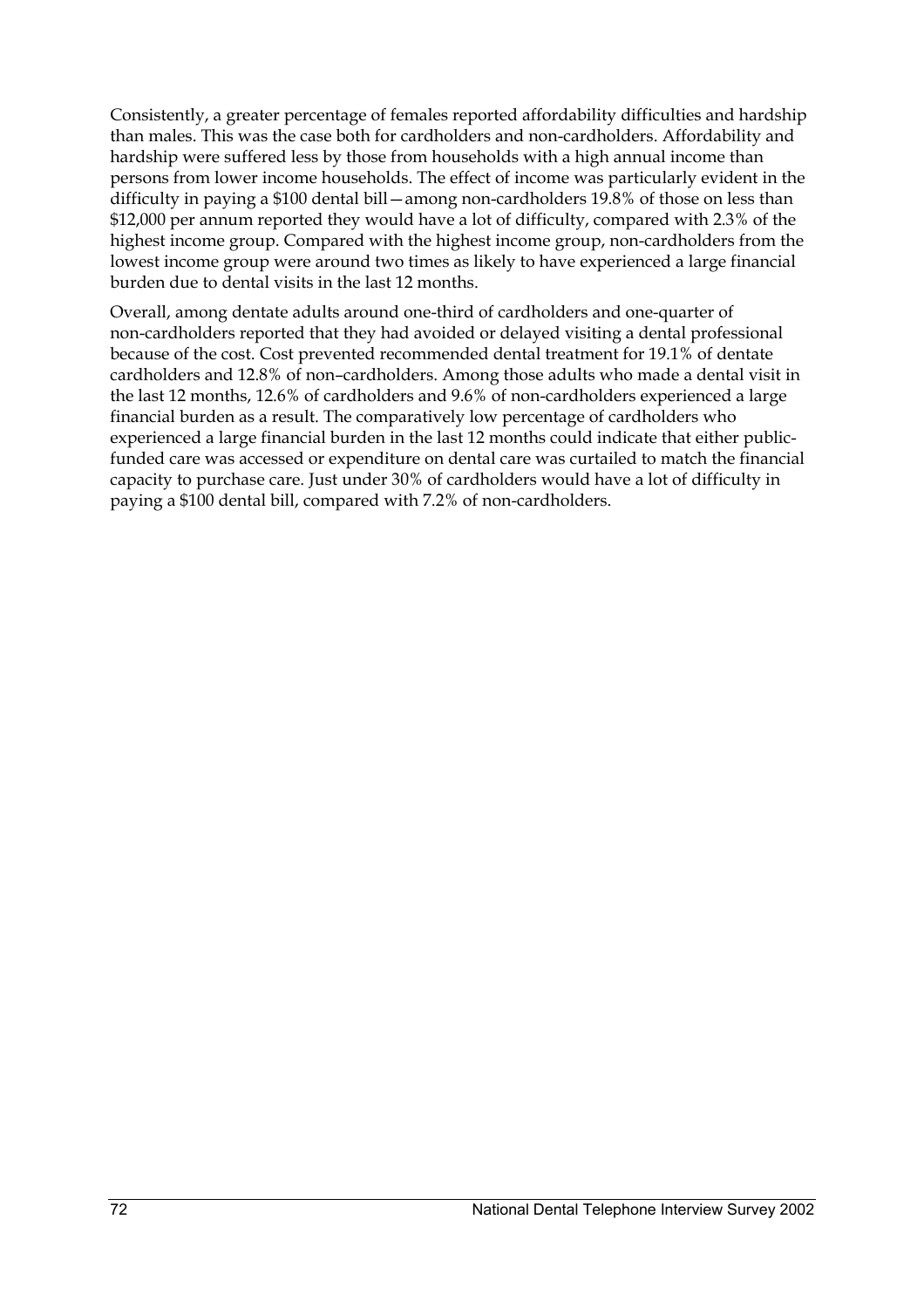Consistently, a greater percentage of females reported affordability difficulties and hardship than males. This was the case both for cardholders and non-cardholders. Affordability and hardship were suffered less by those from households with a high annual income than persons from lower income households. The effect of income was particularly evident in the difficulty in paying a $100 dental bill—among non-cardholders 19.8% of those on less than $12,000 per annum reported they would have a lot of difficulty, compared with 2.3% of the highest income group. Compared with the highest income group, non-cardholders from the lowest income group were around two times as likely to have experienced a large financial burden due to dental visits in the last 12 months.

Overall, among dentate adults around one-third of cardholders and one-quarter of non-cardholders reported that they had avoided or delayed visiting a dental professional because of the cost. Cost prevented recommended dental treatment for 19.1% of dentate cardholders and 12.8% of non–cardholders. Among those adults who made a dental visit in the last 12 months, 12.6% of cardholders and 9.6% of non-cardholders experienced a large financial burden as a result. The comparatively low percentage of cardholders who experienced a large financial burden in the last 12 months could indicate that either public-funded care was accessed or expenditure on dental care was curtailed to match the financial capacity to purchase care. Just under 30% of cardholders would have a lot of difficulty in paying a $100 dental bill, compared with 7.2% of non-cardholders.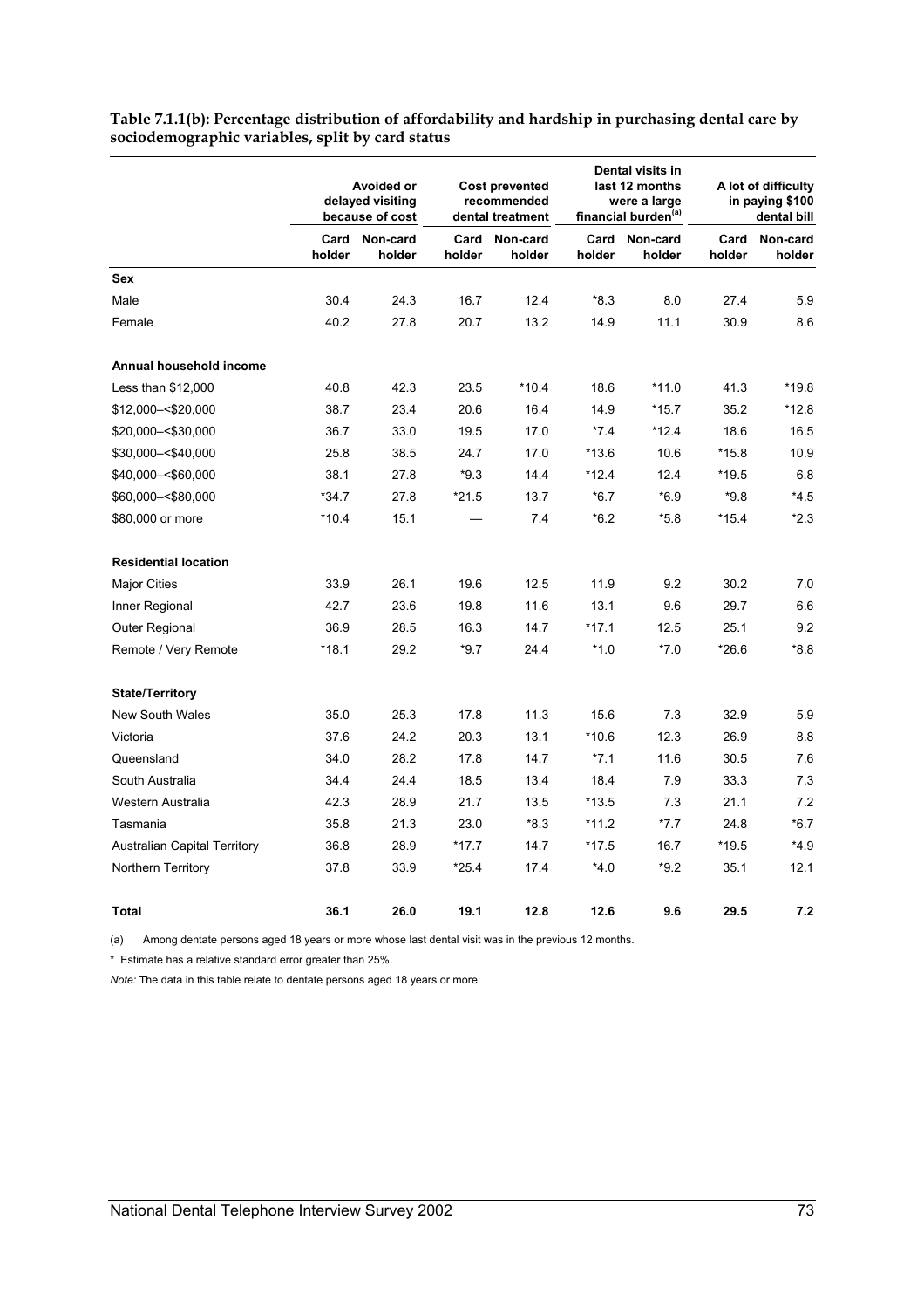**Table 7.1.1(b): Percentage distribution of affordability and hardship in purchasing dental care by sociodemographic variables, split by card status**

| | Avoided or delayed visiting because of cost | | Cost prevented recommended dental treatment | | Dental visits in last 12 months were a large financial burden[(a)] | | A lot of difficulty in paying $100 dental bill | |
|---|---|---|---|---|---|---|---|---|
| | Card holder | Non-card holder | Card holder | Non-card holder | Card holder | Non-card holder | Card holder | Non-card holder |
| **Sex** | | | | | | | | |
| Male | 30.4 | 24.3 | 16.7 | 12.4 | *8.3 | 8.0 | 27.4 | 5.9 |
| Female | 40.2 | 27.8 | 20.7 | 13.2 | 14.9 | 11.1 | 30.9 | 8.6 |
| **Annual household income** | | | | | | | | |
| Less than $12,000 | 40.8 | 42.3 | 23.5 | *10.4 | 18.6 | *11.0 | 41.3 | *19.8 |
| $12,000–<$20,000 | 38.7 | 23.4 | 20.6 | 16.4 | 14.9 | *15.7 | 35.2 | *12.8 |
| $20,000–<$30,000 | 36.7 | 33.0 | 19.5 | 17.0 | *7.4 | *12.4 | 18.6 | 16.5 |
| $30,000–<$40,000 | 25.8 | 38.5 | 24.7 | 17.0 | *13.6 | 10.6 | *15.8 | 10.9 |
| $40,000–<$60,000 | 38.1 | 27.8 | *9.3 | 14.4 | *12.4 | 12.4 | *19.5 | 6.8 |
| $60,000–<$80,000 | *34.7 | 27.8 | *21.5 | 13.7 | *6.7 | *6.9 | *9.8 | *4.5 |
| $80,000 or more | *10.4 | 15.1 | — | 7.4 | *6.2 | *5.8 | *15.4 | *2.3 |
| **Residential location** | | | | | | | | |
| Major Cities | 33.9 | 26.1 | 19.6 | 12.5 | 11.9 | 9.2 | 30.2 | 7.0 |
| Inner Regional | 42.7 | 23.6 | 19.8 | 11.6 | 13.1 | 9.6 | 29.7 | 6.6 |
| Outer Regional | 36.9 | 28.5 | 16.3 | 14.7 | *17.1 | 12.5 | 25.1 | 9.2 |
| Remote / Very Remote | *18.1 | 29.2 | *9.7 | 24.4 | *1.0 | *7.0 | *26.6 | *8.8 |
| **State/Territory** | | | | | | | | |
| New South Wales | 35.0 | 25.3 | 17.8 | 11.3 | 15.6 | 7.3 | 32.9 | 5.9 |
| Victoria | 37.6 | 24.2 | 20.3 | 13.1 | *10.6 | 12.3 | 26.9 | 8.8 |
| Queensland | 34.0 | 28.2 | 17.8 | 14.7 | *7.1 | 11.6 | 30.5 | 7.6 |
| South Australia | 34.4 | 24.4 | 18.5 | 13.4 | 18.4 | 7.9 | 33.3 | 7.3 |
| Western Australia | 42.3 | 28.9 | 21.7 | 13.5 | *13.5 | 7.3 | 21.1 | 7.2 |
| Tasmania | 35.8 | 21.3 | 23.0 | *8.3 | *11.2 | *7.7 | 24.8 | *6.7 |
| Australian Capital Territory | 36.8 | 28.9 | *17.7 | 14.7 | *17.5 | 16.7 | *19.5 | *4.9 |
| Northern Territory | 37.8 | 33.9 | *25.4 | 17.4 | *4.0 | *9.2 | 35.1 | 12.1 |
| **Total** | **36.1** | **26.0** | **19.1** | **12.8** | **12.6** | **9.6** | **29.5** | **7.2** |

(a) Among dentate persons aged 18 years or more whose last dental visit was in the previous 12 months.

* Estimate has a relative standard error greater than 25%.

*Note:* The data in this table relate to dentate persons aged 18 years or more.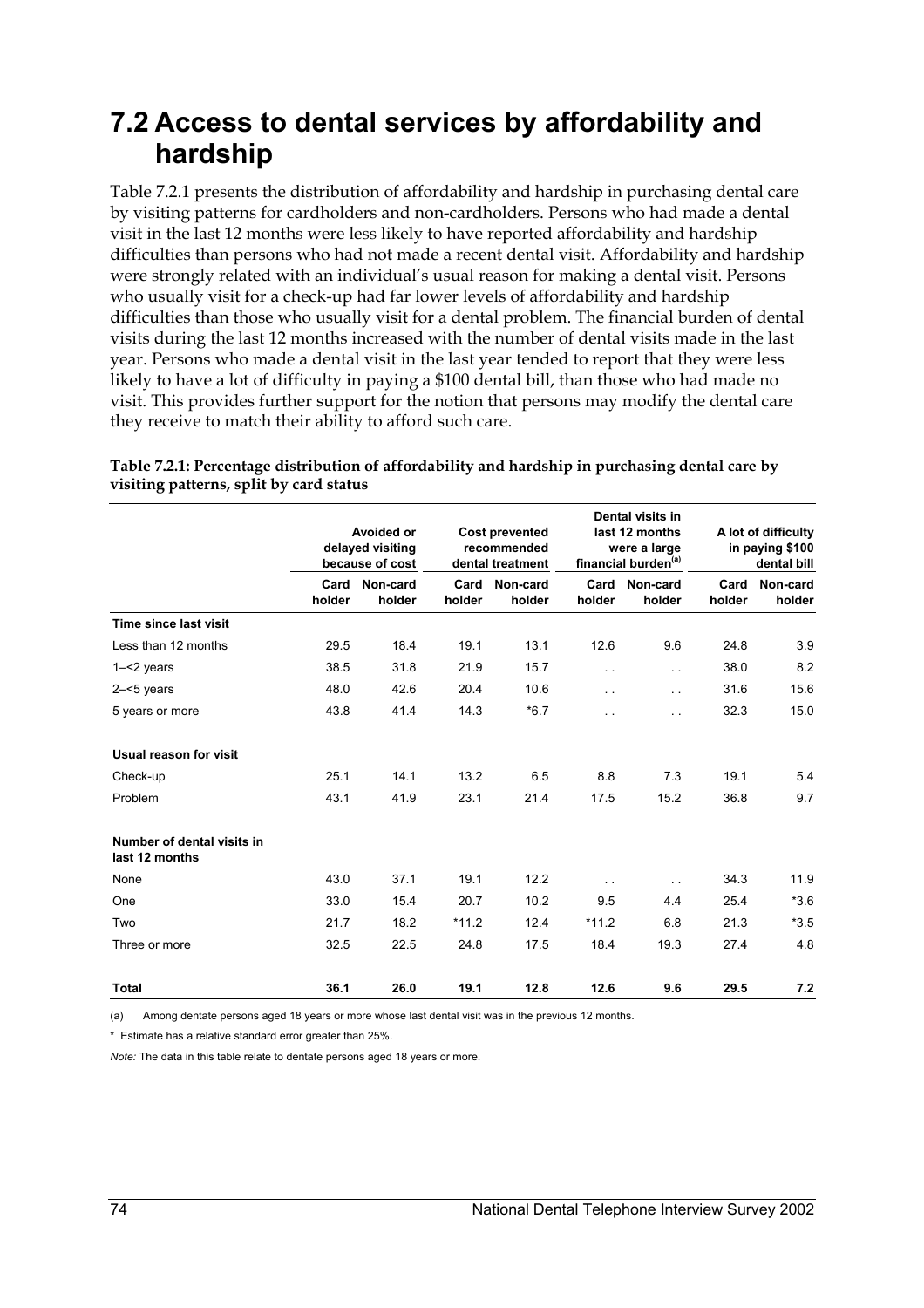# 7.2 Access to dental services by affordability and hardship

Table 7.2.1 presents the distribution of affordability and hardship in purchasing dental care by visiting patterns for cardholders and non-cardholders. Persons who had made a dental visit in the last 12 months were less likely to have reported affordability and hardship difficulties than persons who had not made a recent dental visit. Affordability and hardship were strongly related with an individual's usual reason for making a dental visit. Persons who usually visit for a check-up had far lower levels of affordability and hardship difficulties than those who usually visit for a dental problem. The financial burden of dental visits during the last 12 months increased with the number of dental visits made in the last year. Persons who made a dental visit in the last year tended to report that they were less likely to have a lot of difficulty in paying a $100 dental bill, than those who had made no visit. This provides further support for the notion that persons may modify the dental care they receive to match their ability to afford such care.

**Table 7.2.1: Percentage distribution of affordability and hardship in purchasing dental care by visiting patterns, split by card status**

| | Avoided or delayed visiting because of cost | | Cost prevented recommended dental treatment | | Dental visits in last 12 months were a large financial burden[(a)] | | A lot of difficulty in paying $100 dental bill | |
|---|---|---|---|---|---|---|---|---|
| | Card holder | Non-card holder | Card holder | Non-card holder | Card holder | Non-card holder | Card holder | Non-card holder |
| **Time since last visit** | | | | | | | | |
| Less than 12 months | 29.5 | 18.4 | 19.1 | 13.1 | 12.6 | 9.6 | 24.8 | 3.9 |
| 1–<2 years | 38.5 | 31.8 | 21.9 | 15.7 | . . | . . | 38.0 | 8.2 |
| 2–<5 years | 48.0 | 42.6 | 20.4 | 10.6 | . . | . . | 31.6 | 15.6 |
| 5 years or more | 43.8 | 41.4 | 14.3 | *6.7 | . . | . . | 32.3 | 15.0 |
| **Usual reason for visit** | | | | | | | | |
| Check-up | 25.1 | 14.1 | 13.2 | 6.5 | 8.8 | 7.3 | 19.1 | 5.4 |
| Problem | 43.1 | 41.9 | 23.1 | 21.4 | 17.5 | 15.2 | 36.8 | 9.7 |
| **Number of dental visits in last 12 months** | | | | | | | | |
| None | 43.0 | 37.1 | 19.1 | 12.2 | . . | . . | 34.3 | 11.9 |
| One | 33.0 | 15.4 | 20.7 | 10.2 | 9.5 | 4.4 | 25.4 | *3.6 |
| Two | 21.7 | 18.2 | *11.2 | 12.4 | *11.2 | 6.8 | 21.3 | *3.5 |
| Three or more | 32.5 | 22.5 | 24.8 | 17.5 | 18.4 | 19.3 | 27.4 | 4.8 |
| **Total** | **36.1** | **26.0** | **19.1** | **12.8** | **12.6** | **9.6** | **29.5** | **7.2** |

(a) Among dentate persons aged 18 years or more whose last dental visit was in the previous 12 months.

\* Estimate has a relative standard error greater than 25%.

*Note:* The data in this table relate to dentate persons aged 18 years or more.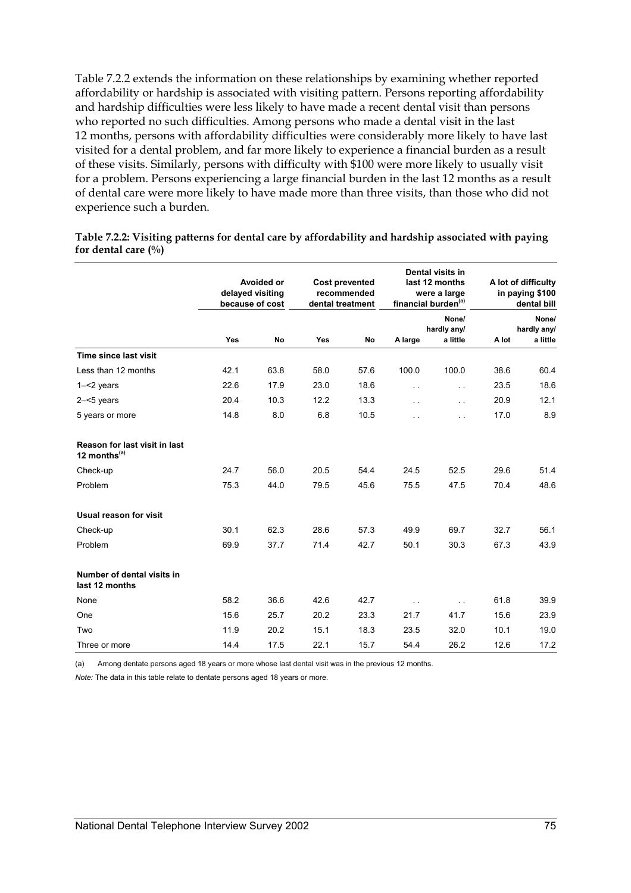Table 7.2.2 extends the information on these relationships by examining whether reported affordability or hardship is associated with visiting pattern. Persons reporting affordability and hardship difficulties were less likely to have made a recent dental visit than persons who reported no such difficulties. Among persons who made a dental visit in the last 12 months, persons with affordability difficulties were considerably more likely to have last visited for a dental problem, and far more likely to experience a financial burden as a result of these visits. Similarly, persons with difficulty with $100 were more likely to usually visit for a problem. Persons experiencing a large financial burden in the last 12 months as a result of dental care were more likely to have made more than three visits, than those who did not experience such a burden.

**Table 7.2.2: Visiting patterns for dental care by affordability and hardship associated with paying for dental care (%)**

| | Avoided or delayed visiting because of cost | | Cost prevented recommended dental treatment | | Dental visits in last 12 months were a large financial burden[(a)] | | A lot of difficulty in paying $100 dental bill | |
|---|---|---|---|---|---|---|---|---|
| | Yes | No | Yes | No | A large | None/ hardly any/ a little | A lot | None/ hardly any/ a little |
| **Time since last visit** | | | | | | | | |
| Less than 12 months | 42.1 | 63.8 | 58.0 | 57.6 | 100.0 | 100.0 | 38.6 | 60.4 |
| 1–<2 years | 22.6 | 17.9 | 23.0 | 18.6 | . . | . . | 23.5 | 18.6 |
| 2–<5 years | 20.4 | 10.3 | 12.2 | 13.3 | . . | . . | 20.9 | 12.1 |
| 5 years or more | 14.8 | 8.0 | 6.8 | 10.5 | . . | . . | 17.0 | 8.9 |
| **Reason for last visit in last 12 months[(a)]** | | | | | | | | |
| Check-up | 24.7 | 56.0 | 20.5 | 54.4 | 24.5 | 52.5 | 29.6 | 51.4 |
| Problem | 75.3 | 44.0 | 79.5 | 45.6 | 75.5 | 47.5 | 70.4 | 48.6 |
| **Usual reason for visit** | | | | | | | | |
| Check-up | 30.1 | 62.3 | 28.6 | 57.3 | 49.9 | 69.7 | 32.7 | 56.1 |
| Problem | 69.9 | 37.7 | 71.4 | 42.7 | 50.1 | 30.3 | 67.3 | 43.9 |
| **Number of dental visits in last 12 months** | | | | | | | | |
| None | 58.2 | 36.6 | 42.6 | 42.7 | . . | . . | 61.8 | 39.9 |
| One | 15.6 | 25.7 | 20.2 | 23.3 | 21.7 | 41.7 | 15.6 | 23.9 |
| Two | 11.9 | 20.2 | 15.1 | 18.3 | 23.5 | 32.0 | 10.1 | 19.0 |
| Three or more | 14.4 | 17.5 | 22.1 | 15.7 | 54.4 | 26.2 | 12.6 | 17.2 |

(a) Among dentate persons aged 18 years or more whose last dental visit was in the previous 12 months.

*Note:* The data in this table relate to dentate persons aged 18 years or more.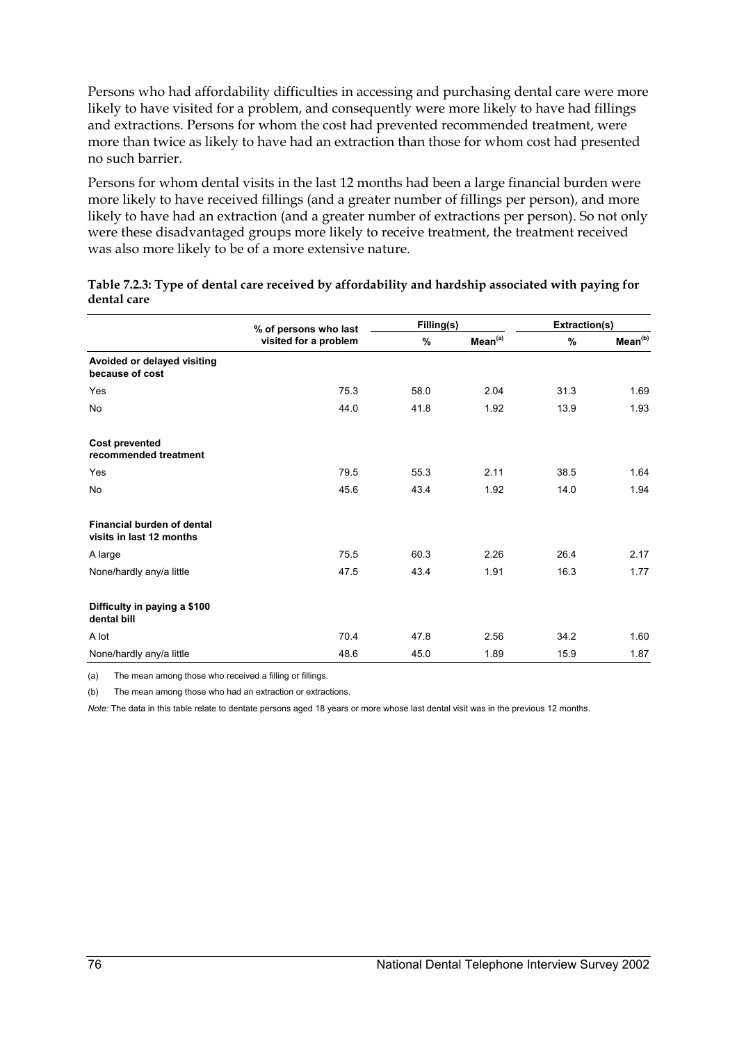Persons who had affordability difficulties in accessing and purchasing dental care were more likely to have visited for a problem, and consequently were more likely to have had fillings and extractions. Persons for whom the cost had prevented recommended treatment, were more than twice as likely to have had an extraction than those for whom cost had presented no such barrier.

Persons for whom dental visits in the last 12 months had been a large financial burden were more likely to have received fillings (and a greater number of fillings per person), and more likely to have had an extraction (and a greater number of extractions per person). So not only were these disadvantaged groups more likely to receive treatment, the treatment received was also more likely to be of a more extensive nature.

**Table 7.2.3: Type of dental care received by affordability and hardship associated with paying for dental care**

| | % of persons who last visited for a problem | Filling(s) | | Extraction(s) | |
|---|---|---|---|---|---|
| | | % | Mean[(a)] | % | Mean[(b)] |
| **Avoided or delayed visiting because of cost** | | | | | |
| Yes | 75.3 | 58.0 | 2.04 | 31.3 | 1.69 |
| No | 44.0 | 41.8 | 1.92 | 13.9 | 1.93 |
| **Cost prevented recommended treatment** | | | | | |
| Yes | 79.5 | 55.3 | 2.11 | 38.5 | 1.64 |
| No | 45.6 | 43.4 | 1.92 | 14.0 | 1.94 |
| **Financial burden of dental visits in last 12 months** | | | | | |
| A large | 75.5 | 60.3 | 2.26 | 26.4 | 2.17 |
| None/hardly any/a little | 47.5 | 43.4 | 1.91 | 16.3 | 1.77 |
| **Difficulty in paying a $100 dental bill** | | | | | |
| A lot | 70.4 | 47.8 | 2.56 | 34.2 | 1.60 |
| None/hardly any/a little | 48.6 | 45.0 | 1.89 | 15.9 | 1.87 |

(a) The mean among those who received a filling or fillings.

(b) The mean among those who had an extraction or extractions.

*Note:* The data in this table relate to dentate persons aged 18 years or more whose last dental visit was in the previous 12 months.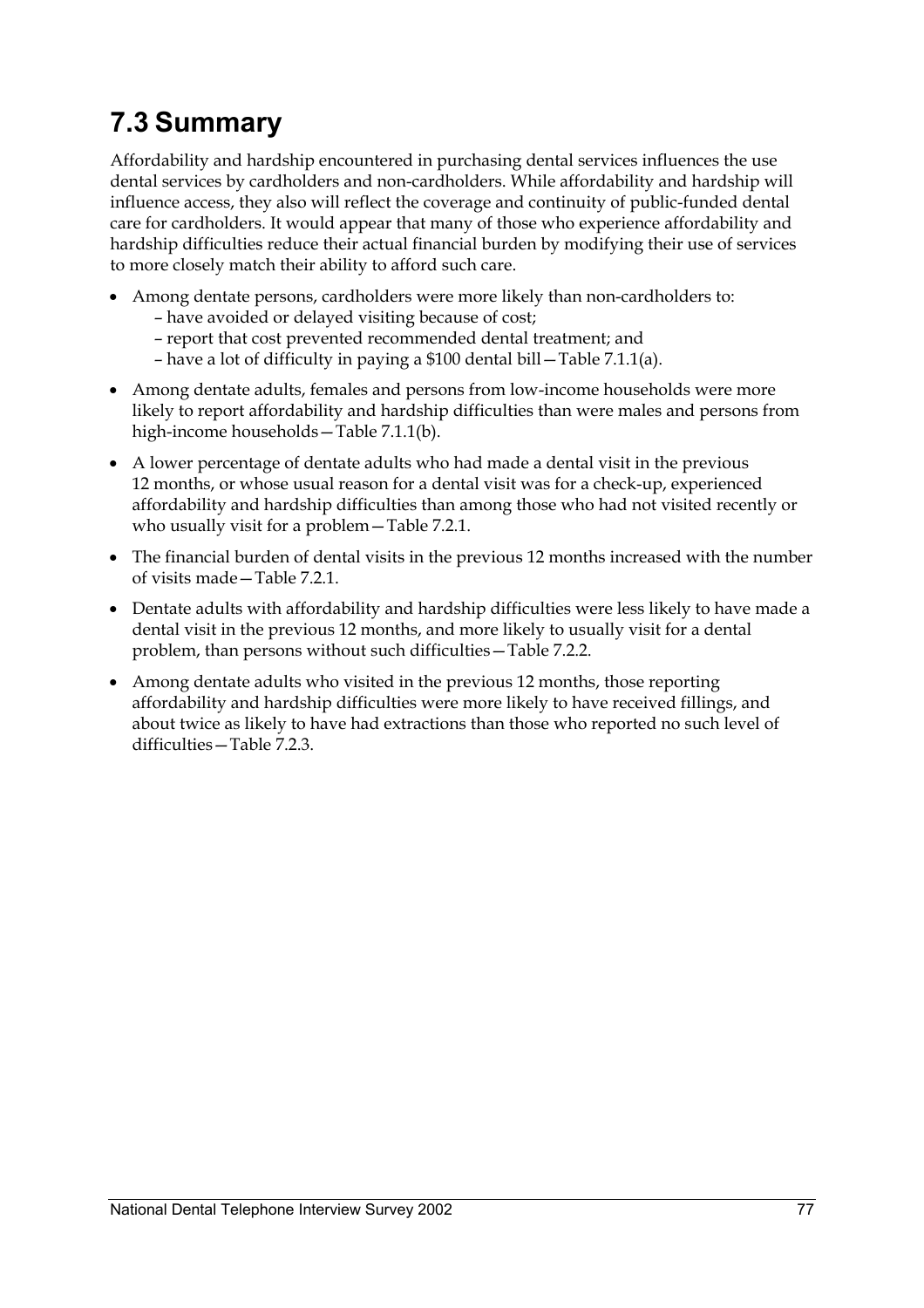# 7.3 Summary

Affordability and hardship encountered in purchasing dental services influences the use dental services by cardholders and non-cardholders. While affordability and hardship will influence access, they also will reflect the coverage and continuity of public-funded dental care for cardholders. It would appear that many of those who experience affordability and hardship difficulties reduce their actual financial burden by modifying their use of services to more closely match their ability to afford such care.

- Among dentate persons, cardholders were more likely than non-cardholders to:
  - have avoided or delayed visiting because of cost;
  - report that cost prevented recommended dental treatment; and
  - have a lot of difficulty in paying a $100 dental bill—Table 7.1.1(a).
- Among dentate adults, females and persons from low-income households were more likely to report affordability and hardship difficulties than were males and persons from high-income households—Table 7.1.1(b).
- A lower percentage of dentate adults who had made a dental visit in the previous 12 months, or whose usual reason for a dental visit was for a check-up, experienced affordability and hardship difficulties than among those who had not visited recently or who usually visit for a problem—Table 7.2.1.
- The financial burden of dental visits in the previous 12 months increased with the number of visits made—Table 7.2.1.
- Dentate adults with affordability and hardship difficulties were less likely to have made a dental visit in the previous 12 months, and more likely to usually visit for a dental problem, than persons without such difficulties—Table 7.2.2.
- Among dentate adults who visited in the previous 12 months, those reporting affordability and hardship difficulties were more likely to have received fillings, and about twice as likely to have had extractions than those who reported no such level of difficulties—Table 7.2.3.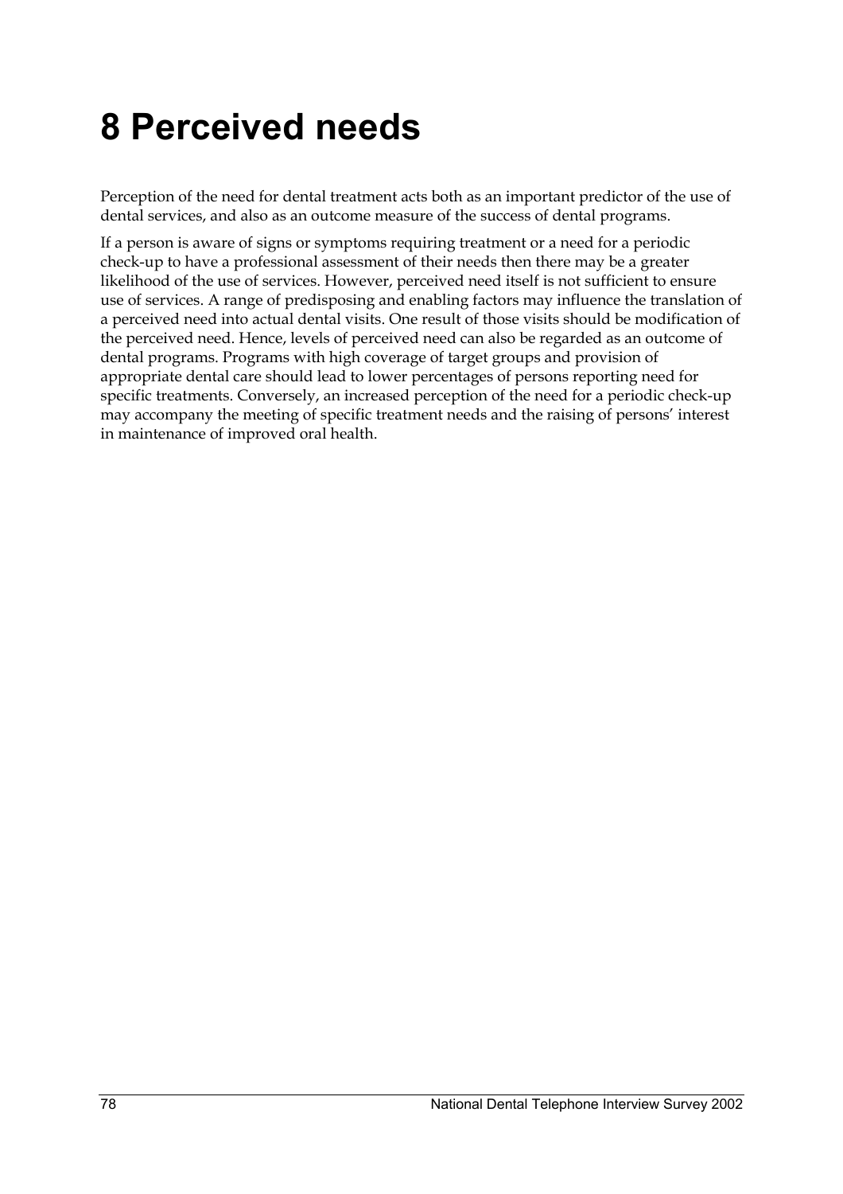# 8 Perceived needs

Perception of the need for dental treatment acts both as an important predictor of the use of dental services, and also as an outcome measure of the success of dental programs.

If a person is aware of signs or symptoms requiring treatment or a need for a periodic check-up to have a professional assessment of their needs then there may be a greater likelihood of the use of services. However, perceived need itself is not sufficient to ensure use of services. A range of predisposing and enabling factors may influence the translation of a perceived need into actual dental visits. One result of those visits should be modification of the perceived need. Hence, levels of perceived need can also be regarded as an outcome of dental programs. Programs with high coverage of target groups and provision of appropriate dental care should lead to lower percentages of persons reporting need for specific treatments. Conversely, an increased perception of the need for a periodic check-up may accompany the meeting of specific treatment needs and the raising of persons' interest in maintenance of improved oral health.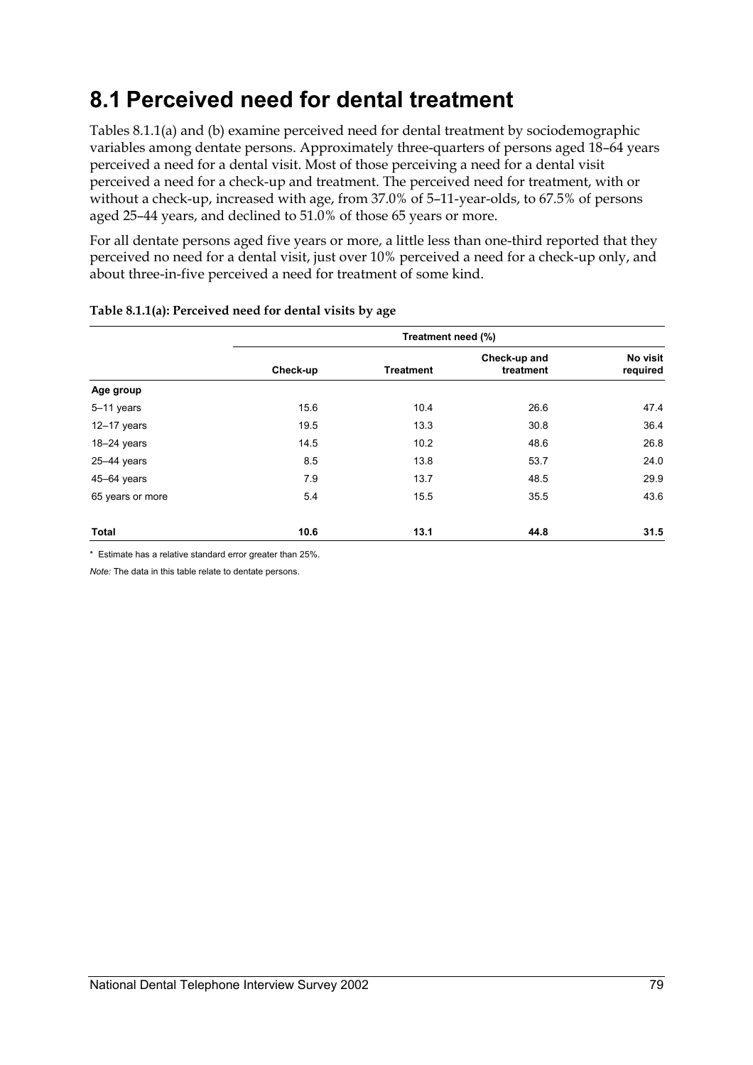# 8.1 Perceived need for dental treatment

Tables 8.1.1(a) and (b) examine perceived need for dental treatment by sociodemographic variables among dentate persons. Approximately three-quarters of persons aged 18–64 years perceived a need for a dental visit. Most of those perceiving a need for a dental visit perceived a need for a check-up and treatment. The perceived need for treatment, with or without a check-up, increased with age, from 37.0% of 5–11-year-olds, to 67.5% of persons aged 25–44 years, and declined to 51.0% of those 65 years or more.

For all dentate persons aged five years or more, a little less than one-third reported that they perceived no need for a dental visit, just over 10% perceived a need for a check-up only, and about three-in-five perceived a need for treatment of some kind.

**Table 8.1.1(a): Perceived need for dental visits by age**

| | Treatment need (%) | | | |
|---|---|---|---|---|
| | Check-up | Treatment | Check-up and treatment | No visit required |
| **Age group** | | | | |
| 5–11 years | 15.6 | 10.4 | 26.6 | 47.4 |
| 12–17 years | 19.5 | 13.3 | 30.8 | 36.4 |
| 18–24 years | 14.5 | 10.2 | 48.6 | 26.8 |
| 25–44 years | 8.5 | 13.8 | 53.7 | 24.0 |
| 45–64 years | 7.9 | 13.7 | 48.5 | 29.9 |
| 65 years or more | 5.4 | 15.5 | 35.5 | 43.6 |
| **Total** | **10.6** | **13.1** | **44.8** | **31.5** |

\* Estimate has a relative standard error greater than 25%.

*Note:* The data in this table relate to dentate persons.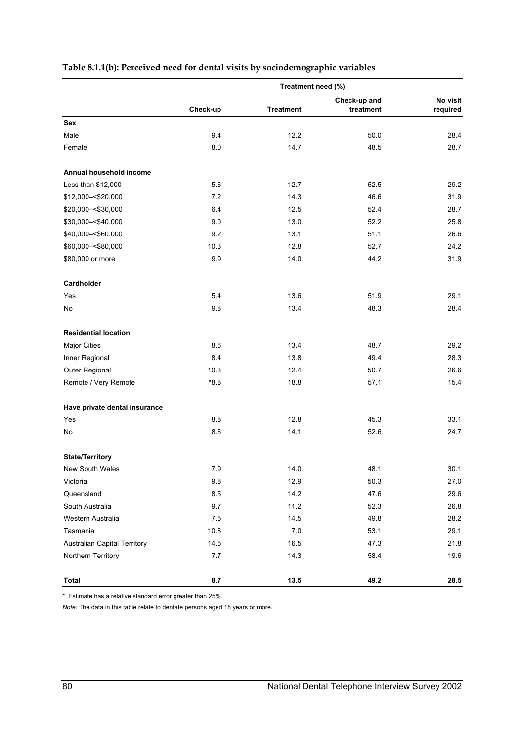**Table 8.1.1(b): Perceived need for dental visits by sociodemographic variables**

| | Treatment need (%) | | | |
|---|---|---|---|---|
| | Check-up | Treatment | Check-up and treatment | No visit required |
| **Sex** | | | | |
| Male | 9.4 | 12.2 | 50.0 | 28.4 |
| Female | 8.0 | 14.7 | 48.5 | 28.7 |
| **Annual household income** | | | | |
| Less than $12,000 | 5.6 | 12.7 | 52.5 | 29.2 |
| $12,000–<$20,000 | 7.2 | 14.3 | 46.6 | 31.9 |
| $20,000–<$30,000 | 6.4 | 12.5 | 52.4 | 28.7 |
| $30,000–<$40,000 | 9.0 | 13.0 | 52.2 | 25.8 |
| $40,000–<$60,000 | 9.2 | 13.1 | 51.1 | 26.6 |
| $60,000–<$80,000 | 10.3 | 12.8 | 52.7 | 24.2 |
| $80,000 or more | 9.9 | 14.0 | 44.2 | 31.9 |
| **Cardholder** | | | | |
| Yes | 5.4 | 13.6 | 51.9 | 29.1 |
| No | 9.8 | 13.4 | 48.3 | 28.4 |
| **Residential location** | | | | |
| Major Cities | 8.6 | 13.4 | 48.7 | 29.2 |
| Inner Regional | 8.4 | 13.8 | 49.4 | 28.3 |
| Outer Regional | 10.3 | 12.4 | 50.7 | 26.6 |
| Remote / Very Remote | *8.8 | 18.8 | 57.1 | 15.4 |
| **Have private dental insurance** | | | | |
| Yes | 8.8 | 12.8 | 45.3 | 33.1 |
| No | 8.6 | 14.1 | 52.6 | 24.7 |
| **State/Territory** | | | | |
| New South Wales | 7.9 | 14.0 | 48.1 | 30.1 |
| Victoria | 9.8 | 12.9 | 50.3 | 27.0 |
| Queensland | 8.5 | 14.2 | 47.6 | 29.6 |
| South Australia | 9.7 | 11.2 | 52.3 | 26.8 |
| Western Australia | 7.5 | 14.5 | 49.8 | 28.2 |
| Tasmania | 10.8 | 7.0 | 53.1 | 29.1 |
| Australian Capital Territory | 14.5 | 16.5 | 47.3 | 21.8 |
| Northern Territory | 7.7 | 14.3 | 58.4 | 19.6 |
| **Total** | **8.7** | **13.5** | **49.2** | **28.5** |

* Estimate has a relative standard error greater than 25%.

*Note:* The data in this table relate to dentate persons aged 18 years or more.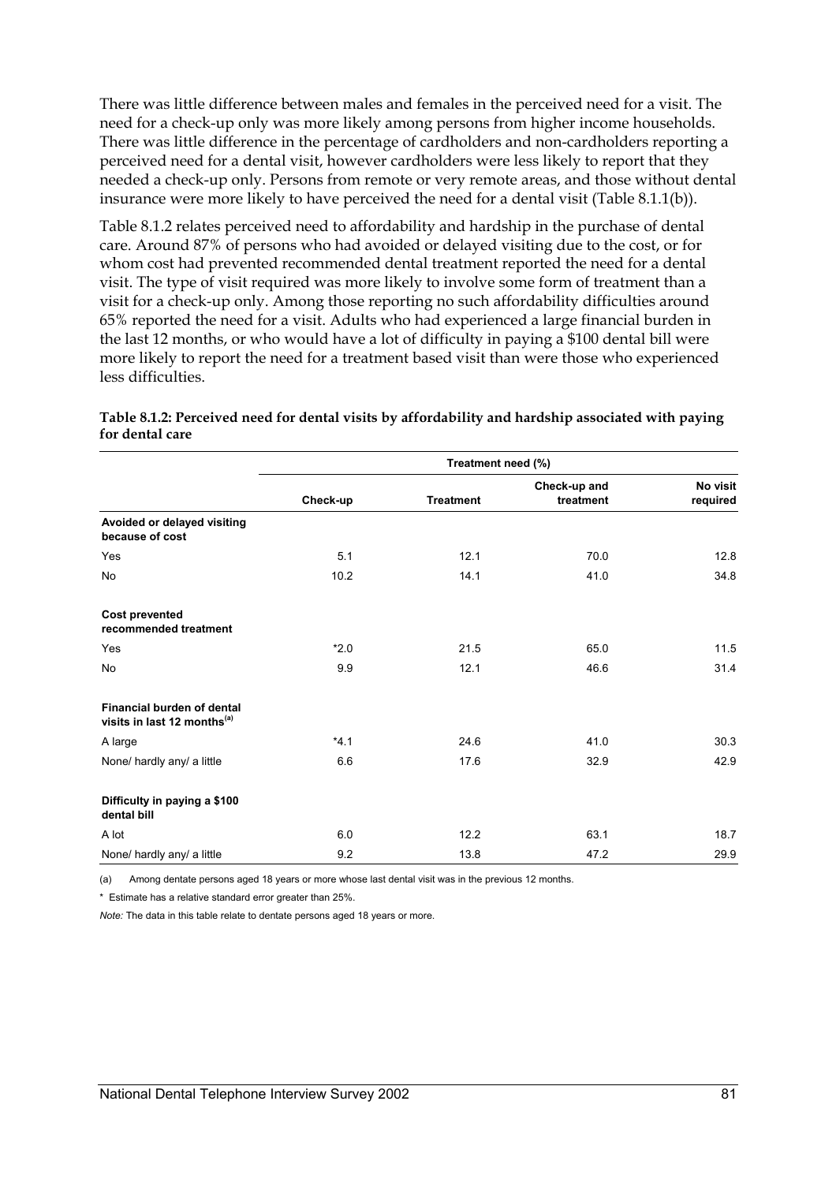There was little difference between males and females in the perceived need for a visit. The need for a check-up only was more likely among persons from higher income households. There was little difference in the percentage of cardholders and non-cardholders reporting a perceived need for a dental visit, however cardholders were less likely to report that they needed a check-up only. Persons from remote or very remote areas, and those without dental insurance were more likely to have perceived the need for a dental visit (Table 8.1.1(b)).

Table 8.1.2 relates perceived need to affordability and hardship in the purchase of dental care. Around 87% of persons who had avoided or delayed visiting due to the cost, or for whom cost had prevented recommended dental treatment reported the need for a dental visit. The type of visit required was more likely to involve some form of treatment than a visit for a check-up only. Among those reporting no such affordability difficulties around 65% reported the need for a visit. Adults who had experienced a large financial burden in the last 12 months, or who would have a lot of difficulty in paying a $100 dental bill were more likely to report the need for a treatment based visit than were those who experienced less difficulties.

**Table 8.1.2: Perceived need for dental visits by affordability and hardship associated with paying for dental care**

| | Treatment need (%) | | | |
|---|---|---|---|---|
| | Check-up | Treatment | Check-up and treatment | No visit required |
| **Avoided or delayed visiting because of cost** | | | | |
| Yes | 5.1 | 12.1 | 70.0 | 12.8 |
| No | 10.2 | 14.1 | 41.0 | 34.8 |
| **Cost prevented recommended treatment** | | | | |
| Yes | *2.0 | 21.5 | 65.0 | 11.5 |
| No | 9.9 | 12.1 | 46.6 | 31.4 |
| **Financial burden of dental visits in last 12 months[(a)]** | | | | |
| A large | *4.1 | 24.6 | 41.0 | 30.3 |
| None/ hardly any/ a little | 6.6 | 17.6 | 32.9 | 42.9 |
| **Difficulty in paying a $100 dental bill** | | | | |
| A lot | 6.0 | 12.2 | 63.1 | 18.7 |
| None/ hardly any/ a little | 9.2 | 13.8 | 47.2 | 29.9 |

(a) Among dentate persons aged 18 years or more whose last dental visit was in the previous 12 months.

* Estimate has a relative standard error greater than 25%.

*Note:* The data in this table relate to dentate persons aged 18 years or more.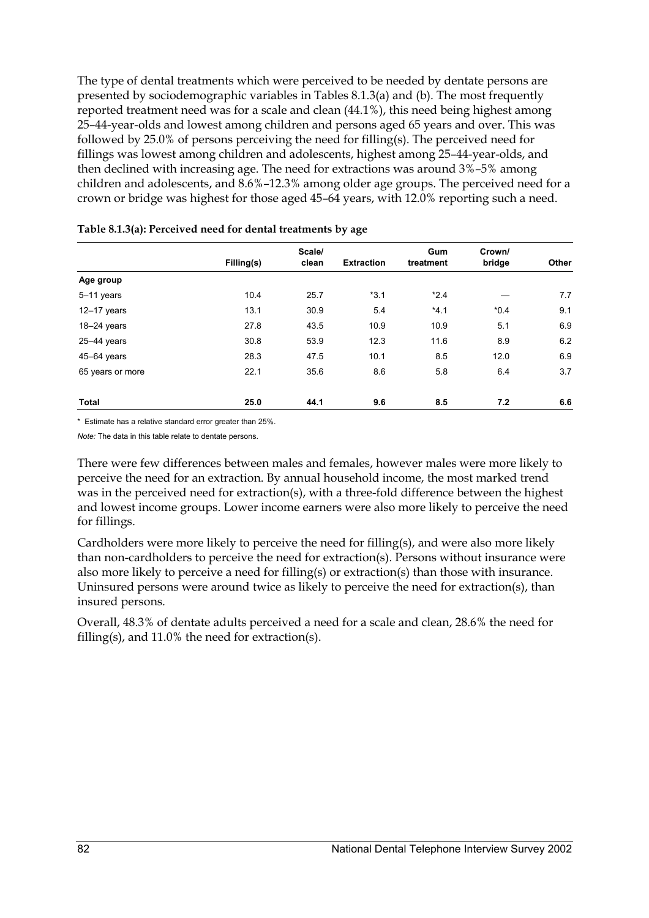The type of dental treatments which were perceived to be needed by dentate persons are presented by sociodemographic variables in Tables 8.1.3(a) and (b). The most frequently reported treatment need was for a scale and clean (44.1%), this need being highest among 25–44-year-olds and lowest among children and persons aged 65 years and over. This was followed by 25.0% of persons perceiving the need for filling(s). The perceived need for fillings was lowest among children and adolescents, highest among 25–44-year-olds, and then declined with increasing age. The need for extractions was around 3%–5% among children and adolescents, and 8.6%–12.3% among older age groups. The perceived need for a crown or bridge was highest for those aged 45–64 years, with 12.0% reporting such a need.

**Table 8.1.3(a): Perceived need for dental treatments by age**

| | Filling(s) | Scale/ clean | Extraction | Gum treatment | Crown/ bridge | Other |
|---|---|---|---|---|---|---|
| **Age group** | | | | | | |
| 5–11 years | 10.4 | 25.7 | *3.1 | *2.4 | — | 7.7 |
| 12–17 years | 13.1 | 30.9 | 5.4 | *4.1 | *0.4 | 9.1 |
| 18–24 years | 27.8 | 43.5 | 10.9 | 10.9 | 5.1 | 6.9 |
| 25–44 years | 30.8 | 53.9 | 12.3 | 11.6 | 8.9 | 6.2 |
| 45–64 years | 28.3 | 47.5 | 10.1 | 8.5 | 12.0 | 6.9 |
| 65 years or more | 22.1 | 35.6 | 8.6 | 5.8 | 6.4 | 3.7 |
| **Total** | **25.0** | **44.1** | **9.6** | **8.5** | **7.2** | **6.6** |

\* Estimate has a relative standard error greater than 25%.

*Note:* The data in this table relate to dentate persons.

There were few differences between males and females, however males were more likely to perceive the need for an extraction. By annual household income, the most marked trend was in the perceived need for extraction(s), with a three-fold difference between the highest and lowest income groups. Lower income earners were also more likely to perceive the need for fillings.

Cardholders were more likely to perceive the need for filling(s), and were also more likely than non-cardholders to perceive the need for extraction(s). Persons without insurance were also more likely to perceive a need for filling(s) or extraction(s) than those with insurance. Uninsured persons were around twice as likely to perceive the need for extraction(s), than insured persons.

Overall, 48.3% of dentate adults perceived a need for a scale and clean, 28.6% the need for filling(s), and 11.0% the need for extraction(s).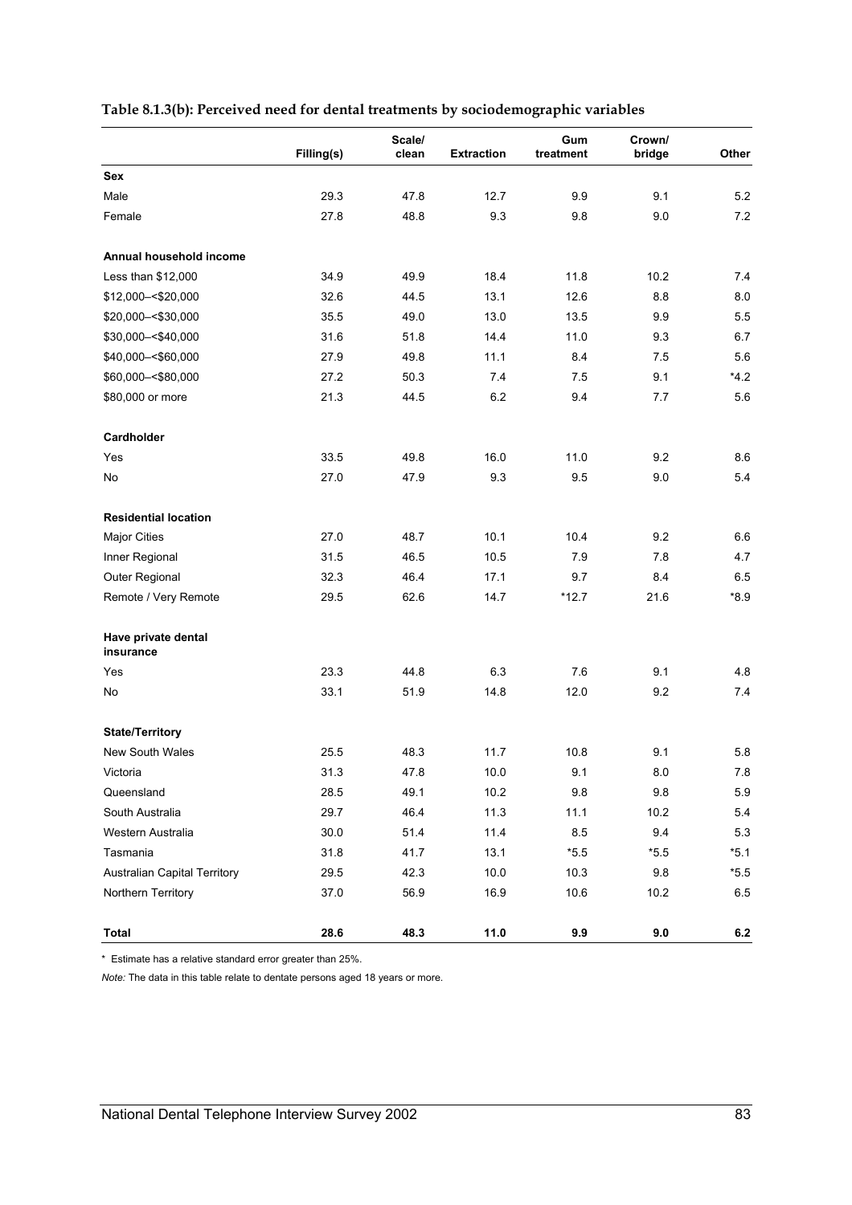**Table 8.1.3(b): Perceived need for dental treatments by sociodemographic variables**

| | Filling(s) | Scale/ clean | Extraction | Gum treatment | Crown/ bridge | Other |
|---|---|---|---|---|---|---|
| **Sex** | | | | | | |
| Male | 29.3 | 47.8 | 12.7 | 9.9 | 9.1 | 5.2 |
| Female | 27.8 | 48.8 | 9.3 | 9.8 | 9.0 | 7.2 |
| **Annual household income** | | | | | | |
| Less than $12,000 | 34.9 | 49.9 | 18.4 | 11.8 | 10.2 | 7.4 |
| $12,000–<$20,000 | 32.6 | 44.5 | 13.1 | 12.6 | 8.8 | 8.0 |
| $20,000–<$30,000 | 35.5 | 49.0 | 13.0 | 13.5 | 9.9 | 5.5 |
| $30,000–<$40,000 | 31.6 | 51.8 | 14.4 | 11.0 | 9.3 | 6.7 |
| $40,000–<$60,000 | 27.9 | 49.8 | 11.1 | 8.4 | 7.5 | 5.6 |
| $60,000–<$80,000 | 27.2 | 50.3 | 7.4 | 7.5 | 9.1 | *4.2 |
| $80,000 or more | 21.3 | 44.5 | 6.2 | 9.4 | 7.7 | 5.6 |
| **Cardholder** | | | | | | |
| Yes | 33.5 | 49.8 | 16.0 | 11.0 | 9.2 | 8.6 |
| No | 27.0 | 47.9 | 9.3 | 9.5 | 9.0 | 5.4 |
| **Residential location** | | | | | | |
| Major Cities | 27.0 | 48.7 | 10.1 | 10.4 | 9.2 | 6.6 |
| Inner Regional | 31.5 | 46.5 | 10.5 | 7.9 | 7.8 | 4.7 |
| Outer Regional | 32.3 | 46.4 | 17.1 | 9.7 | 8.4 | 6.5 |
| Remote / Very Remote | 29.5 | 62.6 | 14.7 | *12.7 | 21.6 | *8.9 |
| **Have private dental insurance** | | | | | | |
| Yes | 23.3 | 44.8 | 6.3 | 7.6 | 9.1 | 4.8 |
| No | 33.1 | 51.9 | 14.8 | 12.0 | 9.2 | 7.4 |
| **State/Territory** | | | | | | |
| New South Wales | 25.5 | 48.3 | 11.7 | 10.8 | 9.1 | 5.8 |
| Victoria | 31.3 | 47.8 | 10.0 | 9.1 | 8.0 | 7.8 |
| Queensland | 28.5 | 49.1 | 10.2 | 9.8 | 9.8 | 5.9 |
| South Australia | 29.7 | 46.4 | 11.3 | 11.1 | 10.2 | 5.4 |
| Western Australia | 30.0 | 51.4 | 11.4 | 8.5 | 9.4 | 5.3 |
| Tasmania | 31.8 | 41.7 | 13.1 | *5.5 | *5.5 | *5.1 |
| Australian Capital Territory | 29.5 | 42.3 | 10.0 | 10.3 | 9.8 | *5.5 |
| Northern Territory | 37.0 | 56.9 | 16.9 | 10.6 | 10.2 | 6.5 |
| **Total** | **28.6** | **48.3** | **11.0** | **9.9** | **9.0** | **6.2** |

\* Estimate has a relative standard error greater than 25%.

*Note:* The data in this table relate to dentate persons aged 18 years or more.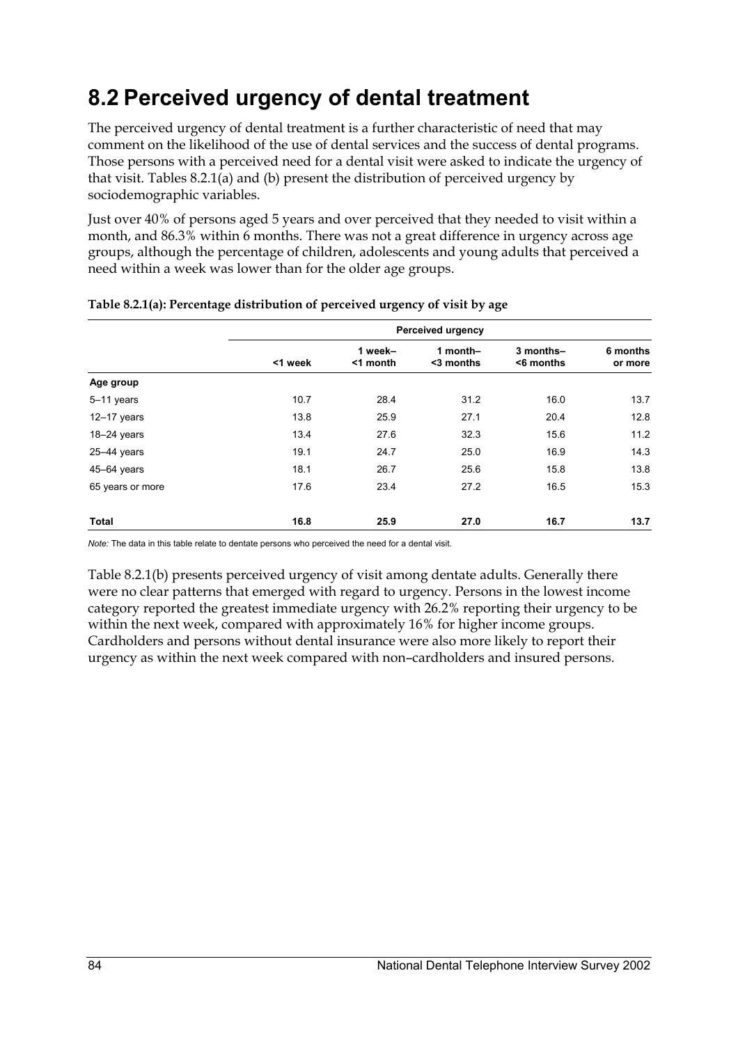# 8.2 Perceived urgency of dental treatment

The perceived urgency of dental treatment is a further characteristic of need that may comment on the likelihood of the use of dental services and the success of dental programs. Those persons with a perceived need for a dental visit were asked to indicate the urgency of that visit. Tables 8.2.1(a) and (b) present the distribution of perceived urgency by sociodemographic variables.

Just over 40% of persons aged 5 years and over perceived that they needed to visit within a month, and 86.3% within 6 months. There was not a great difference in urgency across age groups, although the percentage of children, adolescents and young adults that perceived a need within a week was lower than for the older age groups.

**Table 8.2.1(a): Percentage distribution of perceived urgency of visit by age**

| | Perceived urgency | | | | |
|---|---|---|---|---|---|
| | <1 week | 1 week–<1 month | 1 month–<3 months | 3 months–<6 months | 6 months or more |
| **Age group** | | | | | |
| 5–11 years | 10.7 | 28.4 | 31.2 | 16.0 | 13.7 |
| 12–17 years | 13.8 | 25.9 | 27.1 | 20.4 | 12.8 |
| 18–24 years | 13.4 | 27.6 | 32.3 | 15.6 | 11.2 |
| 25–44 years | 19.1 | 24.7 | 25.0 | 16.9 | 14.3 |
| 45–64 years | 18.1 | 26.7 | 25.6 | 15.8 | 13.8 |
| 65 years or more | 17.6 | 23.4 | 27.2 | 16.5 | 15.3 |
| **Total** | **16.8** | **25.9** | **27.0** | **16.7** | **13.7** |

*Note:* The data in this table relate to dentate persons who perceived the need for a dental visit.

Table 8.2.1(b) presents perceived urgency of visit among dentate adults. Generally there were no clear patterns that emerged with regard to urgency. Persons in the lowest income category reported the greatest immediate urgency with 26.2% reporting their urgency to be within the next week, compared with approximately 16% for higher income groups. Cardholders and persons without dental insurance were also more likely to report their urgency as within the next week compared with non–cardholders and insured persons.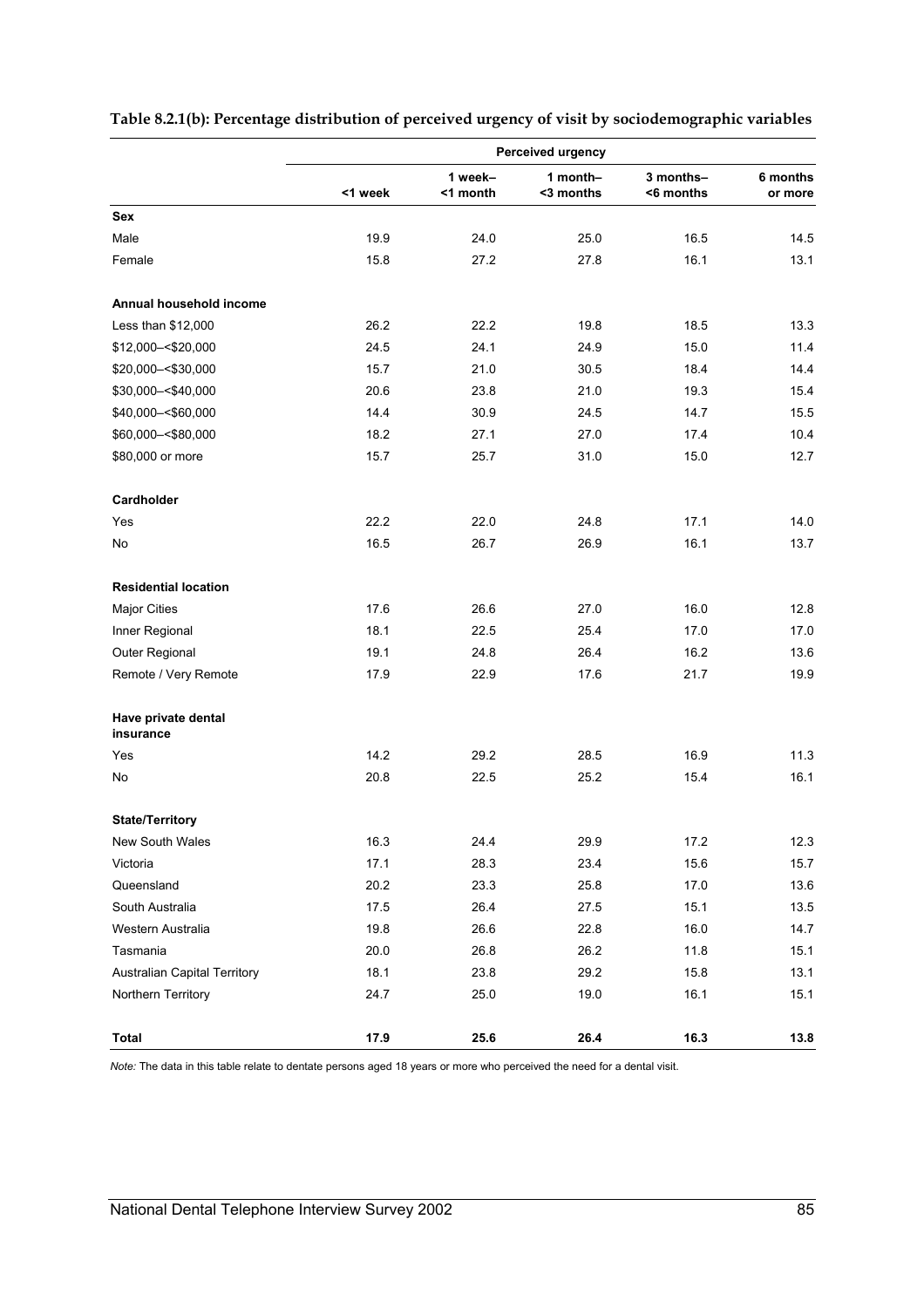**Table 8.2.1(b): Percentage distribution of perceived urgency of visit by sociodemographic variables**

| | Perceived urgency | | | | |
|---|---|---|---|---|---|
| | <1 week | 1 week–<1 month | 1 month–<3 months | 3 months–<6 months | 6 months or more |
| **Sex** | | | | | |
| Male | 19.9 | 24.0 | 25.0 | 16.5 | 14.5 |
| Female | 15.8 | 27.2 | 27.8 | 16.1 | 13.1 |
| **Annual household income** | | | | | |
| Less than $12,000 | 26.2 | 22.2 | 19.8 | 18.5 | 13.3 |
| $12,000–<$20,000 | 24.5 | 24.1 | 24.9 | 15.0 | 11.4 |
| $20,000–<$30,000 | 15.7 | 21.0 | 30.5 | 18.4 | 14.4 |
| $30,000–<$40,000 | 20.6 | 23.8 | 21.0 | 19.3 | 15.4 |
| $40,000–<$60,000 | 14.4 | 30.9 | 24.5 | 14.7 | 15.5 |
| $60,000–<$80,000 | 18.2 | 27.1 | 27.0 | 17.4 | 10.4 |
| $80,000 or more | 15.7 | 25.7 | 31.0 | 15.0 | 12.7 |
| **Cardholder** | | | | | |
| Yes | 22.2 | 22.0 | 24.8 | 17.1 | 14.0 |
| No | 16.5 | 26.7 | 26.9 | 16.1 | 13.7 |
| **Residential location** | | | | | |
| Major Cities | 17.6 | 26.6 | 27.0 | 16.0 | 12.8 |
| Inner Regional | 18.1 | 22.5 | 25.4 | 17.0 | 17.0 |
| Outer Regional | 19.1 | 24.8 | 26.4 | 16.2 | 13.6 |
| Remote / Very Remote | 17.9 | 22.9 | 17.6 | 21.7 | 19.9 |
| **Have private dental insurance** | | | | | |
| Yes | 14.2 | 29.2 | 28.5 | 16.9 | 11.3 |
| No | 20.8 | 22.5 | 25.2 | 15.4 | 16.1 |
| **State/Territory** | | | | | |
| New South Wales | 16.3 | 24.4 | 29.9 | 17.2 | 12.3 |
| Victoria | 17.1 | 28.3 | 23.4 | 15.6 | 15.7 |
| Queensland | 20.2 | 23.3 | 25.8 | 17.0 | 13.6 |
| South Australia | 17.5 | 26.4 | 27.5 | 15.1 | 13.5 |
| Western Australia | 19.8 | 26.6 | 22.8 | 16.0 | 14.7 |
| Tasmania | 20.0 | 26.8 | 26.2 | 11.8 | 15.1 |
| Australian Capital Territory | 18.1 | 23.8 | 29.2 | 15.8 | 13.1 |
| Northern Territory | 24.7 | 25.0 | 19.0 | 16.1 | 15.1 |
| **Total** | **17.9** | **25.6** | **26.4** | **16.3** | **13.8** |

*Note:* The data in this table relate to dentate persons aged 18 years or more who perceived the need for a dental visit.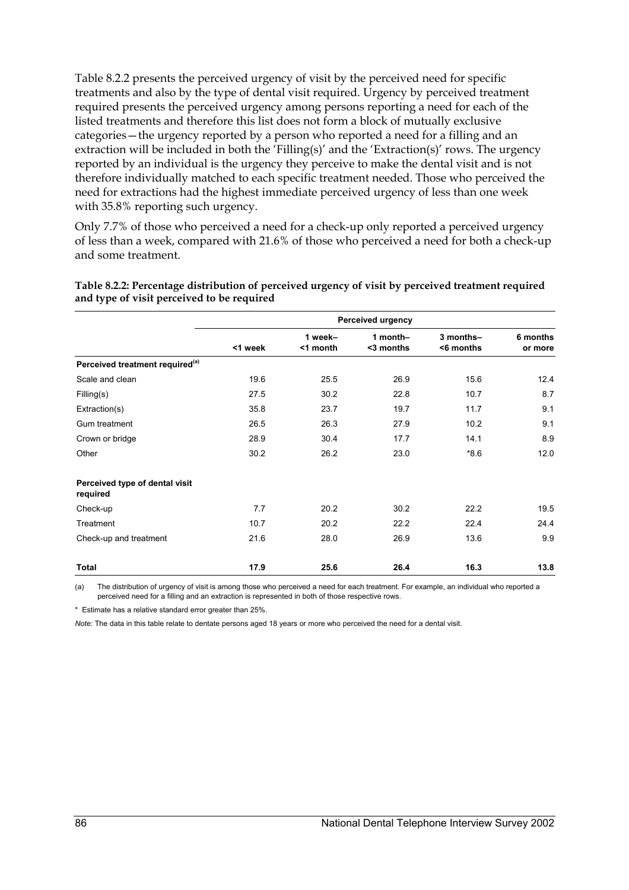Table 8.2.2 presents the perceived urgency of visit by the perceived need for specific treatments and also by the type of dental visit required. Urgency by perceived treatment required presents the perceived urgency among persons reporting a need for each of the listed treatments and therefore this list does not form a block of mutually exclusive categories—the urgency reported by a person who reported a need for a filling and an extraction will be included in both the 'Filling(s)' and the 'Extraction(s)' rows. The urgency reported by an individual is the urgency they perceive to make the dental visit and is not therefore individually matched to each specific treatment needed. Those who perceived the need for extractions had the highest immediate perceived urgency of less than one week with 35.8% reporting such urgency.

Only 7.7% of those who perceived a need for a check-up only reported a perceived urgency of less than a week, compared with 21.6% of those who perceived a need for both a check-up and some treatment.

**Table 8.2.2: Percentage distribution of perceived urgency of visit by perceived treatment required and type of visit perceived to be required**

| | Perceived urgency | | | | |
|---|---|---|---|---|---|
| | <1 week | 1 week–<1 month | 1 month–<3 months | 3 months–<6 months | 6 months or more |
| **Perceived treatment required[(a)]** | | | | | |
| Scale and clean | 19.6 | 25.5 | 26.9 | 15.6 | 12.4 |
| Filling(s) | 27.5 | 30.2 | 22.8 | 10.7 | 8.7 |
| Extraction(s) | 35.8 | 23.7 | 19.7 | 11.7 | 9.1 |
| Gum treatment | 26.5 | 26.3 | 27.9 | 10.2 | 9.1 |
| Crown or bridge | 28.9 | 30.4 | 17.7 | 14.1 | 8.9 |
| Other | 30.2 | 26.2 | 23.0 | *8.6 | 12.0 |
| **Perceived type of dental visit required** | | | | | |
| Check-up | 7.7 | 20.2 | 30.2 | 22.2 | 19.5 |
| Treatment | 10.7 | 20.2 | 22.2 | 22.4 | 24.4 |
| Check-up and treatment | 21.6 | 28.0 | 26.9 | 13.6 | 9.9 |
| **Total** | **17.9** | **25.6** | **26.4** | **16.3** | **13.8** |

(a) The distribution of urgency of visit is among those who perceived a need for each treatment. For example, an individual who reported a perceived need for a filling and an extraction is represented in both of those respective rows.

\* Estimate has a relative standard error greater than 25%.

*Note:* The data in this table relate to dentate persons aged 18 years or more who perceived the need for a dental visit.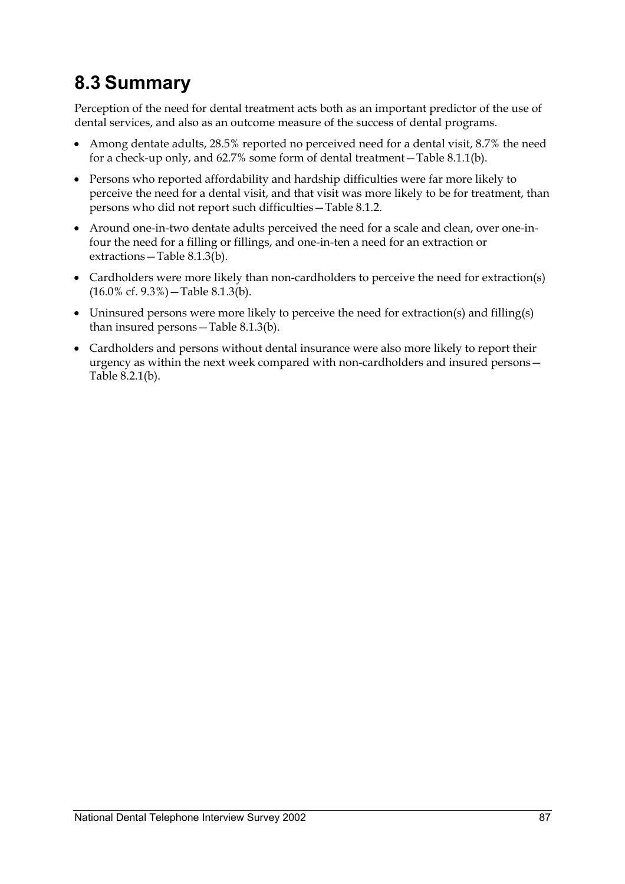## 8.3 Summary

Perception of the need for dental treatment acts both as an important predictor of the use of dental services, and also as an outcome measure of the success of dental programs.

- Among dentate adults, 28.5% reported no perceived need for a dental visit, 8.7% the need for a check-up only, and 62.7% some form of dental treatment—Table 8.1.1(b).
- Persons who reported affordability and hardship difficulties were far more likely to perceive the need for a dental visit, and that visit was more likely to be for treatment, than persons who did not report such difficulties—Table 8.1.2.
- Around one-in-two dentate adults perceived the need for a scale and clean, over one-in-four the need for a filling or fillings, and one-in-ten a need for an extraction or extractions—Table 8.1.3(b).
- Cardholders were more likely than non-cardholders to perceive the need for extraction(s) (16.0% cf. 9.3%)—Table 8.1.3(b).
- Uninsured persons were more likely to perceive the need for extraction(s) and filling(s) than insured persons—Table 8.1.3(b).
- Cardholders and persons without dental insurance were also more likely to report their urgency as within the next week compared with non-cardholders and insured persons—Table 8.2.1(b).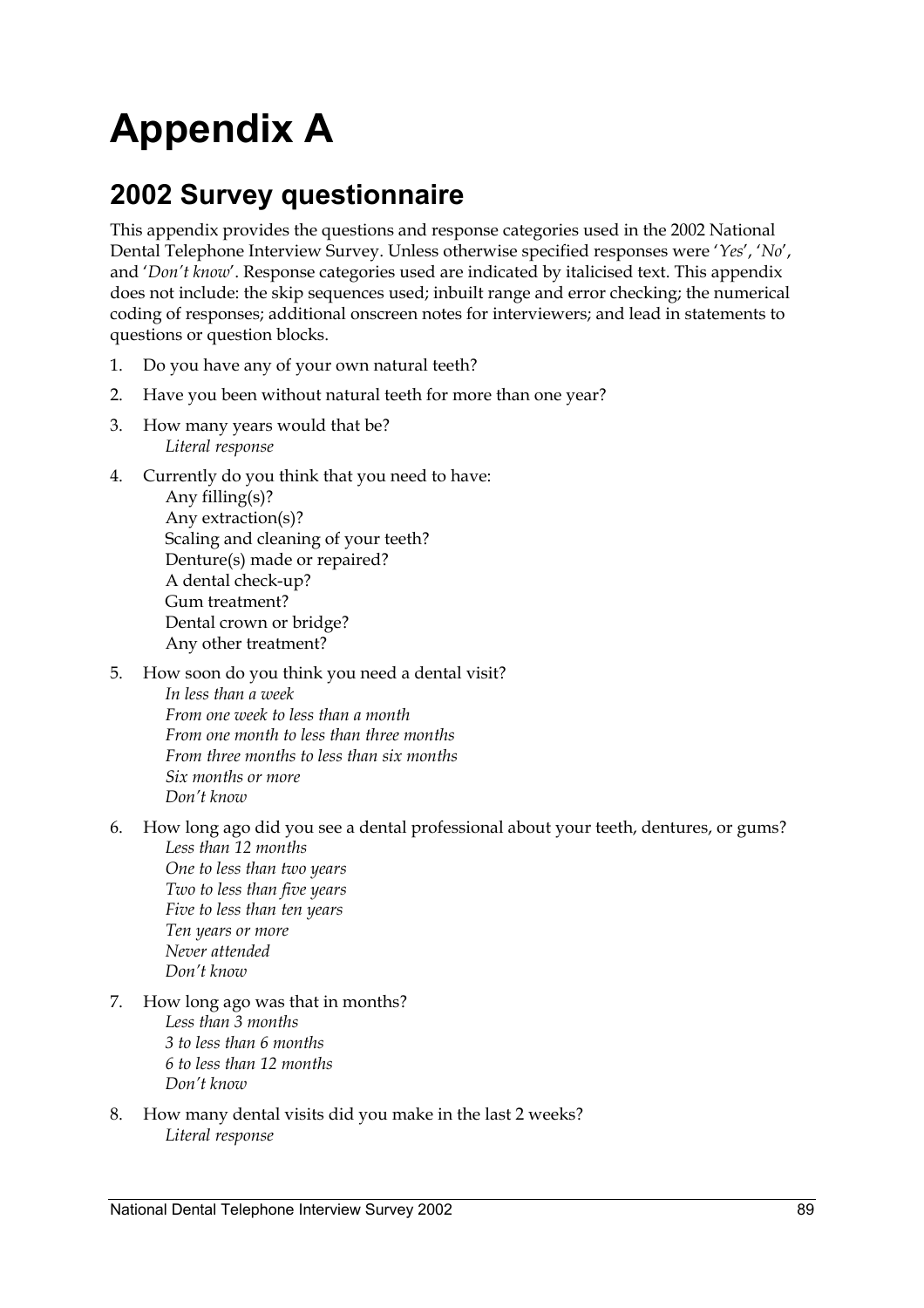# Appendix A

## 2002 Survey questionnaire

This appendix provides the questions and response categories used in the 2002 National Dental Telephone Interview Survey. Unless otherwise specified responses were '*Yes*', '*No*', and '*Don't know*'. Response categories used are indicated by italicised text. This appendix does not include: the skip sequences used; inbuilt range and error checking; the numerical coding of responses; additional onscreen notes for interviewers; and lead in statements to questions or question blocks.

1. Do you have any of your own natural teeth?

2. Have you been without natural teeth for more than one year?

3. How many years would that be?
   *Literal response*

4. Currently do you think that you need to have:
   Any filling(s)?
   Any extraction(s)?
   Scaling and cleaning of your teeth?
   Denture(s) made or repaired?
   A dental check-up?
   Gum treatment?
   Dental crown or bridge?
   Any other treatment?

5. How soon do you think you need a dental visit?
   *In less than a week*
   *From one week to less than a month*
   *From one month to less than three months*
   *From three months to less than six months*
   *Six months or more*
   *Don't know*

6. How long ago did you see a dental professional about your teeth, dentures, or gums?
   *Less than 12 months*
   *One to less than two years*
   *Two to less than five years*
   *Five to less than ten years*
   *Ten years or more*
   *Never attended*
   *Don't know*

7. How long ago was that in months?
   *Less than 3 months*
   *3 to less than 6 months*
   *6 to less than 12 months*
   *Don't know*

8. How many dental visits did you make in the last 2 weeks?
   *Literal response*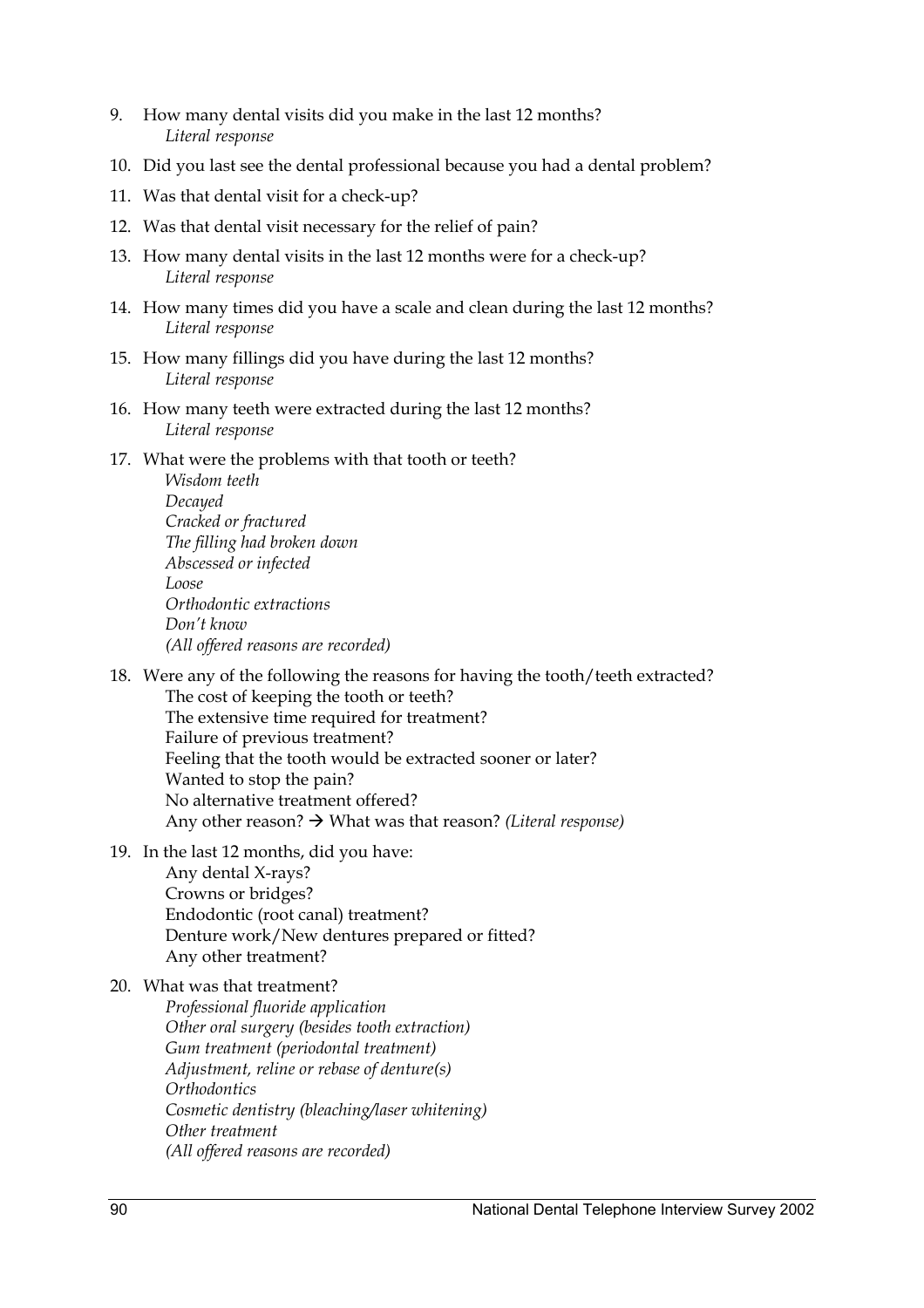9. How many dental visits did you make in the last 12 months?
   *Literal response*
10. Did you last see the dental professional because you had a dental problem?
11. Was that dental visit for a check-up?
12. Was that dental visit necessary for the relief of pain?
13. How many dental visits in the last 12 months were for a check-up?
    *Literal response*
14. How many times did you have a scale and clean during the last 12 months?
    *Literal response*
15. How many fillings did you have during the last 12 months?
    *Literal response*
16. How many teeth were extracted during the last 12 months?
    *Literal response*
17. What were the problems with that tooth or teeth?
    *Wisdom teeth*
    *Decayed*
    *Cracked or fractured*
    *The filling had broken down*
    *Abscessed or infected*
    *Loose*
    *Orthodontic extractions*
    *Don't know*
    *(All offered reasons are recorded)*
18. Were any of the following the reasons for having the tooth/teeth extracted?
    The cost of keeping the tooth or teeth?
    The extensive time required for treatment?
    Failure of previous treatment?
    Feeling that the tooth would be extracted sooner or later?
    Wanted to stop the pain?
    No alternative treatment offered?
    Any other reason? → What was that reason? *(Literal response)*
19. In the last 12 months, did you have:
    Any dental X-rays?
    Crowns or bridges?
    Endodontic (root canal) treatment?
    Denture work/New dentures prepared or fitted?
    Any other treatment?
20. What was that treatment?
    *Professional fluoride application*
    *Other oral surgery (besides tooth extraction)*
    *Gum treatment (periodontal treatment)*
    *Adjustment, reline or rebase of denture(s)*
    *Orthodontics*
    *Cosmetic dentistry (bleaching/laser whitening)*
    *Other treatment*
    *(All offered reasons are recorded)*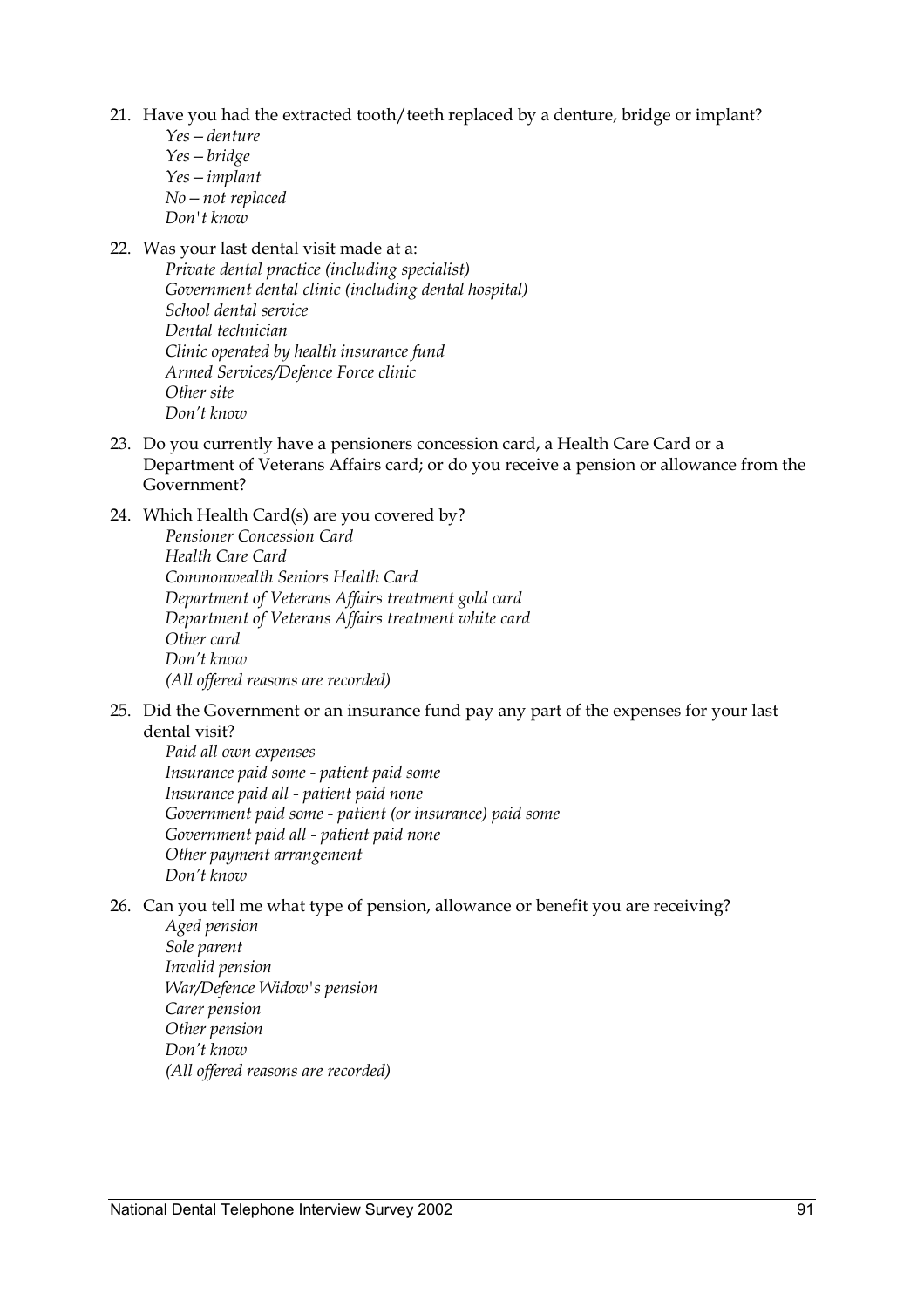21. Have you had the extracted tooth/teeth replaced by a denture, bridge or implant?

    *Yes—denture*
    *Yes—bridge*
    *Yes—implant*
    *No—not replaced*
    *Don't know*

22. Was your last dental visit made at a:

    *Private dental practice (including specialist)*
    *Government dental clinic (including dental hospital)*
    *School dental service*
    *Dental technician*
    *Clinic operated by health insurance fund*
    *Armed Services/Defence Force clinic*
    *Other site*
    *Don't know*

23. Do you currently have a pensioners concession card, a Health Care Card or a Department of Veterans Affairs card; or do you receive a pension or allowance from the Government?

24. Which Health Card(s) are you covered by?

    *Pensioner Concession Card*
    *Health Care Card*
    *Commonwealth Seniors Health Card*
    *Department of Veterans Affairs treatment gold card*
    *Department of Veterans Affairs treatment white card*
    *Other card*
    *Don't know*
    *(All offered reasons are recorded)*

25. Did the Government or an insurance fund pay any part of the expenses for your last dental visit?

    *Paid all own expenses*
    *Insurance paid some - patient paid some*
    *Insurance paid all - patient paid none*
    *Government paid some - patient (or insurance) paid some*
    *Government paid all - patient paid none*
    *Other payment arrangement*
    *Don't know*

26. Can you tell me what type of pension, allowance or benefit you are receiving?

    *Aged pension*
    *Sole parent*
    *Invalid pension*
    *War/Defence Widow's pension*
    *Carer pension*
    *Other pension*
    *Don't know*
    *(All offered reasons are recorded)*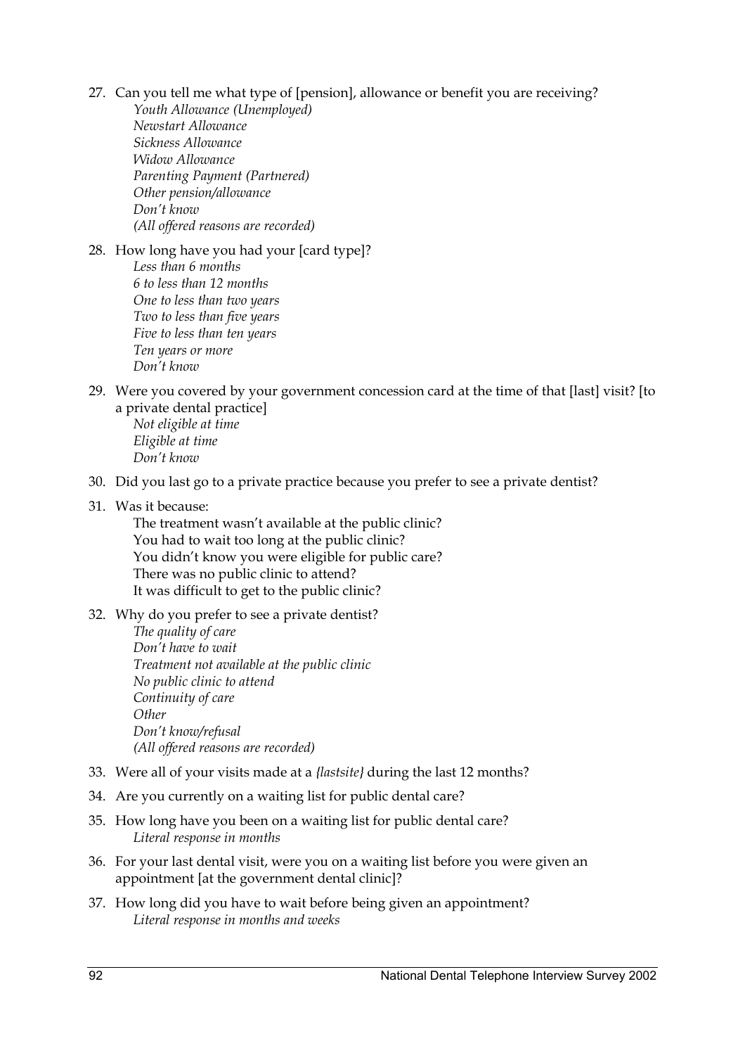27. Can you tell me what type of [pension], allowance or benefit you are receiving?
    *Youth Allowance (Unemployed)*
    *Newstart Allowance*
    *Sickness Allowance*
    *Widow Allowance*
    *Parenting Payment (Partnered)*
    *Other pension/allowance*
    *Don't know*
    *(All offered reasons are recorded)*

28. How long have you had your [card type]?
    *Less than 6 months*
    *6 to less than 12 months*
    *One to less than two years*
    *Two to less than five years*
    *Five to less than ten years*
    *Ten years or more*
    *Don't know*

29. Were you covered by your government concession card at the time of that [last] visit? [to a private dental practice]
    *Not eligible at time*
    *Eligible at time*
    *Don't know*

30. Did you last go to a private practice because you prefer to see a private dentist?

31. Was it because:
    The treatment wasn't available at the public clinic?
    You had to wait too long at the public clinic?
    You didn't know you were eligible for public care?
    There was no public clinic to attend?
    It was difficult to get to the public clinic?

32. Why do you prefer to see a private dentist?
    *The quality of care*
    *Don't have to wait*
    *Treatment not available at the public clinic*
    *No public clinic to attend*
    *Continuity of care*
    *Other*
    *Don't know/refusal*
    *(All offered reasons are recorded)*

33. Were all of your visits made at a *{lastsite}* during the last 12 months?

34. Are you currently on a waiting list for public dental care?

35. How long have you been on a waiting list for public dental care?
    *Literal response in months*

36. For your last dental visit, were you on a waiting list before you were given an appointment [at the government dental clinic]?

37. How long did you have to wait before being given an appointment?
    *Literal response in months and weeks*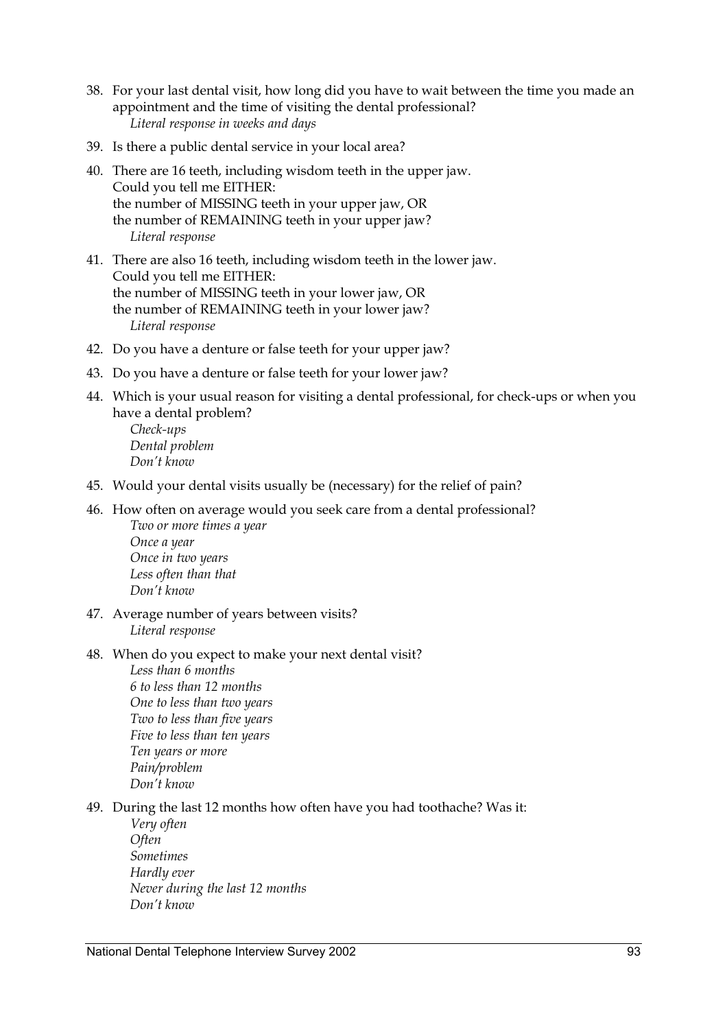38. For your last dental visit, how long did you have to wait between the time you made an appointment and the time of visiting the dental professional?
    *Literal response in weeks and days*

39. Is there a public dental service in your local area?

40. There are 16 teeth, including wisdom teeth in the upper jaw.
    Could you tell me EITHER:
    the number of MISSING teeth in your upper jaw, OR
    the number of REMAINING teeth in your upper jaw?
    *Literal response*

41. There are also 16 teeth, including wisdom teeth in the lower jaw.
    Could you tell me EITHER:
    the number of MISSING teeth in your lower jaw, OR
    the number of REMAINING teeth in your lower jaw?
    *Literal response*

42. Do you have a denture or false teeth for your upper jaw?

43. Do you have a denture or false teeth for your lower jaw?

44. Which is your usual reason for visiting a dental professional, for check-ups or when you have a dental problem?
    *Check-ups*
    *Dental problem*
    *Don't know*

45. Would your dental visits usually be (necessary) for the relief of pain?

46. How often on average would you seek care from a dental professional?
    *Two or more times a year*
    *Once a year*
    *Once in two years*
    *Less often than that*
    *Don't know*

47. Average number of years between visits?
    *Literal response*

48. When do you expect to make your next dental visit?
    *Less than 6 months*
    *6 to less than 12 months*
    *One to less than two years*
    *Two to less than five years*
    *Five to less than ten years*
    *Ten years or more*
    *Pain/problem*
    *Don't know*

49. During the last 12 months how often have you had toothache? Was it:
    *Very often*
    *Often*
    *Sometimes*
    *Hardly ever*
    *Never during the last 12 months*
    *Don't know*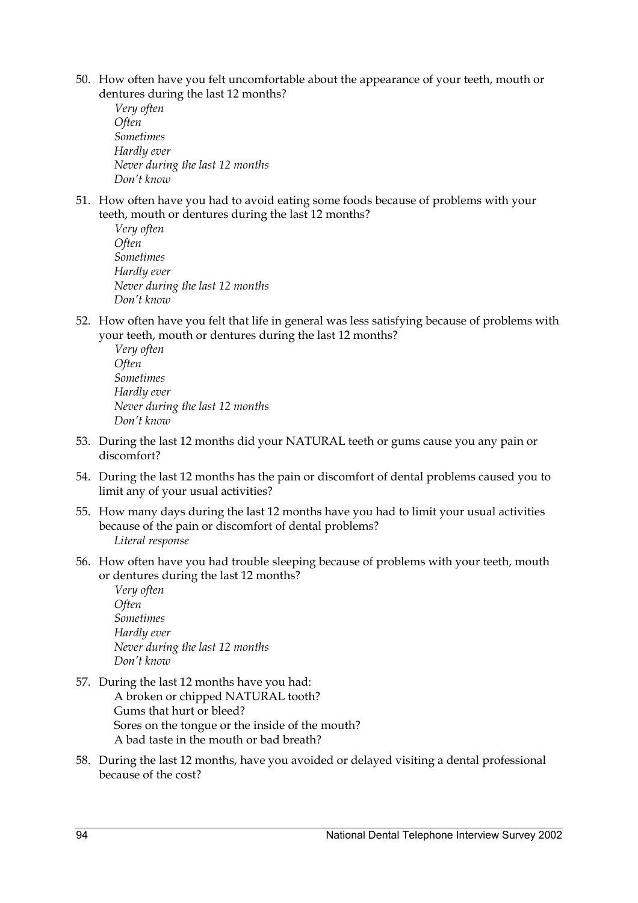50. How often have you felt uncomfortable about the appearance of your teeth, mouth or dentures during the last 12 months?
    *Very often*
    *Often*
    *Sometimes*
    *Hardly ever*
    *Never during the last 12 months*
    *Don't know*

51. How often have you had to avoid eating some foods because of problems with your teeth, mouth or dentures during the last 12 months?
    *Very often*
    *Often*
    *Sometimes*
    *Hardly ever*
    *Never during the last 12 months*
    *Don't know*

52. How often have you felt that life in general was less satisfying because of problems with your teeth, mouth or dentures during the last 12 months?
    *Very often*
    *Often*
    *Sometimes*
    *Hardly ever*
    *Never during the last 12 months*
    *Don't know*

53. During the last 12 months did your NATURAL teeth or gums cause you any pain or discomfort?

54. During the last 12 months has the pain or discomfort of dental problems caused you to limit any of your usual activities?

55. How many days during the last 12 months have you had to limit your usual activities because of the pain or discomfort of dental problems?
    *Literal response*

56. How often have you had trouble sleeping because of problems with your teeth, mouth or dentures during the last 12 months?
    *Very often*
    *Often*
    *Sometimes*
    *Hardly ever*
    *Never during the last 12 months*
    *Don't know*

57. During the last 12 months have you had:
    A broken or chipped NATURAL tooth?
    Gums that hurt or bleed?
    Sores on the tongue or the inside of the mouth?
    A bad taste in the mouth or bad breath?

58. During the last 12 months, have you avoided or delayed visiting a dental professional because of the cost?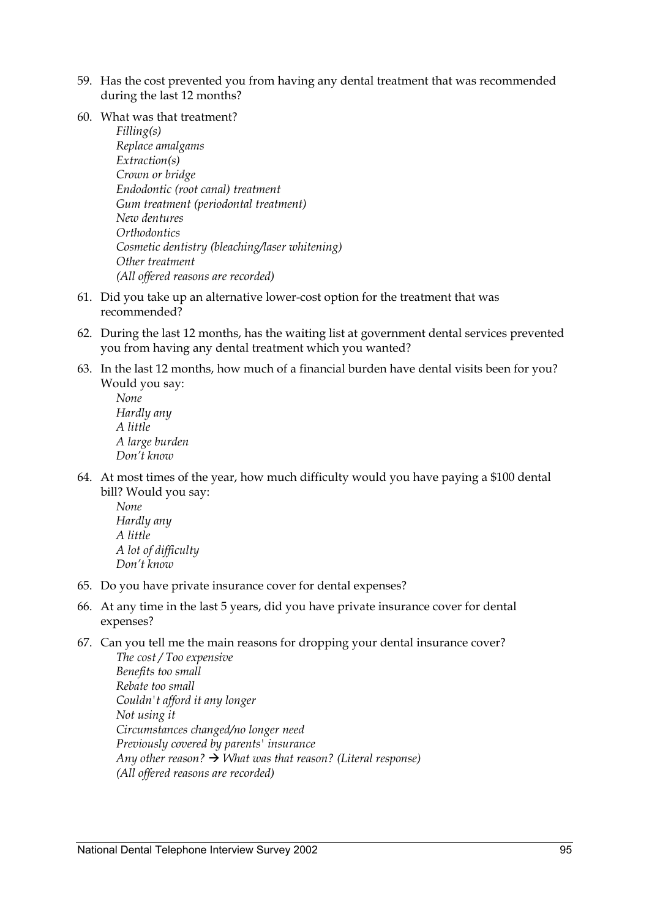59. Has the cost prevented you from having any dental treatment that was recommended during the last 12 months?

60. What was that treatment?
    *Filling(s)*
    *Replace amalgams*
    *Extraction(s)*
    *Crown or bridge*
    *Endodontic (root canal) treatment*
    *Gum treatment (periodontal treatment)*
    *New dentures*
    *Orthodontics*
    *Cosmetic dentistry (bleaching/laser whitening)*
    *Other treatment*
    *(All offered reasons are recorded)*

61. Did you take up an alternative lower-cost option for the treatment that was recommended?

62. During the last 12 months, has the waiting list at government dental services prevented you from having any dental treatment which you wanted?

63. In the last 12 months, how much of a financial burden have dental visits been for you? Would you say:
    *None*
    *Hardly any*
    *A little*
    *A large burden*
    *Don't know*

64. At most times of the year, how much difficulty would you have paying a $100 dental bill? Would you say:
    *None*
    *Hardly any*
    *A little*
    *A lot of difficulty*
    *Don't know*

65. Do you have private insurance cover for dental expenses?

66. At any time in the last 5 years, did you have private insurance cover for dental expenses?

67. Can you tell me the main reasons for dropping your dental insurance cover?
    *The cost / Too expensive*
    *Benefits too small*
    *Rebate too small*
    *Couldn't afford it any longer*
    *Not using it*
    *Circumstances changed/no longer need*
    *Previously covered by parents' insurance*
    *Any other reason? → What was that reason? (Literal response)*
    *(All offered reasons are recorded)*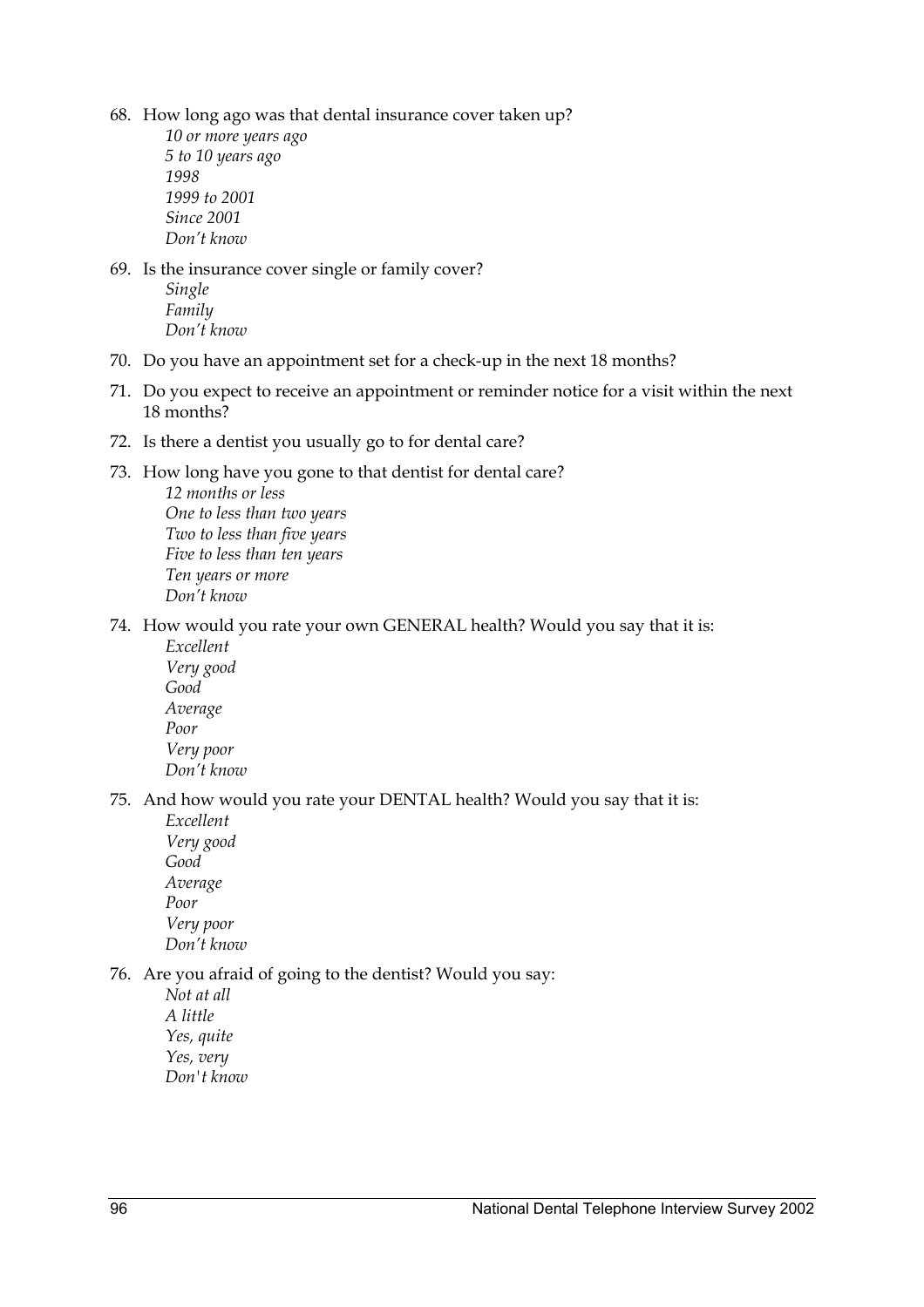68. How long ago was that dental insurance cover taken up?
    *10 or more years ago*
    *5 to 10 years ago*
    *1998*
    *1999 to 2001*
    *Since 2001*
    *Don't know*

69. Is the insurance cover single or family cover?
    *Single*
    *Family*
    *Don't know*

70. Do you have an appointment set for a check-up in the next 18 months?

71. Do you expect to receive an appointment or reminder notice for a visit within the next 18 months?

72. Is there a dentist you usually go to for dental care?

73. How long have you gone to that dentist for dental care?
    *12 months or less*
    *One to less than two years*
    *Two to less than five years*
    *Five to less than ten years*
    *Ten years or more*
    *Don't know*

74. How would you rate your own GENERAL health? Would you say that it is:
    *Excellent*
    *Very good*
    *Good*
    *Average*
    *Poor*
    *Very poor*
    *Don't know*

75. And how would you rate your DENTAL health? Would you say that it is:
    *Excellent*
    *Very good*
    *Good*
    *Average*
    *Poor*
    *Very poor*
    *Don't know*

76. Are you afraid of going to the dentist? Would you say:
    *Not at all*
    *A little*
    *Yes, quite*
    *Yes, very*
    *Don't know*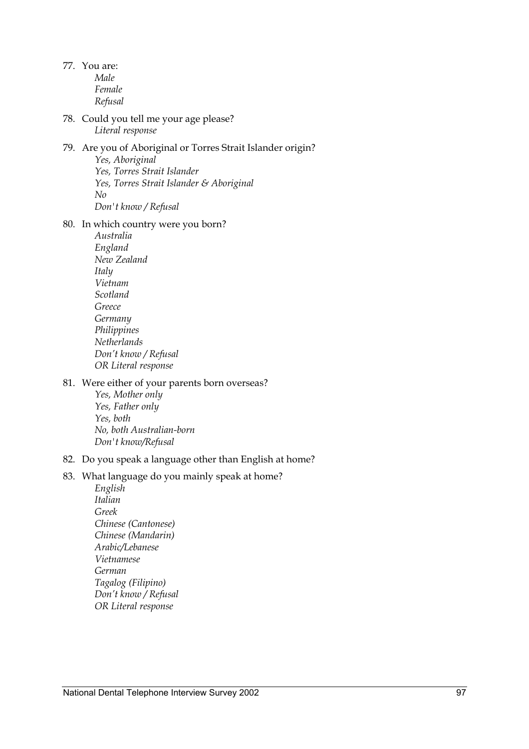77. You are:
    - *Male*
    - *Female*
    - *Refusal*

78. Could you tell me your age please?
    - *Literal response*

79. Are you of Aboriginal or Torres Strait Islander origin?
    - *Yes, Aboriginal*
    - *Yes, Torres Strait Islander*
    - *Yes, Torres Strait Islander & Aboriginal*
    - *No*
    - *Don't know / Refusal*

80. In which country were you born?
    - *Australia*
    - *England*
    - *New Zealand*
    - *Italy*
    - *Vietnam*
    - *Scotland*
    - *Greece*
    - *Germany*
    - *Philippines*
    - *Netherlands*
    - *Don't know / Refusal*
    - *OR Literal response*

81. Were either of your parents born overseas?
    - *Yes, Mother only*
    - *Yes, Father only*
    - *Yes, both*
    - *No, both Australian-born*
    - *Don't know/Refusal*

82. Do you speak a language other than English at home?

83. What language do you mainly speak at home?
    - *English*
    - *Italian*
    - *Greek*
    - *Chinese (Cantonese)*
    - *Chinese (Mandarin)*
    - *Arabic/Lebanese*
    - *Vietnamese*
    - *German*
    - *Tagalog (Filipino)*
    - *Don't know / Refusal*
    - *OR Literal response*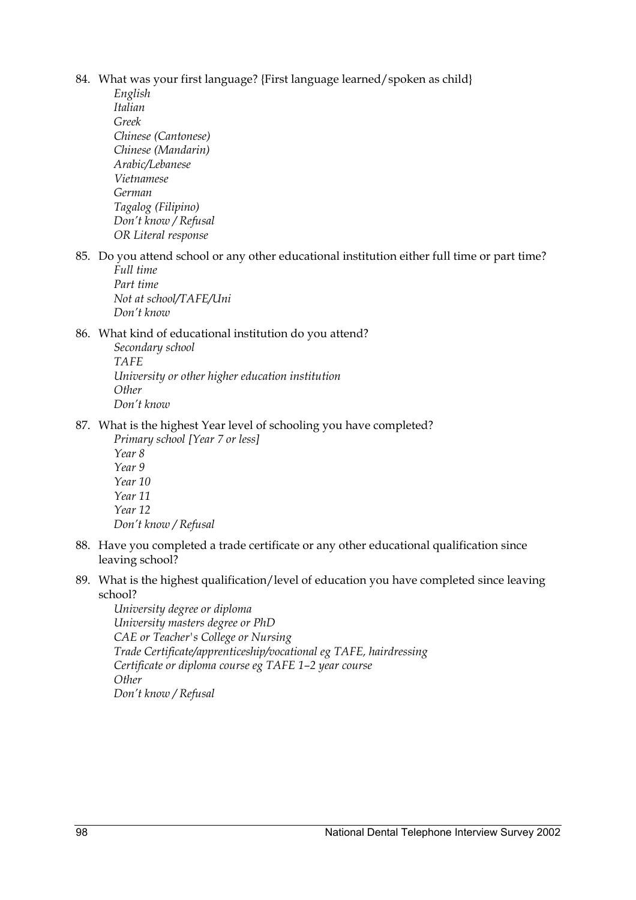84. What was your first language? {First language learned/spoken as child}
    *English*
    *Italian*
    *Greek*
    *Chinese (Cantonese)*
    *Chinese (Mandarin)*
    *Arabic/Lebanese*
    *Vietnamese*
    *German*
    *Tagalog (Filipino)*
    *Don't know / Refusal*
    *OR Literal response*

85. Do you attend school or any other educational institution either full time or part time?
    *Full time*
    *Part time*
    *Not at school/TAFE/Uni*
    *Don't know*

86. What kind of educational institution do you attend?
    *Secondary school*
    *TAFE*
    *University or other higher education institution*
    *Other*
    *Don't know*

87. What is the highest Year level of schooling you have completed?
    *Primary school [Year 7 or less]*
    *Year 8*
    *Year 9*
    *Year 10*
    *Year 11*
    *Year 12*
    *Don't know / Refusal*

88. Have you completed a trade certificate or any other educational qualification since leaving school?

89. What is the highest qualification/level of education you have completed since leaving school?
    *University degree or diploma*
    *University masters degree or PhD*
    *CAE or Teacher's College or Nursing*
    *Trade Certificate/apprenticeship/vocational eg TAFE, hairdressing*
    *Certificate or diploma course eg TAFE 1–2 year course*
    *Other*
    *Don't know / Refusal*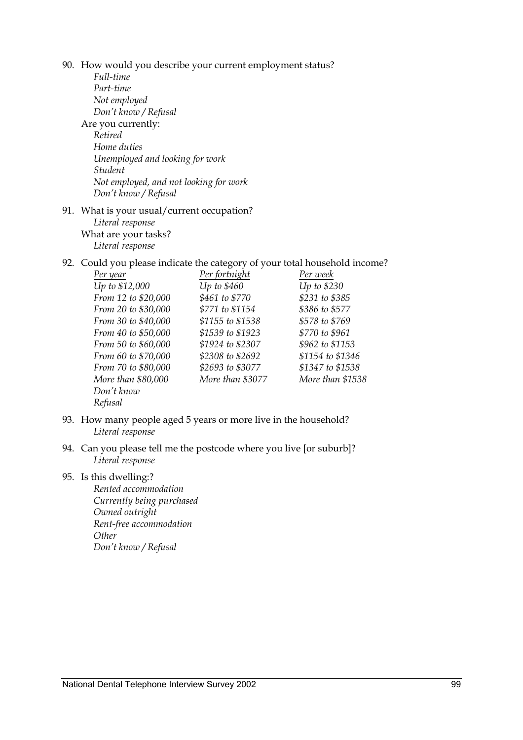90. How would you describe your current employment status?
    *Full-time*
    *Part-time*
    *Not employed*
    *Don't know / Refusal*

    Are you currently:
    *Retired*
    *Home duties*
    *Unemployed and looking for work*
    *Student*
    *Not employed, and not looking for work*
    *Don't know / Refusal*

91. What is your usual/current occupation?
    *Literal response*

    What are your tasks?
    *Literal response*

92. Could you please indicate the category of your total household income?

| *Per year* | *Per fortnight* | *Per week* |
|---|---|---|
| *Up to $12,000* | *Up to $460* | *Up to $230* |
| *From 12 to $20,000* | *$461 to $770* | *$231 to $385* |
| *From 20 to $30,000* | *$771 to $1154* | *$386 to $577* |
| *From 30 to $40,000* | *$1155 to $1538* | *$578 to $769* |
| *From 40 to $50,000* | *$1539 to $1923* | *$770 to $961* |
| *From 50 to $60,000* | *$1924 to $2307* | *$962 to $1153* |
| *From 60 to $70,000* | *$2308 to $2692* | *$1154 to $1346* |
| *From 70 to $80,000* | *$2693 to $3077* | *$1347 to $1538* |
| *More than $80,000* | *More than $3077* | *More than $1538* |
| *Don't know* | | |
| *Refusal* | | |

93. How many people aged 5 years or more live in the household?
    *Literal response*

94. Can you please tell me the postcode where you live [or suburb]?
    *Literal response*

95. Is this dwelling:?
    *Rented accommodation*
    *Currently being purchased*
    *Owned outright*
    *Rent-free accommodation*
    *Other*
    *Don't know / Refusal*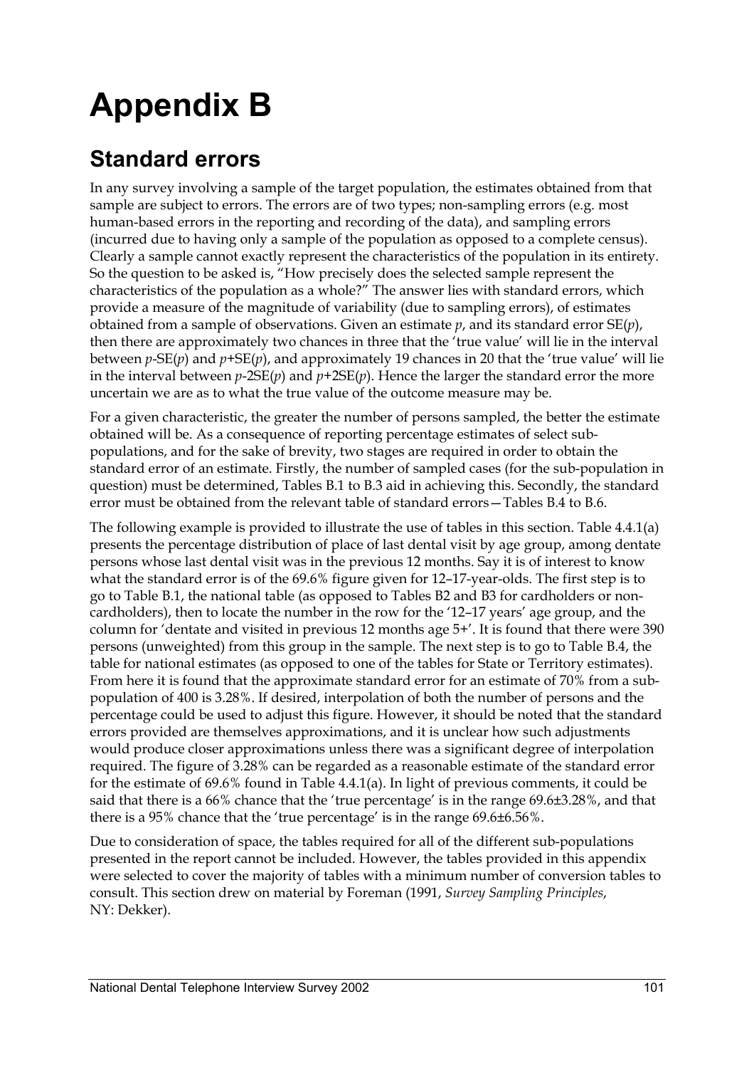# Appendix B

## Standard errors

In any survey involving a sample of the target population, the estimates obtained from that sample are subject to errors. The errors are of two types; non-sampling errors (e.g. most human-based errors in the reporting and recording of the data), and sampling errors (incurred due to having only a sample of the population as opposed to a complete census). Clearly a sample cannot exactly represent the characteristics of the population in its entirety. So the question to be asked is, "How precisely does the selected sample represent the characteristics of the population as a whole?" The answer lies with standard errors, which provide a measure of the magnitude of variability (due to sampling errors), of estimates obtained from a sample of observations. Given an estimate $p$, and its standard error SE($p$), then there are approximately two chances in three that the 'true value' will lie in the interval between $p$-SE($p$) and $p$+SE($p$), and approximately 19 chances in 20 that the 'true value' will lie in the interval between $p$-2SE($p$) and $p$+2SE($p$). Hence the larger the standard error the more uncertain we are as to what the true value of the outcome measure may be.

For a given characteristic, the greater the number of persons sampled, the better the estimate obtained will be. As a consequence of reporting percentage estimates of select sub-populations, and for the sake of brevity, two stages are required in order to obtain the standard error of an estimate. Firstly, the number of sampled cases (for the sub-population in question) must be determined, Tables B.1 to B.3 aid in achieving this. Secondly, the standard error must be obtained from the relevant table of standard errors—Tables B.4 to B.6.

The following example is provided to illustrate the use of tables in this section. Table 4.4.1(a) presents the percentage distribution of place of last dental visit by age group, among dentate persons whose last dental visit was in the previous 12 months. Say it is of interest to know what the standard error is of the 69.6% figure given for 12–17-year-olds. The first step is to go to Table B.1, the national table (as opposed to Tables B2 and B3 for cardholders or non-cardholders), then to locate the number in the row for the '12–17 years' age group, and the column for 'dentate and visited in previous 12 months age 5+'. It is found that there were 390 persons (unweighted) from this group in the sample. The next step is to go to Table B.4, the table for national estimates (as opposed to one of the tables for State or Territory estimates). From here it is found that the approximate standard error for an estimate of 70% from a sub-population of 400 is 3.28%. If desired, interpolation of both the number of persons and the percentage could be used to adjust this figure. However, it should be noted that the standard errors provided are themselves approximations, and it is unclear how such adjustments would produce closer approximations unless there was a significant degree of interpolation required. The figure of 3.28% can be regarded as a reasonable estimate of the standard error for the estimate of 69.6% found in Table 4.4.1(a). In light of previous comments, it could be said that there is a 66% chance that the 'true percentage' is in the range 69.6±3.28%, and that there is a 95% chance that the 'true percentage' is in the range 69.6±6.56%.

Due to consideration of space, the tables required for all of the different sub-populations presented in the report cannot be included. However, the tables provided in this appendix were selected to cover the majority of tables with a minimum number of conversion tables to consult. This section drew on material by Foreman (1991, *Survey Sampling Principles*, NY: Dekker).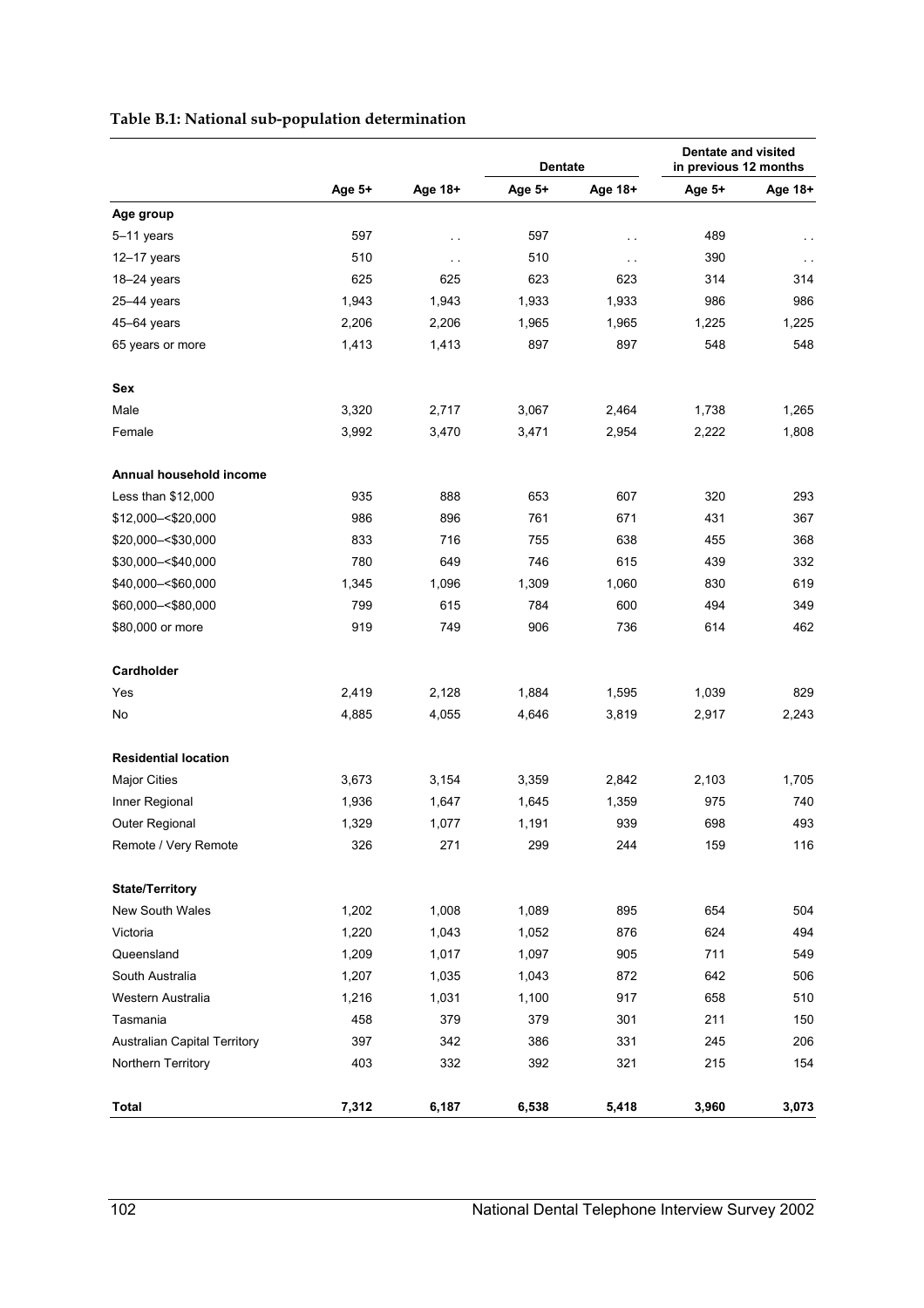**Table B.1: National sub-population determination**

| | Age 5+ | Age 18+ | Dentate | | Dentate and visited in previous 12 months | |
|---|---|---|---|---|---|---|
| | | | Age 5+ | Age 18+ | Age 5+ | Age 18+ |
| **Age group** | | | | | | |
| 5–11 years | 597 | . . | 597 | . . | 489 | . . |
| 12–17 years | 510 | . . | 510 | . . | 390 | . . |
| 18–24 years | 625 | 625 | 623 | 623 | 314 | 314 |
| 25–44 years | 1,943 | 1,943 | 1,933 | 1,933 | 986 | 986 |
| 45–64 years | 2,206 | 2,206 | 1,965 | 1,965 | 1,225 | 1,225 |
| 65 years or more | 1,413 | 1,413 | 897 | 897 | 548 | 548 |
| **Sex** | | | | | | |
| Male | 3,320 | 2,717 | 3,067 | 2,464 | 1,738 | 1,265 |
| Female | 3,992 | 3,470 | 3,471 | 2,954 | 2,222 | 1,808 |
| **Annual household income** | | | | | | |
| Less than $12,000 | 935 | 888 | 653 | 607 | 320 | 293 |
| $12,000–<$20,000 | 986 | 896 | 761 | 671 | 431 | 367 |
| $20,000–<$30,000 | 833 | 716 | 755 | 638 | 455 | 368 |
| $30,000–<$40,000 | 780 | 649 | 746 | 615 | 439 | 332 |
| $40,000–<$60,000 | 1,345 | 1,096 | 1,309 | 1,060 | 830 | 619 |
| $60,000–<$80,000 | 799 | 615 | 784 | 600 | 494 | 349 |
| $80,000 or more | 919 | 749 | 906 | 736 | 614 | 462 |
| **Cardholder** | | | | | | |
| Yes | 2,419 | 2,128 | 1,884 | 1,595 | 1,039 | 829 |
| No | 4,885 | 4,055 | 4,646 | 3,819 | 2,917 | 2,243 |
| **Residential location** | | | | | | |
| Major Cities | 3,673 | 3,154 | 3,359 | 2,842 | 2,103 | 1,705 |
| Inner Regional | 1,936 | 1,647 | 1,645 | 1,359 | 975 | 740 |
| Outer Regional | 1,329 | 1,077 | 1,191 | 939 | 698 | 493 |
| Remote / Very Remote | 326 | 271 | 299 | 244 | 159 | 116 |
| **State/Territory** | | | | | | |
| New South Wales | 1,202 | 1,008 | 1,089 | 895 | 654 | 504 |
| Victoria | 1,220 | 1,043 | 1,052 | 876 | 624 | 494 |
| Queensland | 1,209 | 1,017 | 1,097 | 905 | 711 | 549 |
| South Australia | 1,207 | 1,035 | 1,043 | 872 | 642 | 506 |
| Western Australia | 1,216 | 1,031 | 1,100 | 917 | 658 | 510 |
| Tasmania | 458 | 379 | 379 | 301 | 211 | 150 |
| Australian Capital Territory | 397 | 342 | 386 | 331 | 245 | 206 |
| Northern Territory | 403 | 332 | 392 | 321 | 215 | 154 |
| **Total** | **7,312** | **6,187** | **6,538** | **5,418** | **3,960** | **3,073** |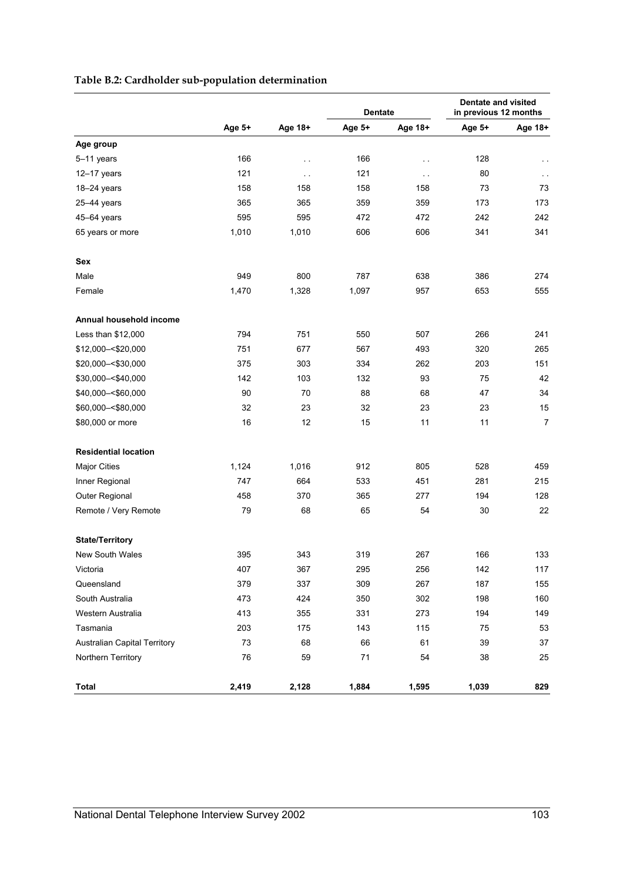**Table B.2: Cardholder sub-population determination**

| | Age 5+ | Age 18+ | Dentate | | Dentate and visited in previous 12 months | |
|---|---|---|---|---|---|---|
| | | | Age 5+ | Age 18+ | Age 5+ | Age 18+ |
| **Age group** | | | | | | |
| 5–11 years | 166 | . . | 166 | . . | 128 | . . |
| 12–17 years | 121 | . . | 121 | . . | 80 | . . |
| 18–24 years | 158 | 158 | 158 | 158 | 73 | 73 |
| 25–44 years | 365 | 365 | 359 | 359 | 173 | 173 |
| 45–64 years | 595 | 595 | 472 | 472 | 242 | 242 |
| 65 years or more | 1,010 | 1,010 | 606 | 606 | 341 | 341 |
| **Sex** | | | | | | |
| Male | 949 | 800 | 787 | 638 | 386 | 274 |
| Female | 1,470 | 1,328 | 1,097 | 957 | 653 | 555 |
| **Annual household income** | | | | | | |
| Less than $12,000 | 794 | 751 | 550 | 507 | 266 | 241 |
| $12,000–<$20,000 | 751 | 677 | 567 | 493 | 320 | 265 |
| $20,000–<$30,000 | 375 | 303 | 334 | 262 | 203 | 151 |
| $30,000–<$40,000 | 142 | 103 | 132 | 93 | 75 | 42 |
| $40,000–<$60,000 | 90 | 70 | 88 | 68 | 47 | 34 |
| $60,000–<$80,000 | 32 | 23 | 32 | 23 | 23 | 15 |
| $80,000 or more | 16 | 12 | 15 | 11 | 11 | 7 |
| **Residential location** | | | | | | |
| Major Cities | 1,124 | 1,016 | 912 | 805 | 528 | 459 |
| Inner Regional | 747 | 664 | 533 | 451 | 281 | 215 |
| Outer Regional | 458 | 370 | 365 | 277 | 194 | 128 |
| Remote / Very Remote | 79 | 68 | 65 | 54 | 30 | 22 |
| **State/Territory** | | | | | | |
| New South Wales | 395 | 343 | 319 | 267 | 166 | 133 |
| Victoria | 407 | 367 | 295 | 256 | 142 | 117 |
| Queensland | 379 | 337 | 309 | 267 | 187 | 155 |
| South Australia | 473 | 424 | 350 | 302 | 198 | 160 |
| Western Australia | 413 | 355 | 331 | 273 | 194 | 149 |
| Tasmania | 203 | 175 | 143 | 115 | 75 | 53 |
| Australian Capital Territory | 73 | 68 | 66 | 61 | 39 | 37 |
| Northern Territory | 76 | 59 | 71 | 54 | 38 | 25 |
| **Total** | **2,419** | **2,128** | **1,884** | **1,595** | **1,039** | **829** |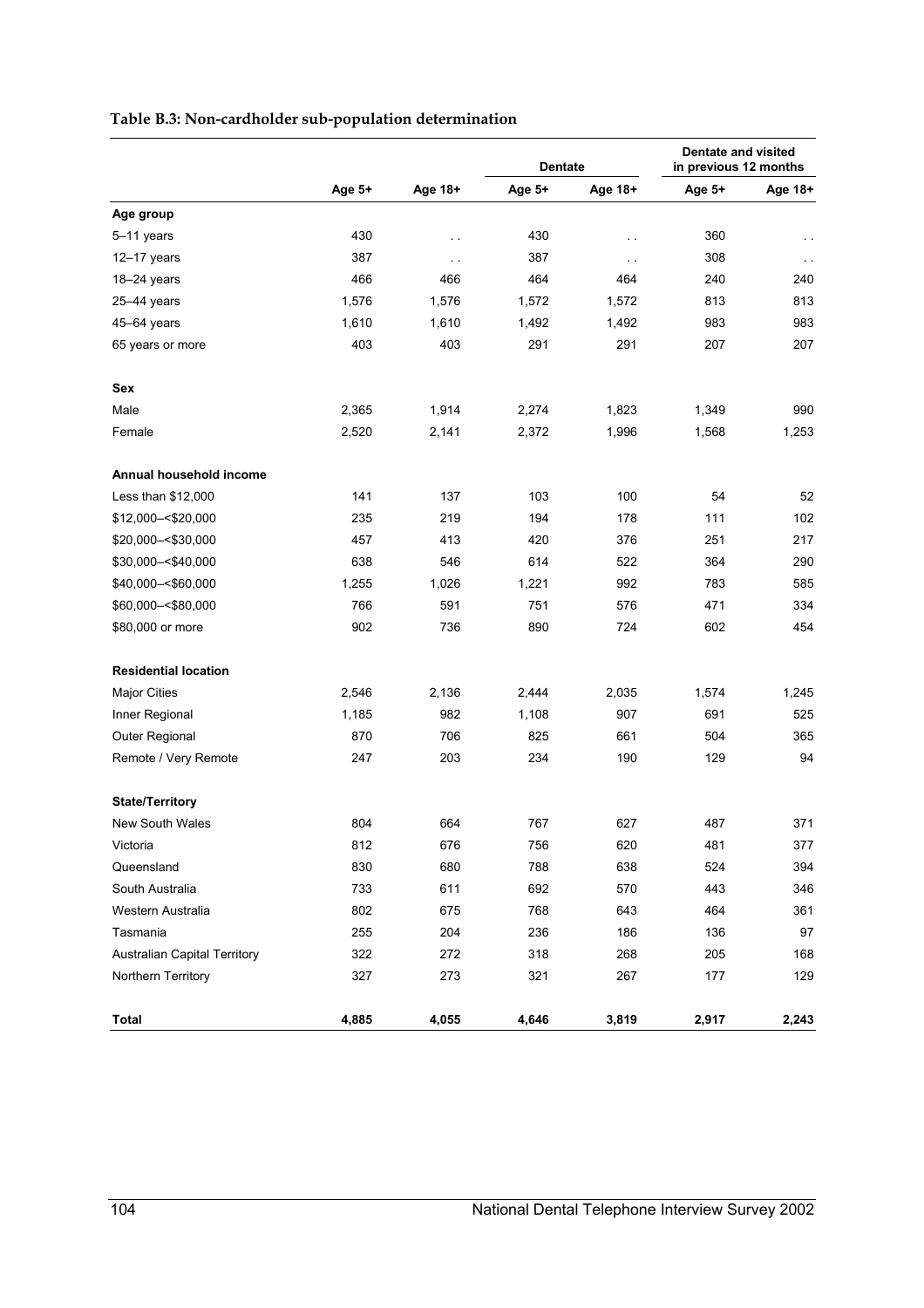**Table B.3: Non-cardholder sub-population determination**

| | | | Dentate | | Dentate and visited in previous 12 months | |
|---|---|---|---|---|---|---|
| | Age 5+ | Age 18+ | Age 5+ | Age 18+ | Age 5+ | Age 18+ |
| **Age group** | | | | | | |
| 5–11 years | 430 | . . | 430 | . . | 360 | . . |
| 12–17 years | 387 | . . | 387 | . . | 308 | . . |
| 18–24 years | 466 | 466 | 464 | 464 | 240 | 240 |
| 25–44 years | 1,576 | 1,576 | 1,572 | 1,572 | 813 | 813 |
| 45–64 years | 1,610 | 1,610 | 1,492 | 1,492 | 983 | 983 |
| 65 years or more | 403 | 403 | 291 | 291 | 207 | 207 |
| **Sex** | | | | | | |
| Male | 2,365 | 1,914 | 2,274 | 1,823 | 1,349 | 990 |
| Female | 2,520 | 2,141 | 2,372 | 1,996 | 1,568 | 1,253 |
| **Annual household income** | | | | | | |
| Less than $12,000 | 141 | 137 | 103 | 100 | 54 | 52 |
| $12,000–<$20,000 | 235 | 219 | 194 | 178 | 111 | 102 |
| $20,000–<$30,000 | 457 | 413 | 420 | 376 | 251 | 217 |
| $30,000–<$40,000 | 638 | 546 | 614 | 522 | 364 | 290 |
| $40,000–<$60,000 | 1,255 | 1,026 | 1,221 | 992 | 783 | 585 |
| $60,000–<$80,000 | 766 | 591 | 751 | 576 | 471 | 334 |
| $80,000 or more | 902 | 736 | 890 | 724 | 602 | 454 |
| **Residential location** | | | | | | |
| Major Cities | 2,546 | 2,136 | 2,444 | 2,035 | 1,574 | 1,245 |
| Inner Regional | 1,185 | 982 | 1,108 | 907 | 691 | 525 |
| Outer Regional | 870 | 706 | 825 | 661 | 504 | 365 |
| Remote / Very Remote | 247 | 203 | 234 | 190 | 129 | 94 |
| **State/Territory** | | | | | | |
| New South Wales | 804 | 664 | 767 | 627 | 487 | 371 |
| Victoria | 812 | 676 | 756 | 620 | 481 | 377 |
| Queensland | 830 | 680 | 788 | 638 | 524 | 394 |
| South Australia | 733 | 611 | 692 | 570 | 443 | 346 |
| Western Australia | 802 | 675 | 768 | 643 | 464 | 361 |
| Tasmania | 255 | 204 | 236 | 186 | 136 | 97 |
| Australian Capital Territory | 322 | 272 | 318 | 268 | 205 | 168 |
| Northern Territory | 327 | 273 | 321 | 267 | 177 | 129 |
| **Total** | **4,885** | **4,055** | **4,646** | **3,819** | **2,917** | **2,243** |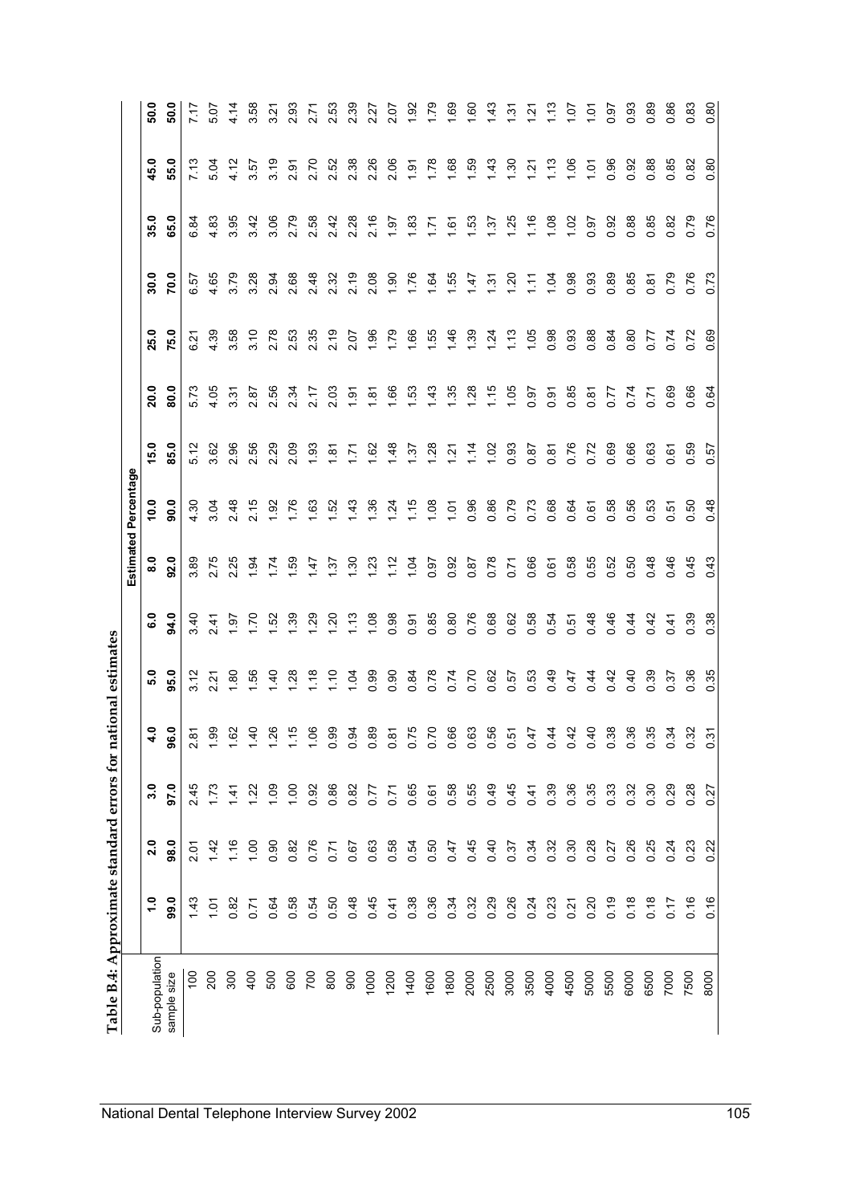# Table B.4: Approximate standard errors for national estimates

| Sub-population sample size | Estimated Percentage | | | | | | | | | | | | | |
|---|---|---|---|---|---|---|---|---|---|---|---|---|---|---|
| | **1.0** | **2.0** | **3.0** | **4.0** | **5.0** | **6.0** | **8.0** | **10.0** | **15.0** | **20.0** | **25.0** | **30.0** | **35.0** | **45.0** | **50.0** |
| | **99.0** | **98.0** | **97.0** | **96.0** | **95.0** | **94.0** | **92.0** | **90.0** | **85.0** | **80.0** | **75.0** | **70.0** | **65.0** | **55.0** | **50.0** |
| 100 | 1.43 | 2.01 | 2.45 | 2.81 | 3.12 | 3.40 | 3.89 | 4.30 | 5.12 | 5.73 | 6.21 | 6.57 | 6.84 | 7.13 | 7.17 |
| 200 | 1.01 | 1.42 | 1.73 | 1.99 | 2.21 | 2.41 | 2.75 | 3.04 | 3.62 | 4.05 | 4.39 | 4.65 | 4.83 | 5.04 | 5.07 |
| 300 | 0.82 | 1.16 | 1.41 | 1.62 | 1.80 | 1.97 | 2.25 | 2.48 | 2.96 | 3.31 | 3.58 | 3.79 | 3.95 | 4.12 | 4.14 |
| 400 | 0.71 | 1.00 | 1.22 | 1.40 | 1.56 | 1.70 | 1.94 | 2.15 | 2.56 | 2.87 | 3.10 | 3.28 | 3.42 | 3.57 | 3.58 |
| 500 | 0.64 | 0.90 | 1.09 | 1.26 | 1.40 | 1.52 | 1.74 | 1.92 | 2.29 | 2.56 | 2.78 | 2.94 | 3.06 | 3.19 | 3.21 |
| 600 | 0.58 | 0.82 | 1.00 | 1.15 | 1.28 | 1.39 | 1.59 | 1.76 | 2.09 | 2.34 | 2.53 | 2.68 | 2.79 | 2.91 | 2.93 |
| 700 | 0.54 | 0.76 | 0.92 | 1.06 | 1.18 | 1.29 | 1.47 | 1.63 | 1.93 | 2.17 | 2.35 | 2.48 | 2.58 | 2.70 | 2.71 |
| 800 | 0.50 | 0.71 | 0.86 | 0.99 | 1.10 | 1.20 | 1.37 | 1.52 | 1.81 | 2.03 | 2.19 | 2.32 | 2.42 | 2.52 | 2.53 |
| 900 | 0.48 | 0.67 | 0.82 | 0.94 | 1.04 | 1.13 | 1.30 | 1.43 | 1.71 | 1.91 | 2.07 | 2.19 | 2.28 | 2.38 | 2.39 |
| 1000 | 0.45 | 0.63 | 0.77 | 0.89 | 0.99 | 1.08 | 1.23 | 1.36 | 1.62 | 1.81 | 1.96 | 2.08 | 2.16 | 2.26 | 2.27 |
| 1200 | 0.41 | 0.58 | 0.71 | 0.81 | 0.90 | 0.98 | 1.12 | 1.24 | 1.48 | 1.66 | 1.79 | 1.90 | 1.97 | 2.06 | 2.07 |
| 1400 | 0.38 | 0.54 | 0.65 | 0.75 | 0.84 | 0.91 | 1.04 | 1.15 | 1.37 | 1.53 | 1.66 | 1.76 | 1.83 | 1.91 | 1.92 |
| 1600 | 0.36 | 0.50 | 0.61 | 0.70 | 0.78 | 0.85 | 0.97 | 1.08 | 1.28 | 1.43 | 1.55 | 1.64 | 1.71 | 1.78 | 1.79 |
| 1800 | 0.34 | 0.47 | 0.58 | 0.66 | 0.74 | 0.80 | 0.92 | 1.01 | 1.21 | 1.35 | 1.46 | 1.55 | 1.61 | 1.68 | 1.69 |
| 2000 | 0.32 | 0.45 | 0.55 | 0.63 | 0.70 | 0.76 | 0.87 | 0.96 | 1.14 | 1.28 | 1.39 | 1.47 | 1.53 | 1.59 | 1.60 |
| 2500 | 0.29 | 0.40 | 0.49 | 0.56 | 0.62 | 0.68 | 0.78 | 0.86 | 1.02 | 1.15 | 1.24 | 1.31 | 1.37 | 1.43 | 1.43 |
| 3000 | 0.26 | 0.37 | 0.45 | 0.51 | 0.57 | 0.62 | 0.71 | 0.79 | 0.93 | 1.05 | 1.13 | 1.20 | 1.25 | 1.30 | 1.31 |
| 3500 | 0.24 | 0.34 | 0.41 | 0.47 | 0.53 | 0.58 | 0.66 | 0.73 | 0.87 | 0.97 | 1.05 | 1.11 | 1.16 | 1.21 | 1.21 |
| 4000 | 0.23 | 0.32 | 0.39 | 0.44 | 0.49 | 0.54 | 0.61 | 0.68 | 0.81 | 0.91 | 0.98 | 1.04 | 1.08 | 1.13 | 1.13 |
| 4500 | 0.21 | 0.30 | 0.36 | 0.42 | 0.47 | 0.51 | 0.58 | 0.64 | 0.76 | 0.85 | 0.93 | 0.98 | 1.02 | 1.06 | 1.07 |
| 5000 | 0.20 | 0.28 | 0.35 | 0.40 | 0.44 | 0.48 | 0.55 | 0.61 | 0.72 | 0.81 | 0.88 | 0.93 | 0.97 | 1.01 | 1.01 |
| 5500 | 0.19 | 0.27 | 0.33 | 0.38 | 0.42 | 0.46 | 0.52 | 0.58 | 0.69 | 0.77 | 0.84 | 0.89 | 0.92 | 0.96 | 0.97 |
| 6000 | 0.18 | 0.26 | 0.32 | 0.36 | 0.40 | 0.44 | 0.50 | 0.56 | 0.66 | 0.74 | 0.80 | 0.85 | 0.88 | 0.92 | 0.93 |
| 6500 | 0.18 | 0.25 | 0.30 | 0.35 | 0.39 | 0.42 | 0.48 | 0.53 | 0.63 | 0.71 | 0.77 | 0.81 | 0.85 | 0.88 | 0.89 |
| 7000 | 0.17 | 0.24 | 0.29 | 0.34 | 0.37 | 0.41 | 0.46 | 0.51 | 0.61 | 0.69 | 0.74 | 0.79 | 0.82 | 0.85 | 0.86 |
| 7500 | 0.16 | 0.23 | 0.28 | 0.32 | 0.36 | 0.39 | 0.45 | 0.50 | 0.59 | 0.66 | 0.72 | 0.76 | 0.79 | 0.82 | 0.83 |
| 8000 | 0.16 | 0.22 | 0.27 | 0.31 | 0.35 | 0.38 | 0.43 | 0.48 | 0.57 | 0.64 | 0.69 | 0.73 | 0.76 | 0.80 | 0.80 |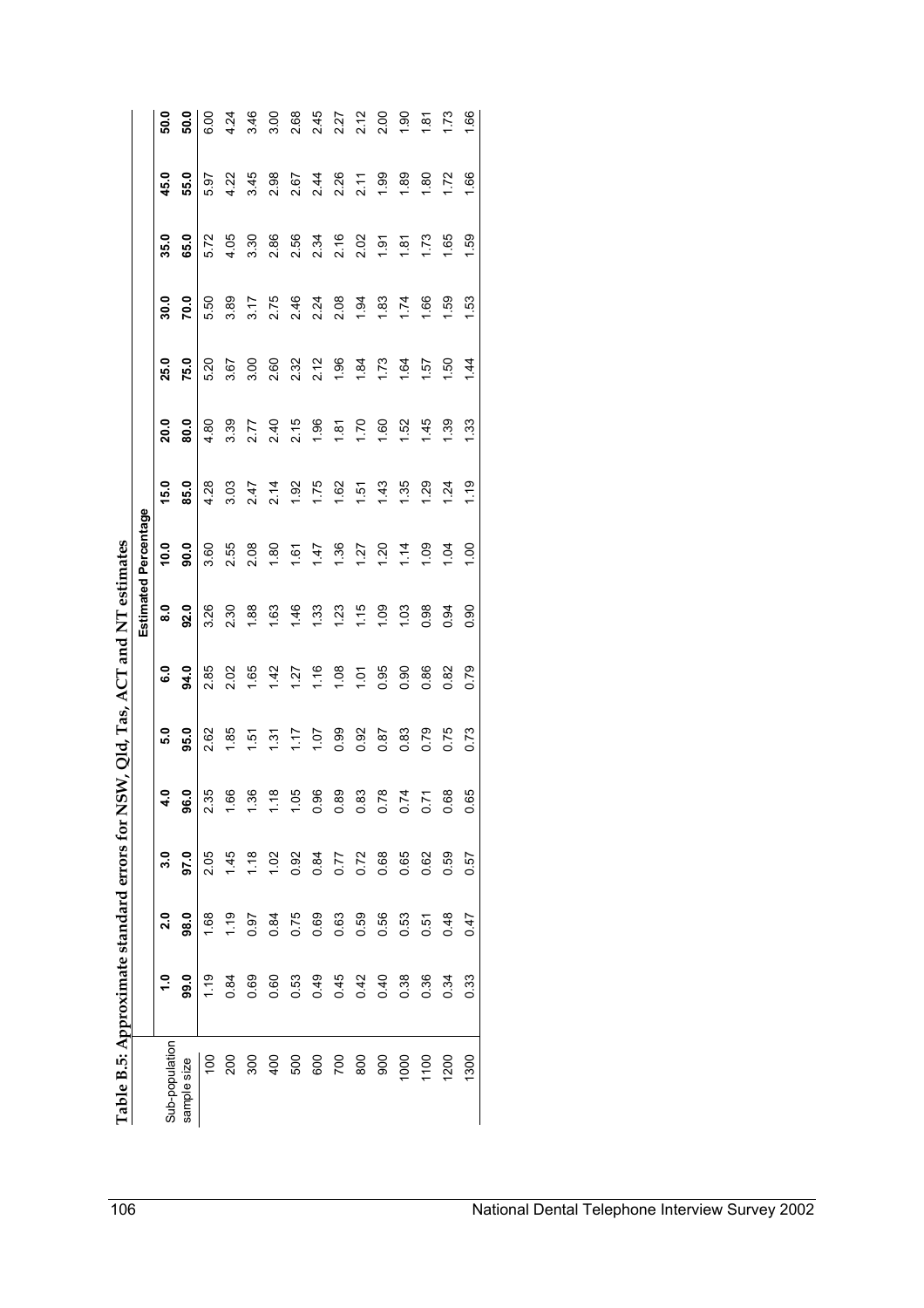# Table B.5: Approximate standard errors for NSW, Qld, Tas, ACT and NT estimates

| Sub-population sample size | Estimated Percentage | | | | | | | | | | | | | | |
|---|---|---|---|---|---|---|---|---|---|---|---|---|---|---|---|
| | **1.0** | **2.0** | **3.0** | **4.0** | **5.0** | **6.0** | **8.0** | **10.0** | **15.0** | **20.0** | **25.0** | **30.0** | **35.0** | **45.0** | **50.0** |
| | **99.0** | **98.0** | **97.0** | **96.0** | **95.0** | **94.0** | **92.0** | **90.0** | **85.0** | **80.0** | **75.0** | **70.0** | **65.0** | **55.0** | **50.0** |
| 100 | 1.19 | 1.68 | 2.05 | 2.35 | 2.62 | 2.85 | 3.26 | 3.60 | 4.28 | 4.80 | 5.20 | 5.50 | 5.72 | 5.97 | 6.00 |
| 200 | 0.84 | 1.19 | 1.45 | 1.66 | 1.85 | 2.02 | 2.30 | 2.55 | 3.03 | 3.39 | 3.67 | 3.89 | 4.05 | 4.22 | 4.24 |
| 300 | 0.69 | 0.97 | 1.18 | 1.36 | 1.51 | 1.65 | 1.88 | 2.08 | 2.47 | 2.77 | 3.00 | 3.17 | 3.30 | 3.45 | 3.46 |
| 400 | 0.60 | 0.84 | 1.02 | 1.18 | 1.31 | 1.42 | 1.63 | 1.80 | 2.14 | 2.40 | 2.60 | 2.75 | 2.86 | 2.98 | 3.00 |
| 500 | 0.53 | 0.75 | 0.92 | 1.05 | 1.17 | 1.27 | 1.46 | 1.61 | 1.92 | 2.15 | 2.32 | 2.46 | 2.56 | 2.67 | 2.68 |
| 600 | 0.49 | 0.69 | 0.84 | 0.96 | 1.07 | 1.16 | 1.33 | 1.47 | 1.75 | 1.96 | 2.12 | 2.24 | 2.34 | 2.44 | 2.45 |
| 700 | 0.45 | 0.63 | 0.77 | 0.89 | 0.99 | 1.08 | 1.23 | 1.36 | 1.62 | 1.81 | 1.96 | 2.08 | 2.16 | 2.26 | 2.27 |
| 800 | 0.42 | 0.59 | 0.72 | 0.83 | 0.92 | 1.01 | 1.15 | 1.27 | 1.51 | 1.70 | 1.84 | 1.94 | 2.02 | 2.11 | 2.12 |
| 900 | 0.40 | 0.56 | 0.68 | 0.78 | 0.87 | 0.95 | 1.09 | 1.20 | 1.43 | 1.60 | 1.73 | 1.83 | 1.91 | 1.99 | 2.00 |
| 1000 | 0.38 | 0.53 | 0.65 | 0.74 | 0.83 | 0.90 | 1.03 | 1.14 | 1.35 | 1.52 | 1.64 | 1.74 | 1.81 | 1.89 | 1.90 |
| 1100 | 0.36 | 0.51 | 0.62 | 0.71 | 0.79 | 0.86 | 0.98 | 1.09 | 1.29 | 1.45 | 1.57 | 1.66 | 1.73 | 1.80 | 1.81 |
| 1200 | 0.34 | 0.48 | 0.59 | 0.68 | 0.75 | 0.82 | 0.94 | 1.04 | 1.24 | 1.39 | 1.50 | 1.59 | 1.65 | 1.72 | 1.73 |
| 1300 | 0.33 | 0.47 | 0.57 | 0.65 | 0.73 | 0.79 | 0.90 | 1.00 | 1.19 | 1.33 | 1.44 | 1.53 | 1.59 | 1.66 | 1.66 |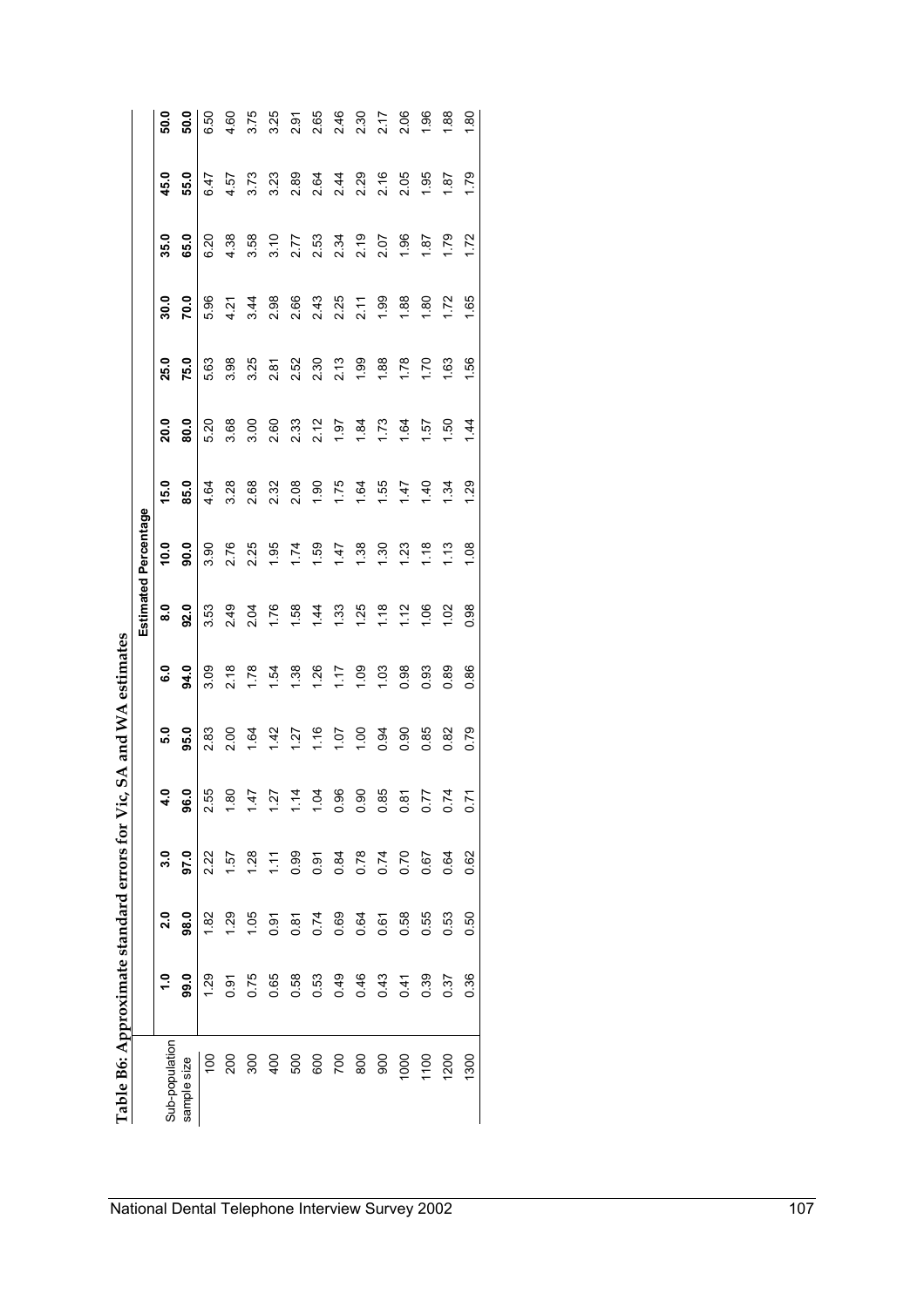# Table B6: Approximate standard errors for Vic, SA and WA estimates

| Sub-population sample size | Estimated Percentage | | | | | | | | | | | | | | |
|---|---|---|---|---|---|---|---|---|---|---|---|---|---|---|---|
| | 1.0 | 2.0 | 3.0 | 4.0 | 5.0 | 6.0 | 8.0 | 10.0 | 15.0 | 20.0 | 25.0 | 30.0 | 35.0 | 45.0 | 50.0 |
| | 99.0 | 98.0 | 97.0 | 96.0 | 95.0 | 94.0 | 92.0 | 90.0 | 85.0 | 80.0 | 75.0 | 70.0 | 65.0 | 55.0 | 50.0 |
| 100 | 1.29 | 1.82 | 2.22 | 2.55 | 2.83 | 3.09 | 3.53 | 3.90 | 4.64 | 5.20 | 5.63 | 5.96 | 6.20 | 6.47 | 6.50 |
| 200 | 0.91 | 1.29 | 1.57 | 1.80 | 2.00 | 2.18 | 2.49 | 2.76 | 3.28 | 3.68 | 3.98 | 4.21 | 4.38 | 4.57 | 4.60 |
| 300 | 0.75 | 1.05 | 1.28 | 1.47 | 1.64 | 1.78 | 2.04 | 2.25 | 2.68 | 3.00 | 3.25 | 3.44 | 3.58 | 3.73 | 3.75 |
| 400 | 0.65 | 0.91 | 1.11 | 1.27 | 1.42 | 1.54 | 1.76 | 1.95 | 2.32 | 2.60 | 2.81 | 2.98 | 3.10 | 3.23 | 3.25 |
| 500 | 0.58 | 0.81 | 0.99 | 1.14 | 1.27 | 1.38 | 1.58 | 1.74 | 2.08 | 2.33 | 2.52 | 2.66 | 2.77 | 2.89 | 2.91 |
| 600 | 0.53 | 0.74 | 0.91 | 1.04 | 1.16 | 1.26 | 1.44 | 1.59 | 1.90 | 2.12 | 2.30 | 2.43 | 2.53 | 2.64 | 2.65 |
| 700 | 0.49 | 0.69 | 0.84 | 0.96 | 1.07 | 1.17 | 1.33 | 1.47 | 1.75 | 1.97 | 2.13 | 2.25 | 2.34 | 2.44 | 2.46 |
| 800 | 0.46 | 0.64 | 0.78 | 0.90 | 1.00 | 1.09 | 1.25 | 1.38 | 1.64 | 1.84 | 1.99 | 2.11 | 2.19 | 2.29 | 2.30 |
| 900 | 0.43 | 0.61 | 0.74 | 0.85 | 0.94 | 1.03 | 1.18 | 1.30 | 1.55 | 1.73 | 1.88 | 1.99 | 2.07 | 2.16 | 2.17 |
| 1000 | 0.41 | 0.58 | 0.70 | 0.81 | 0.90 | 0.98 | 1.12 | 1.23 | 1.47 | 1.64 | 1.78 | 1.88 | 1.96 | 2.05 | 2.06 |
| 1100 | 0.39 | 0.55 | 0.67 | 0.77 | 0.85 | 0.93 | 1.06 | 1.18 | 1.40 | 1.57 | 1.70 | 1.80 | 1.87 | 1.95 | 1.96 |
| 1200 | 0.37 | 0.53 | 0.64 | 0.74 | 0.82 | 0.89 | 1.02 | 1.13 | 1.34 | 1.50 | 1.63 | 1.72 | 1.79 | 1.87 | 1.88 |
| 1300 | 0.36 | 0.50 | 0.62 | 0.71 | 0.79 | 0.86 | 0.98 | 1.08 | 1.29 | 1.44 | 1.56 | 1.65 | 1.72 | 1.79 | 1.80 |